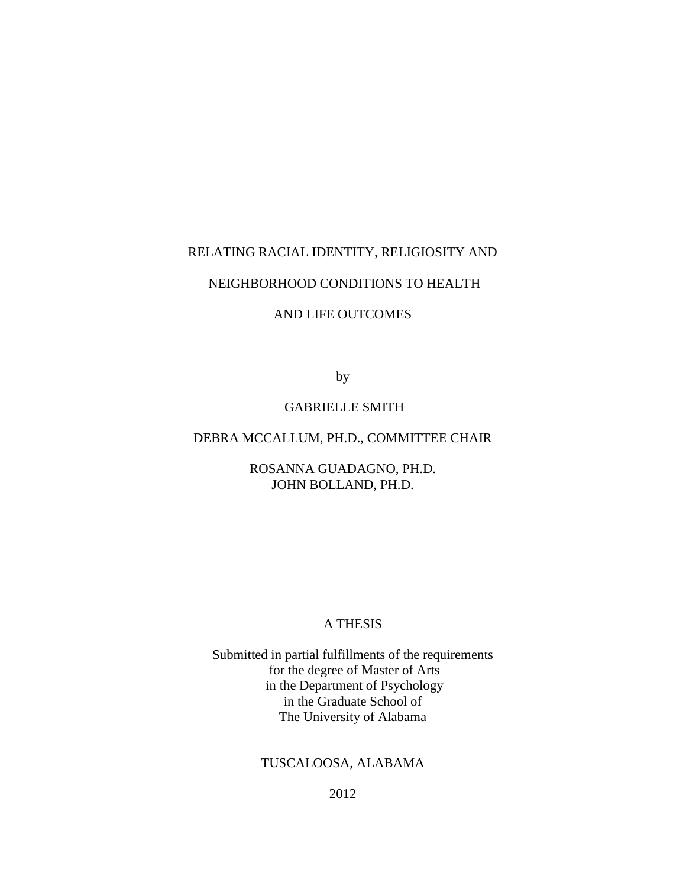# RELATING RACIAL IDENTITY, RELIGIOSITY AND NEIGHBORHOOD CONDITIONS TO HEALTH AND LIFE OUTCOMES

by

GABRIELLE SMITH

DEBRA MCCALLUM, PH.D., COMMITTEE CHAIR

ROSANNA GUADAGNO, PH.D.
JOHN BOLLAND, PH.D.

A THESIS

Submitted in partial fulfillments of the requirements
for the degree of Master of Arts
in the Department of Psychology
in the Graduate School of
The University of Alabama

TUSCALOOSA, ALABAMA

2012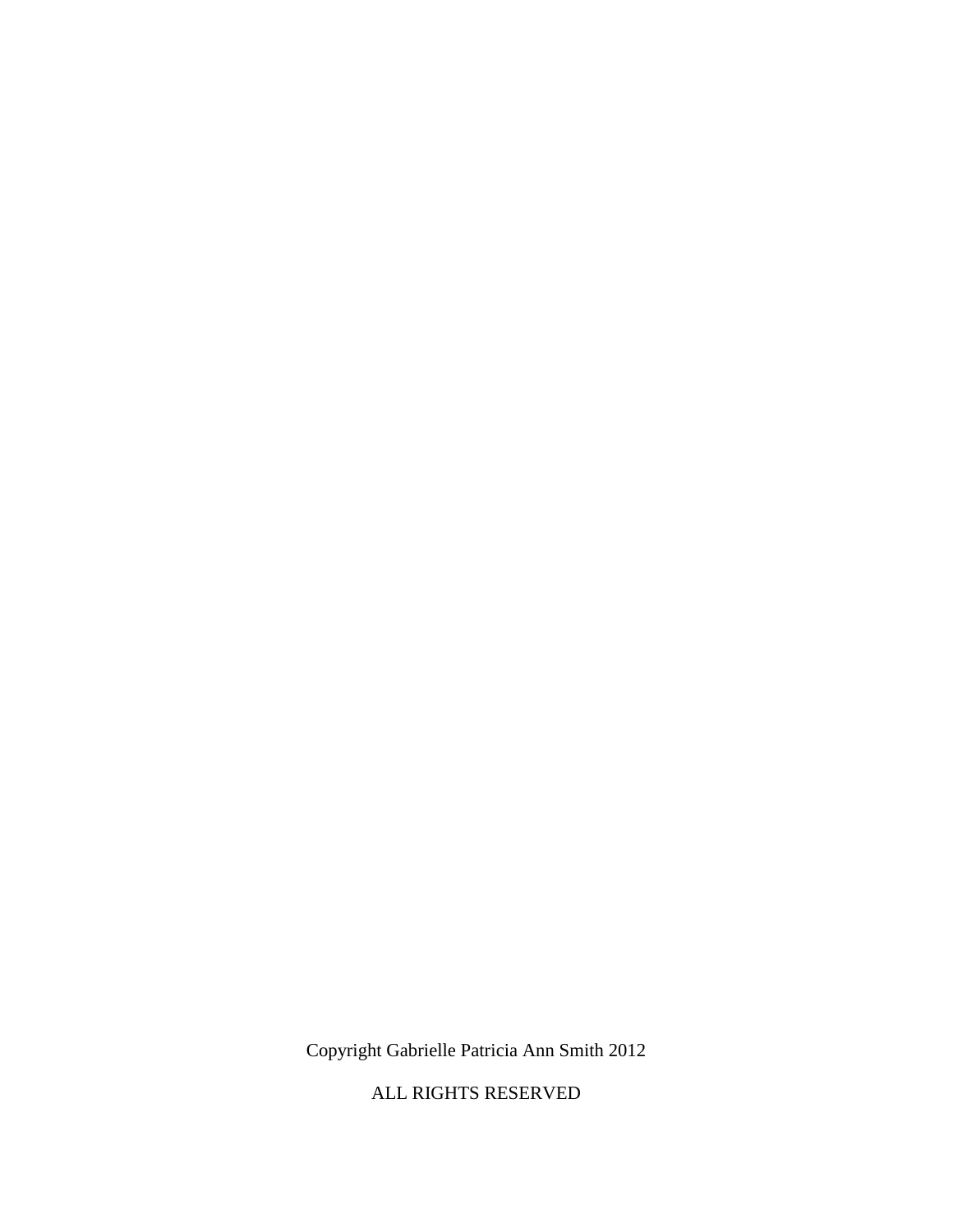Copyright Gabrielle Patricia Ann Smith 2012

ALL RIGHTS RESERVED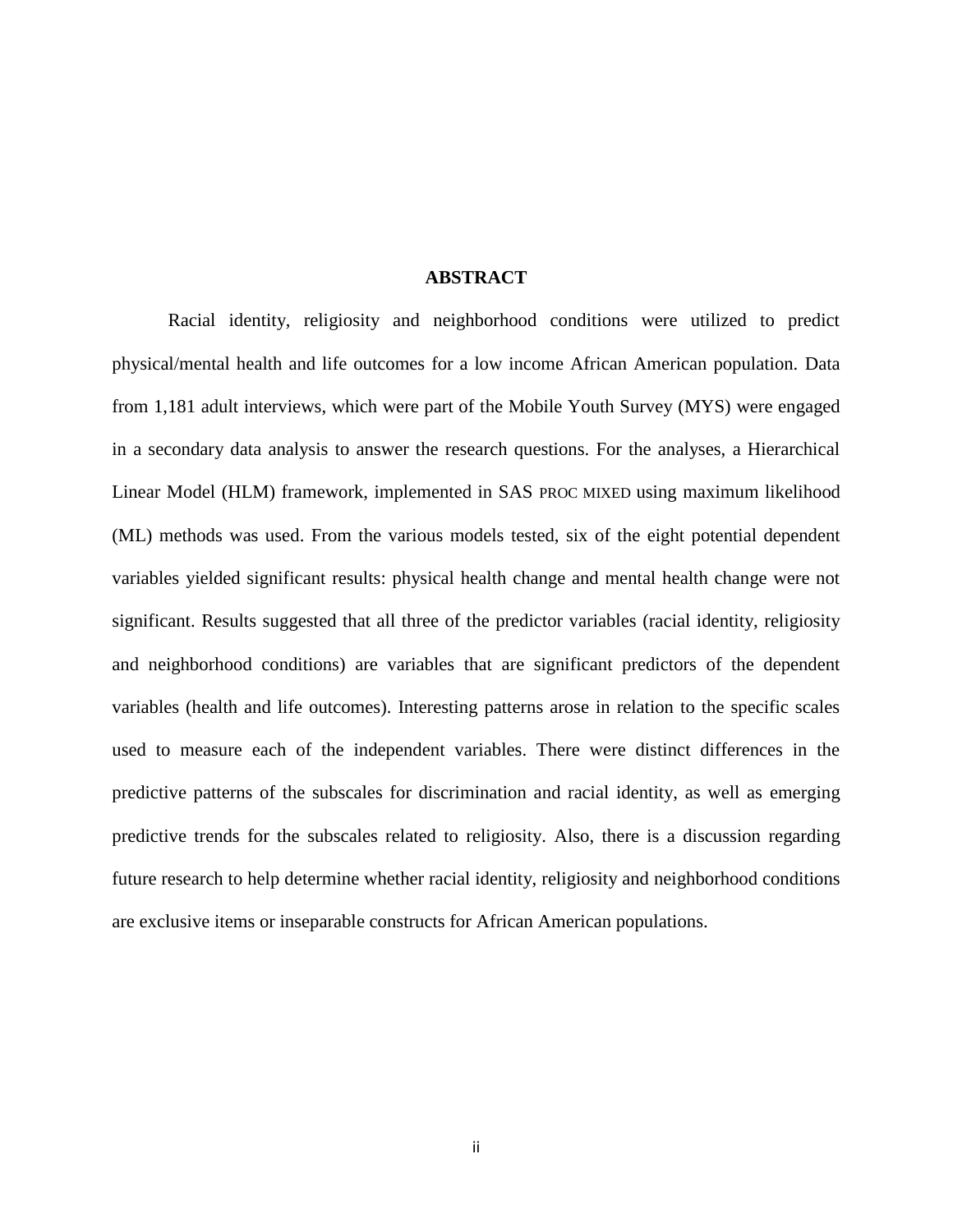# ABSTRACT

Racial identity, religiosity and neighborhood conditions were utilized to predict physical/mental health and life outcomes for a low income African American population. Data from 1,181 adult interviews, which were part of the Mobile Youth Survey (MYS) were engaged in a secondary data analysis to answer the research questions. For the analyses, a Hierarchical Linear Model (HLM) framework, implemented in SAS PROC MIXED using maximum likelihood (ML) methods was used. From the various models tested, six of the eight potential dependent variables yielded significant results: physical health change and mental health change were not significant. Results suggested that all three of the predictor variables (racial identity, religiosity and neighborhood conditions) are variables that are significant predictors of the dependent variables (health and life outcomes). Interesting patterns arose in relation to the specific scales used to measure each of the independent variables. There were distinct differences in the predictive patterns of the subscales for discrimination and racial identity, as well as emerging predictive trends for the subscales related to religiosity. Also, there is a discussion regarding future research to help determine whether racial identity, religiosity and neighborhood conditions are exclusive items or inseparable constructs for African American populations.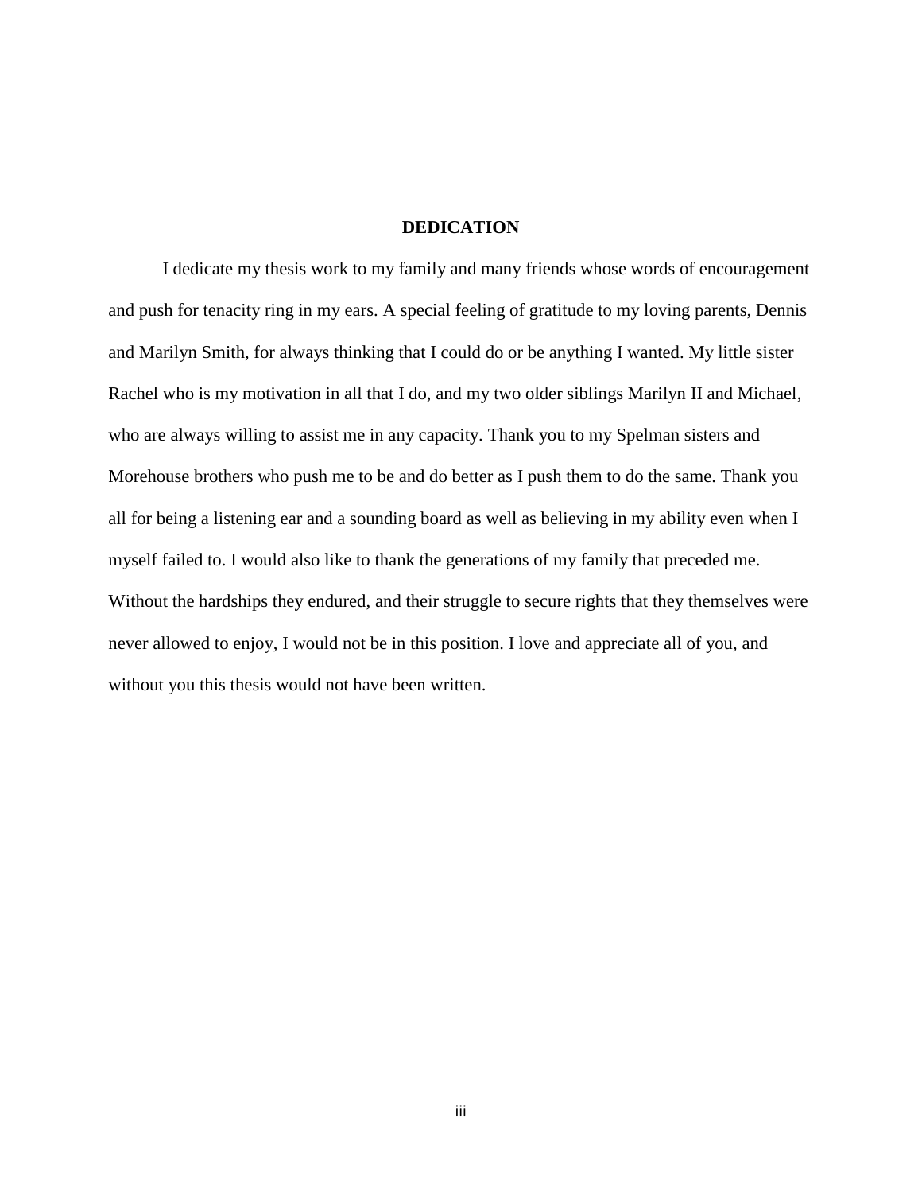# DEDICATION

I dedicate my thesis work to my family and many friends whose words of encouragement and push for tenacity ring in my ears. A special feeling of gratitude to my loving parents, Dennis and Marilyn Smith, for always thinking that I could do or be anything I wanted. My little sister Rachel who is my motivation in all that I do, and my two older siblings Marilyn II and Michael, who are always willing to assist me in any capacity. Thank you to my Spelman sisters and Morehouse brothers who push me to be and do better as I push them to do the same. Thank you all for being a listening ear and a sounding board as well as believing in my ability even when I myself failed to. I would also like to thank the generations of my family that preceded me. Without the hardships they endured, and their struggle to secure rights that they themselves were never allowed to enjoy, I would not be in this position. I love and appreciate all of you, and without you this thesis would not have been written.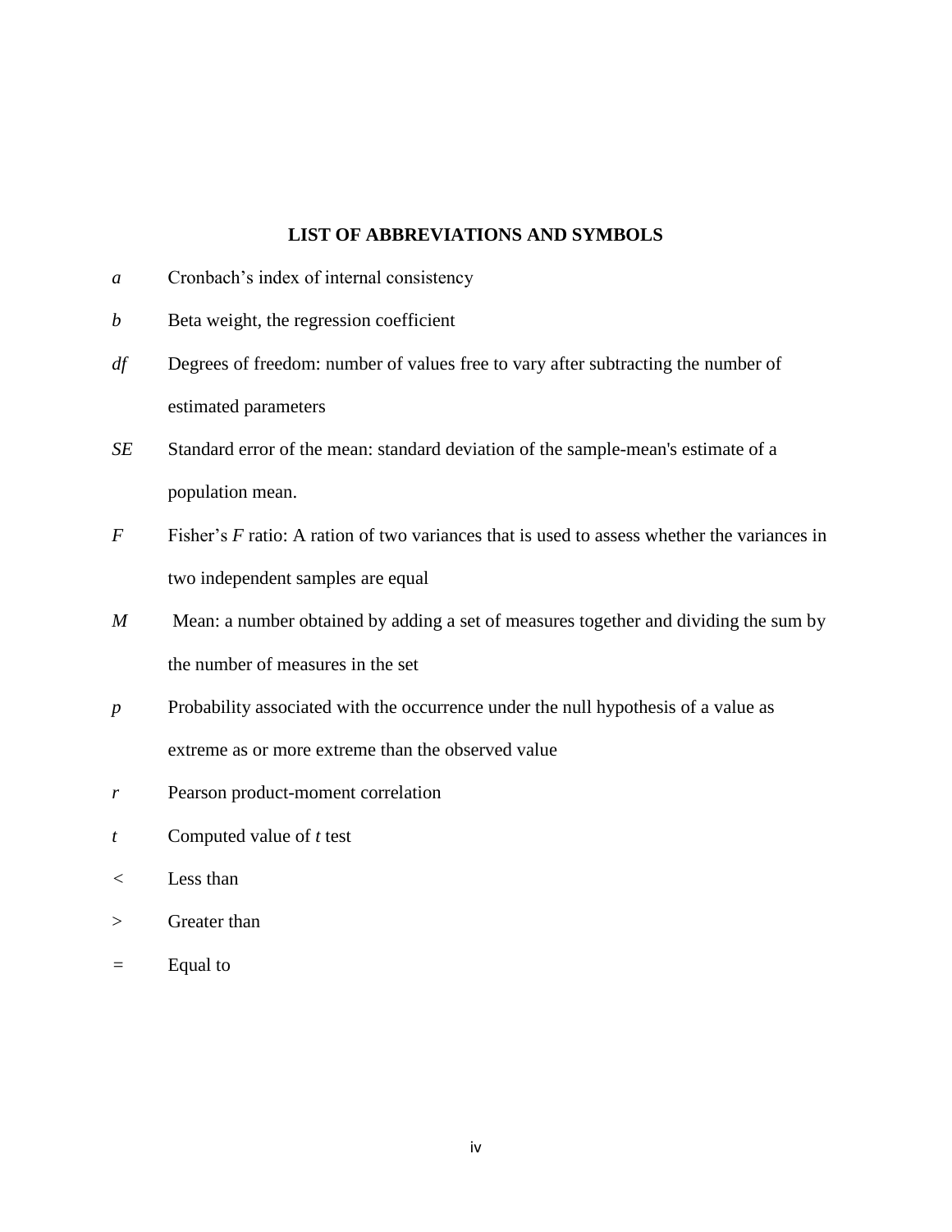## LIST OF ABBREVIATIONS AND SYMBOLS

*a* Cronbach's index of internal consistency

*b* Beta weight, the regression coefficient

*df* Degrees of freedom: number of values free to vary after subtracting the number of estimated parameters

*SE* Standard error of the mean: standard deviation of the sample-mean's estimate of a population mean.

*F* Fisher's *F* ratio: A ration of two variances that is used to assess whether the variances in two independent samples are equal

*M* Mean: a number obtained by adding a set of measures together and dividing the sum by the number of measures in the set

*p* Probability associated with the occurrence under the null hypothesis of a value as extreme as or more extreme than the observed value

*r* Pearson product-moment correlation

*t* Computed value of *t* test

< Less than

> Greater than

= Equal to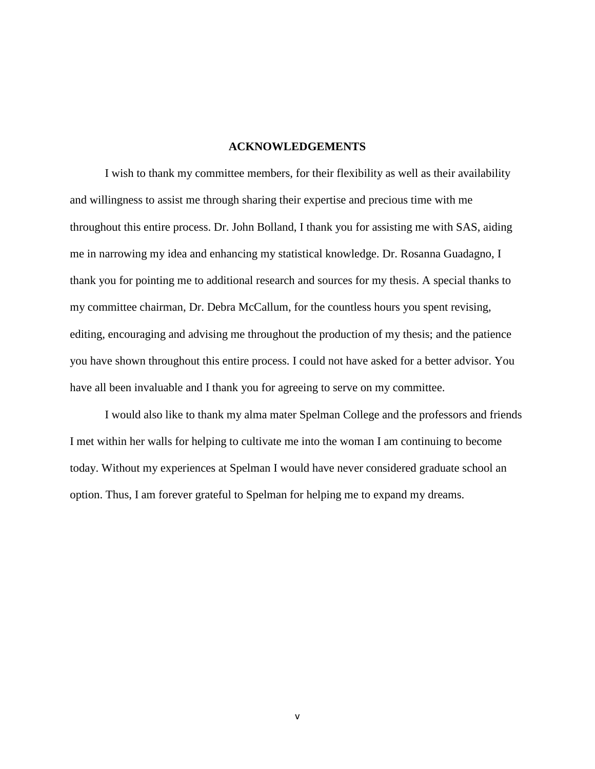## ACKNOWLEDGEMENTS

I wish to thank my committee members, for their flexibility as well as their availability and willingness to assist me through sharing their expertise and precious time with me throughout this entire process. Dr. John Bolland, I thank you for assisting me with SAS, aiding me in narrowing my idea and enhancing my statistical knowledge. Dr. Rosanna Guadagno, I thank you for pointing me to additional research and sources for my thesis. A special thanks to my committee chairman, Dr. Debra McCallum, for the countless hours you spent revising, editing, encouraging and advising me throughout the production of my thesis; and the patience you have shown throughout this entire process. I could not have asked for a better advisor. You have all been invaluable and I thank you for agreeing to serve on my committee.

I would also like to thank my alma mater Spelman College and the professors and friends I met within her walls for helping to cultivate me into the woman I am continuing to become today. Without my experiences at Spelman I would have never considered graduate school an option. Thus, I am forever grateful to Spelman for helping me to expand my dreams.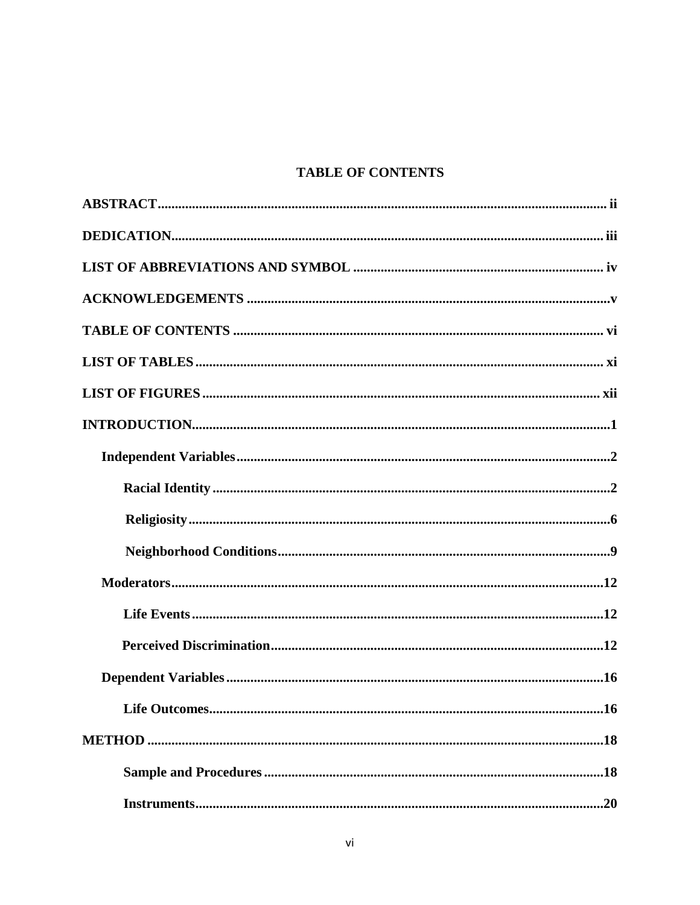## TABLE OF CONTENTS

**ABSTRACT** ........................................................................ ii

**DEDICATION** ........................................................................ iii

**LIST OF ABBREVIATIONS AND SYMBOL** ........................................................................ iv

**ACKNOWLEDGEMENTS** ........................................................................ v

**TABLE OF CONTENTS** ........................................................................ vi

**LIST OF TABLES** ........................................................................ xi

**LIST OF FIGURES** ........................................................................ xii

**INTRODUCTION** ........................................................................ 1

- **Independent Variables** ........................................................................ 2
  - **Racial Identity** ........................................................................ 2
  - **Religiosity** ........................................................................ 6
  - **Neighborhood Conditions** ........................................................................ 9
- **Moderators** ........................................................................ 12
  - **Life Events** ........................................................................ 12
  - **Perceived Discrimination** ........................................................................ 12
- **Dependent Variables** ........................................................................ 16
  - **Life Outcomes** ........................................................................ 16

**METHOD** ........................................................................ 18

- **Sample and Procedures** ........................................................................ 18
- **Instruments** ........................................................................ 20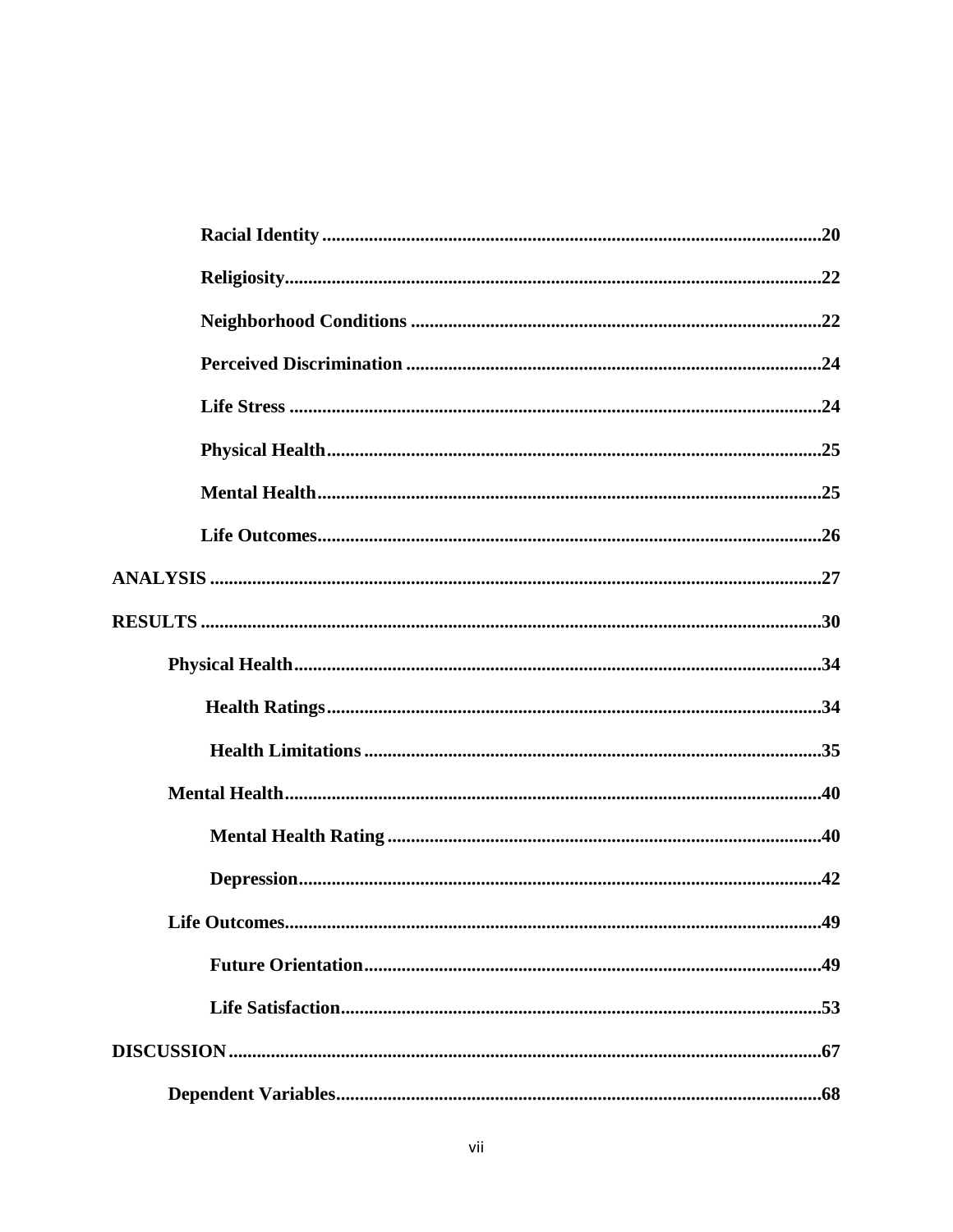Racial Identity ........................................................................................................20

Religiosity................................................................................................................22

Neighborhood Conditions .......................................................................................22

Perceived Discrimination ........................................................................................24

Life Stress .................................................................................................................24

Physical Health.........................................................................................................25

Mental Health...........................................................................................................25

Life Outcomes...........................................................................................................26

ANALYSIS .......................................................................................................................27

RESULTS .........................................................................................................................30

Physical Health.............................................................................................................34

Health Ratings..........................................................................................................34

Health Limitations ....................................................................................................35

Mental Health...............................................................................................................40

Mental Health Rating ...............................................................................................40

Depression.................................................................................................................42

Life Outcomes...............................................................................................................49

Future Orientation.....................................................................................................49

Life Satisfaction.........................................................................................................53

DISCUSSION ....................................................................................................................67

Dependent Variables.....................................................................................................68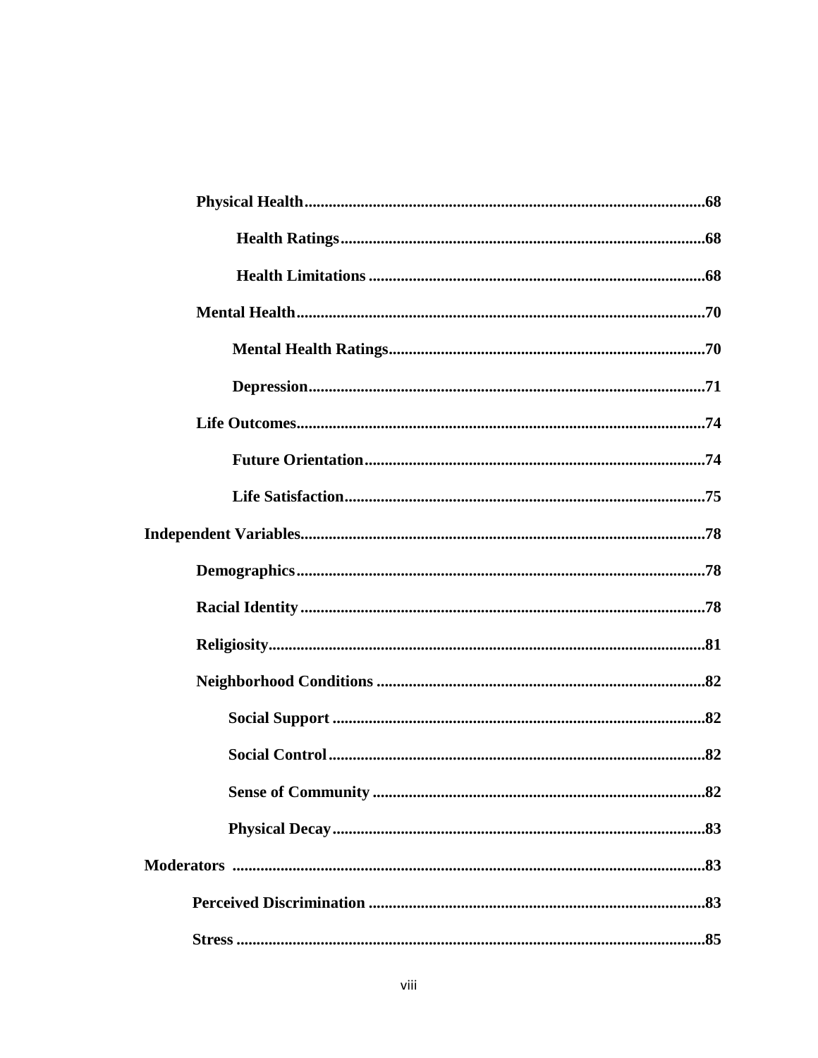**Physical Health** .......................................................................................................68

**Health Ratings** ........................................................................................68

**Health Limitations** ..................................................................................68

**Mental Health** .........................................................................................................70

**Mental Health Ratings** ............................................................................70

**Depression** ...............................................................................................71

**Life Outcomes** .........................................................................................................74

**Future Orientation** ..................................................................................74

**Life Satisfaction** ......................................................................................75

**Independent Variables** ..................................................................................................78

**Demographics** ........................................................................................................78

**Racial Identity** .......................................................................................................78

**Religiosity** ..............................................................................................................81

**Neighborhood Conditions** ....................................................................................82

**Social Support** ...........................................................................................82

**Social Control** ...........................................................................................82

**Sense of Community** ................................................................................82

**Physical Decay** ..........................................................................................83

**Moderators** ....................................................................................................................83

**Perceived Discrimination** ......................................................................................83

**Stress** ......................................................................................................................85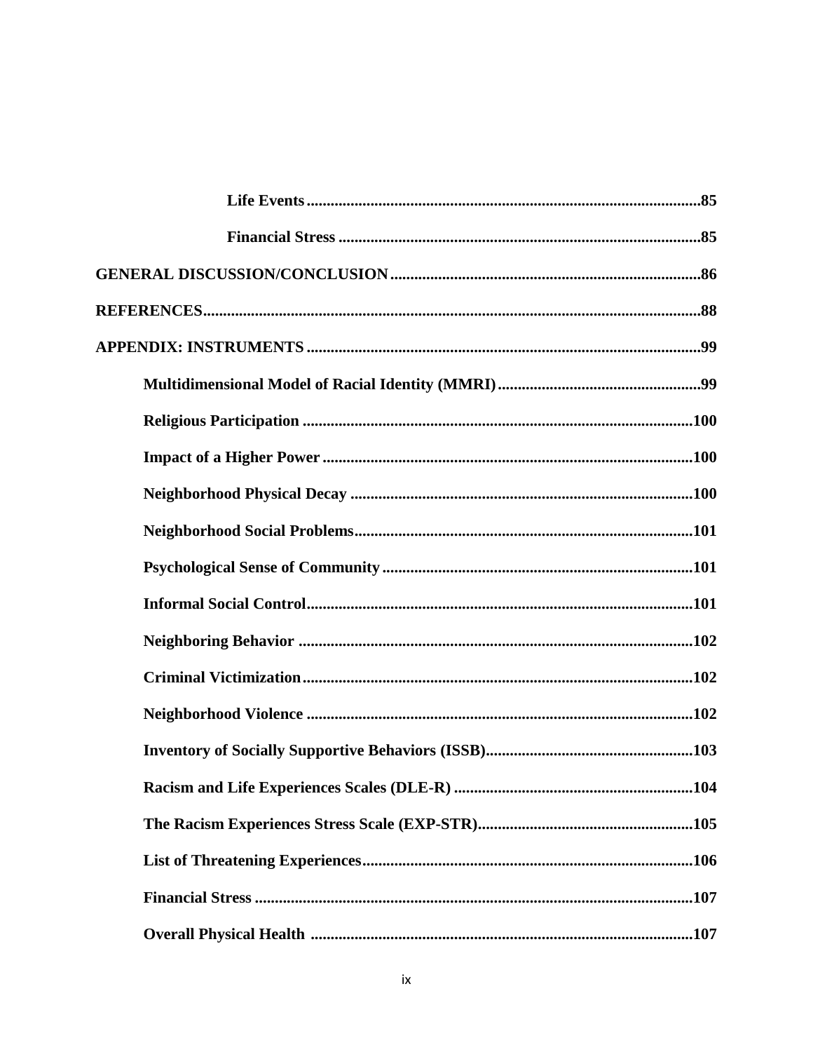Life Events .................................................................................................85

Financial Stress ..........................................................................................85

GENERAL DISCUSSION/CONCLUSION .............................................................................86

REFERENCES............................................................................................................................88

APPENDIX: INSTRUMENTS ..................................................................................................99

Multidimensional Model of Racial Identity (MMRI) ..................................................99

Religious Participation .................................................................................................100

Impact of a Higher Power ............................................................................................100

Neighborhood Physical Decay .....................................................................................100

Neighborhood Social Problems....................................................................................101

Psychological Sense of Community .............................................................................101

Informal Social Control................................................................................................101

Neighboring Behavior ..................................................................................................102

Criminal Victimization.................................................................................................102

Neighborhood Violence ................................................................................................102

Inventory of Socially Supportive Behaviors (ISSB)....................................................103

Racism and Life Experiences Scales (DLE-R) ...........................................................104

The Racism Experiences Stress Scale (EXP-STR)......................................................105

List of Threatening Experiences..................................................................................106

Financial Stress .............................................................................................................107

Overall Physical Health ...............................................................................................107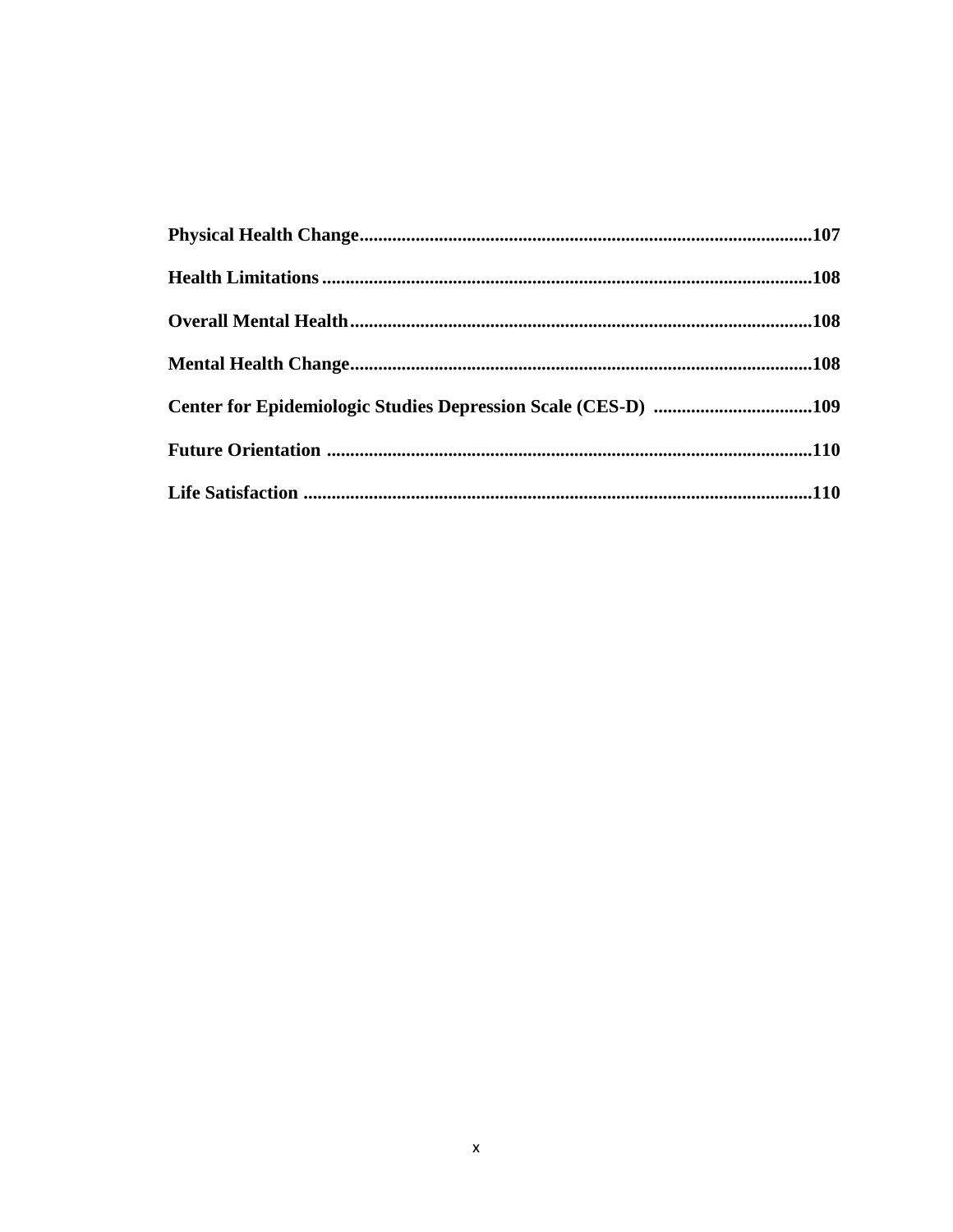**Physical Health Change**.................................................................................................107

**Health Limitations**.......................................................................................................108

**Overall Mental Health**.................................................................................................108

**Mental Health Change**.................................................................................................108

**Center for Epidemiologic Studies Depression Scale (CES-D)** .................................109

**Future Orientation** .....................................................................................................110

**Life Satisfaction** ..........................................................................................................110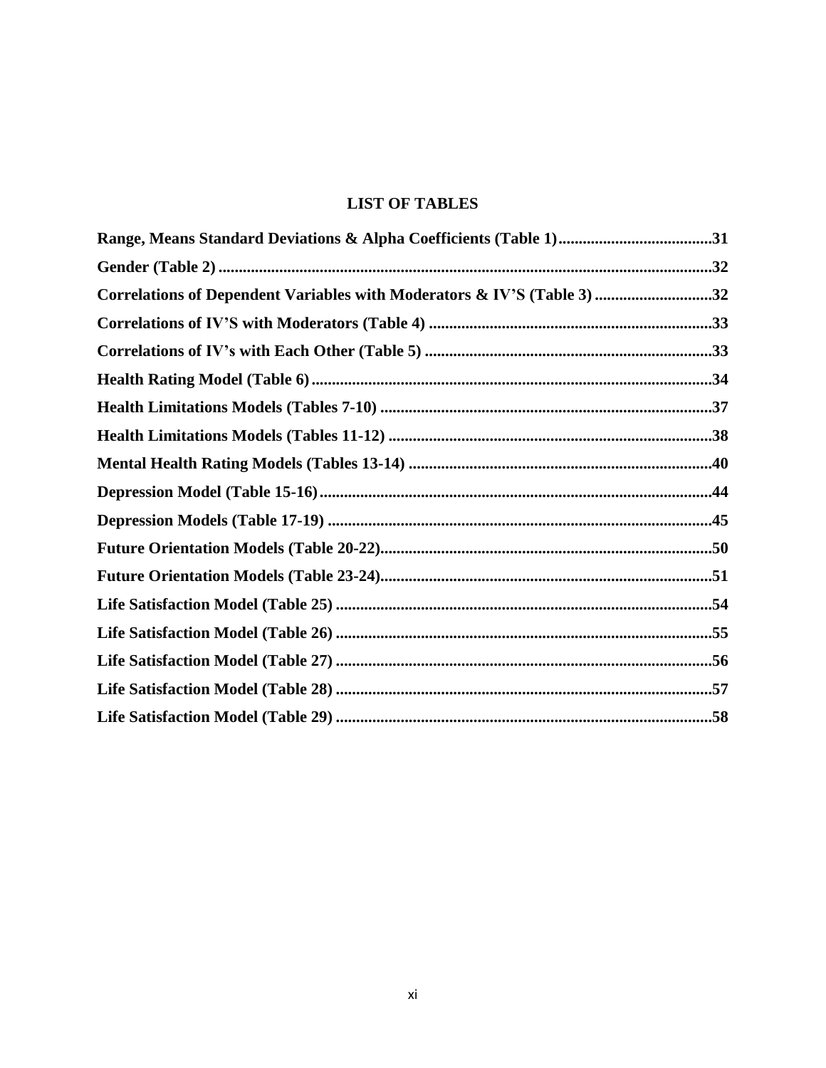# LIST OF TABLES

**Range, Means Standard Deviations & Alpha Coefficients (Table 1)......................................31**

**Gender (Table 2)..........................................................................................................32**

**Correlations of Dependent Variables with Moderators & IV'S (Table 3)............................32**

**Correlations of IV'S with Moderators (Table 4)......................................................................33**

**Correlations of IV's with Each Other (Table 5)......................................................................33**

**Health Rating Model (Table 6)..................................................................................................34**

**Health Limitations Models (Tables 7-10)..................................................................................37**

**Health Limitations Models (Tables 11-12)................................................................................38**

**Mental Health Rating Models (Tables 13-14)...........................................................................40**

**Depression Model (Table 15-16)................................................................................................44**

**Depression Models (Table 17-19)..............................................................................................45**

**Future Orientation Models (Table 20-22)..................................................................................50**

**Future Orientation Models (Table 23-24)..................................................................................51**

**Life Satisfaction Model (Table 25).............................................................................................54**

**Life Satisfaction Model (Table 26).............................................................................................55**

**Life Satisfaction Model (Table 27).............................................................................................56**

**Life Satisfaction Model (Table 28).............................................................................................57**

**Life Satisfaction Model (Table 29).............................................................................................58**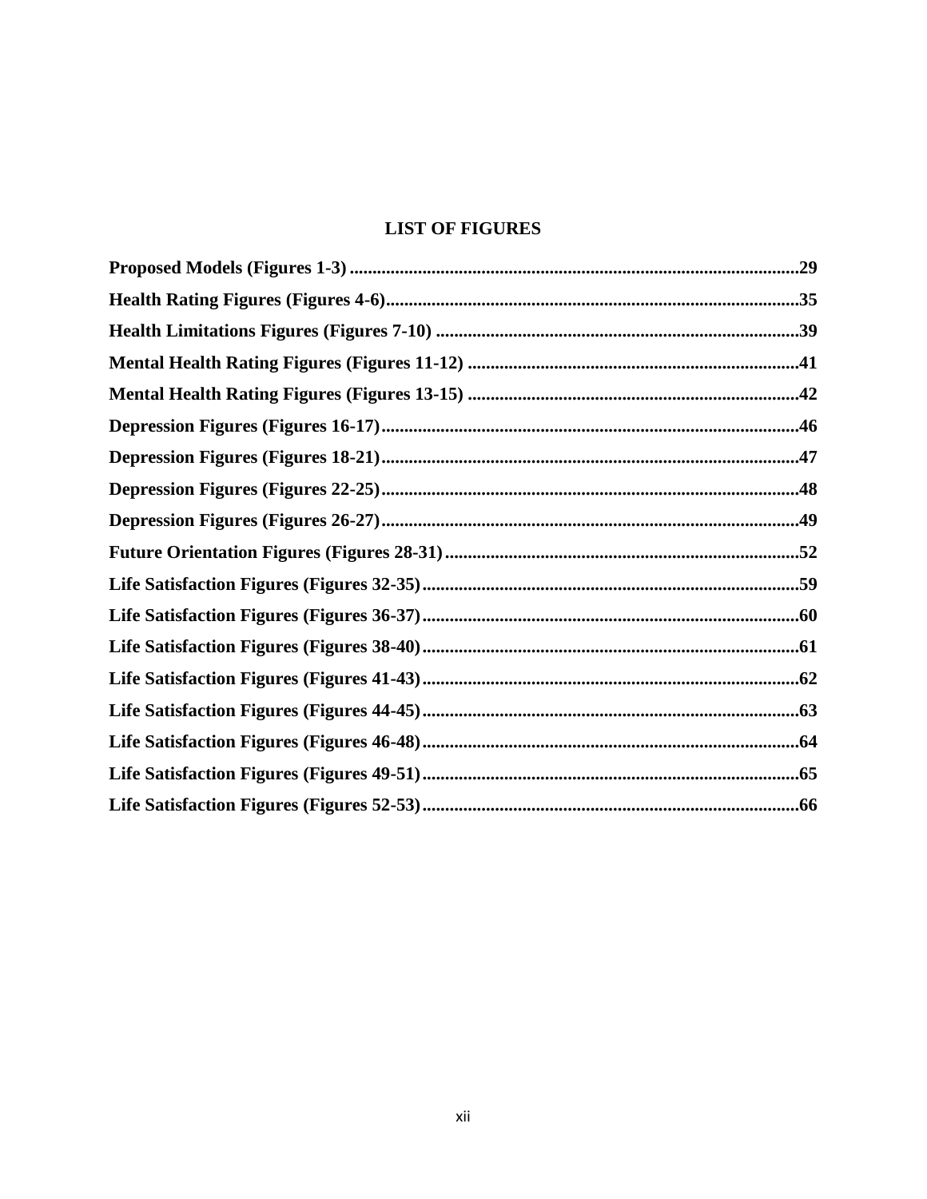# LIST OF FIGURES

**Proposed Models (Figures 1-3)** ....................................................................................................29

**Health Rating Figures (Figures 4-6)**...........................................................................................35

**Health Limitations Figures (Figures 7-10)** .................................................................................39

**Mental Health Rating Figures (Figures 11-12)** ..........................................................................41

**Mental Health Rating Figures (Figures 13-15)** ..........................................................................42

**Depression Figures (Figures 16-17)**............................................................................................46

**Depression Figures (Figures 18-21)**............................................................................................47

**Depression Figures (Figures 22-25)**............................................................................................48

**Depression Figures (Figures 26-27)**............................................................................................49

**Future Orientation Figures (Figures 28-31)**...............................................................................52

**Life Satisfaction Figures (Figures 32-35)**...................................................................................59

**Life Satisfaction Figures (Figures 36-37)**...................................................................................60

**Life Satisfaction Figures (Figures 38-40)**...................................................................................61

**Life Satisfaction Figures (Figures 41-43)**...................................................................................62

**Life Satisfaction Figures (Figures 44-45)**...................................................................................63

**Life Satisfaction Figures (Figures 46-48)**...................................................................................64

**Life Satisfaction Figures (Figures 49-51)**...................................................................................65

**Life Satisfaction Figures (Figures 52-53)**...................................................................................66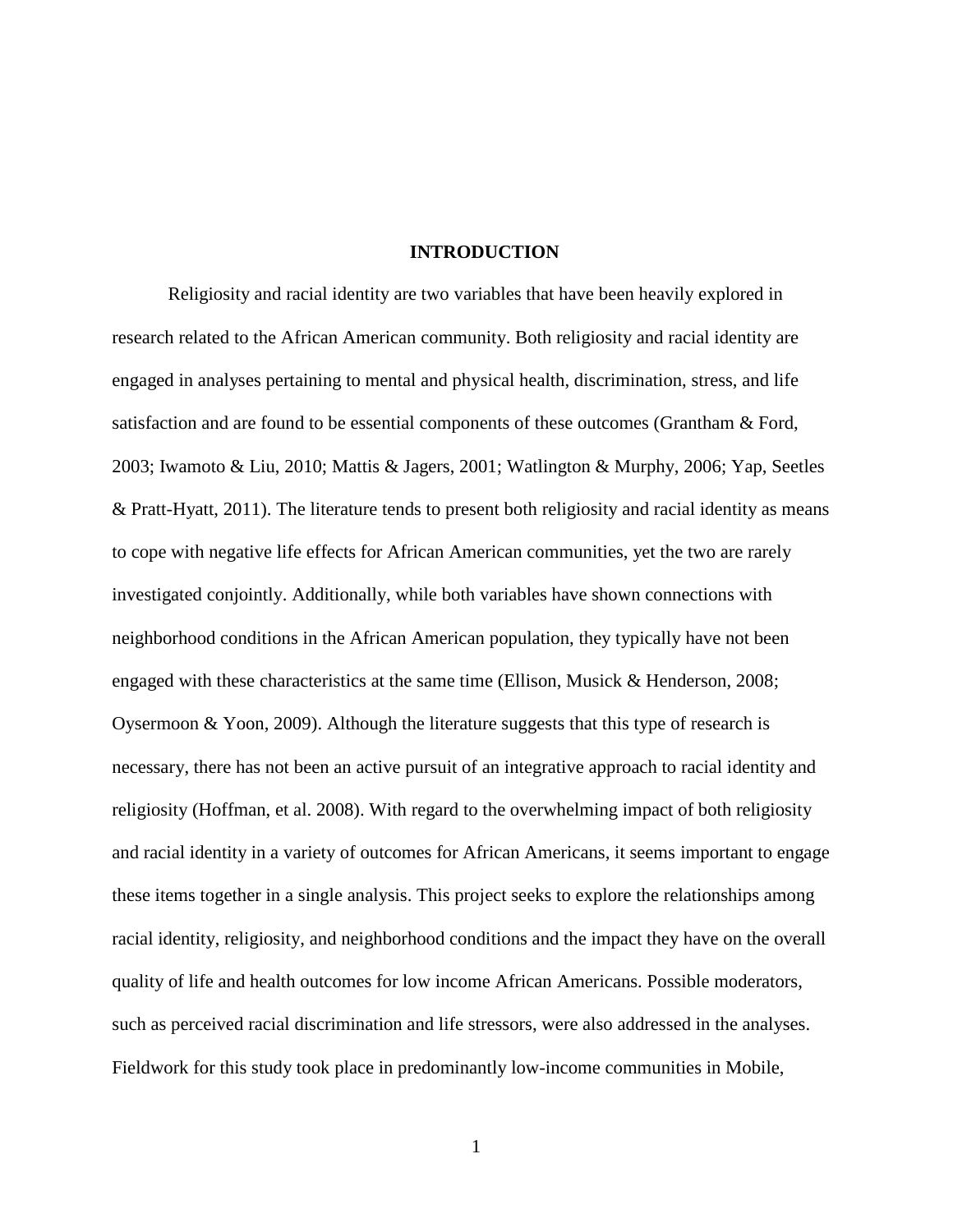# INTRODUCTION

Religiosity and racial identity are two variables that have been heavily explored in research related to the African American community. Both religiosity and racial identity are engaged in analyses pertaining to mental and physical health, discrimination, stress, and life satisfaction and are found to be essential components of these outcomes (Grantham & Ford, 2003; Iwamoto & Liu, 2010; Mattis & Jagers, 2001; Watlington & Murphy, 2006; Yap, Seetles & Pratt-Hyatt, 2011). The literature tends to present both religiosity and racial identity as means to cope with negative life effects for African American communities, yet the two are rarely investigated conjointly. Additionally, while both variables have shown connections with neighborhood conditions in the African American population, they typically have not been engaged with these characteristics at the same time (Ellison, Musick & Henderson, 2008; Oysermoon & Yoon, 2009). Although the literature suggests that this type of research is necessary, there has not been an active pursuit of an integrative approach to racial identity and religiosity (Hoffman, et al. 2008). With regard to the overwhelming impact of both religiosity and racial identity in a variety of outcomes for African Americans, it seems important to engage these items together in a single analysis. This project seeks to explore the relationships among racial identity, religiosity, and neighborhood conditions and the impact they have on the overall quality of life and health outcomes for low income African Americans. Possible moderators, such as perceived racial discrimination and life stressors, were also addressed in the analyses. Fieldwork for this study took place in predominantly low-income communities in Mobile,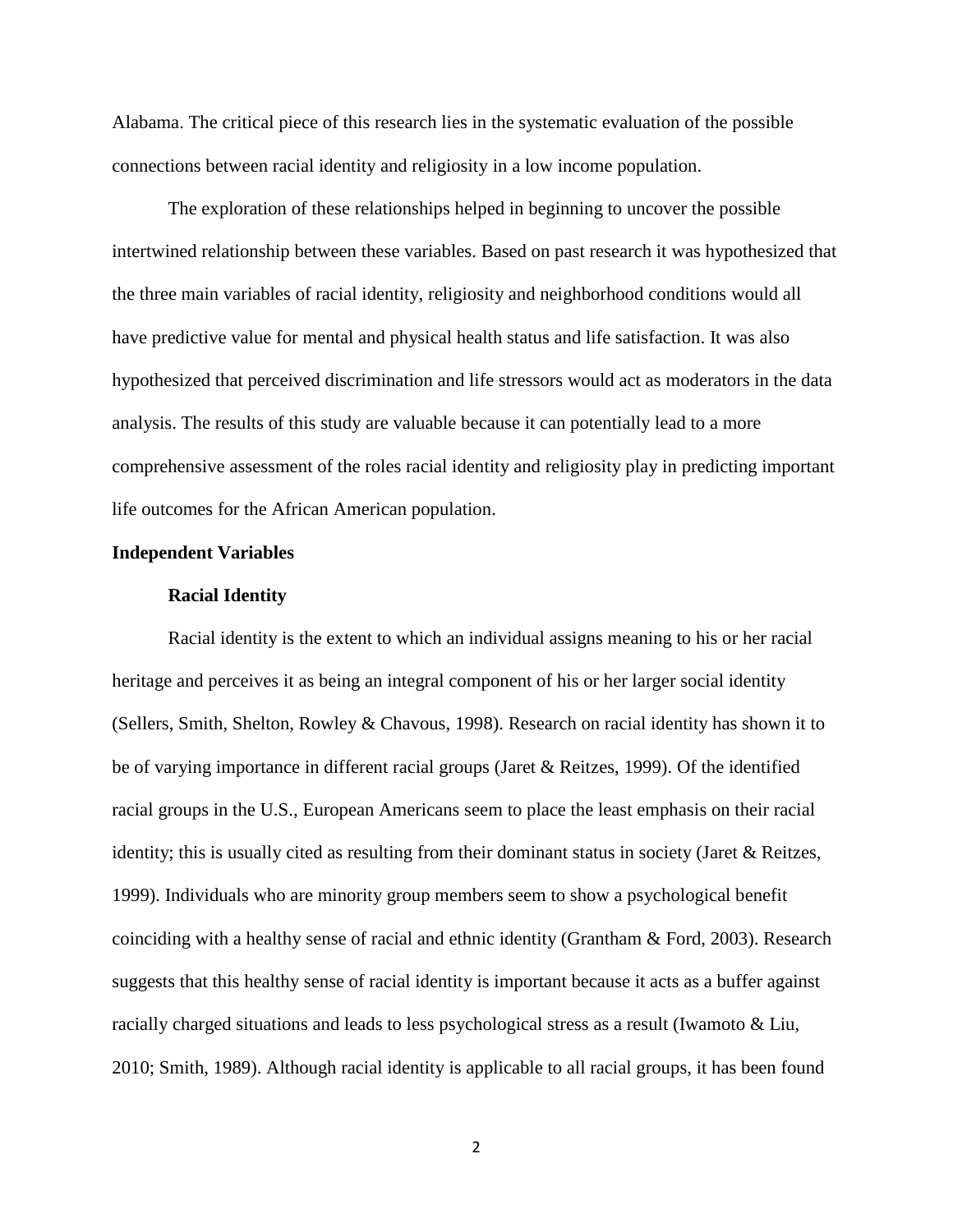Alabama. The critical piece of this research lies in the systematic evaluation of the possible connections between racial identity and religiosity in a low income population.

The exploration of these relationships helped in beginning to uncover the possible intertwined relationship between these variables. Based on past research it was hypothesized that the three main variables of racial identity, religiosity and neighborhood conditions would all have predictive value for mental and physical health status and life satisfaction. It was also hypothesized that perceived discrimination and life stressors would act as moderators in the data analysis. The results of this study are valuable because it can potentially lead to a more comprehensive assessment of the roles racial identity and religiosity play in predicting important life outcomes for the African American population.

## Independent Variables

### Racial Identity

Racial identity is the extent to which an individual assigns meaning to his or her racial heritage and perceives it as being an integral component of his or her larger social identity (Sellers, Smith, Shelton, Rowley & Chavous, 1998). Research on racial identity has shown it to be of varying importance in different racial groups (Jaret & Reitzes, 1999). Of the identified racial groups in the U.S., European Americans seem to place the least emphasis on their racial identity; this is usually cited as resulting from their dominant status in society (Jaret & Reitzes, 1999). Individuals who are minority group members seem to show a psychological benefit coinciding with a healthy sense of racial and ethnic identity (Grantham & Ford, 2003). Research suggests that this healthy sense of racial identity is important because it acts as a buffer against racially charged situations and leads to less psychological stress as a result (Iwamoto & Liu, 2010; Smith, 1989). Although racial identity is applicable to all racial groups, it has been found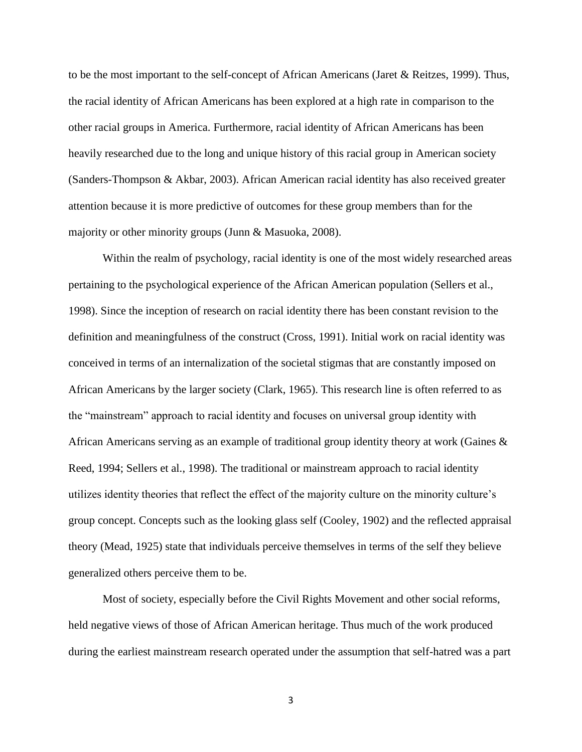to be the most important to the self-concept of African Americans (Jaret & Reitzes, 1999). Thus, the racial identity of African Americans has been explored at a high rate in comparison to the other racial groups in America. Furthermore, racial identity of African Americans has been heavily researched due to the long and unique history of this racial group in American society (Sanders-Thompson & Akbar, 2003). African American racial identity has also received greater attention because it is more predictive of outcomes for these group members than for the majority or other minority groups (Junn & Masuoka, 2008).

Within the realm of psychology, racial identity is one of the most widely researched areas pertaining to the psychological experience of the African American population (Sellers et al., 1998). Since the inception of research on racial identity there has been constant revision to the definition and meaningfulness of the construct (Cross, 1991). Initial work on racial identity was conceived in terms of an internalization of the societal stigmas that are constantly imposed on African Americans by the larger society (Clark, 1965). This research line is often referred to as the "mainstream" approach to racial identity and focuses on universal group identity with African Americans serving as an example of traditional group identity theory at work (Gaines & Reed, 1994; Sellers et al., 1998). The traditional or mainstream approach to racial identity utilizes identity theories that reflect the effect of the majority culture on the minority culture's group concept. Concepts such as the looking glass self (Cooley, 1902) and the reflected appraisal theory (Mead, 1925) state that individuals perceive themselves in terms of the self they believe generalized others perceive them to be.

Most of society, especially before the Civil Rights Movement and other social reforms, held negative views of those of African American heritage. Thus much of the work produced during the earliest mainstream research operated under the assumption that self-hatred was a part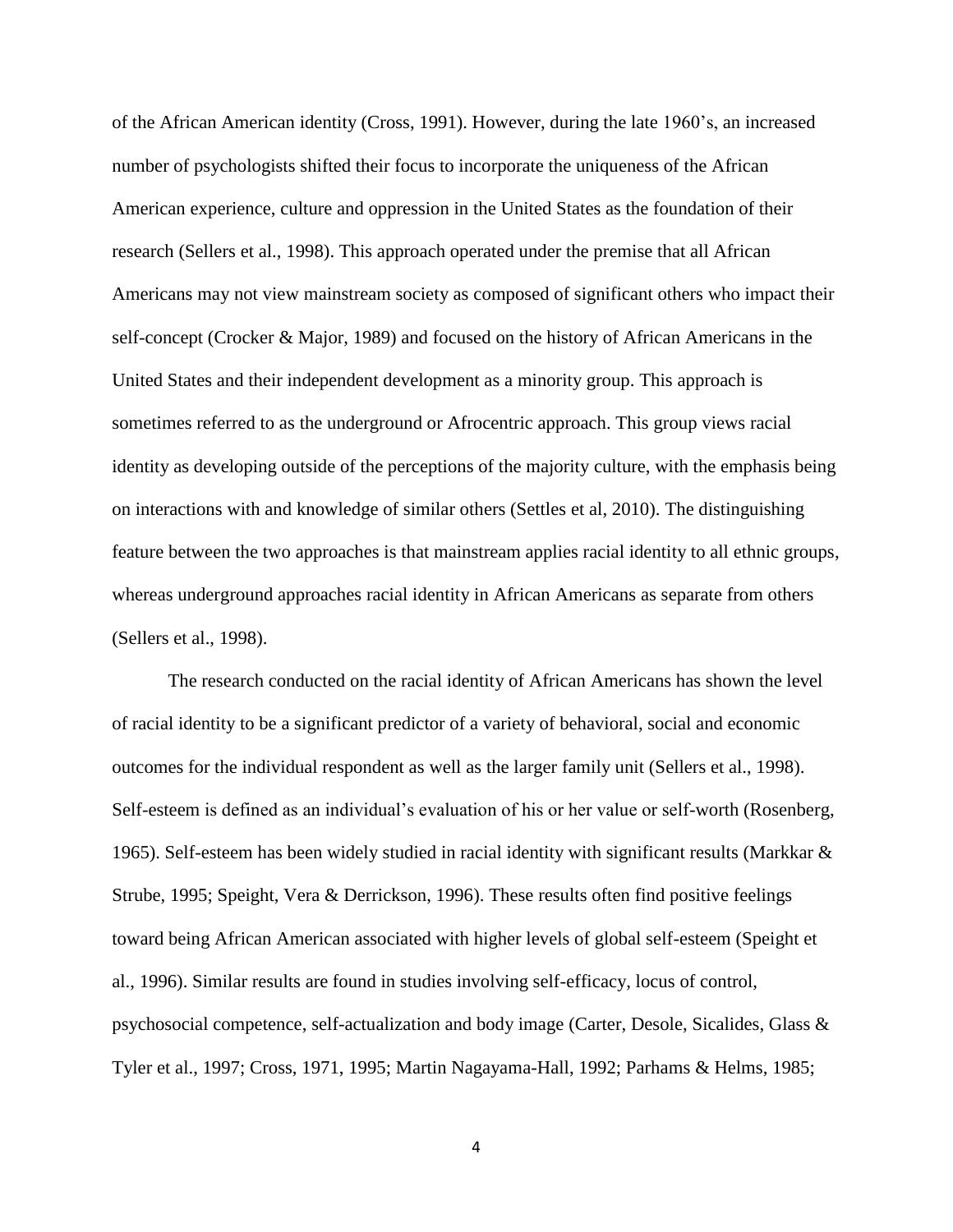of the African American identity (Cross, 1991). However, during the late 1960's, an increased number of psychologists shifted their focus to incorporate the uniqueness of the African American experience, culture and oppression in the United States as the foundation of their research (Sellers et al., 1998). This approach operated under the premise that all African Americans may not view mainstream society as composed of significant others who impact their self-concept (Crocker & Major, 1989) and focused on the history of African Americans in the United States and their independent development as a minority group. This approach is sometimes referred to as the underground or Afrocentric approach. This group views racial identity as developing outside of the perceptions of the majority culture, with the emphasis being on interactions with and knowledge of similar others (Settles et al, 2010). The distinguishing feature between the two approaches is that mainstream applies racial identity to all ethnic groups, whereas underground approaches racial identity in African Americans as separate from others (Sellers et al., 1998).

The research conducted on the racial identity of African Americans has shown the level of racial identity to be a significant predictor of a variety of behavioral, social and economic outcomes for the individual respondent as well as the larger family unit (Sellers et al., 1998). Self-esteem is defined as an individual's evaluation of his or her value or self-worth (Rosenberg, 1965). Self-esteem has been widely studied in racial identity with significant results (Markkar & Strube, 1995; Speight, Vera & Derrickson, 1996). These results often find positive feelings toward being African American associated with higher levels of global self-esteem (Speight et al., 1996). Similar results are found in studies involving self-efficacy, locus of control, psychosocial competence, self-actualization and body image (Carter, Desole, Sicalides, Glass & Tyler et al., 1997; Cross, 1971, 1995; Martin Nagayama-Hall, 1992; Parhams & Helms, 1985;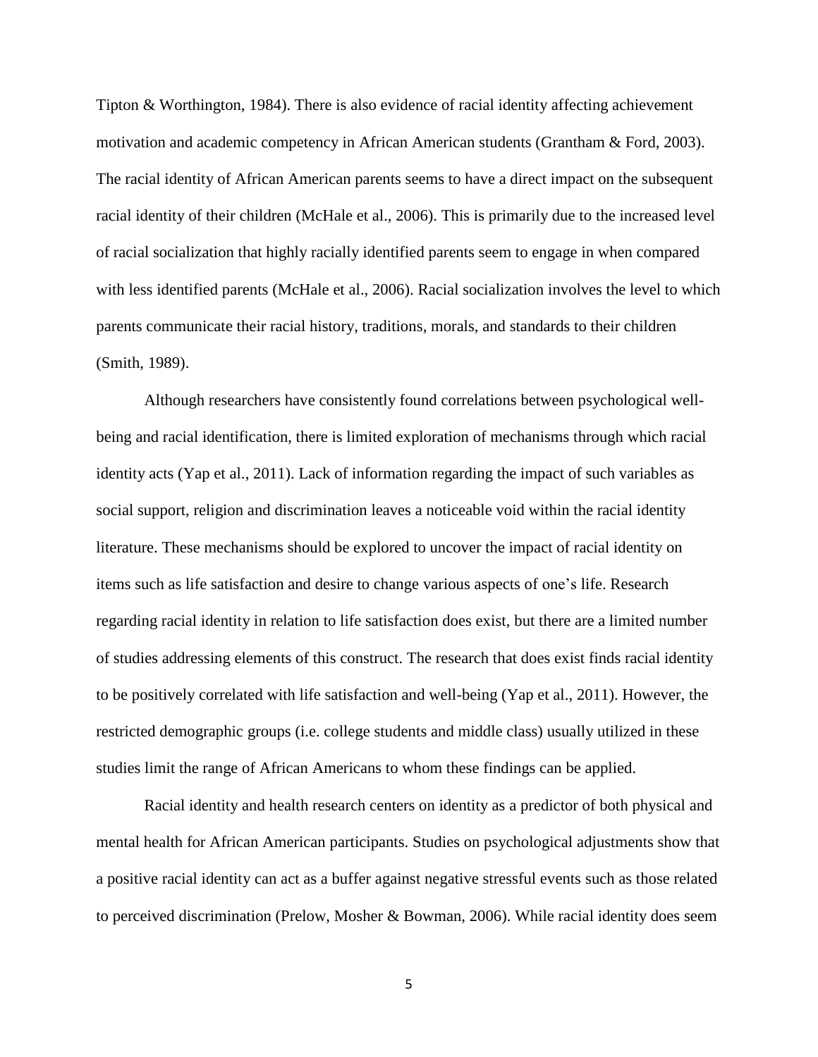Tipton & Worthington, 1984). There is also evidence of racial identity affecting achievement motivation and academic competency in African American students (Grantham & Ford, 2003). The racial identity of African American parents seems to have a direct impact on the subsequent racial identity of their children (McHale et al., 2006). This is primarily due to the increased level of racial socialization that highly racially identified parents seem to engage in when compared with less identified parents (McHale et al., 2006). Racial socialization involves the level to which parents communicate their racial history, traditions, morals, and standards to their children (Smith, 1989).

Although researchers have consistently found correlations between psychological well-being and racial identification, there is limited exploration of mechanisms through which racial identity acts (Yap et al., 2011). Lack of information regarding the impact of such variables as social support, religion and discrimination leaves a noticeable void within the racial identity literature. These mechanisms should be explored to uncover the impact of racial identity on items such as life satisfaction and desire to change various aspects of one's life. Research regarding racial identity in relation to life satisfaction does exist, but there are a limited number of studies addressing elements of this construct. The research that does exist finds racial identity to be positively correlated with life satisfaction and well-being (Yap et al., 2011). However, the restricted demographic groups (i.e. college students and middle class) usually utilized in these studies limit the range of African Americans to whom these findings can be applied.

Racial identity and health research centers on identity as a predictor of both physical and mental health for African American participants. Studies on psychological adjustments show that a positive racial identity can act as a buffer against negative stressful events such as those related to perceived discrimination (Prelow, Mosher & Bowman, 2006). While racial identity does seem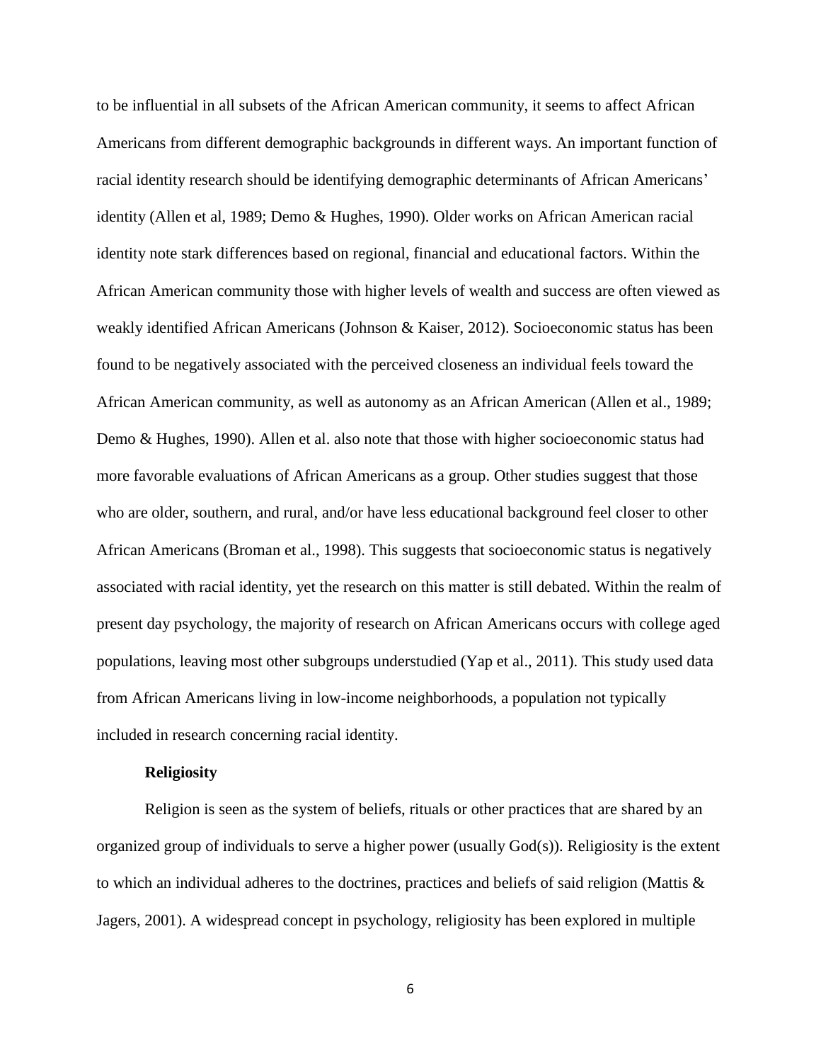to be influential in all subsets of the African American community, it seems to affect African Americans from different demographic backgrounds in different ways. An important function of racial identity research should be identifying demographic determinants of African Americans' identity (Allen et al, 1989; Demo & Hughes, 1990). Older works on African American racial identity note stark differences based on regional, financial and educational factors. Within the African American community those with higher levels of wealth and success are often viewed as weakly identified African Americans (Johnson & Kaiser, 2012). Socioeconomic status has been found to be negatively associated with the perceived closeness an individual feels toward the African American community, as well as autonomy as an African American (Allen et al., 1989; Demo & Hughes, 1990). Allen et al. also note that those with higher socioeconomic status had more favorable evaluations of African Americans as a group. Other studies suggest that those who are older, southern, and rural, and/or have less educational background feel closer to other African Americans (Broman et al., 1998). This suggests that socioeconomic status is negatively associated with racial identity, yet the research on this matter is still debated. Within the realm of present day psychology, the majority of research on African Americans occurs with college aged populations, leaving most other subgroups understudied (Yap et al., 2011). This study used data from African Americans living in low-income neighborhoods, a population not typically included in research concerning racial identity.

**Religiosity**

Religion is seen as the system of beliefs, rituals or other practices that are shared by an organized group of individuals to serve a higher power (usually God(s)). Religiosity is the extent to which an individual adheres to the doctrines, practices and beliefs of said religion (Mattis & Jagers, 2001). A widespread concept in psychology, religiosity has been explored in multiple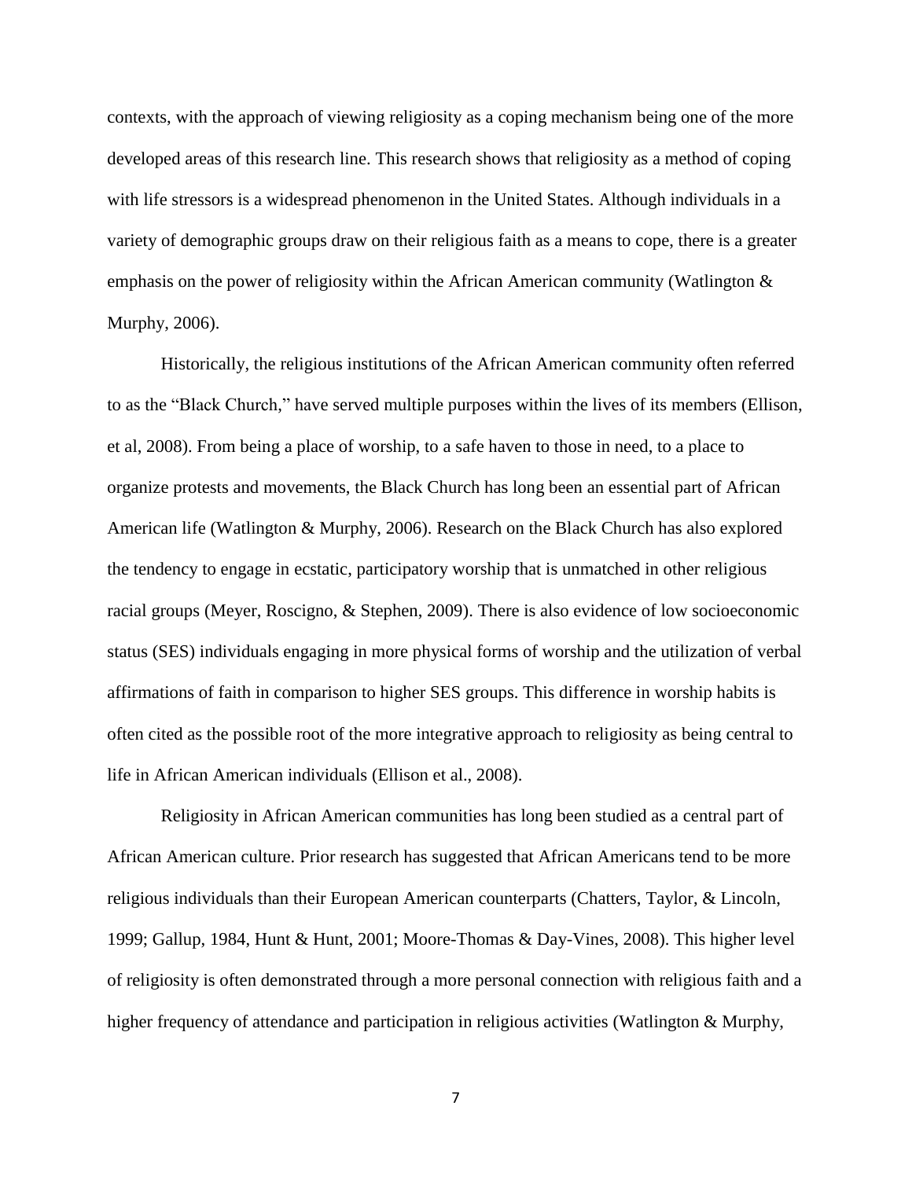contexts, with the approach of viewing religiosity as a coping mechanism being one of the more developed areas of this research line. This research shows that religiosity as a method of coping with life stressors is a widespread phenomenon in the United States. Although individuals in a variety of demographic groups draw on their religious faith as a means to cope, there is a greater emphasis on the power of religiosity within the African American community (Watlington & Murphy, 2006).

Historically, the religious institutions of the African American community often referred to as the "Black Church," have served multiple purposes within the lives of its members (Ellison, et al, 2008). From being a place of worship, to a safe haven to those in need, to a place to organize protests and movements, the Black Church has long been an essential part of African American life (Watlington & Murphy, 2006). Research on the Black Church has also explored the tendency to engage in ecstatic, participatory worship that is unmatched in other religious racial groups (Meyer, Roscigno, & Stephen, 2009). There is also evidence of low socioeconomic status (SES) individuals engaging in more physical forms of worship and the utilization of verbal affirmations of faith in comparison to higher SES groups. This difference in worship habits is often cited as the possible root of the more integrative approach to religiosity as being central to life in African American individuals (Ellison et al., 2008).

Religiosity in African American communities has long been studied as a central part of African American culture. Prior research has suggested that African Americans tend to be more religious individuals than their European American counterparts (Chatters, Taylor, & Lincoln, 1999; Gallup, 1984, Hunt & Hunt, 2001; Moore-Thomas & Day-Vines, 2008). This higher level of religiosity is often demonstrated through a more personal connection with religious faith and a higher frequency of attendance and participation in religious activities (Watlington & Murphy,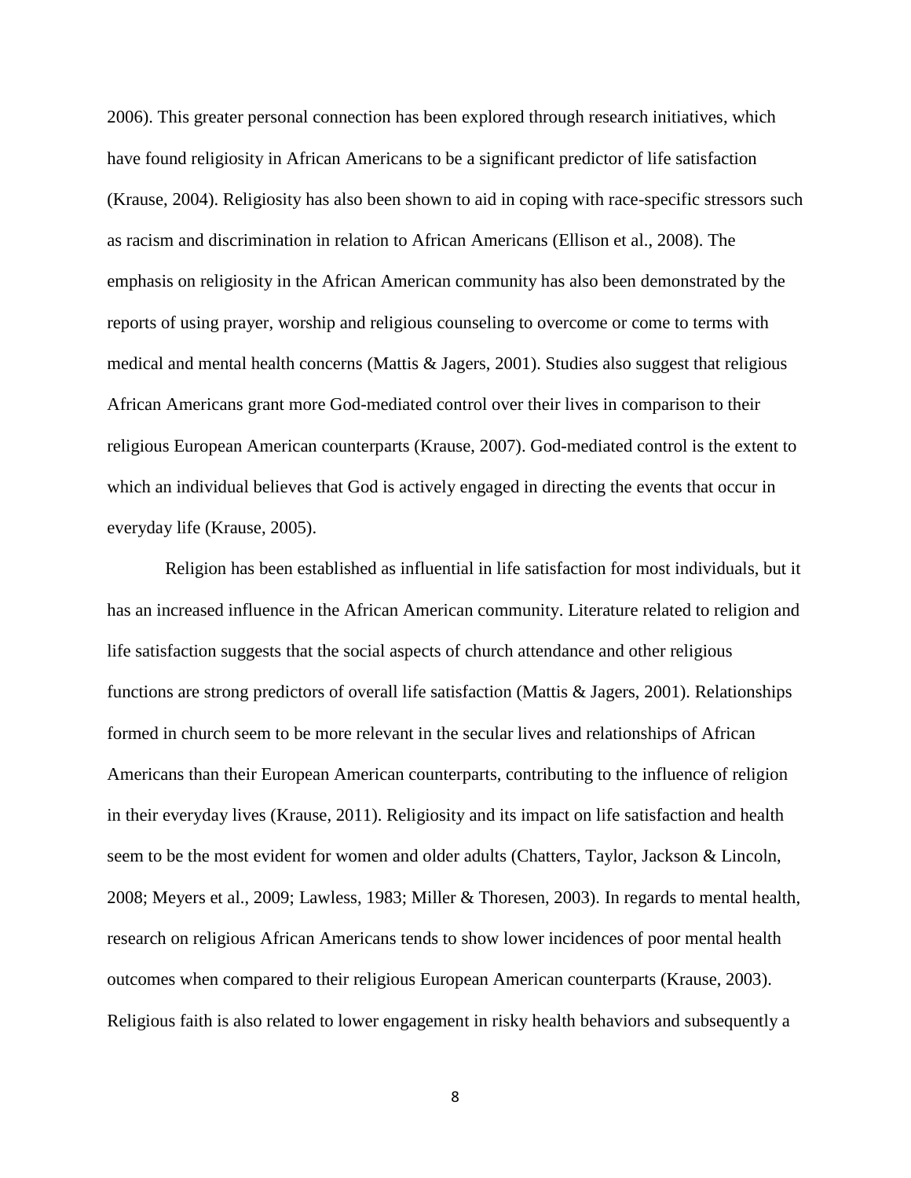2006). This greater personal connection has been explored through research initiatives, which have found religiosity in African Americans to be a significant predictor of life satisfaction (Krause, 2004). Religiosity has also been shown to aid in coping with race-specific stressors such as racism and discrimination in relation to African Americans (Ellison et al., 2008). The emphasis on religiosity in the African American community has also been demonstrated by the reports of using prayer, worship and religious counseling to overcome or come to terms with medical and mental health concerns (Mattis & Jagers, 2001). Studies also suggest that religious African Americans grant more God-mediated control over their lives in comparison to their religious European American counterparts (Krause, 2007). God-mediated control is the extent to which an individual believes that God is actively engaged in directing the events that occur in everyday life (Krause, 2005).

Religion has been established as influential in life satisfaction for most individuals, but it has an increased influence in the African American community. Literature related to religion and life satisfaction suggests that the social aspects of church attendance and other religious functions are strong predictors of overall life satisfaction (Mattis & Jagers, 2001). Relationships formed in church seem to be more relevant in the secular lives and relationships of African Americans than their European American counterparts, contributing to the influence of religion in their everyday lives (Krause, 2011). Religiosity and its impact on life satisfaction and health seem to be the most evident for women and older adults (Chatters, Taylor, Jackson & Lincoln, 2008; Meyers et al., 2009; Lawless, 1983; Miller & Thoresen, 2003). In regards to mental health, research on religious African Americans tends to show lower incidences of poor mental health outcomes when compared to their religious European American counterparts (Krause, 2003). Religious faith is also related to lower engagement in risky health behaviors and subsequently a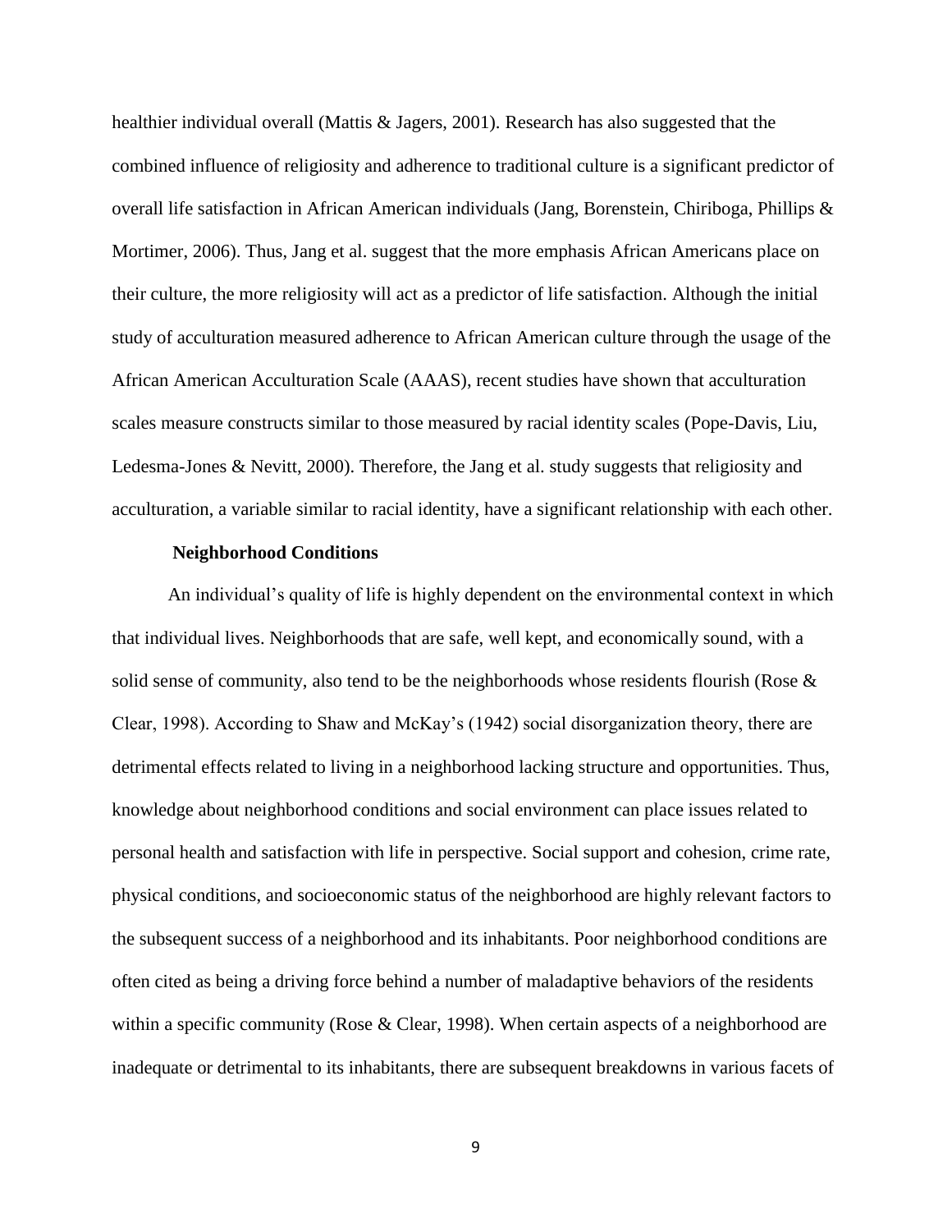healthier individual overall (Mattis & Jagers, 2001). Research has also suggested that the combined influence of religiosity and adherence to traditional culture is a significant predictor of overall life satisfaction in African American individuals (Jang, Borenstein, Chiriboga, Phillips & Mortimer, 2006). Thus, Jang et al. suggest that the more emphasis African Americans place on their culture, the more religiosity will act as a predictor of life satisfaction. Although the initial study of acculturation measured adherence to African American culture through the usage of the African American Acculturation Scale (AAAS), recent studies have shown that acculturation scales measure constructs similar to those measured by racial identity scales (Pope-Davis, Liu, Ledesma-Jones & Nevitt, 2000). Therefore, the Jang et al. study suggests that religiosity and acculturation, a variable similar to racial identity, have a significant relationship with each other.

### Neighborhood Conditions

An individual's quality of life is highly dependent on the environmental context in which that individual lives. Neighborhoods that are safe, well kept, and economically sound, with a solid sense of community, also tend to be the neighborhoods whose residents flourish (Rose & Clear, 1998). According to Shaw and McKay's (1942) social disorganization theory, there are detrimental effects related to living in a neighborhood lacking structure and opportunities. Thus, knowledge about neighborhood conditions and social environment can place issues related to personal health and satisfaction with life in perspective. Social support and cohesion, crime rate, physical conditions, and socioeconomic status of the neighborhood are highly relevant factors to the subsequent success of a neighborhood and its inhabitants. Poor neighborhood conditions are often cited as being a driving force behind a number of maladaptive behaviors of the residents within a specific community (Rose & Clear, 1998). When certain aspects of a neighborhood are inadequate or detrimental to its inhabitants, there are subsequent breakdowns in various facets of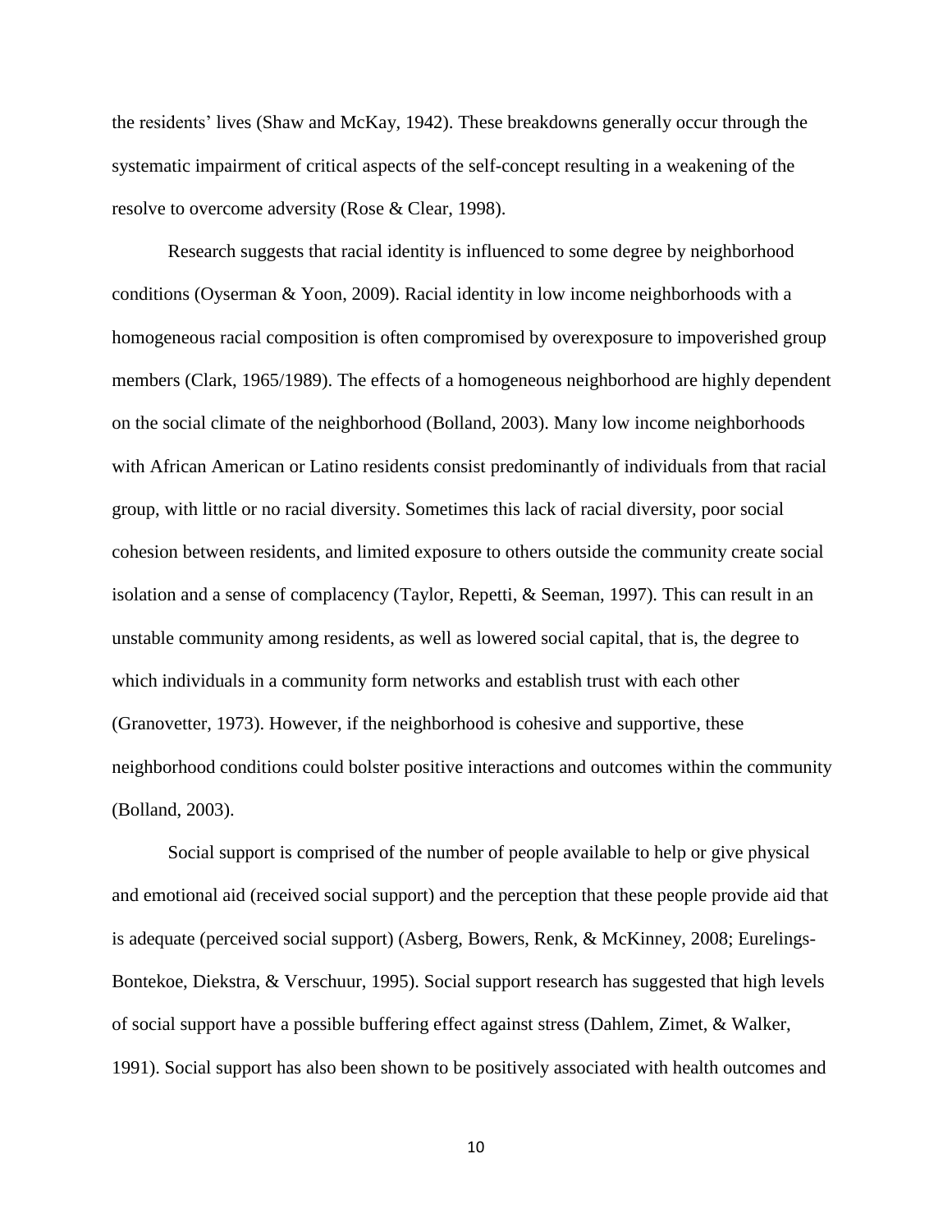the residents' lives (Shaw and McKay, 1942). These breakdowns generally occur through the systematic impairment of critical aspects of the self-concept resulting in a weakening of the resolve to overcome adversity (Rose & Clear, 1998).

Research suggests that racial identity is influenced to some degree by neighborhood conditions (Oyserman & Yoon, 2009). Racial identity in low income neighborhoods with a homogeneous racial composition is often compromised by overexposure to impoverished group members (Clark, 1965/1989). The effects of a homogeneous neighborhood are highly dependent on the social climate of the neighborhood (Bolland, 2003). Many low income neighborhoods with African American or Latino residents consist predominantly of individuals from that racial group, with little or no racial diversity. Sometimes this lack of racial diversity, poor social cohesion between residents, and limited exposure to others outside the community create social isolation and a sense of complacency (Taylor, Repetti, & Seeman, 1997). This can result in an unstable community among residents, as well as lowered social capital, that is, the degree to which individuals in a community form networks and establish trust with each other (Granovetter, 1973). However, if the neighborhood is cohesive and supportive, these neighborhood conditions could bolster positive interactions and outcomes within the community (Bolland, 2003).

Social support is comprised of the number of people available to help or give physical and emotional aid (received social support) and the perception that these people provide aid that is adequate (perceived social support) (Asberg, Bowers, Renk, & McKinney, 2008; Eurelings-Bontekoe, Diekstra, & Verschuur, 1995). Social support research has suggested that high levels of social support have a possible buffering effect against stress (Dahlem, Zimet, & Walker, 1991). Social support has also been shown to be positively associated with health outcomes and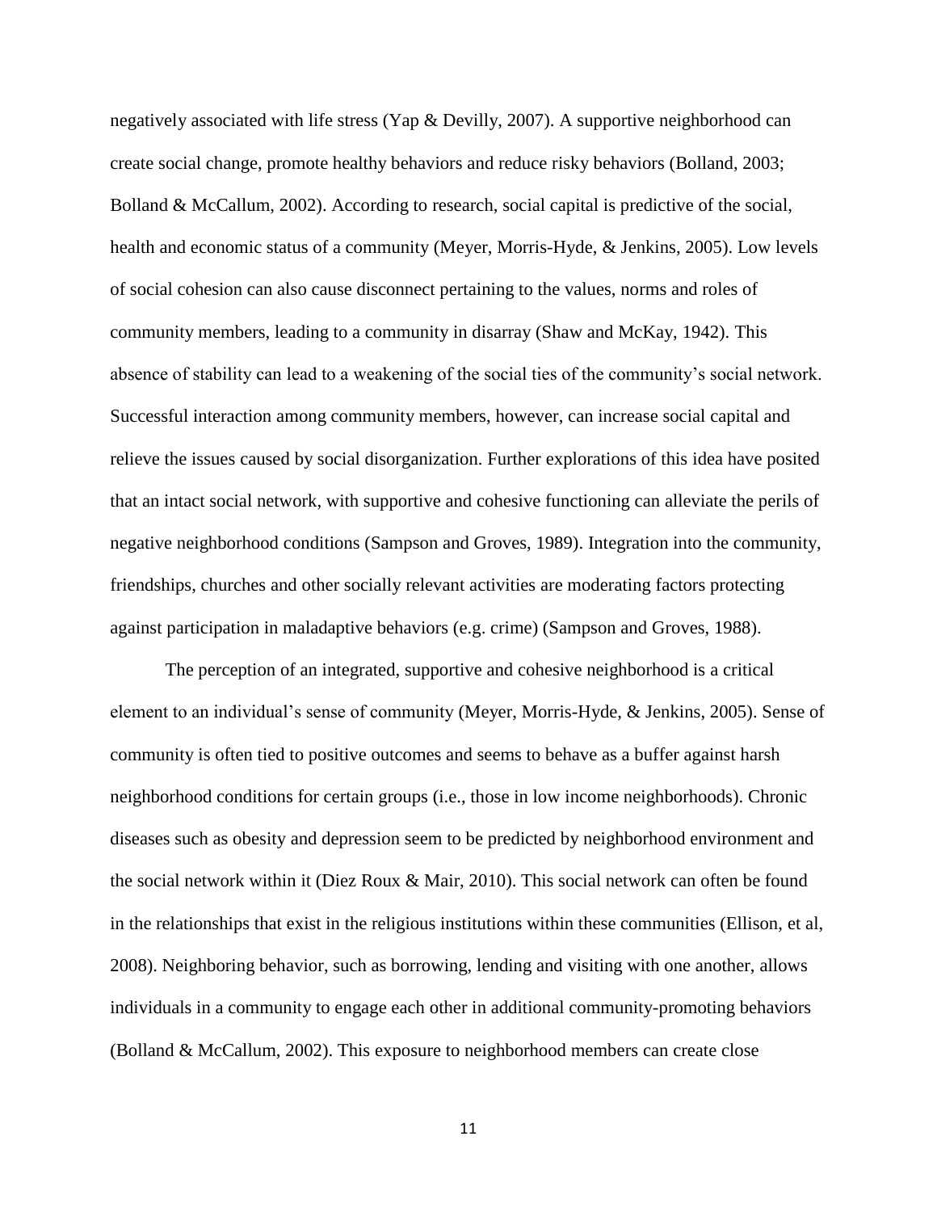negatively associated with life stress (Yap & Devilly, 2007). A supportive neighborhood can create social change, promote healthy behaviors and reduce risky behaviors (Bolland, 2003; Bolland & McCallum, 2002). According to research, social capital is predictive of the social, health and economic status of a community (Meyer, Morris-Hyde, & Jenkins, 2005). Low levels of social cohesion can also cause disconnect pertaining to the values, norms and roles of community members, leading to a community in disarray (Shaw and McKay, 1942). This absence of stability can lead to a weakening of the social ties of the community's social network. Successful interaction among community members, however, can increase social capital and relieve the issues caused by social disorganization. Further explorations of this idea have posited that an intact social network, with supportive and cohesive functioning can alleviate the perils of negative neighborhood conditions (Sampson and Groves, 1989). Integration into the community, friendships, churches and other socially relevant activities are moderating factors protecting against participation in maladaptive behaviors (e.g. crime) (Sampson and Groves, 1988).

The perception of an integrated, supportive and cohesive neighborhood is a critical element to an individual's sense of community (Meyer, Morris-Hyde, & Jenkins, 2005). Sense of community is often tied to positive outcomes and seems to behave as a buffer against harsh neighborhood conditions for certain groups (i.e., those in low income neighborhoods). Chronic diseases such as obesity and depression seem to be predicted by neighborhood environment and the social network within it (Diez Roux & Mair, 2010). This social network can often be found in the relationships that exist in the religious institutions within these communities (Ellison, et al, 2008). Neighboring behavior, such as borrowing, lending and visiting with one another, allows individuals in a community to engage each other in additional community-promoting behaviors (Bolland & McCallum, 2002). This exposure to neighborhood members can create close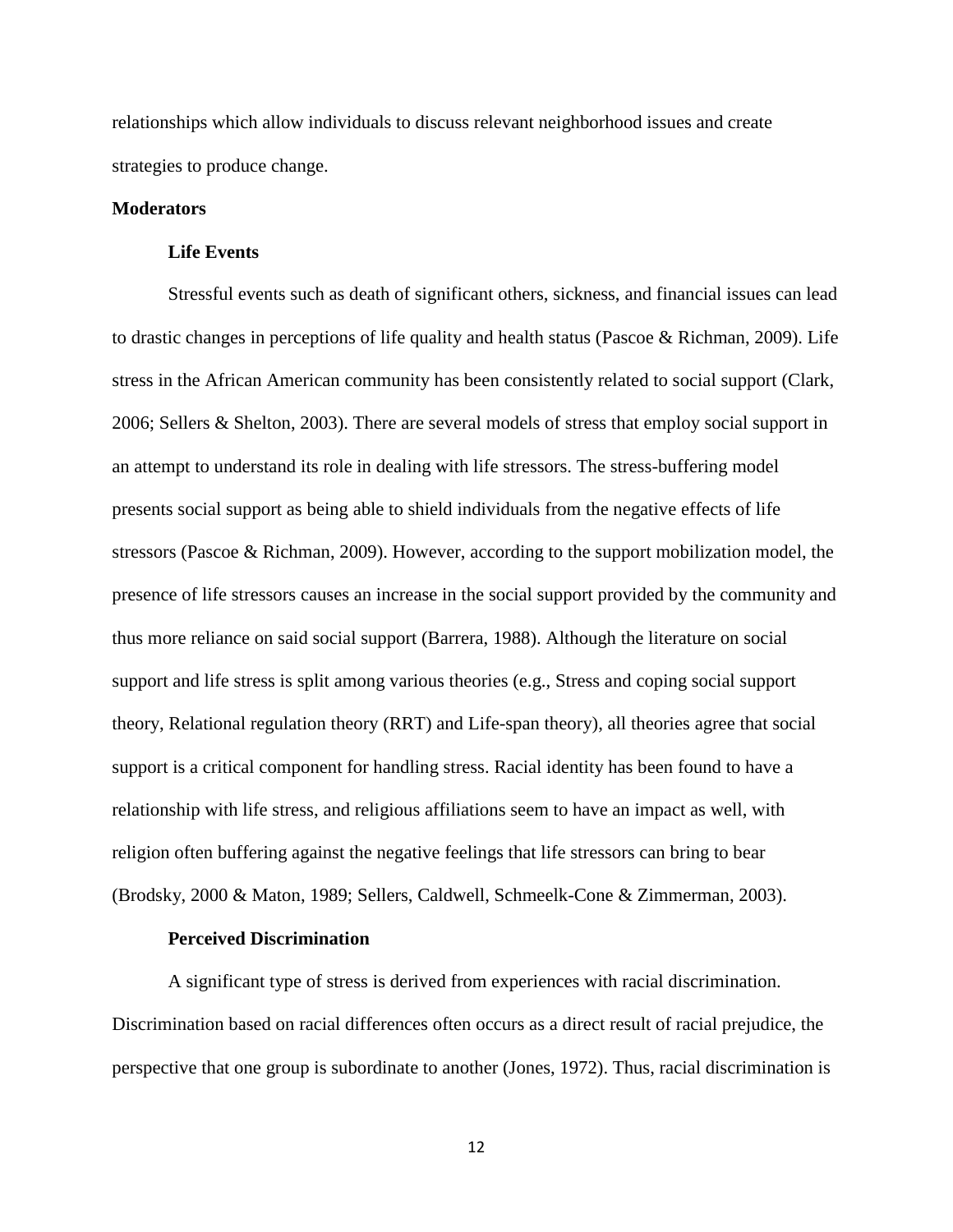relationships which allow individuals to discuss relevant neighborhood issues and create strategies to produce change.

## Moderators

### Life Events

Stressful events such as death of significant others, sickness, and financial issues can lead to drastic changes in perceptions of life quality and health status (Pascoe & Richman, 2009). Life stress in the African American community has been consistently related to social support (Clark, 2006; Sellers & Shelton, 2003). There are several models of stress that employ social support in an attempt to understand its role in dealing with life stressors. The stress-buffering model presents social support as being able to shield individuals from the negative effects of life stressors (Pascoe & Richman, 2009). However, according to the support mobilization model, the presence of life stressors causes an increase in the social support provided by the community and thus more reliance on said social support (Barrera, 1988). Although the literature on social support and life stress is split among various theories (e.g., Stress and coping social support theory, Relational regulation theory (RRT) and Life-span theory), all theories agree that social support is a critical component for handling stress. Racial identity has been found to have a relationship with life stress, and religious affiliations seem to have an impact as well, with religion often buffering against the negative feelings that life stressors can bring to bear (Brodsky, 2000 & Maton, 1989; Sellers, Caldwell, Schmeelk-Cone & Zimmerman, 2003).

### Perceived Discrimination

A significant type of stress is derived from experiences with racial discrimination. Discrimination based on racial differences often occurs as a direct result of racial prejudice, the perspective that one group is subordinate to another (Jones, 1972). Thus, racial discrimination is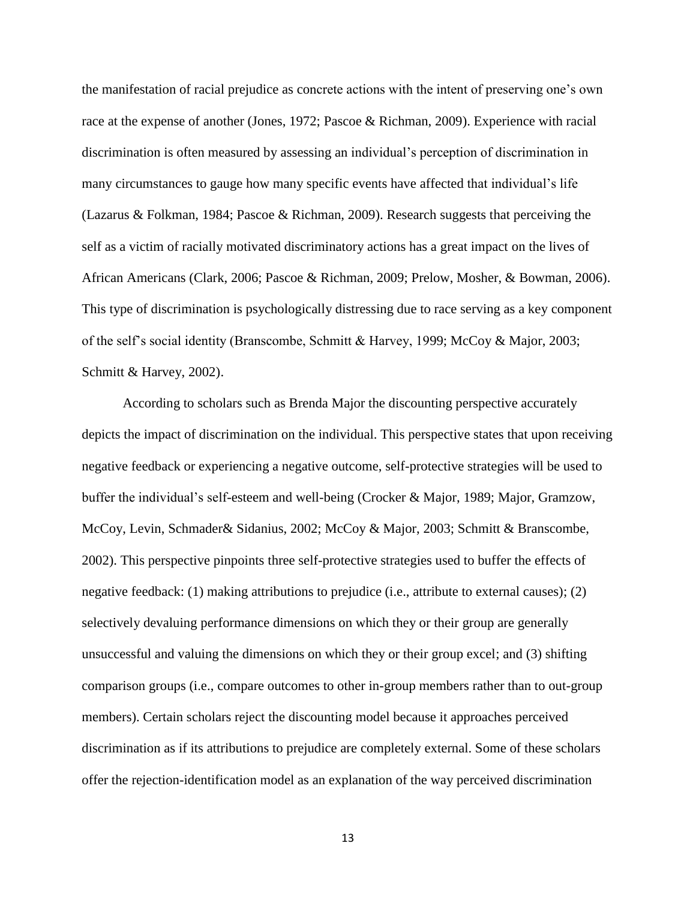the manifestation of racial prejudice as concrete actions with the intent of preserving one's own race at the expense of another (Jones, 1972; Pascoe & Richman, 2009). Experience with racial discrimination is often measured by assessing an individual's perception of discrimination in many circumstances to gauge how many specific events have affected that individual's life (Lazarus & Folkman, 1984; Pascoe & Richman, 2009). Research suggests that perceiving the self as a victim of racially motivated discriminatory actions has a great impact on the lives of African Americans (Clark, 2006; Pascoe & Richman, 2009; Prelow, Mosher, & Bowman, 2006). This type of discrimination is psychologically distressing due to race serving as a key component of the self's social identity (Branscombe, Schmitt & Harvey, 1999; McCoy & Major, 2003; Schmitt & Harvey, 2002).

According to scholars such as Brenda Major the discounting perspective accurately depicts the impact of discrimination on the individual. This perspective states that upon receiving negative feedback or experiencing a negative outcome, self-protective strategies will be used to buffer the individual's self-esteem and well-being (Crocker & Major, 1989; Major, Gramzow, McCoy, Levin, Schmader& Sidanius, 2002; McCoy & Major, 2003; Schmitt & Branscombe, 2002). This perspective pinpoints three self-protective strategies used to buffer the effects of negative feedback: (1) making attributions to prejudice (i.e., attribute to external causes); (2) selectively devaluing performance dimensions on which they or their group are generally unsuccessful and valuing the dimensions on which they or their group excel; and (3) shifting comparison groups (i.e., compare outcomes to other in-group members rather than to out-group members). Certain scholars reject the discounting model because it approaches perceived discrimination as if its attributions to prejudice are completely external. Some of these scholars offer the rejection-identification model as an explanation of the way perceived discrimination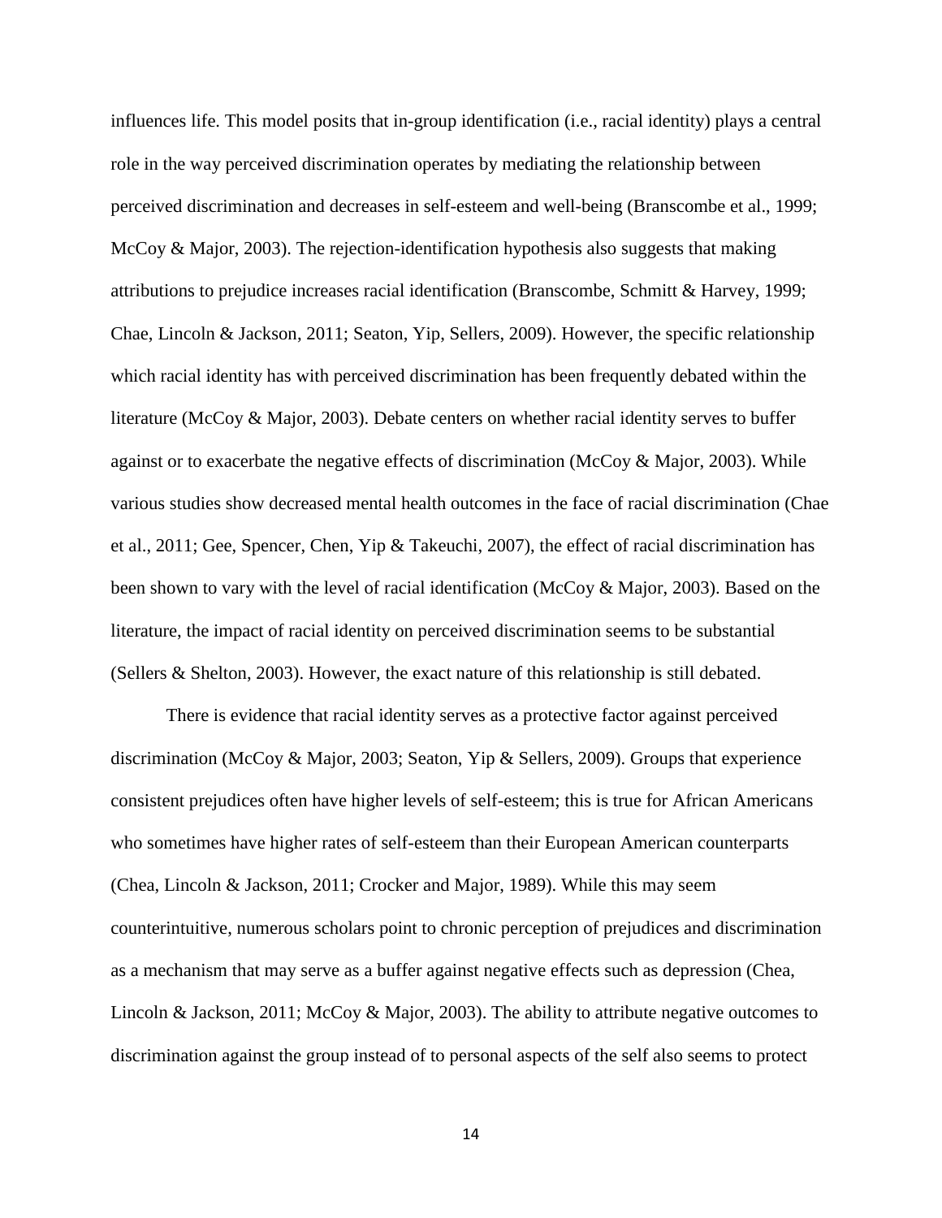influences life. This model posits that in-group identification (i.e., racial identity) plays a central role in the way perceived discrimination operates by mediating the relationship between perceived discrimination and decreases in self-esteem and well-being (Branscombe et al., 1999; McCoy & Major, 2003). The rejection-identification hypothesis also suggests that making attributions to prejudice increases racial identification (Branscombe, Schmitt & Harvey, 1999; Chae, Lincoln & Jackson, 2011; Seaton, Yip, Sellers, 2009). However, the specific relationship which racial identity has with perceived discrimination has been frequently debated within the literature (McCoy & Major, 2003). Debate centers on whether racial identity serves to buffer against or to exacerbate the negative effects of discrimination (McCoy & Major, 2003). While various studies show decreased mental health outcomes in the face of racial discrimination (Chae et al., 2011; Gee, Spencer, Chen, Yip & Takeuchi, 2007), the effect of racial discrimination has been shown to vary with the level of racial identification (McCoy & Major, 2003). Based on the literature, the impact of racial identity on perceived discrimination seems to be substantial (Sellers & Shelton, 2003). However, the exact nature of this relationship is still debated.

There is evidence that racial identity serves as a protective factor against perceived discrimination (McCoy & Major, 2003; Seaton, Yip & Sellers, 2009). Groups that experience consistent prejudices often have higher levels of self-esteem; this is true for African Americans who sometimes have higher rates of self-esteem than their European American counterparts (Chea, Lincoln & Jackson, 2011; Crocker and Major, 1989). While this may seem counterintuitive, numerous scholars point to chronic perception of prejudices and discrimination as a mechanism that may serve as a buffer against negative effects such as depression (Chea, Lincoln & Jackson, 2011; McCoy & Major, 2003). The ability to attribute negative outcomes to discrimination against the group instead of to personal aspects of the self also seems to protect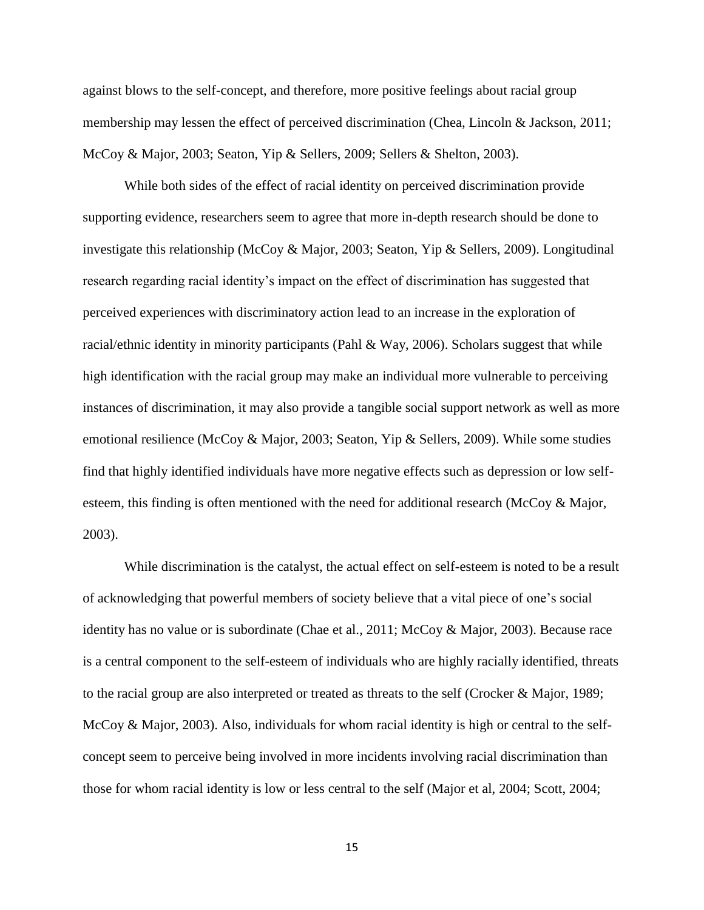against blows to the self-concept, and therefore, more positive feelings about racial group membership may lessen the effect of perceived discrimination (Chea, Lincoln & Jackson, 2011; McCoy & Major, 2003; Seaton, Yip & Sellers, 2009; Sellers & Shelton, 2003).

While both sides of the effect of racial identity on perceived discrimination provide supporting evidence, researchers seem to agree that more in-depth research should be done to investigate this relationship (McCoy & Major, 2003; Seaton, Yip & Sellers, 2009). Longitudinal research regarding racial identity's impact on the effect of discrimination has suggested that perceived experiences with discriminatory action lead to an increase in the exploration of racial/ethnic identity in minority participants (Pahl & Way, 2006). Scholars suggest that while high identification with the racial group may make an individual more vulnerable to perceiving instances of discrimination, it may also provide a tangible social support network as well as more emotional resilience (McCoy & Major, 2003; Seaton, Yip & Sellers, 2009). While some studies find that highly identified individuals have more negative effects such as depression or low self-esteem, this finding is often mentioned with the need for additional research (McCoy & Major, 2003).

While discrimination is the catalyst, the actual effect on self-esteem is noted to be a result of acknowledging that powerful members of society believe that a vital piece of one's social identity has no value or is subordinate (Chae et al., 2011; McCoy & Major, 2003). Because race is a central component to the self-esteem of individuals who are highly racially identified, threats to the racial group are also interpreted or treated as threats to the self (Crocker & Major, 1989; McCoy & Major, 2003). Also, individuals for whom racial identity is high or central to the self-concept seem to perceive being involved in more incidents involving racial discrimination than those for whom racial identity is low or less central to the self (Major et al, 2004; Scott, 2004;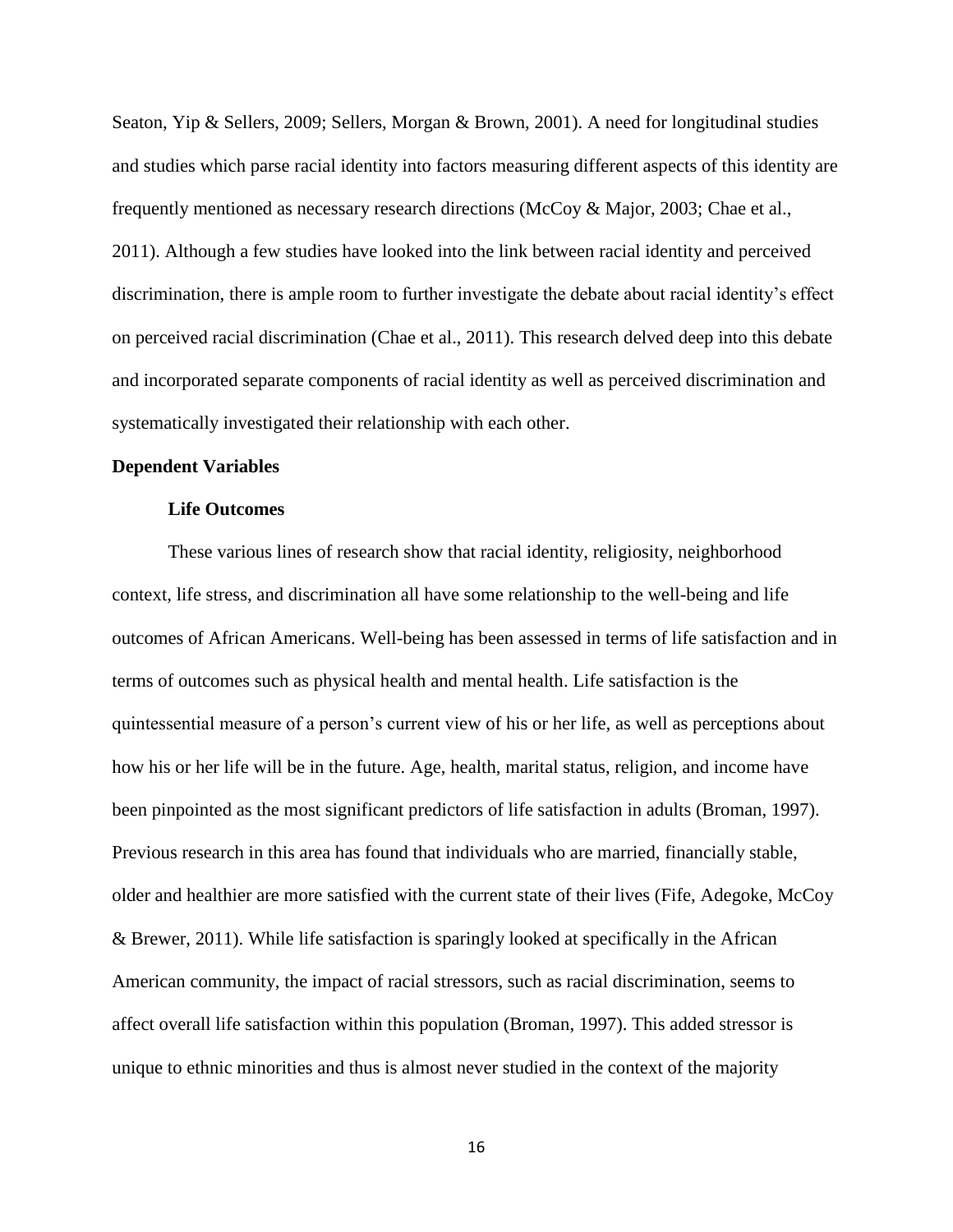Seaton, Yip & Sellers, 2009; Sellers, Morgan & Brown, 2001). A need for longitudinal studies and studies which parse racial identity into factors measuring different aspects of this identity are frequently mentioned as necessary research directions (McCoy & Major, 2003; Chae et al., 2011). Although a few studies have looked into the link between racial identity and perceived discrimination, there is ample room to further investigate the debate about racial identity's effect on perceived racial discrimination (Chae et al., 2011). This research delved deep into this debate and incorporated separate components of racial identity as well as perceived discrimination and systematically investigated their relationship with each other.

## Dependent Variables

### Life Outcomes

These various lines of research show that racial identity, religiosity, neighborhood context, life stress, and discrimination all have some relationship to the well-being and life outcomes of African Americans. Well-being has been assessed in terms of life satisfaction and in terms of outcomes such as physical health and mental health. Life satisfaction is the quintessential measure of a person's current view of his or her life, as well as perceptions about how his or her life will be in the future. Age, health, marital status, religion, and income have been pinpointed as the most significant predictors of life satisfaction in adults (Broman, 1997). Previous research in this area has found that individuals who are married, financially stable, older and healthier are more satisfied with the current state of their lives (Fife, Adegoke, McCoy & Brewer, 2011). While life satisfaction is sparingly looked at specifically in the African American community, the impact of racial stressors, such as racial discrimination, seems to affect overall life satisfaction within this population (Broman, 1997). This added stressor is unique to ethnic minorities and thus is almost never studied in the context of the majority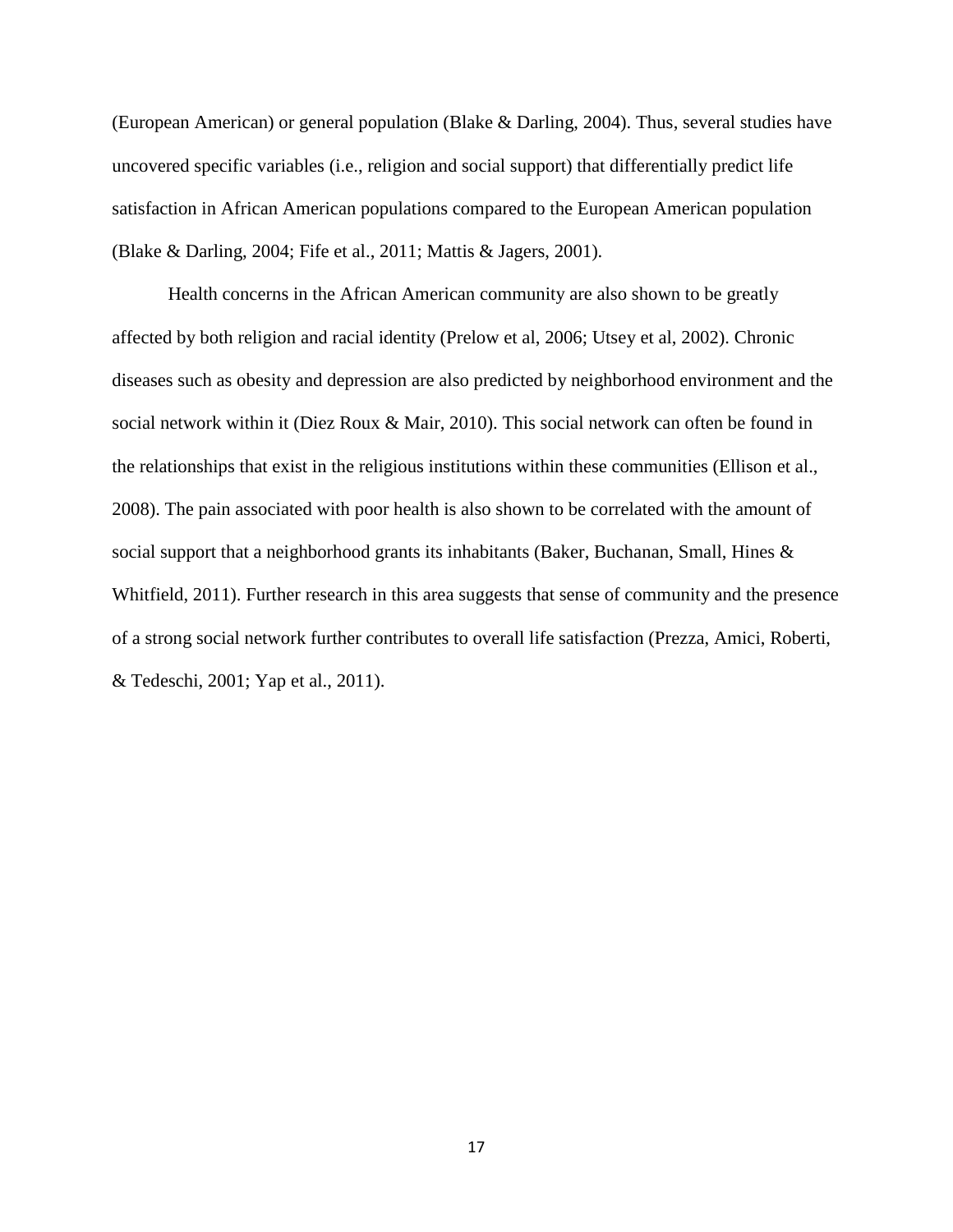(European American) or general population (Blake & Darling, 2004). Thus, several studies have uncovered specific variables (i.e., religion and social support) that differentially predict life satisfaction in African American populations compared to the European American population (Blake & Darling, 2004; Fife et al., 2011; Mattis & Jagers, 2001).

Health concerns in the African American community are also shown to be greatly affected by both religion and racial identity (Prelow et al, 2006; Utsey et al, 2002). Chronic diseases such as obesity and depression are also predicted by neighborhood environment and the social network within it (Diez Roux & Mair, 2010). This social network can often be found in the relationships that exist in the religious institutions within these communities (Ellison et al., 2008). The pain associated with poor health is also shown to be correlated with the amount of social support that a neighborhood grants its inhabitants (Baker, Buchanan, Small, Hines & Whitfield, 2011). Further research in this area suggests that sense of community and the presence of a strong social network further contributes to overall life satisfaction (Prezza, Amici, Roberti, & Tedeschi, 2001; Yap et al., 2011).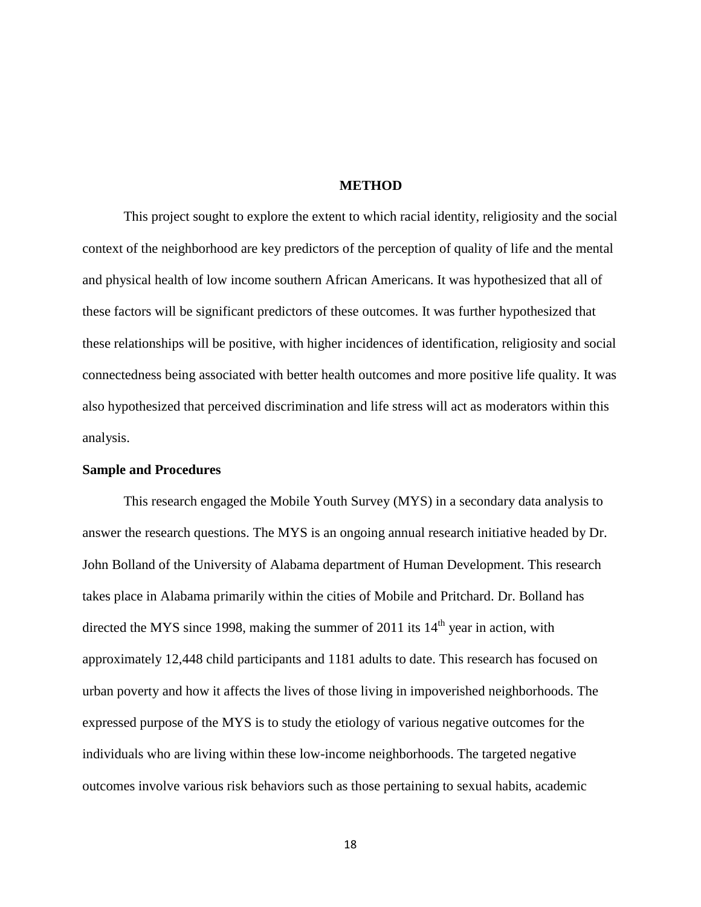# METHOD

This project sought to explore the extent to which racial identity, religiosity and the social context of the neighborhood are key predictors of the perception of quality of life and the mental and physical health of low income southern African Americans. It was hypothesized that all of these factors will be significant predictors of these outcomes. It was further hypothesized that these relationships will be positive, with higher incidences of identification, religiosity and social connectedness being associated with better health outcomes and more positive life quality. It was also hypothesized that perceived discrimination and life stress will act as moderators within this analysis.

## Sample and Procedures

This research engaged the Mobile Youth Survey (MYS) in a secondary data analysis to answer the research questions. The MYS is an ongoing annual research initiative headed by Dr. John Bolland of the University of Alabama department of Human Development. This research takes place in Alabama primarily within the cities of Mobile and Pritchard. Dr. Bolland has directed the MYS since 1998, making the summer of 2011 its 14th year in action, with approximately 12,448 child participants and 1181 adults to date. This research has focused on urban poverty and how it affects the lives of those living in impoverished neighborhoods. The expressed purpose of the MYS is to study the etiology of various negative outcomes for the individuals who are living within these low-income neighborhoods. The targeted negative outcomes involve various risk behaviors such as those pertaining to sexual habits, academic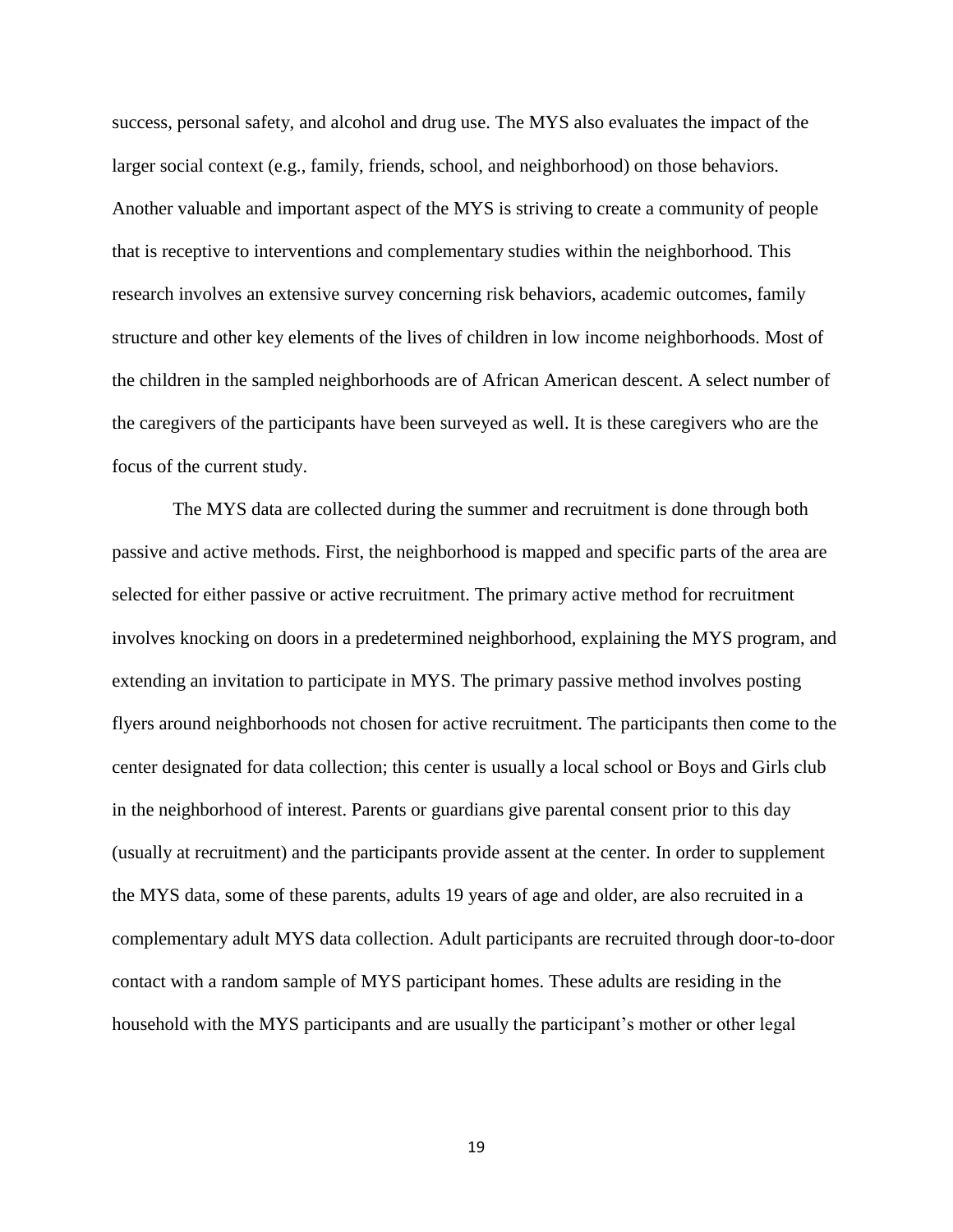success, personal safety, and alcohol and drug use. The MYS also evaluates the impact of the larger social context (e.g., family, friends, school, and neighborhood) on those behaviors. Another valuable and important aspect of the MYS is striving to create a community of people that is receptive to interventions and complementary studies within the neighborhood. This research involves an extensive survey concerning risk behaviors, academic outcomes, family structure and other key elements of the lives of children in low income neighborhoods. Most of the children in the sampled neighborhoods are of African American descent. A select number of the caregivers of the participants have been surveyed as well. It is these caregivers who are the focus of the current study.

The MYS data are collected during the summer and recruitment is done through both passive and active methods. First, the neighborhood is mapped and specific parts of the area are selected for either passive or active recruitment. The primary active method for recruitment involves knocking on doors in a predetermined neighborhood, explaining the MYS program, and extending an invitation to participate in MYS. The primary passive method involves posting flyers around neighborhoods not chosen for active recruitment. The participants then come to the center designated for data collection; this center is usually a local school or Boys and Girls club in the neighborhood of interest. Parents or guardians give parental consent prior to this day (usually at recruitment) and the participants provide assent at the center. In order to supplement the MYS data, some of these parents, adults 19 years of age and older, are also recruited in a complementary adult MYS data collection. Adult participants are recruited through door-to-door contact with a random sample of MYS participant homes. These adults are residing in the household with the MYS participants and are usually the participant's mother or other legal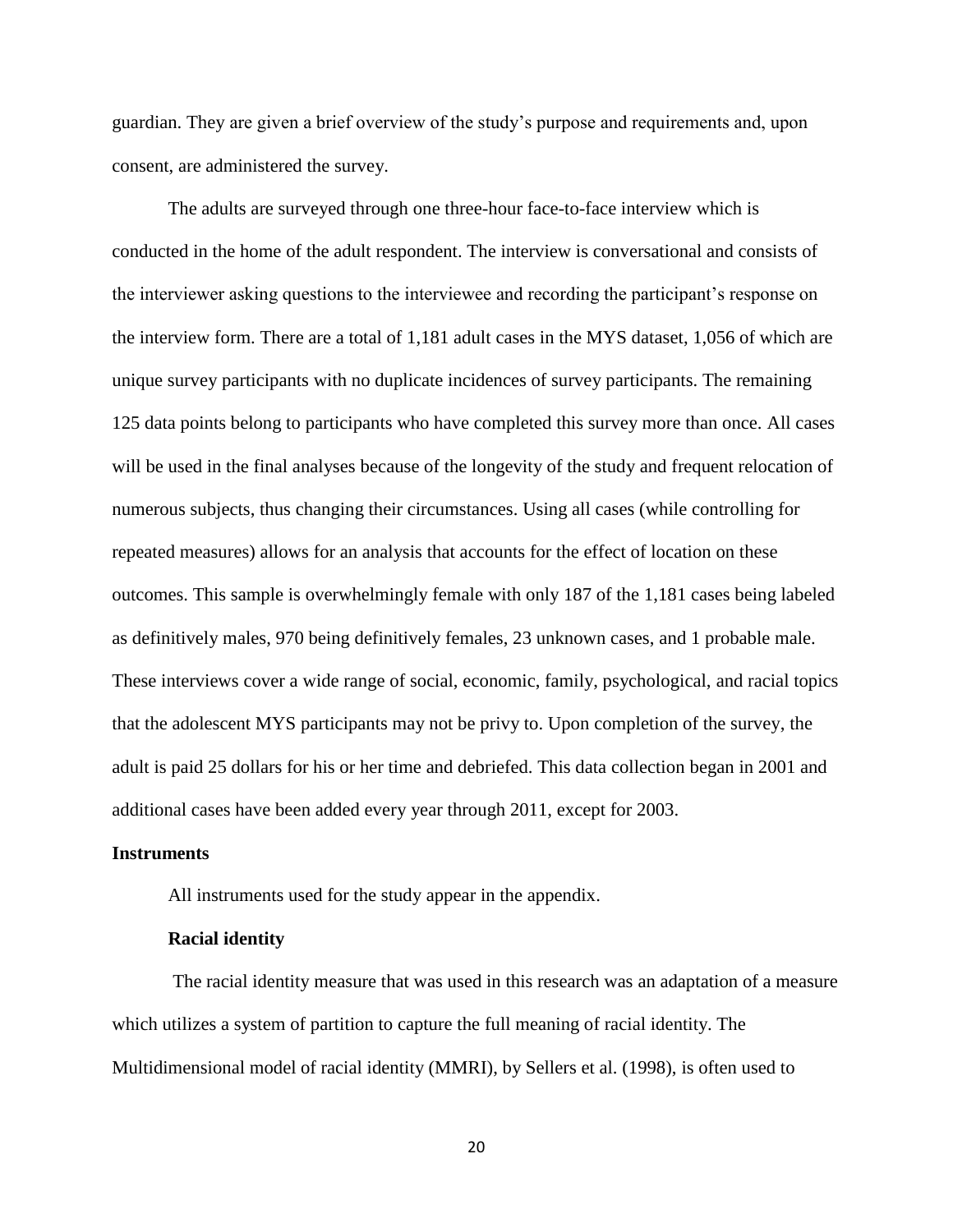guardian. They are given a brief overview of the study's purpose and requirements and, upon consent, are administered the survey.

The adults are surveyed through one three-hour face-to-face interview which is conducted in the home of the adult respondent. The interview is conversational and consists of the interviewer asking questions to the interviewee and recording the participant's response on the interview form. There are a total of 1,181 adult cases in the MYS dataset, 1,056 of which are unique survey participants with no duplicate incidences of survey participants. The remaining 125 data points belong to participants who have completed this survey more than once. All cases will be used in the final analyses because of the longevity of the study and frequent relocation of numerous subjects, thus changing their circumstances. Using all cases (while controlling for repeated measures) allows for an analysis that accounts for the effect of location on these outcomes. This sample is overwhelmingly female with only 187 of the 1,181 cases being labeled as definitively males, 970 being definitively females, 23 unknown cases, and 1 probable male. These interviews cover a wide range of social, economic, family, psychological, and racial topics that the adolescent MYS participants may not be privy to. Upon completion of the survey, the adult is paid 25 dollars for his or her time and debriefed. This data collection began in 2001 and additional cases have been added every year through 2011, except for 2003.

## Instruments

All instruments used for the study appear in the appendix.

### Racial identity

The racial identity measure that was used in this research was an adaptation of a measure which utilizes a system of partition to capture the full meaning of racial identity. The Multidimensional model of racial identity (MMRI), by Sellers et al. (1998), is often used to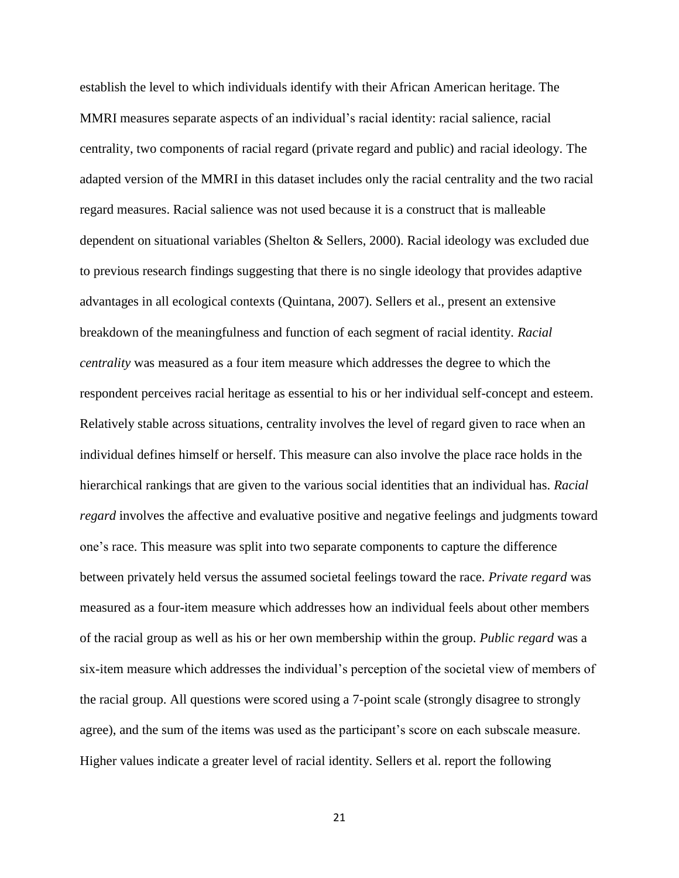establish the level to which individuals identify with their African American heritage. The MMRI measures separate aspects of an individual's racial identity: racial salience, racial centrality, two components of racial regard (private regard and public) and racial ideology. The adapted version of the MMRI in this dataset includes only the racial centrality and the two racial regard measures. Racial salience was not used because it is a construct that is malleable dependent on situational variables (Shelton & Sellers, 2000). Racial ideology was excluded due to previous research findings suggesting that there is no single ideology that provides adaptive advantages in all ecological contexts (Quintana, 2007). Sellers et al., present an extensive breakdown of the meaningfulness and function of each segment of racial identity. *Racial centrality* was measured as a four item measure which addresses the degree to which the respondent perceives racial heritage as essential to his or her individual self-concept and esteem. Relatively stable across situations, centrality involves the level of regard given to race when an individual defines himself or herself. This measure can also involve the place race holds in the hierarchical rankings that are given to the various social identities that an individual has. *Racial regard* involves the affective and evaluative positive and negative feelings and judgments toward one's race. This measure was split into two separate components to capture the difference between privately held versus the assumed societal feelings toward the race. *Private regard* was measured as a four-item measure which addresses how an individual feels about other members of the racial group as well as his or her own membership within the group. *Public regard* was a six-item measure which addresses the individual's perception of the societal view of members of the racial group. All questions were scored using a 7-point scale (strongly disagree to strongly agree), and the sum of the items was used as the participant's score on each subscale measure. Higher values indicate a greater level of racial identity. Sellers et al. report the following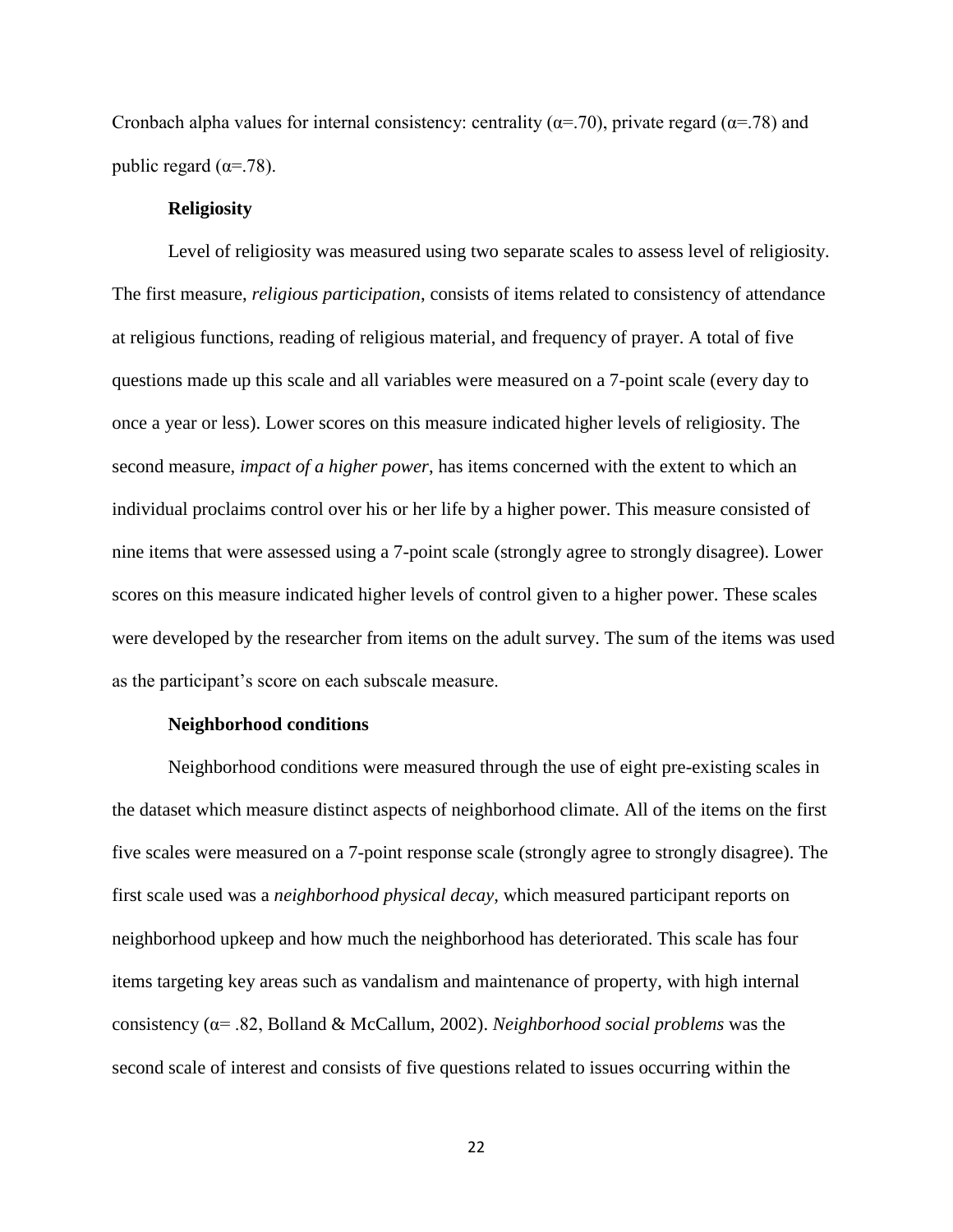Cronbach alpha values for internal consistency: centrality (α=.70), private regard (α=.78) and public regard (α=.78).

**Religiosity**

Level of religiosity was measured using two separate scales to assess level of religiosity. The first measure, *religious participation*, consists of items related to consistency of attendance at religious functions, reading of religious material, and frequency of prayer. A total of five questions made up this scale and all variables were measured on a 7-point scale (every day to once a year or less). Lower scores on this measure indicated higher levels of religiosity. The second measure, *impact of a higher power*, has items concerned with the extent to which an individual proclaims control over his or her life by a higher power. This measure consisted of nine items that were assessed using a 7-point scale (strongly agree to strongly disagree). Lower scores on this measure indicated higher levels of control given to a higher power. These scales were developed by the researcher from items on the adult survey. The sum of the items was used as the participant's score on each subscale measure.

**Neighborhood conditions**

Neighborhood conditions were measured through the use of eight pre-existing scales in the dataset which measure distinct aspects of neighborhood climate. All of the items on the first five scales were measured on a 7-point response scale (strongly agree to strongly disagree). The first scale used was a *neighborhood physical decay,* which measured participant reports on neighborhood upkeep and how much the neighborhood has deteriorated. This scale has four items targeting key areas such as vandalism and maintenance of property, with high internal consistency (α= .82, Bolland & McCallum, 2002). *Neighborhood social problems* was the second scale of interest and consists of five questions related to issues occurring within the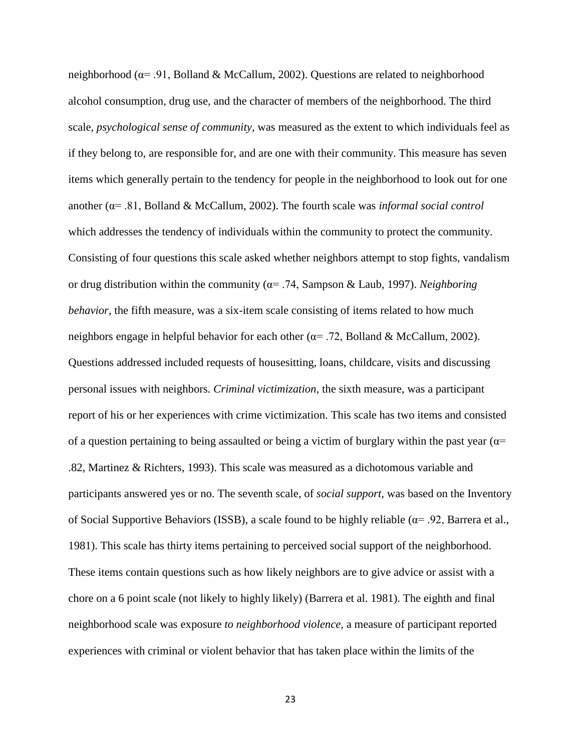neighborhood (α= .91, Bolland & McCallum, 2002). Questions are related to neighborhood alcohol consumption, drug use, and the character of members of the neighborhood. The third scale, *psychological sense of community*, was measured as the extent to which individuals feel as if they belong to, are responsible for, and are one with their community. This measure has seven items which generally pertain to the tendency for people in the neighborhood to look out for one another (α= .81, Bolland & McCallum, 2002). The fourth scale was *informal social control* which addresses the tendency of individuals within the community to protect the community. Consisting of four questions this scale asked whether neighbors attempt to stop fights, vandalism or drug distribution within the community (α= .74, Sampson & Laub, 1997). *Neighboring behavior*, the fifth measure, was a six-item scale consisting of items related to how much neighbors engage in helpful behavior for each other (α= .72, Bolland & McCallum, 2002). Questions addressed included requests of housesitting, loans, childcare, visits and discussing personal issues with neighbors. *Criminal victimization*, the sixth measure, was a participant report of his or her experiences with crime victimization. This scale has two items and consisted of a question pertaining to being assaulted or being a victim of burglary within the past year (α= .82, Martinez & Richters, 1993). This scale was measured as a dichotomous variable and participants answered yes or no. The seventh scale, of *social support,* was based on the Inventory of Social Supportive Behaviors (ISSB), a scale found to be highly reliable (α= .92, Barrera et al., 1981). This scale has thirty items pertaining to perceived social support of the neighborhood. These items contain questions such as how likely neighbors are to give advice or assist with a chore on a 6 point scale (not likely to highly likely) (Barrera et al. 1981). The eighth and final neighborhood scale was exposure *to neighborhood violence,* a measure of participant reported experiences with criminal or violent behavior that has taken place within the limits of the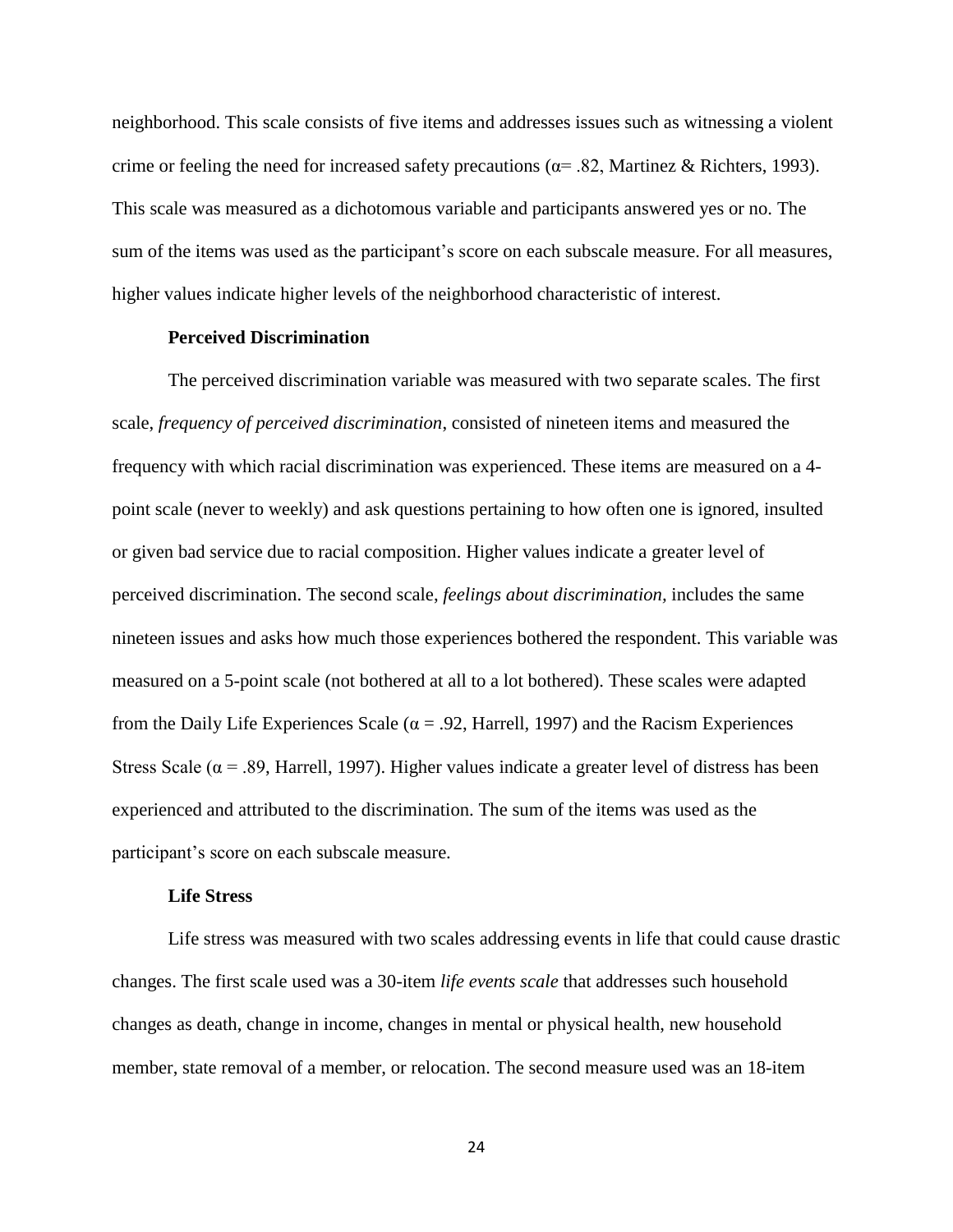neighborhood. This scale consists of five items and addresses issues such as witnessing a violent crime or feeling the need for increased safety precautions ($\alpha$= .82, Martinez & Richters, 1993). This scale was measured as a dichotomous variable and participants answered yes or no. The sum of the items was used as the participant's score on each subscale measure. For all measures, higher values indicate higher levels of the neighborhood characteristic of interest.

### Perceived Discrimination

The perceived discrimination variable was measured with two separate scales. The first scale, *frequency of perceived discrimination,* consisted of nineteen items and measured the frequency with which racial discrimination was experienced. These items are measured on a 4-point scale (never to weekly) and ask questions pertaining to how often one is ignored, insulted or given bad service due to racial composition. Higher values indicate a greater level of perceived discrimination. The second scale, *feelings about discrimination,* includes the same nineteen issues and asks how much those experiences bothered the respondent. This variable was measured on a 5-point scale (not bothered at all to a lot bothered). These scales were adapted from the Daily Life Experiences Scale ($\alpha$ = .92, Harrell, 1997) and the Racism Experiences Stress Scale ($\alpha$ = .89, Harrell, 1997). Higher values indicate a greater level of distress has been experienced and attributed to the discrimination. The sum of the items was used as the participant's score on each subscale measure.

### Life Stress

Life stress was measured with two scales addressing events in life that could cause drastic changes. The first scale used was a 30-item *life events scale* that addresses such household changes as death, change in income, changes in mental or physical health, new household member, state removal of a member, or relocation. The second measure used was an 18-item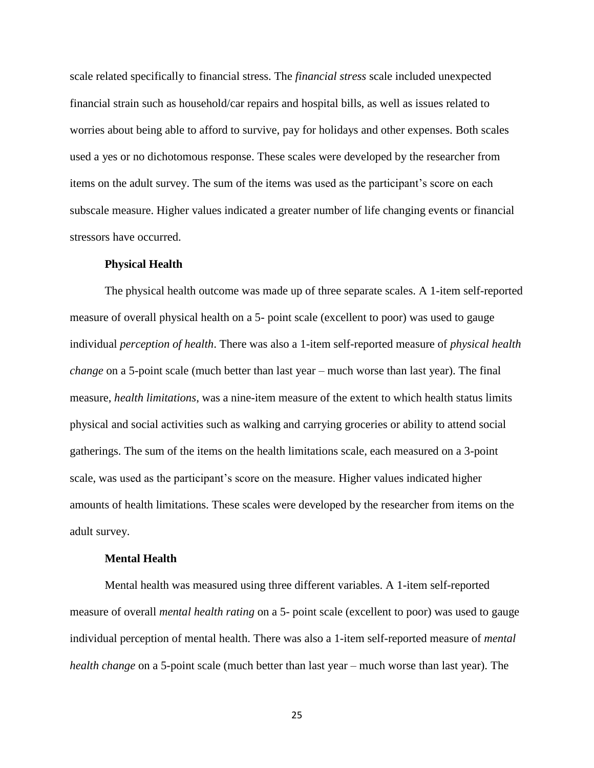scale related specifically to financial stress. The *financial stress* scale included unexpected financial strain such as household/car repairs and hospital bills, as well as issues related to worries about being able to afford to survive, pay for holidays and other expenses. Both scales used a yes or no dichotomous response. These scales were developed by the researcher from items on the adult survey. The sum of the items was used as the participant's score on each subscale measure. Higher values indicated a greater number of life changing events or financial stressors have occurred.

### Physical Health

The physical health outcome was made up of three separate scales. A 1-item self-reported measure of overall physical health on a 5- point scale (excellent to poor) was used to gauge individual *perception of health*. There was also a 1-item self-reported measure of *physical health change* on a 5-point scale (much better than last year – much worse than last year). The final measure, *health limitations,* was a nine-item measure of the extent to which health status limits physical and social activities such as walking and carrying groceries or ability to attend social gatherings. The sum of the items on the health limitations scale, each measured on a 3-point scale, was used as the participant's score on the measure. Higher values indicated higher amounts of health limitations. These scales were developed by the researcher from items on the adult survey.

### Mental Health

Mental health was measured using three different variables. A 1-item self-reported measure of overall *mental health rating* on a 5- point scale (excellent to poor) was used to gauge individual perception of mental health. There was also a 1-item self-reported measure of *mental health change* on a 5-point scale (much better than last year – much worse than last year). The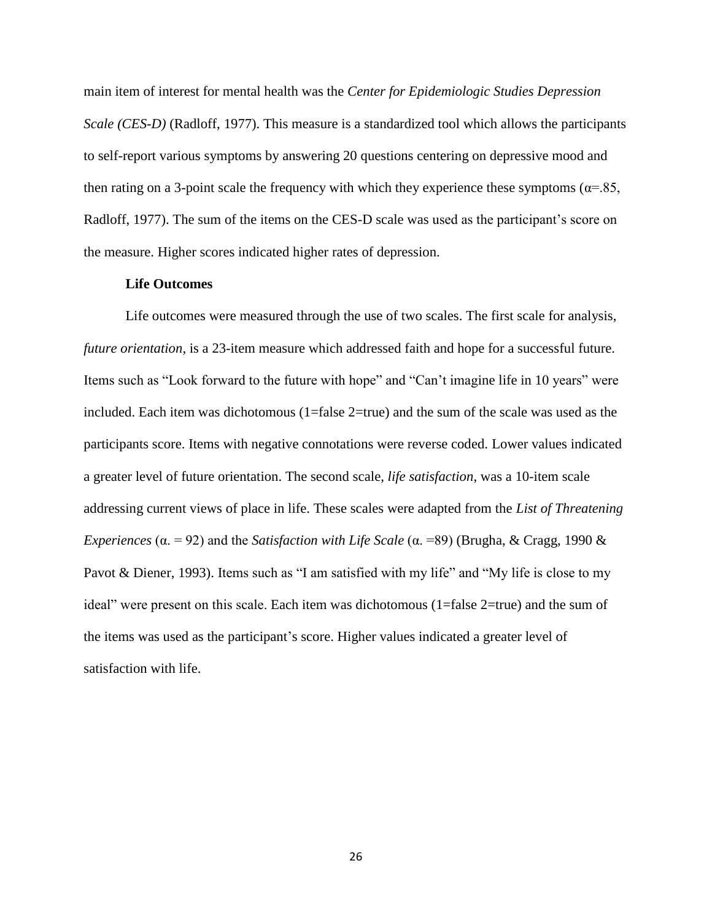main item of interest for mental health was the *Center for Epidemiologic Studies Depression Scale (CES-D)* (Radloff, 1977). This measure is a standardized tool which allows the participants to self-report various symptoms by answering 20 questions centering on depressive mood and then rating on a 3-point scale the frequency with which they experience these symptoms ($\alpha$=.85, Radloff, 1977). The sum of the items on the CES-D scale was used as the participant's score on the measure. Higher scores indicated higher rates of depression.

**Life Outcomes**

Life outcomes were measured through the use of two scales. The first scale for analysis, *future orientation*, is a 23-item measure which addressed faith and hope for a successful future. Items such as "Look forward to the future with hope" and "Can't imagine life in 10 years" were included. Each item was dichotomous (1=false 2=true) and the sum of the scale was used as the participants score. Items with negative connotations were reverse coded. Lower values indicated a greater level of future orientation. The second scale, *life satisfaction*, was a 10-item scale addressing current views of place in life. These scales were adapted from the *List of Threatening Experiences* (α. = 92) and the *Satisfaction with Life Scale* (α. =89) (Brugha, & Cragg, 1990 & Pavot & Diener, 1993). Items such as "I am satisfied with my life" and "My life is close to my ideal" were present on this scale. Each item was dichotomous (1=false 2=true) and the sum of the items was used as the participant's score. Higher values indicated a greater level of satisfaction with life.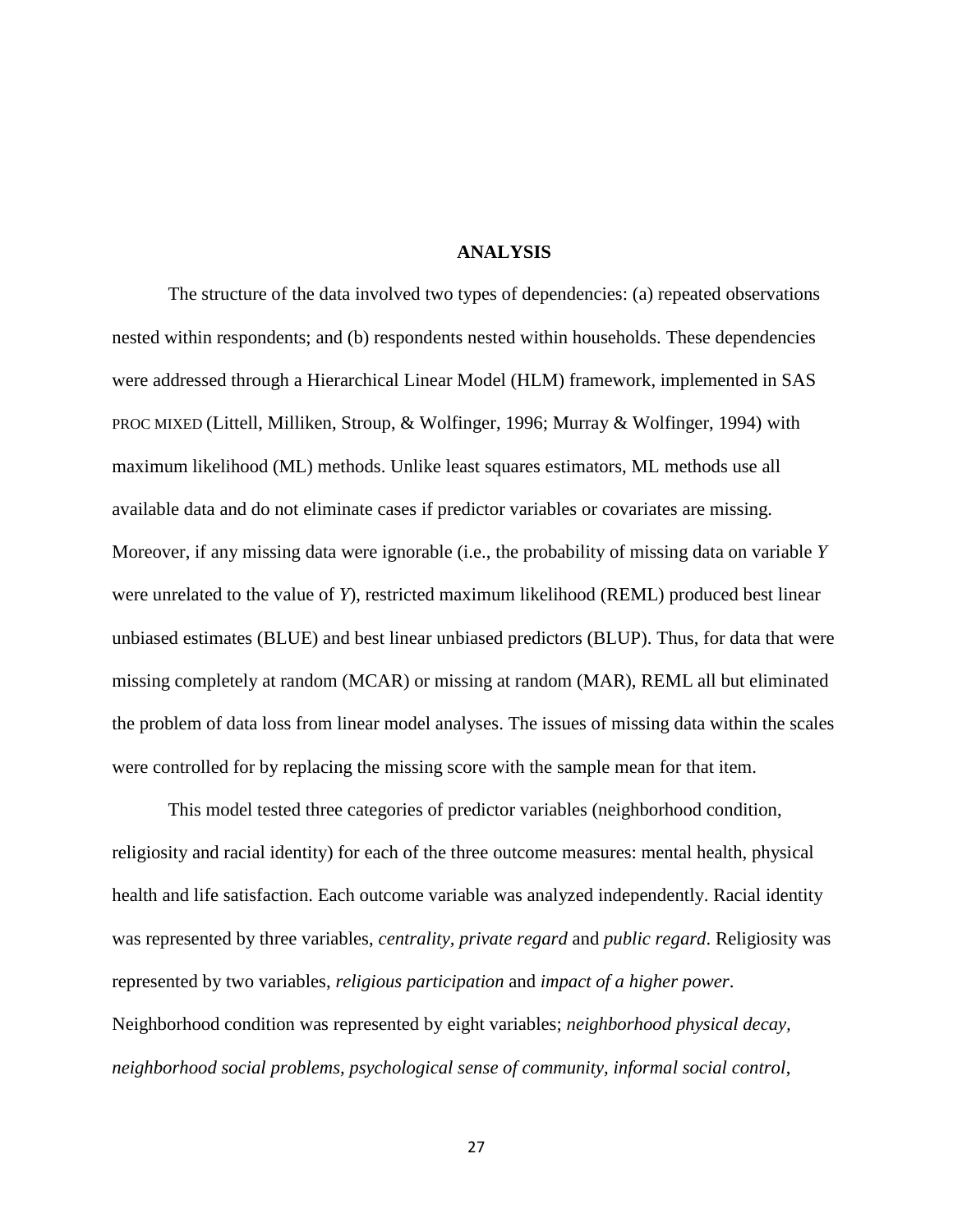## ANALYSIS

The structure of the data involved two types of dependencies: (a) repeated observations nested within respondents; and (b) respondents nested within households. These dependencies were addressed through a Hierarchical Linear Model (HLM) framework, implemented in SAS PROC MIXED (Littell, Milliken, Stroup, & Wolfinger, 1996; Murray & Wolfinger, 1994) with maximum likelihood (ML) methods. Unlike least squares estimators, ML methods use all available data and do not eliminate cases if predictor variables or covariates are missing. Moreover, if any missing data were ignorable (i.e., the probability of missing data on variable $Y$ were unrelated to the value of $Y$), restricted maximum likelihood (REML) produced best linear unbiased estimates (BLUE) and best linear unbiased predictors (BLUP). Thus, for data that were missing completely at random (MCAR) or missing at random (MAR), REML all but eliminated the problem of data loss from linear model analyses. The issues of missing data within the scales were controlled for by replacing the missing score with the sample mean for that item.

This model tested three categories of predictor variables (neighborhood condition, religiosity and racial identity) for each of the three outcome measures: mental health, physical health and life satisfaction. Each outcome variable was analyzed independently. Racial identity was represented by three variables, *centrality*, *private regard* and *public regard*. Religiosity was represented by two variables, *religious participation* and *impact of a higher power*. Neighborhood condition was represented by eight variables; *neighborhood physical decay, neighborhood social problems, psychological sense of community, informal social control*,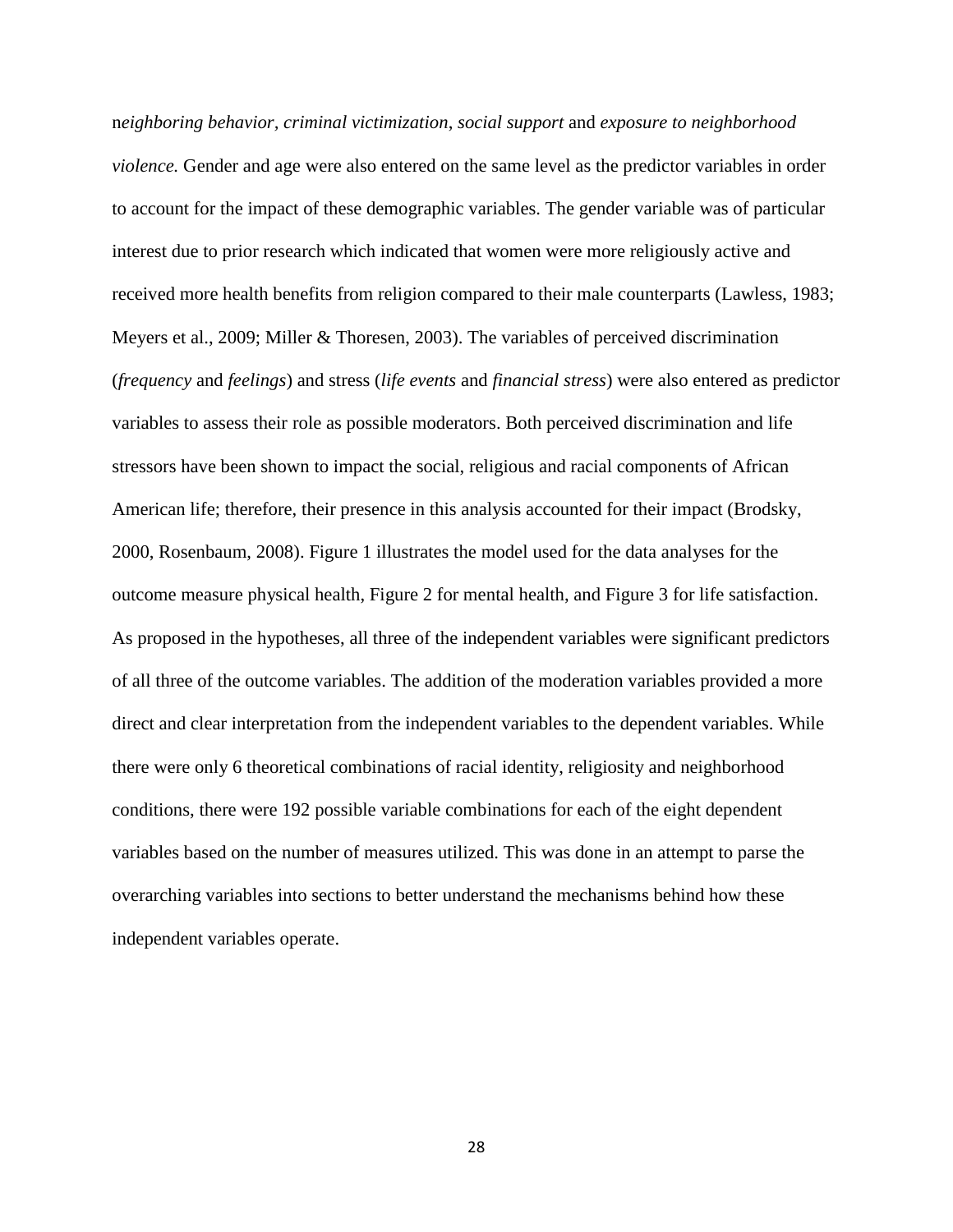n*eighboring behavior, criminal victimization*, *social support* and *exposure to neighborhood violence.* Gender and age were also entered on the same level as the predictor variables in order to account for the impact of these demographic variables. The gender variable was of particular interest due to prior research which indicated that women were more religiously active and received more health benefits from religion compared to their male counterparts (Lawless, 1983; Meyers et al., 2009; Miller & Thoresen, 2003). The variables of perceived discrimination (*frequency* and *feelings*) and stress (*life events* and *financial stress*) were also entered as predictor variables to assess their role as possible moderators. Both perceived discrimination and life stressors have been shown to impact the social, religious and racial components of African American life; therefore, their presence in this analysis accounted for their impact (Brodsky, 2000, Rosenbaum, 2008). Figure 1 illustrates the model used for the data analyses for the outcome measure physical health, Figure 2 for mental health, and Figure 3 for life satisfaction. As proposed in the hypotheses, all three of the independent variables were significant predictors of all three of the outcome variables. The addition of the moderation variables provided a more direct and clear interpretation from the independent variables to the dependent variables. While there were only 6 theoretical combinations of racial identity, religiosity and neighborhood conditions, there were 192 possible variable combinations for each of the eight dependent variables based on the number of measures utilized. This was done in an attempt to parse the overarching variables into sections to better understand the mechanisms behind how these independent variables operate.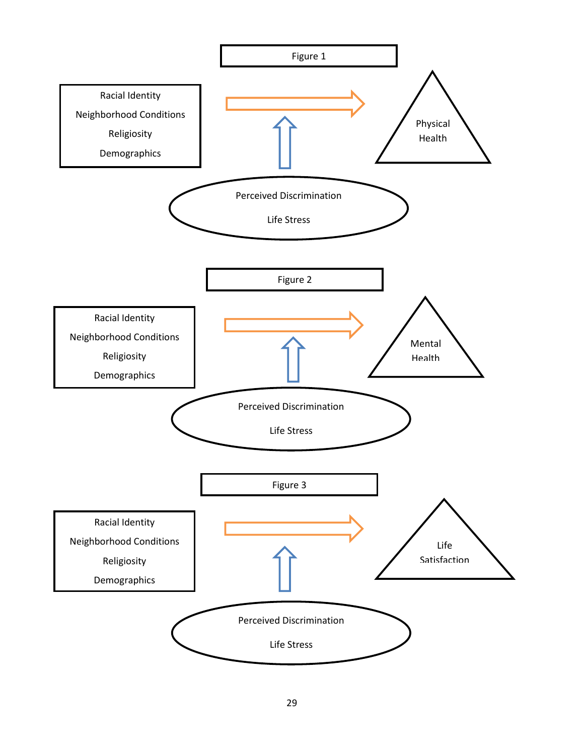Figure 1

Racial Identity

Neighborhood Conditions

Religiosity

Demographics

Physical Health

Perceived Discrimination

Life Stress

Figure 2

Racial Identity

Neighborhood Conditions

Religiosity

Demographics

Mental Health

Perceived Discrimination

Life Stress

Figure 3

Racial Identity

Neighborhood Conditions

Religiosity

Demographics

Life Satisfaction

Perceived Discrimination

Life Stress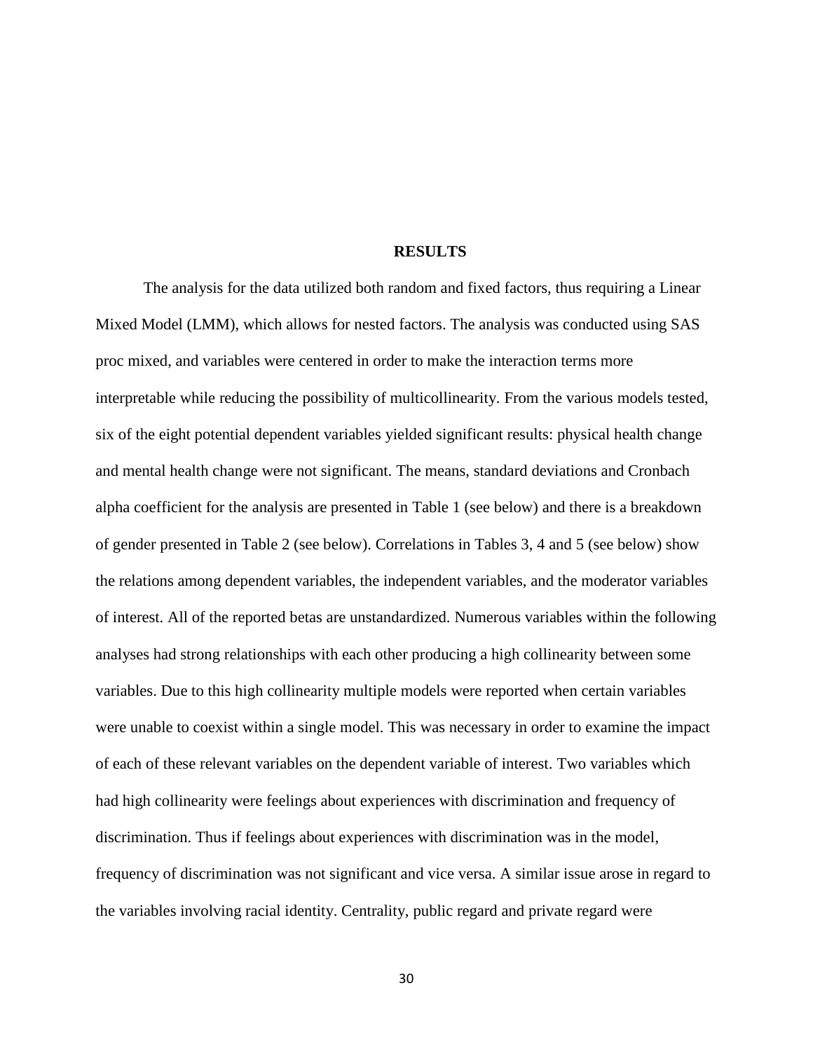# RESULTS

The analysis for the data utilized both random and fixed factors, thus requiring a Linear Mixed Model (LMM), which allows for nested factors. The analysis was conducted using SAS proc mixed, and variables were centered in order to make the interaction terms more interpretable while reducing the possibility of multicollinearity. From the various models tested, six of the eight potential dependent variables yielded significant results: physical health change and mental health change were not significant. The means, standard deviations and Cronbach alpha coefficient for the analysis are presented in Table 1 (see below) and there is a breakdown of gender presented in Table 2 (see below). Correlations in Tables 3, 4 and 5 (see below) show the relations among dependent variables, the independent variables, and the moderator variables of interest. All of the reported betas are unstandardized. Numerous variables within the following analyses had strong relationships with each other producing a high collinearity between some variables. Due to this high collinearity multiple models were reported when certain variables were unable to coexist within a single model. This was necessary in order to examine the impact of each of these relevant variables on the dependent variable of interest. Two variables which had high collinearity were feelings about experiences with discrimination and frequency of discrimination. Thus if feelings about experiences with discrimination was in the model, frequency of discrimination was not significant and vice versa. A similar issue arose in regard to the variables involving racial identity. Centrality, public regard and private regard were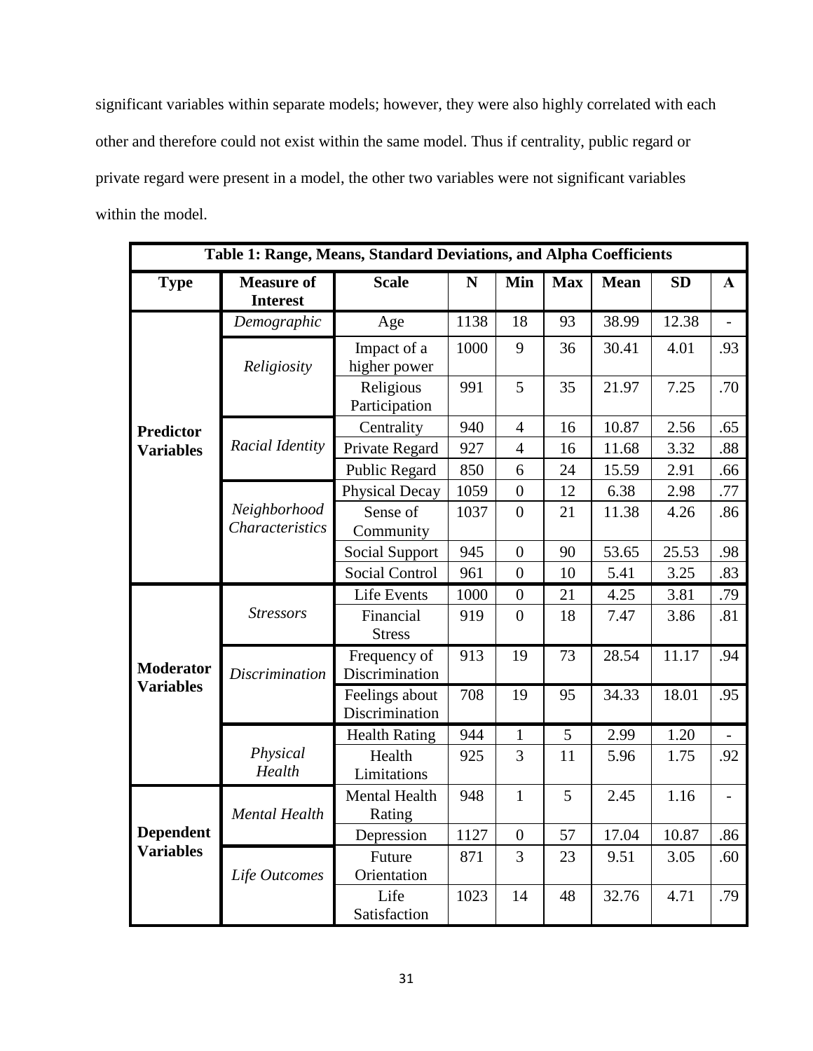significant variables within separate models; however, they were also highly correlated with each other and therefore could not exist within the same model. Thus if centrality, public regard or private regard were present in a model, the other two variables were not significant variables within the model.

| Table 1: Range, Means, Standard Deviations, and Alpha Coefficients | | | | | | | | |
|---|---|---|---|---|---|---|---|---|
| **Type** | **Measure of Interest** | **Scale** | **N** | **Min** | **Max** | **Mean** | **SD** | **A** |
| **Predictor Variables** | *Demographic* | Age | 1138 | 18 | 93 | 38.99 | 12.38 | - |
| | *Religiosity* | Impact of a higher power | 1000 | 9 | 36 | 30.41 | 4.01 | .93 |
| | | Religious Participation | 991 | 5 | 35 | 21.97 | 7.25 | .70 |
| | *Racial Identity* | Centrality | 940 | 4 | 16 | 10.87 | 2.56 | .65 |
| | | Private Regard | 927 | 4 | 16 | 11.68 | 3.32 | .88 |
| | | Public Regard | 850 | 6 | 24 | 15.59 | 2.91 | .66 |
| | *Neighborhood Characteristics* | Physical Decay | 1059 | 0 | 12 | 6.38 | 2.98 | .77 |
| | | Sense of Community | 1037 | 0 | 21 | 11.38 | 4.26 | .86 |
| | | Social Support | 945 | 0 | 90 | 53.65 | 25.53 | .98 |
| | | Social Control | 961 | 0 | 10 | 5.41 | 3.25 | .83 |
| **Moderator Variables** | *Stressors* | Life Events | 1000 | 0 | 21 | 4.25 | 3.81 | .79 |
| | | Financial Stress | 919 | 0 | 18 | 7.47 | 3.86 | .81 |
| | *Discrimination* | Frequency of Discrimination | 913 | 19 | 73 | 28.54 | 11.17 | .94 |
| | | Feelings about Discrimination | 708 | 19 | 95 | 34.33 | 18.01 | .95 |
| | *Physical Health* | Health Rating | 944 | 1 | 5 | 2.99 | 1.20 | - |
| | | Health Limitations | 925 | 3 | 11 | 5.96 | 1.75 | .92 |
| **Dependent Variables** | *Mental Health* | Mental Health Rating | 948 | 1 | 5 | 2.45 | 1.16 | - |
| | | Depression | 1127 | 0 | 57 | 17.04 | 10.87 | .86 |
| | *Life Outcomes* | Future Orientation | 871 | 3 | 23 | 9.51 | 3.05 | .60 |
| | | Life Satisfaction | 1023 | 14 | 48 | 32.76 | 4.71 | .79 |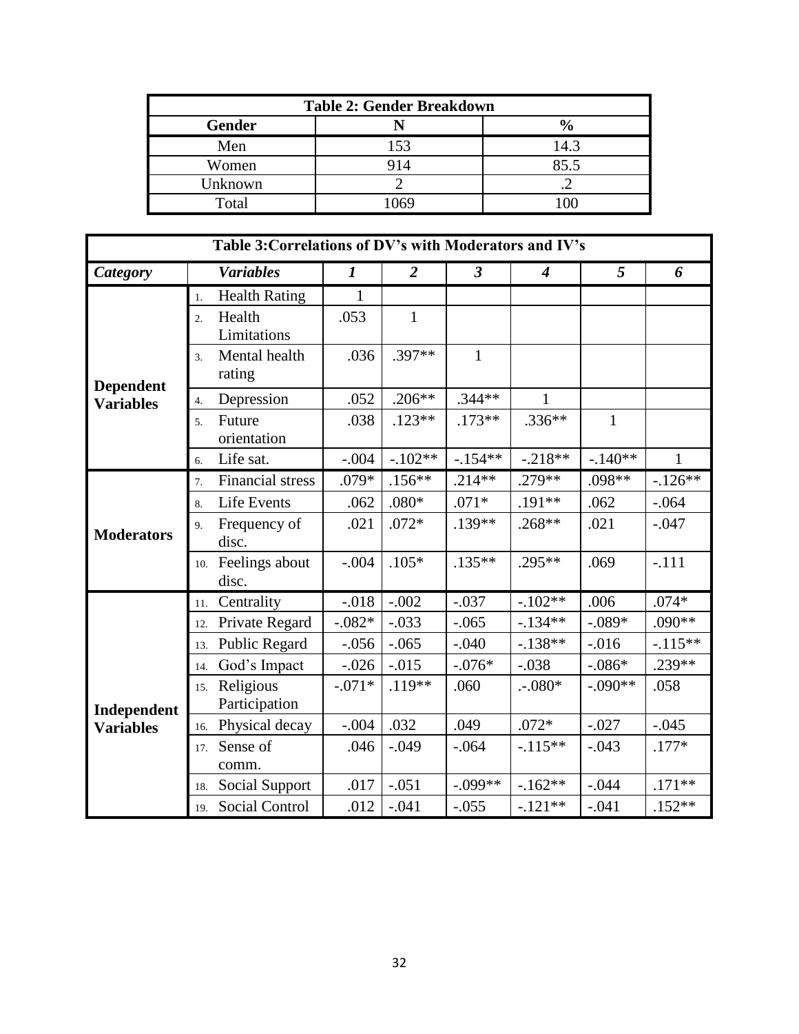| Table 2: Gender Breakdown | | |
|---|---|---|
| **Gender** | **N** | **%** |
| Men | 153 | 14.3 |
| Women | 914 | 85.5 |
| Unknown | 2 | .2 |
| Total | 1069 | 100 |

| Table 3:Correlations of DV's with Moderators and IV's | | | | | | | |
|---|---|---|---|---|---|---|---|
| ***Category*** | ***Variables*** | ***1*** | ***2*** | ***3*** | ***4*** | ***5*** | ***6*** |
| **Dependent Variables** | 1. Health Rating | 1 | | | | | |
| | 2. Health Limitations | .053 | 1 | | | | |
| | 3. Mental health rating | .036 | .397** | 1 | | | |
| | 4. Depression | .052 | .206** | .344** | 1 | | |
| | 5. Future orientation | .038 | .123** | .173** | .336** | 1 | |
| | 6. Life sat. | -.004 | -.102** | -.154** | -.218** | -.140** | 1 |
| **Moderators** | 7. Financial stress | .079* | .156** | .214** | .279** | .098** | -.126** |
| | 8. Life Events | .062 | .080* | .071* | .191** | .062 | -.064 |
| | 9. Frequency of disc. | .021 | .072* | .139** | .268** | .021 | -.047 |
| | 10. Feelings about disc. | -.004 | .105* | .135** | .295** | .069 | -.111 |
| **Independent Variables** | 11. Centrality | -.018 | -.002 | -.037 | -.102** | .006 | .074* |
| | 12. Private Regard | -.082* | -.033 | -.065 | -.134** | -.089* | .090** |
| | 13. Public Regard | -.056 | -.065 | -.040 | -.138** | -.016 | -.115** |
| | 14. God's Impact | -.026 | -.015 | -.076* | -.038 | -.086* | .239** |
| | 15. Religious Participation | -.071* | .119** | .060 | .-.080* | -.090** | .058 |
| | 16. Physical decay | -.004 | .032 | .049 | .072* | -.027 | -.045 |
| | 17. Sense of comm. | .046 | -.049 | -.064 | -.115** | -.043 | .177* |
| | 18. Social Support | .017 | -.051 | -.099** | -.162** | -.044 | .171** |
| | 19. Social Control | .012 | -.041 | -.055 | -.121** | -.041 | .152** |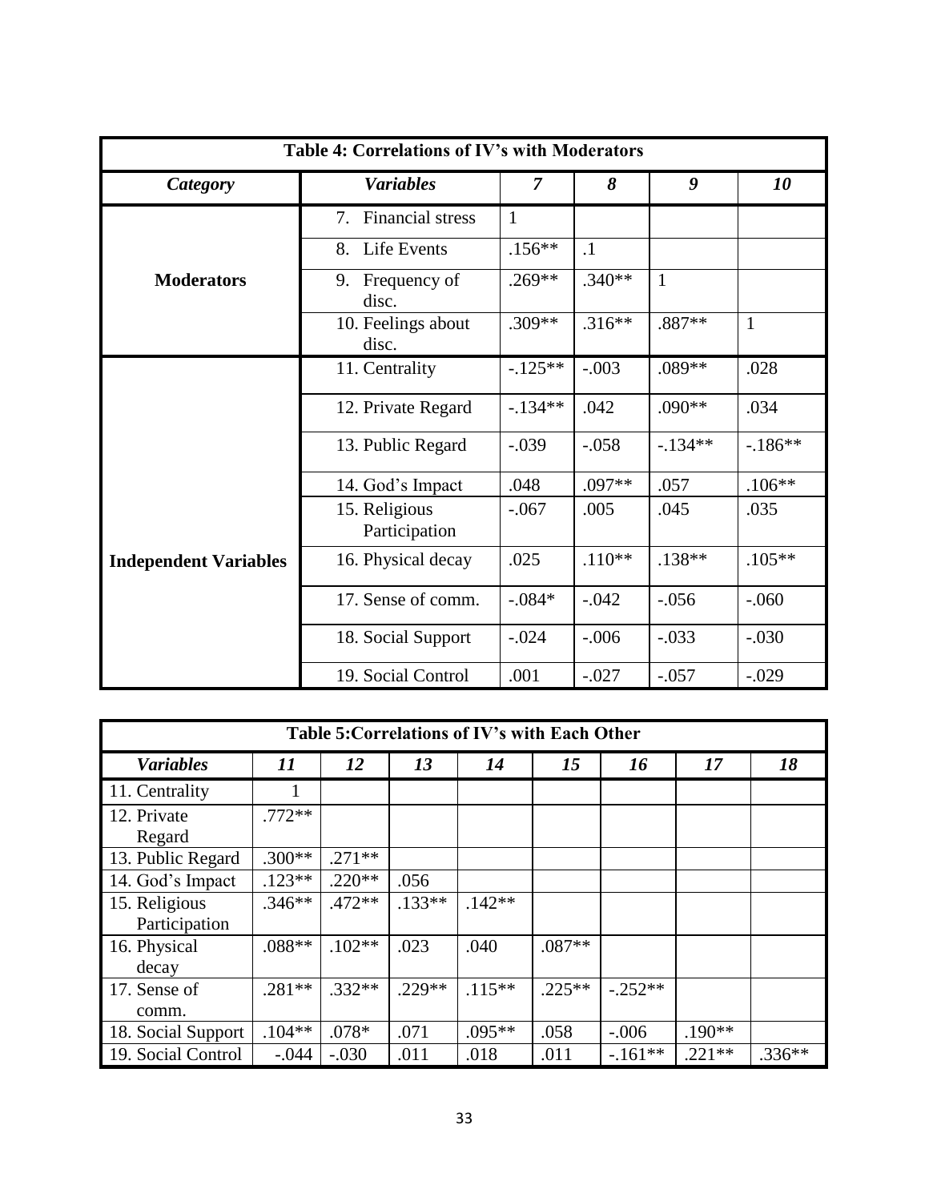| Table 4: Correlations of IV's with Moderators | | | | | |
|---|---|---|---|---|---|
| ***Category*** | ***Variables*** | ***7*** | ***8*** | ***9*** | ***10*** |
| **Moderators** | 7. Financial stress | 1 | | | |
| | 8. Life Events | .156** | .1 | | |
| | 9. Frequency of disc. | .269** | .340** | 1 | |
| | 10. Feelings about disc. | .309** | .316** | .887** | 1 |
| **Independent Variables** | 11. Centrality | -.125** | -.003 | .089** | .028 |
| | 12. Private Regard | -.134** | .042 | .090** | .034 |
| | 13. Public Regard | -.039 | -.058 | -.134** | -.186** |
| | 14. God's Impact | .048 | .097** | .057 | .106** |
| | 15. Religious Participation | -.067 | .005 | .045 | .035 |
| | 16. Physical decay | .025 | .110** | .138** | .105** |
| | 17. Sense of comm. | -.084* | -.042 | -.056 | -.060 |
| | 18. Social Support | -.024 | -.006 | -.033 | -.030 |
| | 19. Social Control | .001 | -.027 | -.057 | -.029 |

| Table 5: Correlations of IV's with Each Other | | | | | | | | |
|---|---|---|---|---|---|---|---|---|
| ***Variables*** | ***11*** | ***12*** | ***13*** | ***14*** | ***15*** | ***16*** | ***17*** | ***18*** |
| 11. Centrality | 1 | | | | | | | |
| 12. Private Regard | .772** | | | | | | | |
| 13. Public Regard | .300** | .271** | | | | | | |
| 14. God's Impact | .123** | .220** | .056 | | | | | |
| 15. Religious Participation | .346** | .472** | .133** | .142** | | | | |
| 16. Physical decay | .088** | .102** | .023 | .040 | .087** | | | |
| 17. Sense of comm. | .281** | .332** | .229** | .115** | .225** | -.252** | | |
| 18. Social Support | .104** | .078* | .071 | .095** | .058 | -.006 | .190** | |
| 19. Social Control | -.044 | -.030 | .011 | .018 | .011 | -.161** | .221** | .336** |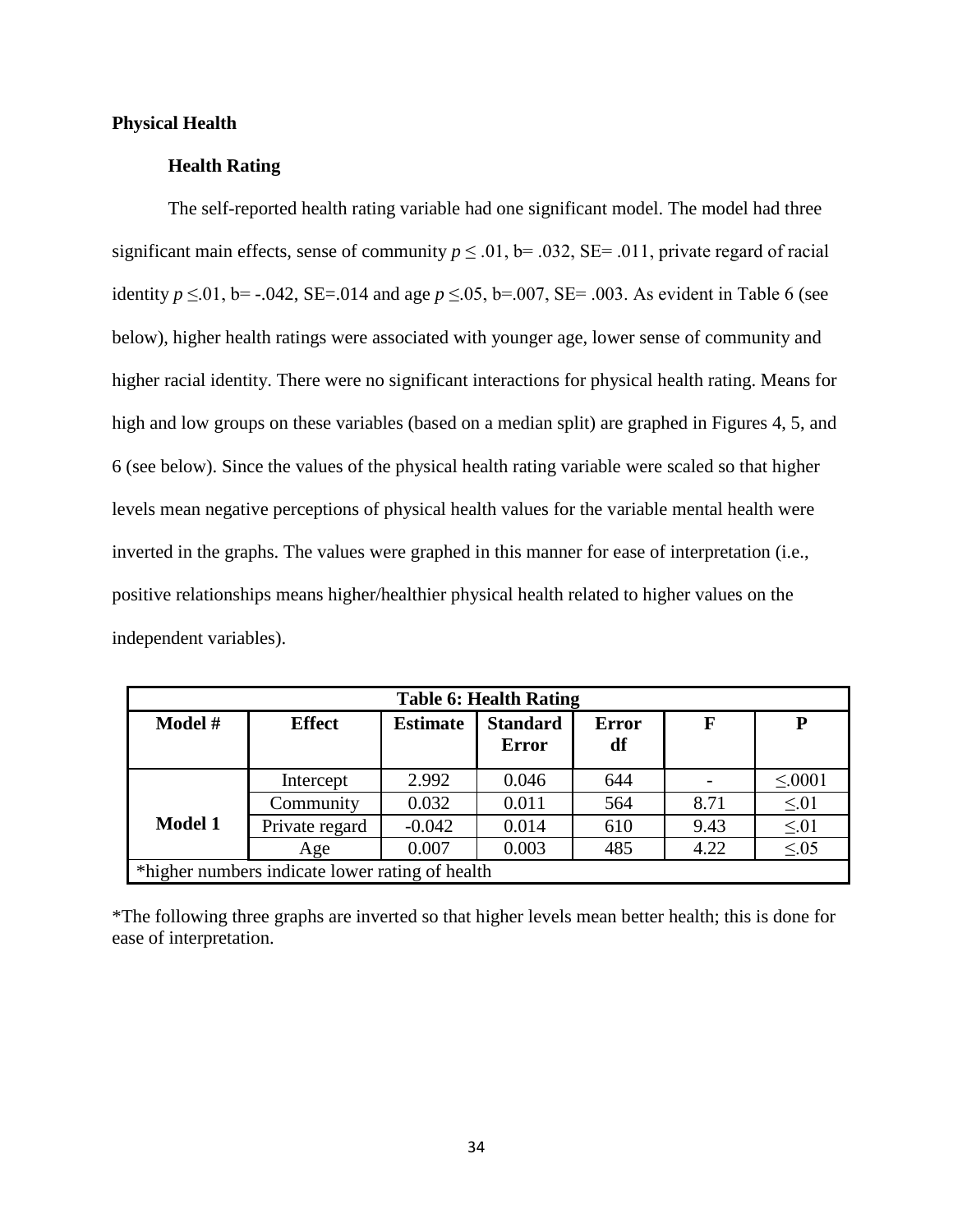## Physical Health

### Health Rating

The self-reported health rating variable had one significant model. The model had three significant main effects, sense of community $p \leq .01$, b= .032, SE= .011, private regard of racial identity $p \leq .01$, b= -.042, SE=.014 and age $p \leq .05$, b=.007, SE= .003. As evident in Table 6 (see below), higher health ratings were associated with younger age, lower sense of community and higher racial identity. There were no significant interactions for physical health rating. Means for high and low groups on these variables (based on a median split) are graphed in Figures 4, 5, and 6 (see below). Since the values of the physical health rating variable were scaled so that higher levels mean negative perceptions of physical health values for the variable mental health were inverted in the graphs. The values were graphed in this manner for ease of interpretation (i.e., positive relationships means higher/healthier physical health related to higher values on the independent variables).

| Table 6: Health Rating | | | | | | |
|---|---|---|---|---|---|---|
| **Model #** | **Effect** | **Estimate** | **Standard Error** | **Error df** | **F** | **P** |
| **Model 1** | Intercept | 2.992 | 0.046 | 644 | - | ≤.0001 |
| | Community | 0.032 | 0.011 | 564 | 8.71 | ≤.01 |
| | Private regard | -0.042 | 0.014 | 610 | 9.43 | ≤.01 |
| | Age | 0.007 | 0.003 | 485 | 4.22 | ≤.05 |
| *higher numbers indicate lower rating of health | | | | | | |

*The following three graphs are inverted so that higher levels mean better health; this is done for ease of interpretation.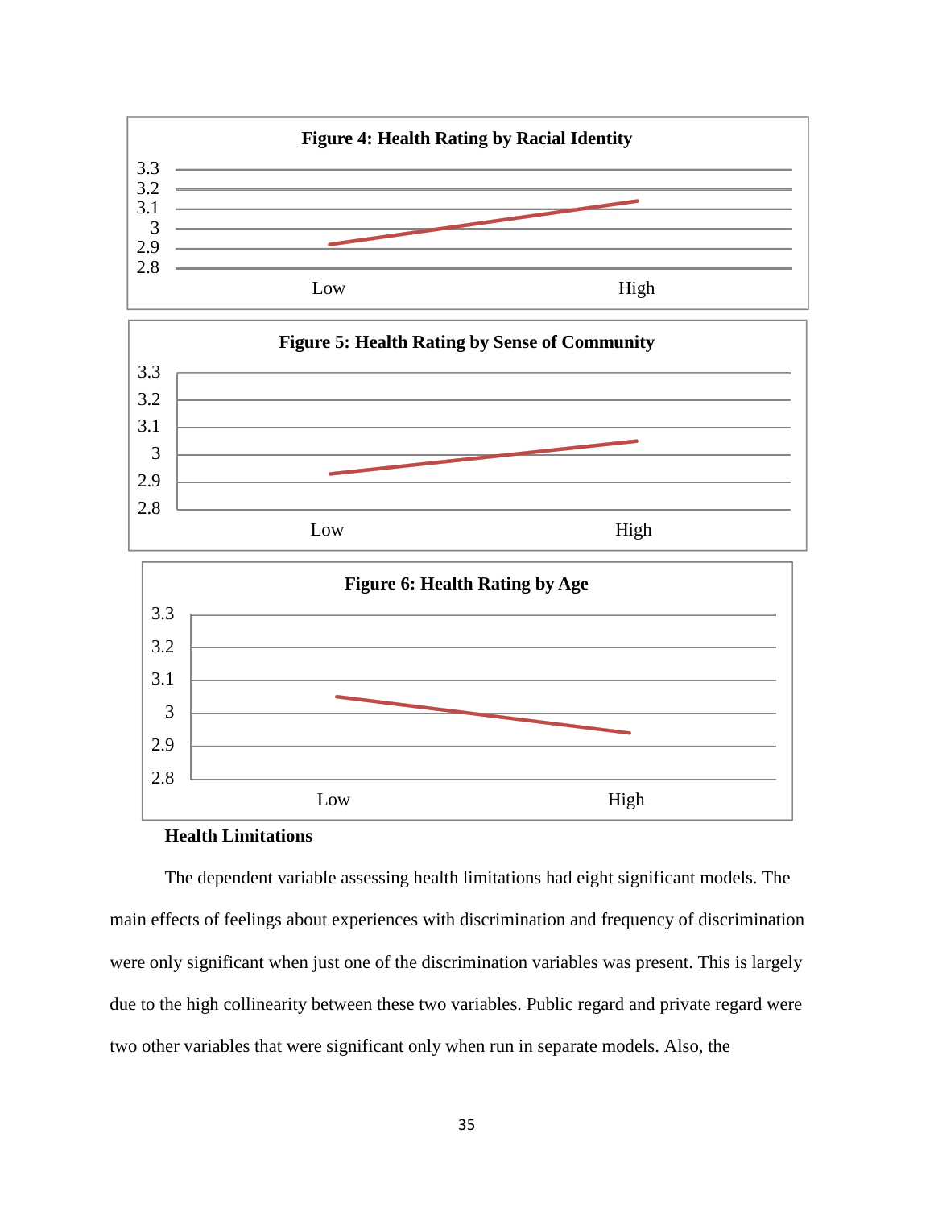**Figure 4: Health Rating by Racial Identity**

**Figure 5: Health Rating by Sense of Community**

**Figure 6: Health Rating by Age**

**Health Limitations**

The dependent variable assessing health limitations had eight significant models. The main effects of feelings about experiences with discrimination and frequency of discrimination were only significant when just one of the discrimination variables was present. This is largely due to the high collinearity between these two variables. Public regard and private regard were two other variables that were significant only when run in separate models. Also, the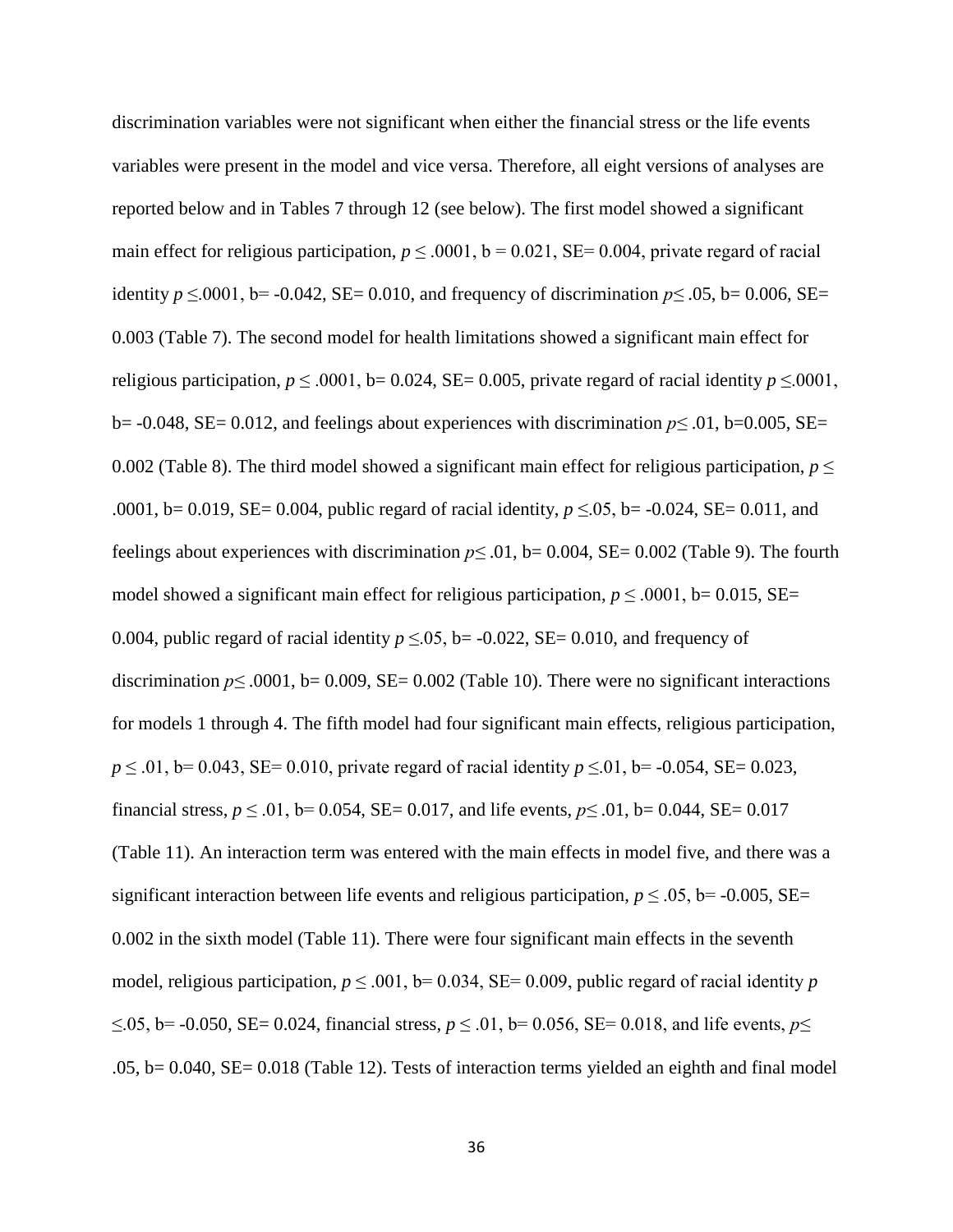discrimination variables were not significant when either the financial stress or the life events variables were present in the model and vice versa. Therefore, all eight versions of analyses are reported below and in Tables 7 through 12 (see below). The first model showed a significant main effect for religious participation, $p \leq .0001$, b = 0.021, SE= 0.004, private regard of racial identity $p \leq .0001$, b= -0.042, SE= 0.010, and frequency of discrimination $p \leq .05$, b= 0.006, SE= 0.003 (Table 7). The second model for health limitations showed a significant main effect for religious participation, $p \leq .0001$, b= 0.024, SE= 0.005, private regard of racial identity $p \leq .0001$, b= -0.048, SE= 0.012, and feelings about experiences with discrimination $p \leq .01$, b=0.005, SE= 0.002 (Table 8). The third model showed a significant main effect for religious participation, $p \leq .0001$, b= 0.019, SE= 0.004, public regard of racial identity, $p \leq .05$, b= -0.024, SE= 0.011, and feelings about experiences with discrimination $p \leq .01$, b= 0.004, SE= 0.002 (Table 9). The fourth model showed a significant main effect for religious participation, $p \leq .0001$, b= 0.015, SE= 0.004, public regard of racial identity $p \leq .05$, b= -0.022, SE= 0.010, and frequency of discrimination $p \leq .0001$, b= 0.009, SE= 0.002 (Table 10). There were no significant interactions for models 1 through 4. The fifth model had four significant main effects, religious participation, $p \leq .01$, b= 0.043, SE= 0.010, private regard of racial identity $p \leq .01$, b= -0.054, SE= 0.023, financial stress, $p \leq .01$, b= 0.054, SE= 0.017, and life events, $p \leq .01$, b= 0.044, SE= 0.017 (Table 11). An interaction term was entered with the main effects in model five, and there was a significant interaction between life events and religious participation, $p \leq .05$, b= -0.005, SE= 0.002 in the sixth model (Table 11). There were four significant main effects in the seventh model, religious participation, $p \leq .001$, b= 0.034, SE= 0.009, public regard of racial identity $p \leq .05$, b= -0.050, SE= 0.024, financial stress, $p \leq .01$, b= 0.056, SE= 0.018, and life events, $p \leq .05$, b= 0.040, SE= 0.018 (Table 12). Tests of interaction terms yielded an eighth and final model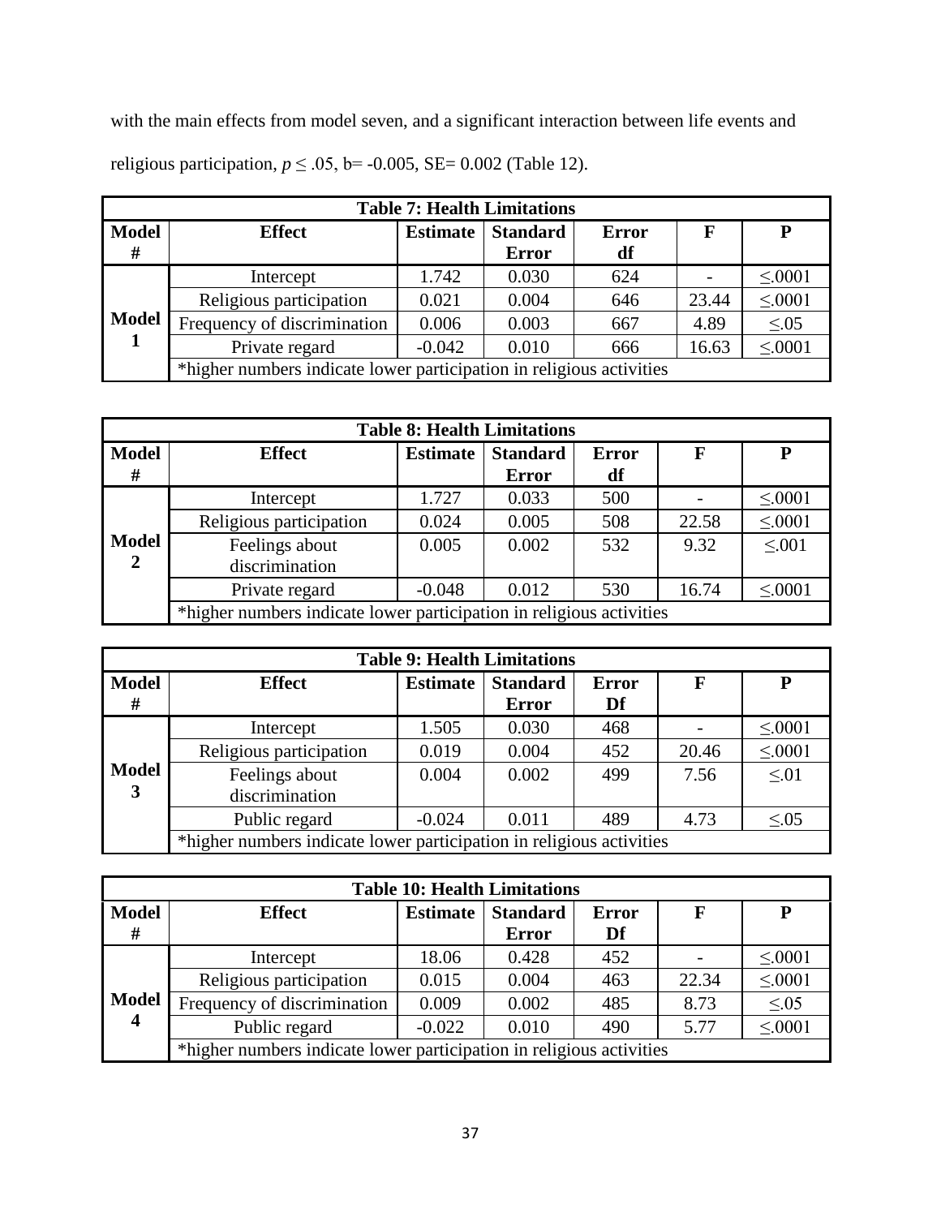with the main effects from model seven, and a significant interaction between life events and religious participation, $p \leq .05$, b= -0.005, SE= 0.002 (Table 12).

| Table 7: Health Limitations | | | | | | |
|---|---|---|---|---|---|---|
| **Model #** | **Effect** | **Estimate** | **Standard Error** | **Error df** | **F** | **P** |
| **Model 1** | Intercept | 1.742 | 0.030 | 624 | - | ≤.0001 |
| | Religious participation | 0.021 | 0.004 | 646 | 23.44 | ≤.0001 |
| | Frequency of discrimination | 0.006 | 0.003 | 667 | 4.89 | ≤.05 |
| | Private regard | -0.042 | 0.010 | 666 | 16.63 | ≤.0001 |
| | *higher numbers indicate lower participation in religious activities | | | | | |

| Table 8: Health Limitations | | | | | | |
|---|---|---|---|---|---|---|
| **Model #** | **Effect** | **Estimate** | **Standard Error** | **Error df** | **F** | **P** |
| **Model 2** | Intercept | 1.727 | 0.033 | 500 | - | ≤.0001 |
| | Religious participation | 0.024 | 0.005 | 508 | 22.58 | ≤.0001 |
| | Feelings about discrimination | 0.005 | 0.002 | 532 | 9.32 | ≤.001 |
| | Private regard | -0.048 | 0.012 | 530 | 16.74 | ≤.0001 |
| | *higher numbers indicate lower participation in religious activities | | | | | |

| Table 9: Health Limitations | | | | | | |
|---|---|---|---|---|---|---|
| **Model #** | **Effect** | **Estimate** | **Standard Error** | **Error Df** | **F** | **P** |
| **Model 3** | Intercept | 1.505 | 0.030 | 468 | - | ≤.0001 |
| | Religious participation | 0.019 | 0.004 | 452 | 20.46 | ≤.0001 |
| | Feelings about discrimination | 0.004 | 0.002 | 499 | 7.56 | ≤.01 |
| | Public regard | -0.024 | 0.011 | 489 | 4.73 | ≤.05 |
| | *higher numbers indicate lower participation in religious activities | | | | | |

| Table 10: Health Limitations | | | | | | |
|---|---|---|---|---|---|---|
| **Model #** | **Effect** | **Estimate** | **Standard Error** | **Error Df** | **F** | **P** |
| **Model 4** | Intercept | 18.06 | 0.428 | 452 | - | ≤.0001 |
| | Religious participation | 0.015 | 0.004 | 463 | 22.34 | ≤.0001 |
| | Frequency of discrimination | 0.009 | 0.002 | 485 | 8.73 | ≤.05 |
| | Public regard | -0.022 | 0.010 | 490 | 5.77 | ≤.0001 |
| | *higher numbers indicate lower participation in religious activities | | | | | |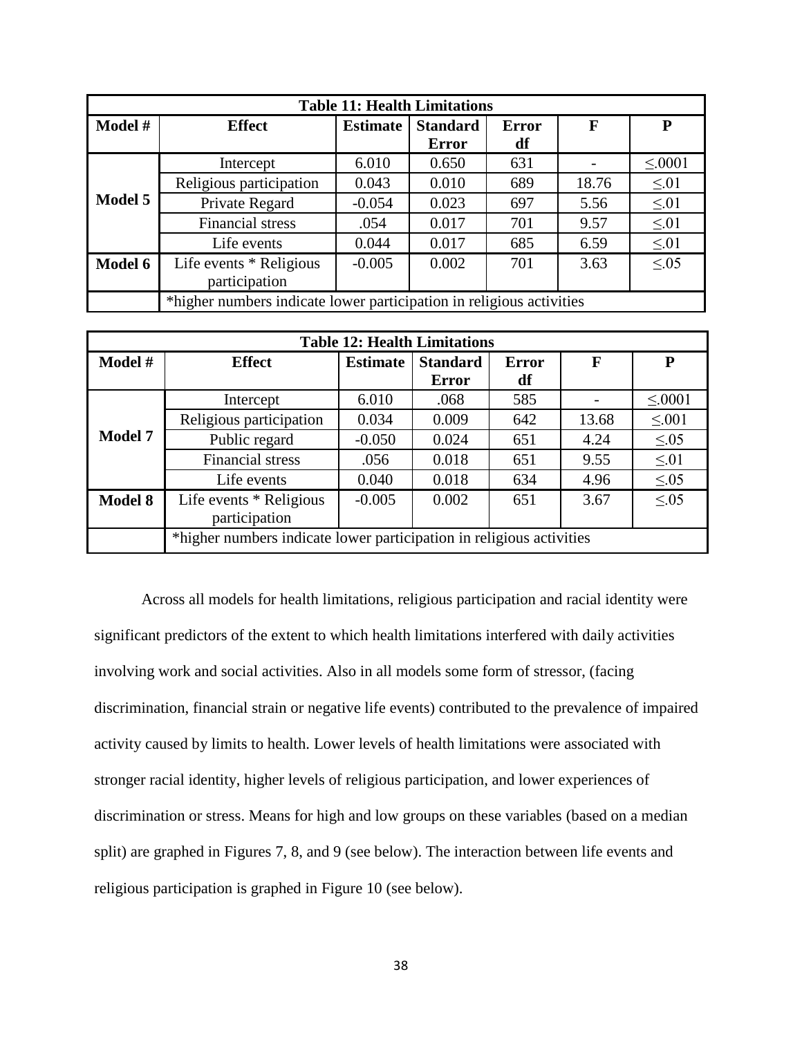| Table 11: Health Limitations | | | | | | |
|---|---|---|---|---|---|---|
| **Model #** | **Effect** | **Estimate** | **Standard Error** | **Error df** | **F** | **P** |
| **Model 5** | Intercept | 6.010 | 0.650 | 631 | - | ≤.0001 |
| | Religious participation | 0.043 | 0.010 | 689 | 18.76 | ≤.01 |
| | Private Regard | -0.054 | 0.023 | 697 | 5.56 | ≤.01 |
| | Financial stress | .054 | 0.017 | 701 | 9.57 | ≤.01 |
| | Life events | 0.044 | 0.017 | 685 | 6.59 | ≤.01 |
| **Model 6** | Life events * Religious participation | -0.005 | 0.002 | 701 | 3.63 | ≤.05 |
| | *higher numbers indicate lower participation in religious activities | | | | | |

| Table 12: Health Limitations | | | | | | |
|---|---|---|---|---|---|---|
| **Model #** | **Effect** | **Estimate** | **Standard Error** | **Error df** | **F** | **P** |
| **Model 7** | Intercept | 6.010 | .068 | 585 | - | ≤.0001 |
| | Religious participation | 0.034 | 0.009 | 642 | 13.68 | ≤.001 |
| | Public regard | -0.050 | 0.024 | 651 | 4.24 | ≤.05 |
| | Financial stress | .056 | 0.018 | 651 | 9.55 | ≤.01 |
| | Life events | 0.040 | 0.018 | 634 | 4.96 | ≤.05 |
| **Model 8** | Life events * Religious participation | -0.005 | 0.002 | 651 | 3.67 | ≤.05 |
| | *higher numbers indicate lower participation in religious activities | | | | | |

Across all models for health limitations, religious participation and racial identity were significant predictors of the extent to which health limitations interfered with daily activities involving work and social activities. Also in all models some form of stressor, (facing discrimination, financial strain or negative life events) contributed to the prevalence of impaired activity caused by limits to health. Lower levels of health limitations were associated with stronger racial identity, higher levels of religious participation, and lower experiences of discrimination or stress. Means for high and low groups on these variables (based on a median split) are graphed in Figures 7, 8, and 9 (see below). The interaction between life events and religious participation is graphed in Figure 10 (see below).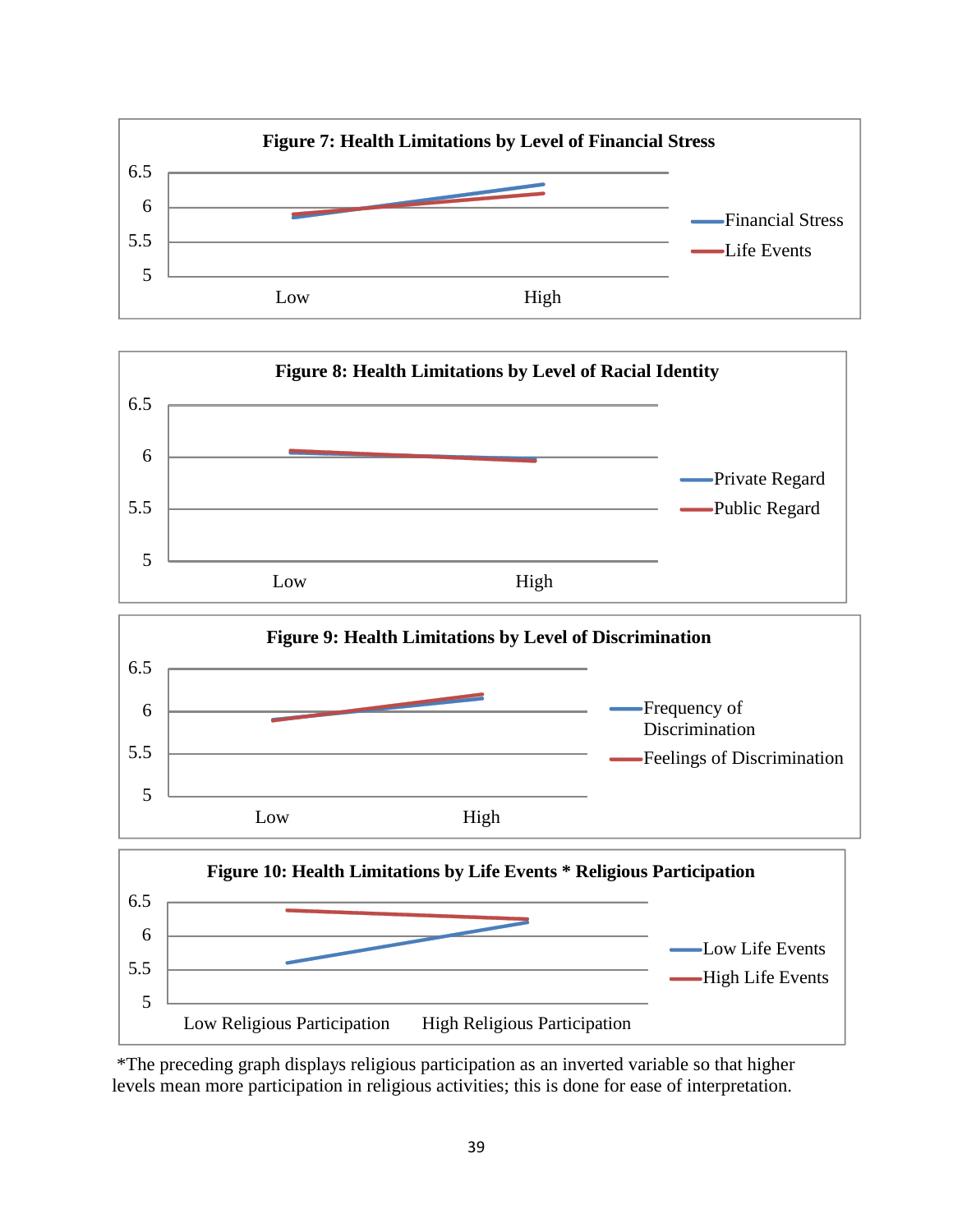**Figure 7: Health Limitations by Level of Financial Stress**

**Figure 8: Health Limitations by Level of Racial Identity**

**Figure 9: Health Limitations by Level of Discrimination**

**Figure 10: Health Limitations by Life Events * Religious Participation**

*The preceding graph displays religious participation as an inverted variable so that higher levels mean more participation in religious activities; this is done for ease of interpretation.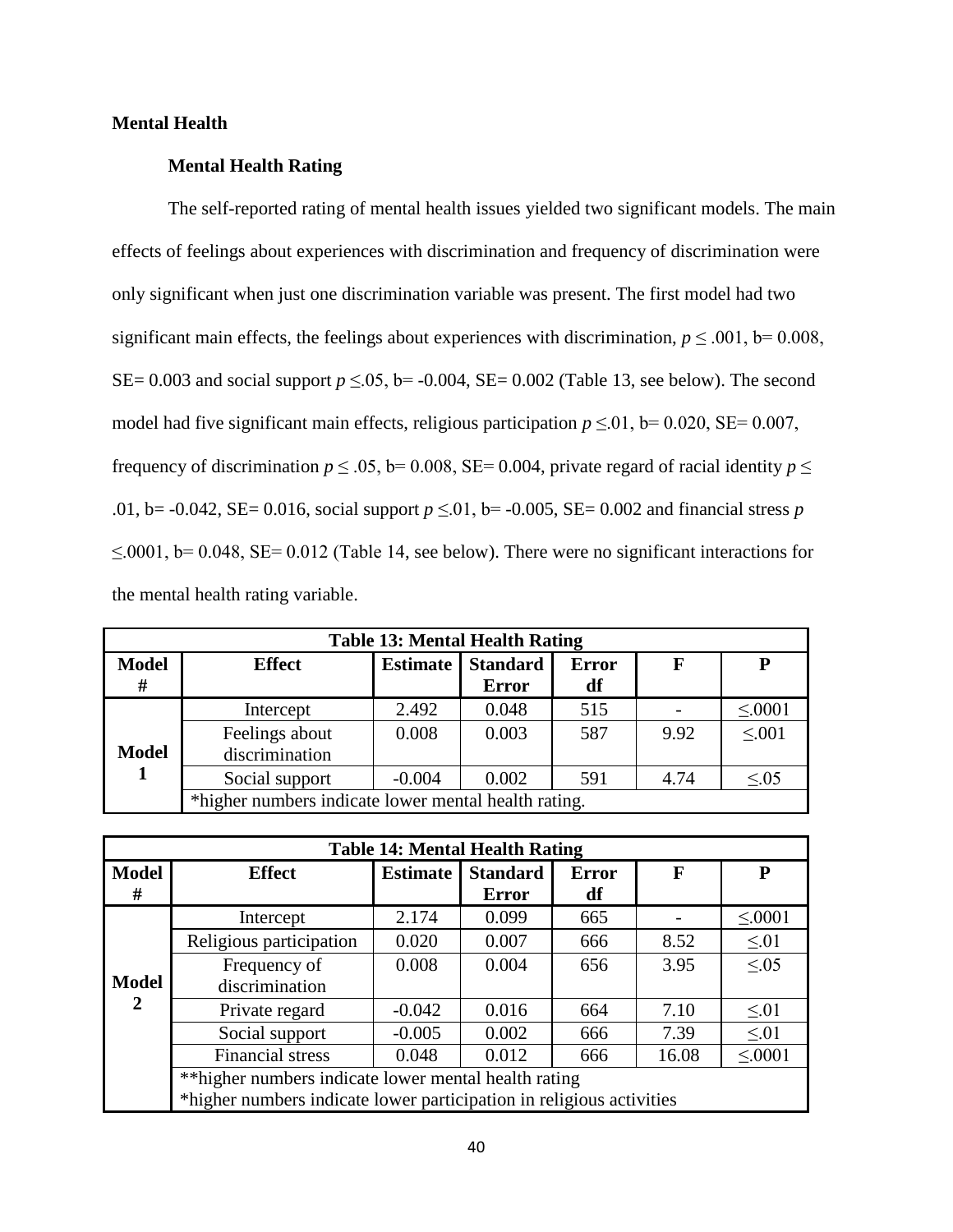**Mental Health**

**Mental Health Rating**

The self-reported rating of mental health issues yielded two significant models. The main effects of feelings about experiences with discrimination and frequency of discrimination were only significant when just one discrimination variable was present. The first model had two significant main effects, the feelings about experiences with discrimination, $p \leq .001$, b= 0.008, SE= 0.003 and social support $p \leq .05$, b= -0.004, SE= 0.002 (Table 13, see below). The second model had five significant main effects, religious participation $p \leq .01$, b= 0.020, SE= 0.007, frequency of discrimination $p \leq .05$, b= 0.008, SE= 0.004, private regard of racial identity $p \leq .01$, b= -0.042, SE= 0.016, social support $p \leq .01$, b= -0.005, SE= 0.002 and financial stress $p \leq .0001$, b= 0.048, SE= 0.012 (Table 14, see below). There were no significant interactions for the mental health rating variable.

| Table 13: Mental Health Rating | | | | | | |
|---|---|---|---|---|---|---|
| **Model #** | **Effect** | **Estimate** | **Standard Error** | **Error df** | **F** | **P** |
| **Model 1** | Intercept | 2.492 | 0.048 | 515 | - | ≤.0001 |
| | Feelings about discrimination | 0.008 | 0.003 | 587 | 9.92 | ≤.001 |
| | Social support | -0.004 | 0.002 | 591 | 4.74 | ≤.05 |
| | *higher numbers indicate lower mental health rating. | | | | | |

| Table 14: Mental Health Rating | | | | | | |
|---|---|---|---|---|---|---|
| **Model #** | **Effect** | **Estimate** | **Standard Error** | **Error df** | **F** | **P** |
| **Model 2** | Intercept | 2.174 | 0.099 | 665 | - | ≤.0001 |
| | Religious participation | 0.020 | 0.007 | 666 | 8.52 | ≤.01 |
| | Frequency of discrimination | 0.008 | 0.004 | 656 | 3.95 | ≤.05 |
| | Private regard | -0.042 | 0.016 | 664 | 7.10 | ≤.01 |
| | Social support | -0.005 | 0.002 | 666 | 7.39 | ≤.01 |
| | Financial stress | 0.048 | 0.012 | 666 | 16.08 | ≤.0001 |
| | **higher numbers indicate lower mental health rating<br>*higher numbers indicate lower participation in religious activities | | | | | |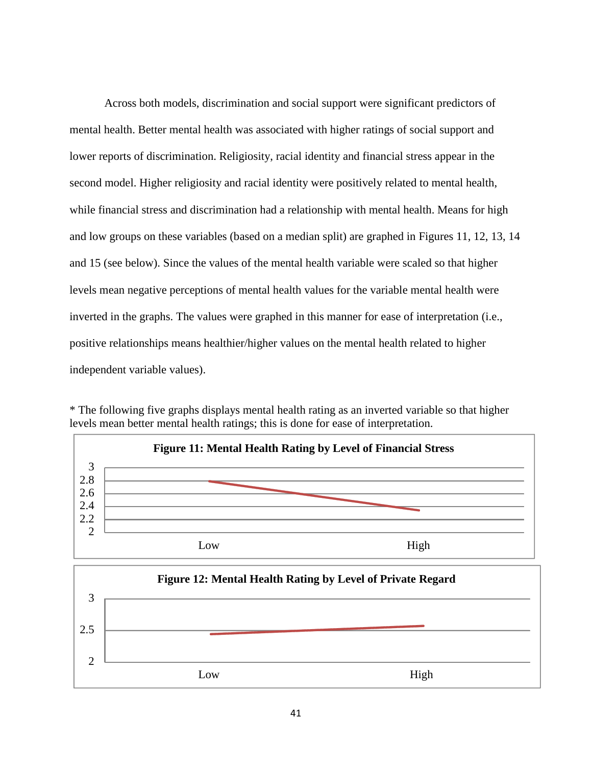Across both models, discrimination and social support were significant predictors of mental health. Better mental health was associated with higher ratings of social support and lower reports of discrimination. Religiosity, racial identity and financial stress appear in the second model. Higher religiosity and racial identity were positively related to mental health, while financial stress and discrimination had a relationship with mental health. Means for high and low groups on these variables (based on a median split) are graphed in Figures 11, 12, 13, 14 and 15 (see below). Since the values of the mental health variable were scaled so that higher levels mean negative perceptions of mental health values for the variable mental health were inverted in the graphs. The values were graphed in this manner for ease of interpretation (i.e., positive relationships means healthier/higher values on the mental health related to higher independent variable values).

* The following five graphs displays mental health rating as an inverted variable so that higher levels mean better mental health ratings; this is done for ease of interpretation.

**Figure 11: Mental Health Rating by Level of Financial Stress**

**Figure 12: Mental Health Rating by Level of Private Regard**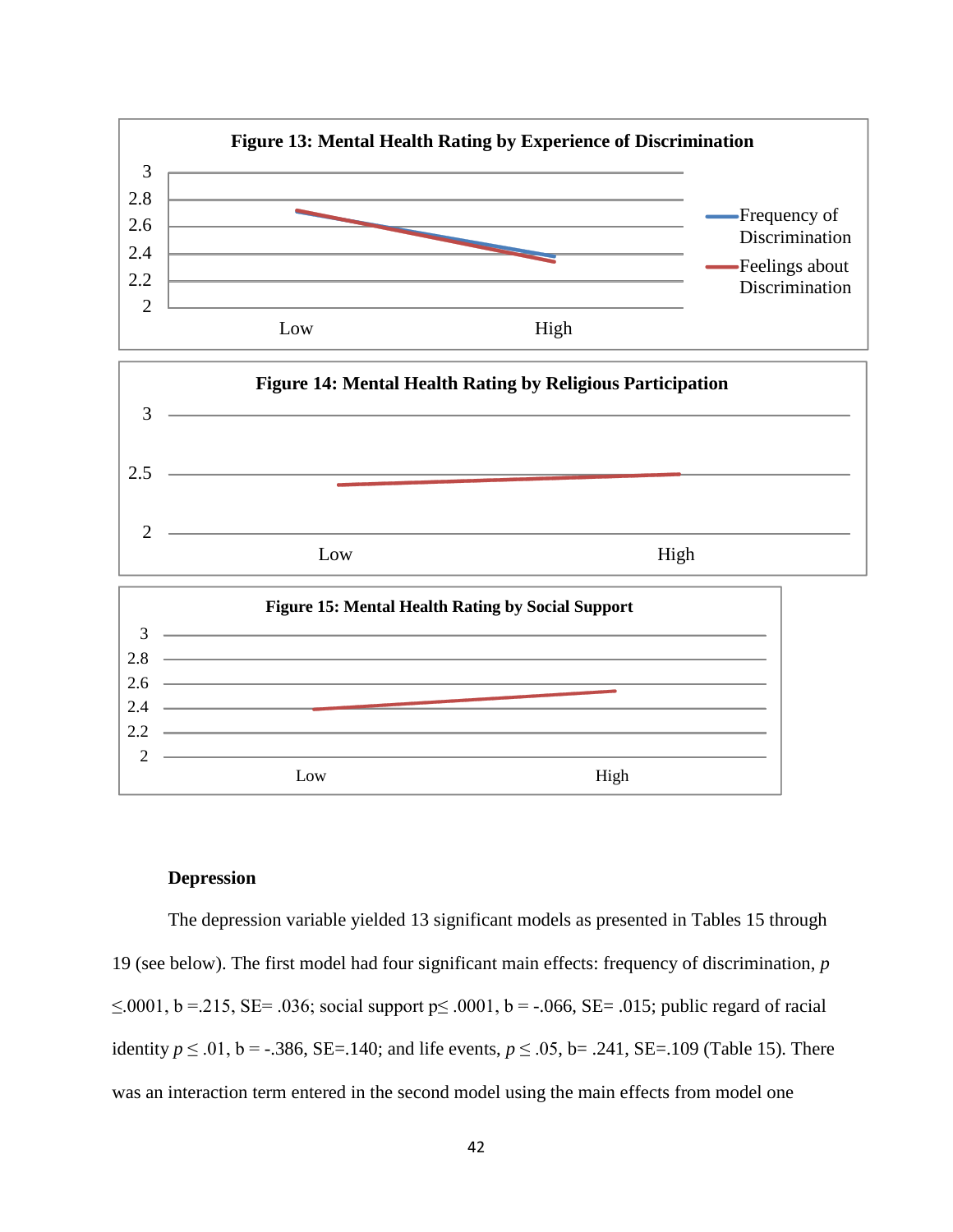**Figure 13: Mental Health Rating by Experience of Discrimination**

**Figure 14: Mental Health Rating by Religious Participation**

**Figure 15: Mental Health Rating by Social Support**

## Depression

The depression variable yielded 13 significant models as presented in Tables 15 through 19 (see below). The first model had four significant main effects: frequency of discrimination, $p \leq .0001$, b =.215, SE= .036; social support $p \leq .0001$, b = -.066, SE= .015; public regard of racial identity $p \leq .01$, b = -.386, SE=.140; and life events, $p \leq .05$, b= .241, SE=.109 (Table 15). There was an interaction term entered in the second model using the main effects from model one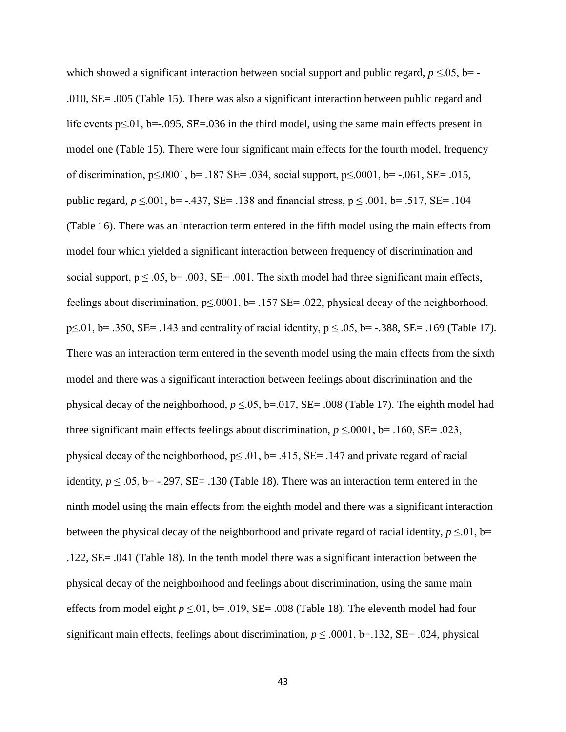which showed a significant interaction between social support and public regard, $p \leq .05$, b= -.010, SE= .005 (Table 15). There was also a significant interaction between public regard and life events $p \leq .01$, b=-.095, SE=.036 in the third model, using the same main effects present in model one (Table 15). There were four significant main effects for the fourth model, frequency of discrimination, $p \leq .0001$, b= .187 SE= .034, social support, $p \leq .0001$, b= -.061, SE= .015, public regard, $p \leq .001$, b= -.437, SE= .138 and financial stress, $p \leq .001$, b= .517, SE= .104 (Table 16). There was an interaction term entered in the fifth model using the main effects from model four which yielded a significant interaction between frequency of discrimination and social support, $p \leq .05$, b= .003, SE= .001. The sixth model had three significant main effects, feelings about discrimination, $p \leq .0001$, b= .157 SE= .022, physical decay of the neighborhood, $p \leq .01$, b= .350, SE= .143 and centrality of racial identity, $p \leq .05$, b= -.388, SE= .169 (Table 17). There was an interaction term entered in the seventh model using the main effects from the sixth model and there was a significant interaction between feelings about discrimination and the physical decay of the neighborhood, $p \leq .05$, b=.017, SE= .008 (Table 17). The eighth model had three significant main effects feelings about discrimination, $p \leq .0001$, b= .160, SE= .023, physical decay of the neighborhood, $p \leq .01$, b= .415, SE= .147 and private regard of racial identity, $p \leq .05$, b= -.297, SE= .130 (Table 18). There was an interaction term entered in the ninth model using the main effects from the eighth model and there was a significant interaction between the physical decay of the neighborhood and private regard of racial identity, $p \leq .01$, b= .122, SE= .041 (Table 18). In the tenth model there was a significant interaction between the physical decay of the neighborhood and feelings about discrimination, using the same main effects from model eight $p \leq .01$, b= .019, SE= .008 (Table 18). The eleventh model had four significant main effects, feelings about discrimination, $p \leq .0001$, b=.132, SE= .024, physical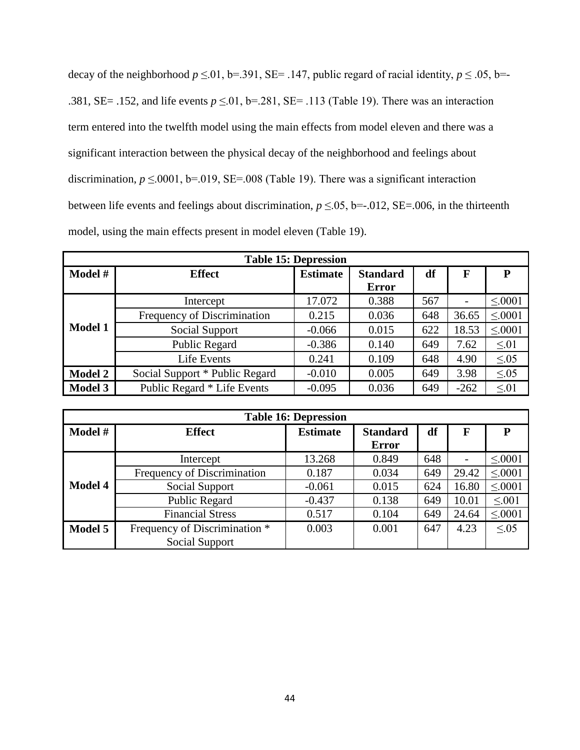decay of the neighborhood $p \leq .01$, b=.391, SE= .147, public regard of racial identity, $p \leq .05$, b=-.381, SE= .152, and life events $p \leq .01$, b=.281, SE= .113 (Table 19). There was an interaction term entered into the twelfth model using the main effects from model eleven and there was a significant interaction between the physical decay of the neighborhood and feelings about discrimination, $p \leq .0001$, b=.019, SE=.008 (Table 19). There was a significant interaction between life events and feelings about discrimination, $p \leq .05$, b=-.012, SE=.006, in the thirteenth model, using the main effects present in model eleven (Table 19).

| Table 15: Depression | | | | | | |
|---|---|---|---|---|---|---|
| **Model #** | **Effect** | **Estimate** | **Standard Error** | **df** | **F** | **P** |
| **Model 1** | Intercept | 17.072 | 0.388 | 567 | - | ≤.0001 |
| | Frequency of Discrimination | 0.215 | 0.036 | 648 | 36.65 | ≤.0001 |
| | Social Support | -0.066 | 0.015 | 622 | 18.53 | ≤.0001 |
| | Public Regard | -0.386 | 0.140 | 649 | 7.62 | ≤.01 |
| | Life Events | 0.241 | 0.109 | 648 | 4.90 | ≤.05 |
| **Model 2** | Social Support * Public Regard | -0.010 | 0.005 | 649 | 3.98 | ≤.05 |
| **Model 3** | Public Regard * Life Events | -0.095 | 0.036 | 649 | -262 | ≤.01 |

| Table 16: Depression | | | | | | |
|---|---|---|---|---|---|---|
| **Model #** | **Effect** | **Estimate** | **Standard Error** | **df** | **F** | **P** |
| **Model 4** | Intercept | 13.268 | 0.849 | 648 | - | ≤.0001 |
| | Frequency of Discrimination | 0.187 | 0.034 | 649 | 29.42 | ≤.0001 |
| | Social Support | -0.061 | 0.015 | 624 | 16.80 | ≤.0001 |
| | Public Regard | -0.437 | 0.138 | 649 | 10.01 | ≤.001 |
| | Financial Stress | 0.517 | 0.104 | 649 | 24.64 | ≤.0001 |
| **Model 5** | Frequency of Discrimination * Social Support | 0.003 | 0.001 | 647 | 4.23 | ≤.05 |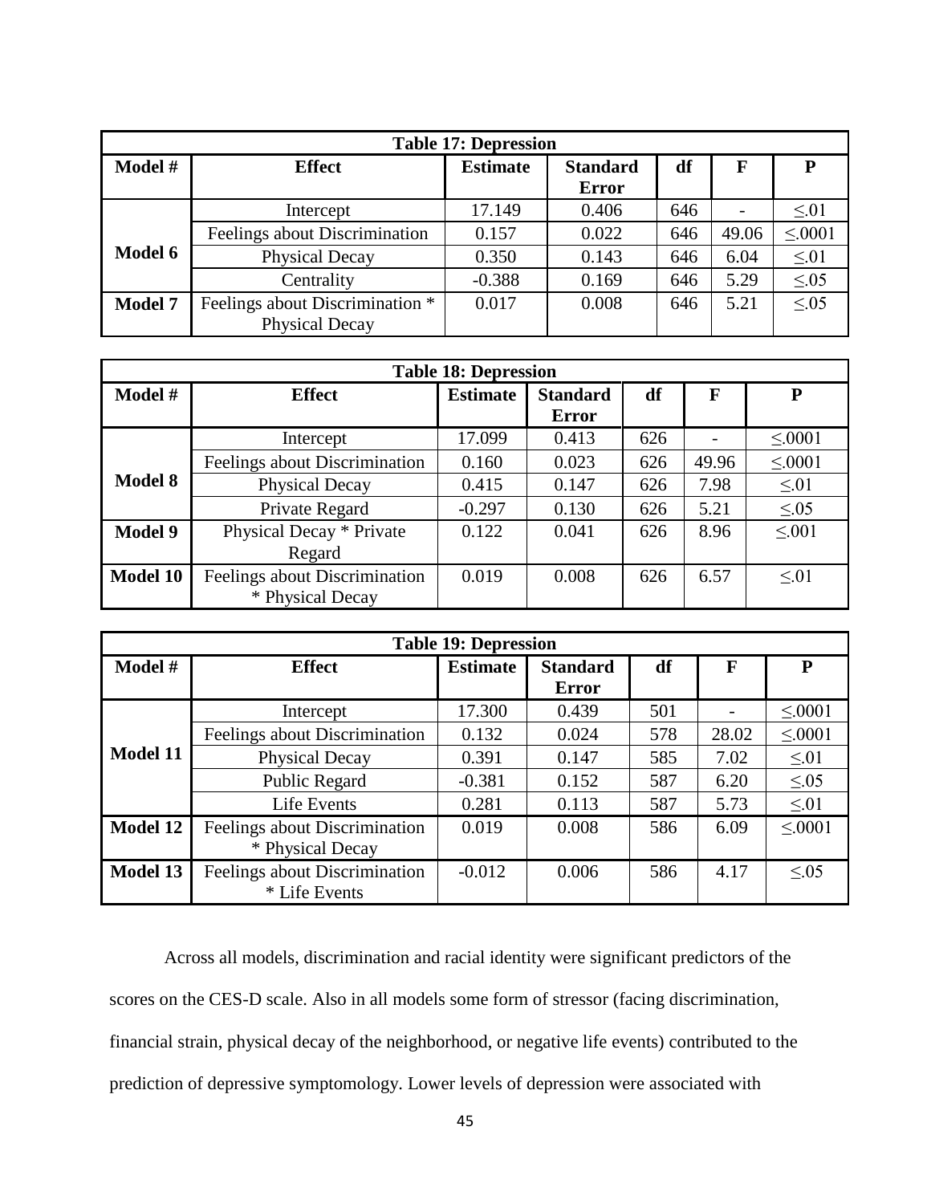| Table 17: Depression | | | | | | |
|---|---|---|---|---|---|---|
| **Model #** | **Effect** | **Estimate** | **Standard Error** | **df** | **F** | **P** |
| **Model 6** | Intercept | 17.149 | 0.406 | 646 | - | ≤.01 |
| | Feelings about Discrimination | 0.157 | 0.022 | 646 | 49.06 | ≤.0001 |
| | Physical Decay | 0.350 | 0.143 | 646 | 6.04 | ≤.01 |
| | Centrality | -0.388 | 0.169 | 646 | 5.29 | ≤.05 |
| **Model 7** | Feelings about Discrimination * Physical Decay | 0.017 | 0.008 | 646 | 5.21 | ≤.05 |

| Table 18: Depression | | | | | | |
|---|---|---|---|---|---|---|
| **Model #** | **Effect** | **Estimate** | **Standard Error** | **df** | **F** | **P** |
| **Model 8** | Intercept | 17.099 | 0.413 | 626 | - | ≤.0001 |
| | Feelings about Discrimination | 0.160 | 0.023 | 626 | 49.96 | ≤.0001 |
| | Physical Decay | 0.415 | 0.147 | 626 | 7.98 | ≤.01 |
| | Private Regard | -0.297 | 0.130 | 626 | 5.21 | ≤.05 |
| **Model 9** | Physical Decay * Private Regard | 0.122 | 0.041 | 626 | 8.96 | ≤.001 |
| **Model 10** | Feelings about Discrimination * Physical Decay | 0.019 | 0.008 | 626 | 6.57 | ≤.01 |

| Table 19: Depression | | | | | | |
|---|---|---|---|---|---|---|
| **Model #** | **Effect** | **Estimate** | **Standard Error** | **df** | **F** | **P** |
| **Model 11** | Intercept | 17.300 | 0.439 | 501 | - | ≤.0001 |
| | Feelings about Discrimination | 0.132 | 0.024 | 578 | 28.02 | ≤.0001 |
| | Physical Decay | 0.391 | 0.147 | 585 | 7.02 | ≤.01 |
| | Public Regard | -0.381 | 0.152 | 587 | 6.20 | ≤.05 |
| | Life Events | 0.281 | 0.113 | 587 | 5.73 | ≤.01 |
| **Model 12** | Feelings about Discrimination * Physical Decay | 0.019 | 0.008 | 586 | 6.09 | ≤.0001 |
| **Model 13** | Feelings about Discrimination * Life Events | -0.012 | 0.006 | 586 | 4.17 | ≤.05 |

Across all models, discrimination and racial identity were significant predictors of the scores on the CES-D scale. Also in all models some form of stressor (facing discrimination, financial strain, physical decay of the neighborhood, or negative life events) contributed to the prediction of depressive symptomology. Lower levels of depression were associated with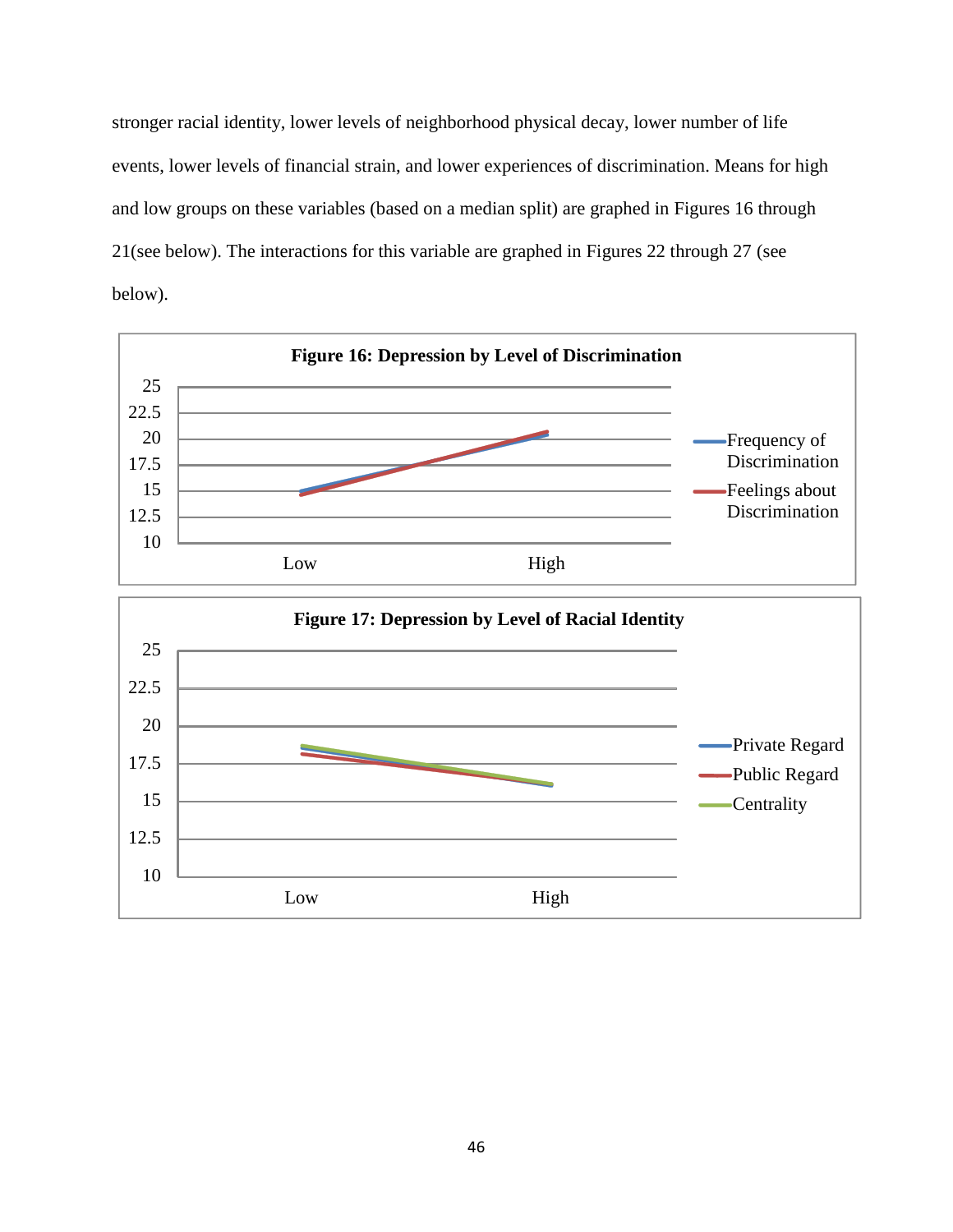stronger racial identity, lower levels of neighborhood physical decay, lower number of life events, lower levels of financial strain, and lower experiences of discrimination. Means for high and low groups on these variables (based on a median split) are graphed in Figures 16 through 21(see below). The interactions for this variable are graphed in Figures 22 through 27 (see below).

**Figure 16: Depression by Level of Discrimination**

**Figure 17: Depression by Level of Racial Identity**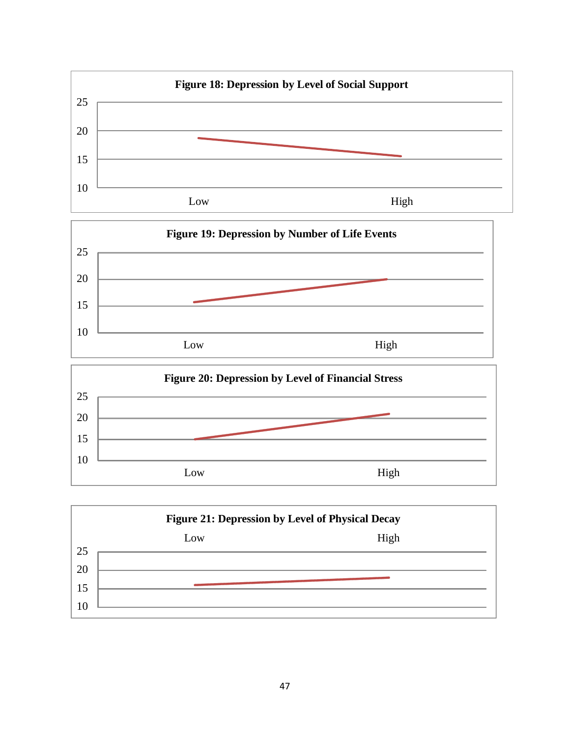**Figure 18: Depression by Level of Social Support**

**Figure 19: Depression by Number of Life Events**

**Figure 20: Depression by Level of Financial Stress**

**Figure 21: Depression by Level of Physical Decay**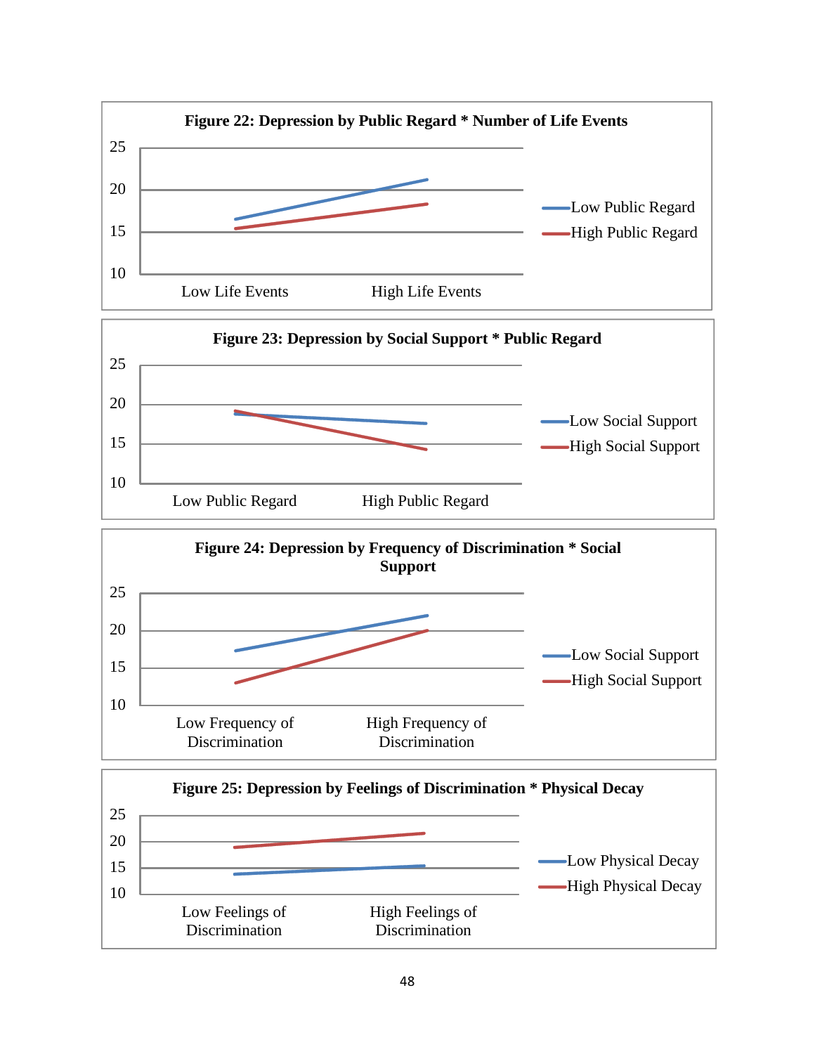**Figure 22: Depression by Public Regard * Number of Life Events**

**Figure 23: Depression by Social Support * Public Regard**

**Figure 24: Depression by Frequency of Discrimination * Social Support**

**Figure 25: Depression by Feelings of Discrimination * Physical Decay**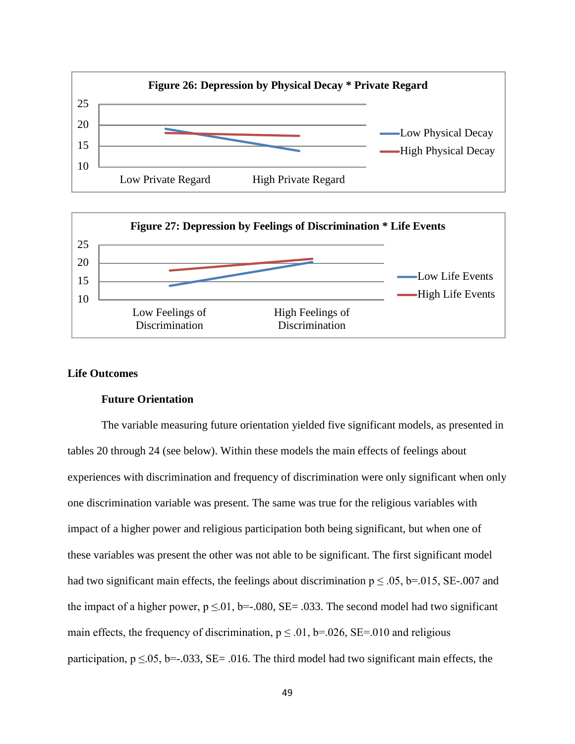Figure 26: Depression by Physical Decay * Private Regard

Figure 27: Depression by Feelings of Discrimination * Life Events

## Life Outcomes

### Future Orientation

The variable measuring future orientation yielded five significant models, as presented in tables 20 through 24 (see below). Within these models the main effects of feelings about experiences with discrimination and frequency of discrimination were only significant when only one discrimination variable was present. The same was true for the religious variables with impact of a higher power and religious participation both being significant, but when one of these variables was present the other was not able to be significant. The first significant model had two significant main effects, the feelings about discrimination $p \leq .05$, b=.015, SE-.007 and the impact of a higher power, $p \leq .01$, b=-.080, SE= .033. The second model had two significant main effects, the frequency of discrimination, $p \leq .01$, b=.026, SE=.010 and religious participation, $p \leq .05$, b=-.033, SE= .016. The third model had two significant main effects, the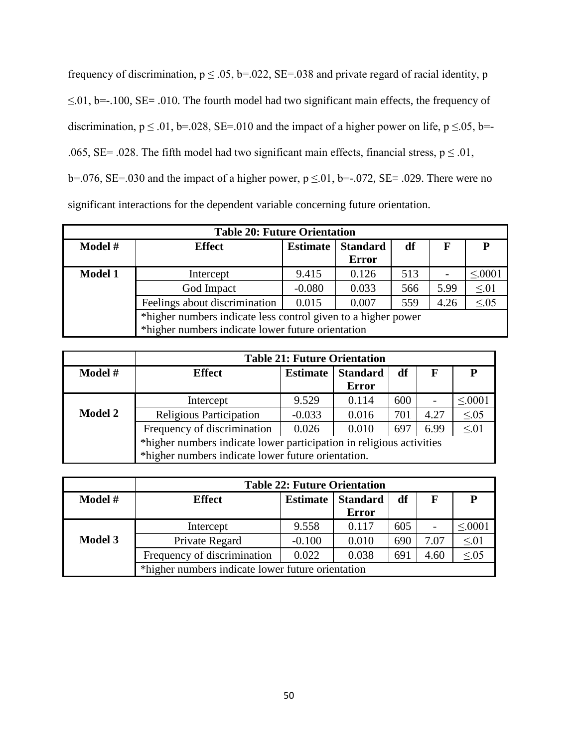frequency of discrimination, $p \leq .05$, b=.022, SE=.038 and private regard of racial identity, $p \leq .01$, b=-.100, SE= .010. The fourth model had two significant main effects, the frequency of discrimination, $p \leq .01$, b=.028, SE=.010 and the impact of a higher power on life, $p \leq .05$, b=-.065, SE= .028. The fifth model had two significant main effects, financial stress, $p \leq .01$, b=.076, SE=.030 and the impact of a higher power, $p \leq .01$, b=-.072, SE= .029. There were no significant interactions for the dependent variable concerning future orientation.

| **Table 20: Future Orientation** | | | | | | |
|---|---|---|---|---|---|---|
| **Model #** | **Effect** | **Estimate** | **Standard Error** | **df** | **F** | **P** |
| **Model 1** | Intercept | 9.415 | 0.126 | 513 | - | ≤.0001 |
| | God Impact | -0.080 | 0.033 | 566 | 5.99 | ≤.01 |
| | Feelings about discrimination | 0.015 | 0.007 | 559 | 4.26 | ≤.05 |
| | *higher numbers indicate less control given to a higher power<br>*higher numbers indicate lower future orientation | | | | | |

| | **Table 21: Future Orientation** | | | | | |
|---|---|---|---|---|---|---|
| **Model #** | **Effect** | **Estimate** | **Standard Error** | **df** | **F** | **P** |
| **Model 2** | Intercept | 9.529 | 0.114 | 600 | - | ≤.0001 |
| | Religious Participation | -0.033 | 0.016 | 701 | 4.27 | ≤.05 |
| | Frequency of discrimination | 0.026 | 0.010 | 697 | 6.99 | ≤.01 |
| | *higher numbers indicate lower participation in religious activities<br>*higher numbers indicate lower future orientation. | | | | | |

| | **Table 22: Future Orientation** | | | | | |
|---|---|---|---|---|---|---|
| **Model #** | **Effect** | **Estimate** | **Standard Error** | **df** | **F** | **P** |
| **Model 3** | Intercept | 9.558 | 0.117 | 605 | - | ≤.0001 |
| | Private Regard | -0.100 | 0.010 | 690 | 7.07 | ≤.01 |
| | Frequency of discrimination | 0.022 | 0.038 | 691 | 4.60 | ≤.05 |
| | *higher numbers indicate lower future orientation | | | | | |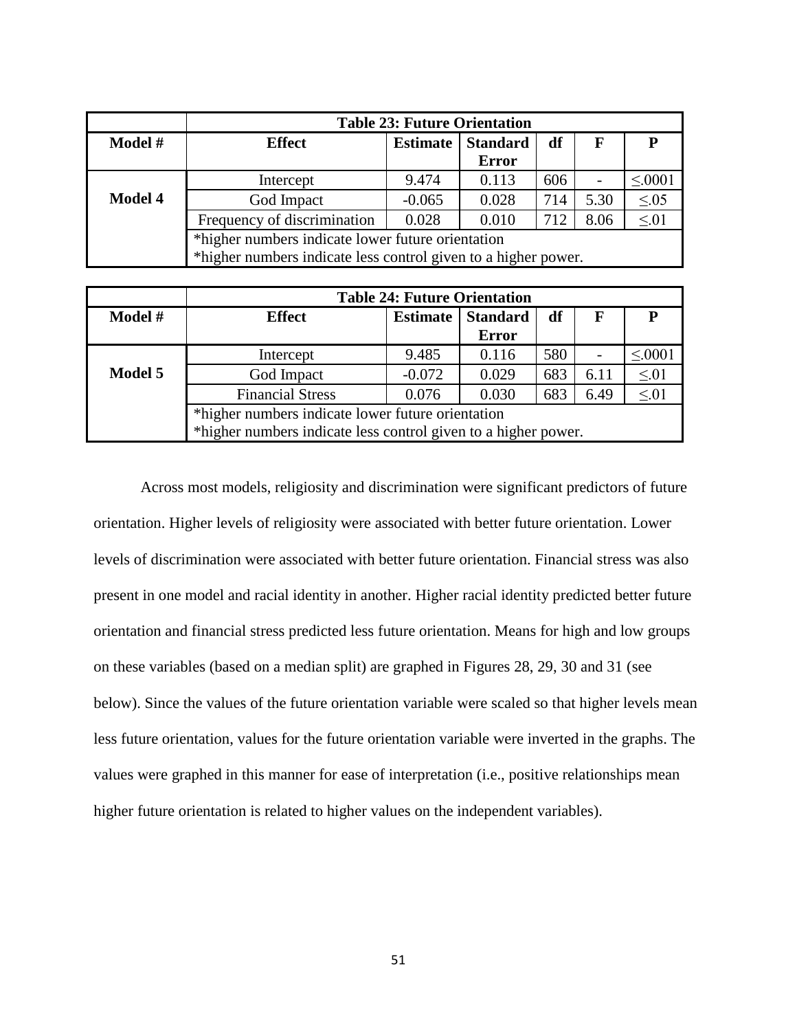| | Table 23: Future Orientation | | | | | |
|---|---|---|---|---|---|---|
| **Model #** | **Effect** | **Estimate** | **Standard Error** | **df** | **F** | **P** |
| **Model 4** | Intercept | 9.474 | 0.113 | 606 | - | ≤.0001 |
| | God Impact | -0.065 | 0.028 | 714 | 5.30 | ≤.05 |
| | Frequency of discrimination | 0.028 | 0.010 | 712 | 8.06 | ≤.01 |
| | *higher numbers indicate lower future orientation<br>*higher numbers indicate less control given to a higher power. | | | | | |

| | Table 24: Future Orientation | | | | | |
|---|---|---|---|---|---|---|
| **Model #** | **Effect** | **Estimate** | **Standard Error** | **df** | **F** | **P** |
| **Model 5** | Intercept | 9.485 | 0.116 | 580 | - | ≤.0001 |
| | God Impact | -0.072 | 0.029 | 683 | 6.11 | ≤.01 |
| | Financial Stress | 0.076 | 0.030 | 683 | 6.49 | ≤.01 |
| | *higher numbers indicate lower future orientation<br>*higher numbers indicate less control given to a higher power. | | | | | |

Across most models, religiosity and discrimination were significant predictors of future orientation. Higher levels of religiosity were associated with better future orientation. Lower levels of discrimination were associated with better future orientation. Financial stress was also present in one model and racial identity in another. Higher racial identity predicted better future orientation and financial stress predicted less future orientation. Means for high and low groups on these variables (based on a median split) are graphed in Figures 28, 29, 30 and 31 (see below). Since the values of the future orientation variable were scaled so that higher levels mean less future orientation, values for the future orientation variable were inverted in the graphs. The values were graphed in this manner for ease of interpretation (i.e., positive relationships mean higher future orientation is related to higher values on the independent variables).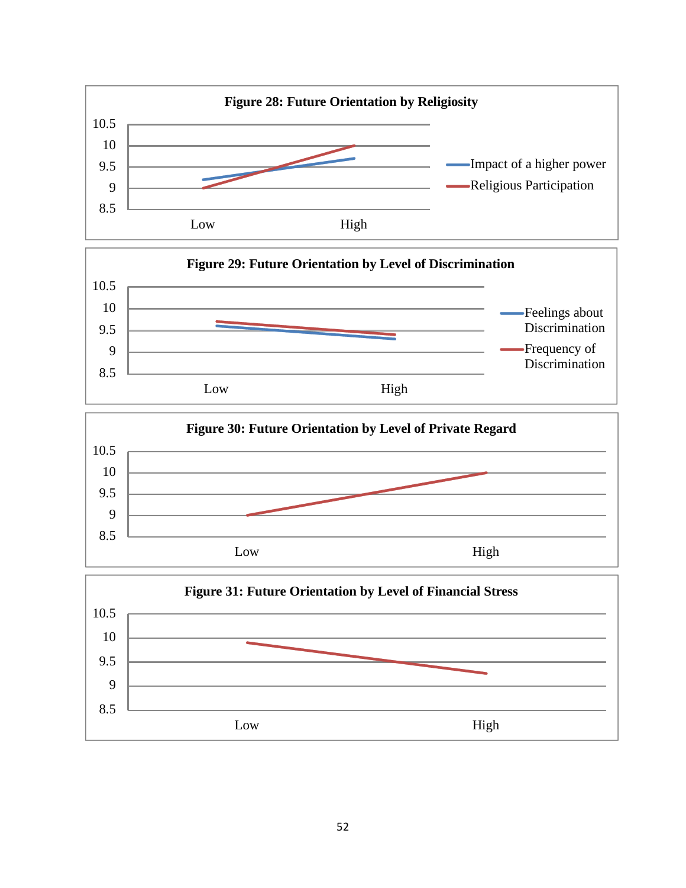**Figure 28: Future Orientation by Religiosity**

**Figure 29: Future Orientation by Level of Discrimination**

**Figure 30: Future Orientation by Level of Private Regard**

**Figure 31: Future Orientation by Level of Financial Stress**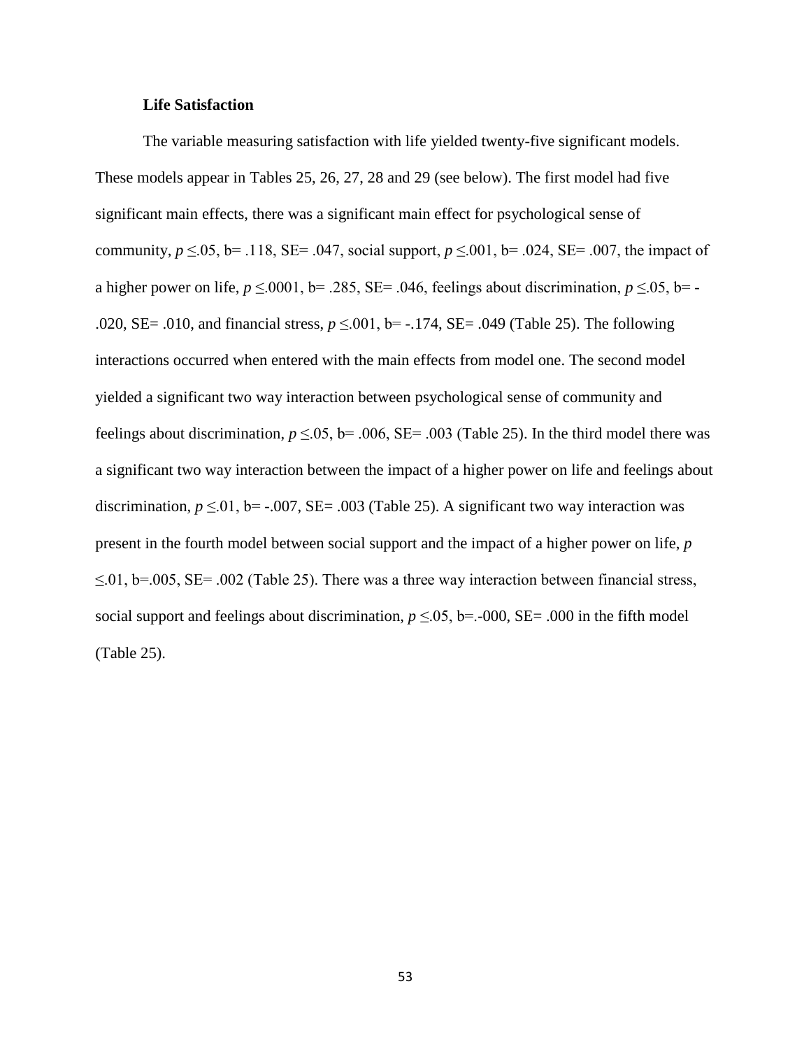### Life Satisfaction

The variable measuring satisfaction with life yielded twenty-five significant models. These models appear in Tables 25, 26, 27, 28 and 29 (see below). The first model had five significant main effects, there was a significant main effect for psychological sense of community, $p \leq .05$, b= .118, SE= .047, social support, $p \leq .001$, b= .024, SE= .007, the impact of a higher power on life, $p \leq .0001$, b= .285, SE= .046, feelings about discrimination, $p \leq .05$, b= -.020, SE= .010, and financial stress, $p \leq .001$, b= -.174, SE= .049 (Table 25). The following interactions occurred when entered with the main effects from model one. The second model yielded a significant two way interaction between psychological sense of community and feelings about discrimination, $p \leq .05$, b= .006, SE= .003 (Table 25). In the third model there was a significant two way interaction between the impact of a higher power on life and feelings about discrimination, $p \leq .01$, b= -.007, SE= .003 (Table 25). A significant two way interaction was present in the fourth model between social support and the impact of a higher power on life, $p \leq .01$, b=.005, SE= .002 (Table 25). There was a three way interaction between financial stress, social support and feelings about discrimination, $p \leq .05$, b=.-000, SE= .000 in the fifth model (Table 25).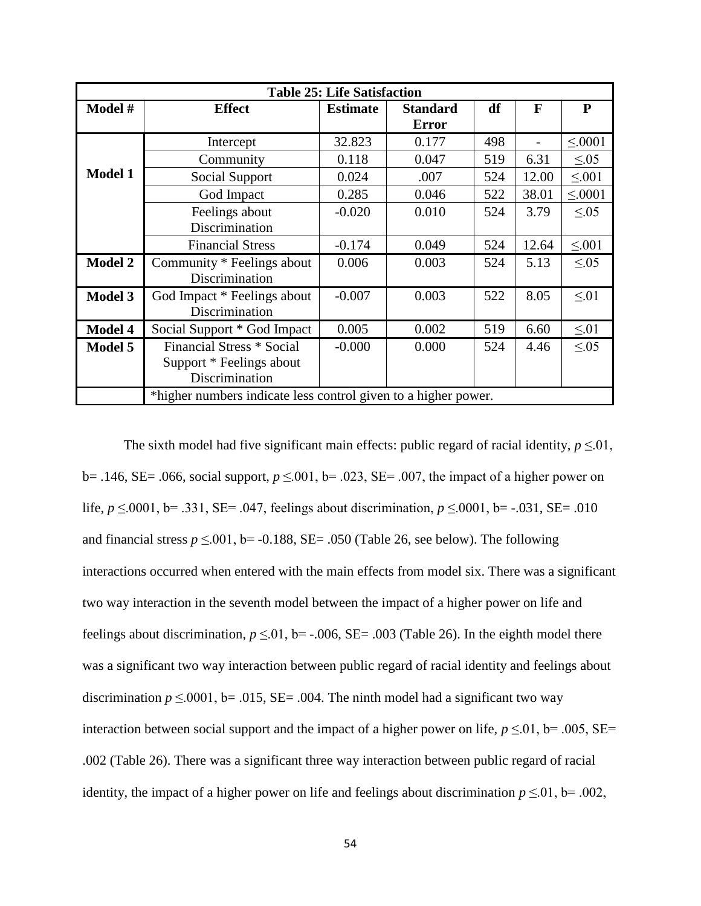| Table 25: Life Satisfaction | | | | | | |
|---|---|---|---|---|---|---|
| **Model #** | **Effect** | **Estimate** | **Standard Error** | **df** | **F** | **P** |
| **Model 1** | Intercept | 32.823 | 0.177 | 498 | - | ≤.0001 |
| | Community | 0.118 | 0.047 | 519 | 6.31 | ≤.05 |
| | Social Support | 0.024 | .007 | 524 | 12.00 | ≤.001 |
| | God Impact | 0.285 | 0.046 | 522 | 38.01 | ≤.0001 |
| | Feelings about Discrimination | -0.020 | 0.010 | 524 | 3.79 | ≤.05 |
| | Financial Stress | -0.174 | 0.049 | 524 | 12.64 | ≤.001 |
| **Model 2** | Community * Feelings about Discrimination | 0.006 | 0.003 | 524 | 5.13 | ≤.05 |
| **Model 3** | God Impact * Feelings about Discrimination | -0.007 | 0.003 | 522 | 8.05 | ≤.01 |
| **Model 4** | Social Support * God Impact | 0.005 | 0.002 | 519 | 6.60 | ≤.01 |
| **Model 5** | Financial Stress * Social Support * Feelings about Discrimination | -0.000 | 0.000 | 524 | 4.46 | ≤.05 |
| | *higher numbers indicate less control given to a higher power. | | | | | |

The sixth model had five significant main effects: public regard of racial identity, $p \leq .01$, b= .146, SE= .066, social support, $p \leq .001$, b= .023, SE= .007, the impact of a higher power on life, $p \leq .0001$, b= .331, SE= .047, feelings about discrimination, $p \leq .0001$, b= -.031, SE= .010 and financial stress $p \leq .001$, b= -0.188, SE= .050 (Table 26, see below). The following interactions occurred when entered with the main effects from model six. There was a significant two way interaction in the seventh model between the impact of a higher power on life and feelings about discrimination, $p \leq .01$, b= -.006, SE= .003 (Table 26). In the eighth model there was a significant two way interaction between public regard of racial identity and feelings about discrimination $p \leq .0001$, b= .015, SE= .004. The ninth model had a significant two way interaction between social support and the impact of a higher power on life, $p \leq .01$, b= .005, SE= .002 (Table 26). There was a significant three way interaction between public regard of racial identity, the impact of a higher power on life and feelings about discrimination $p \leq .01$, b= .002,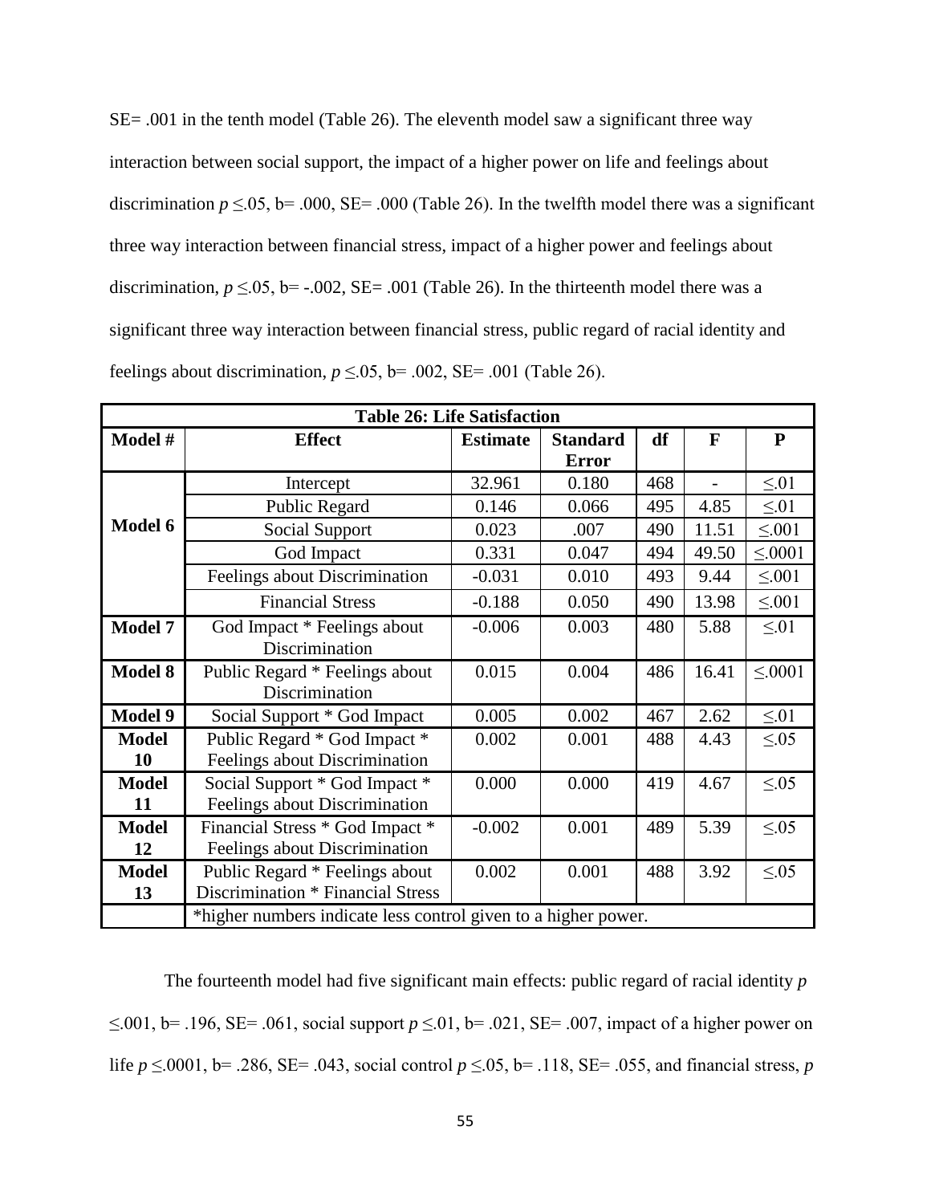SE= .001 in the tenth model (Table 26). The eleventh model saw a significant three way interaction between social support, the impact of a higher power on life and feelings about discrimination $p \leq .05$, b= .000, SE= .000 (Table 26). In the twelfth model there was a significant three way interaction between financial stress, impact of a higher power and feelings about discrimination, $p \leq .05$, b= -.002, SE= .001 (Table 26). In the thirteenth model there was a significant three way interaction between financial stress, public regard of racial identity and feelings about discrimination, $p \leq .05$, b= .002, SE= .001 (Table 26).

| Table 26: Life Satisfaction | | | | | | |
|---|---|---|---|---|---|---|
| **Model #** | **Effect** | **Estimate** | **Standard Error** | **df** | **F** | **P** |
| **Model 6** | Intercept | 32.961 | 0.180 | 468 | - | ≤.01 |
| | Public Regard | 0.146 | 0.066 | 495 | 4.85 | ≤.01 |
| | Social Support | 0.023 | .007 | 490 | 11.51 | ≤.001 |
| | God Impact | 0.331 | 0.047 | 494 | 49.50 | ≤.0001 |
| | Feelings about Discrimination | -0.031 | 0.010 | 493 | 9.44 | ≤.001 |
| | Financial Stress | -0.188 | 0.050 | 490 | 13.98 | ≤.001 |
| **Model 7** | God Impact * Feelings about Discrimination | -0.006 | 0.003 | 480 | 5.88 | ≤.01 |
| **Model 8** | Public Regard * Feelings about Discrimination | 0.015 | 0.004 | 486 | 16.41 | ≤.0001 |
| **Model 9** | Social Support * God Impact | 0.005 | 0.002 | 467 | 2.62 | ≤.01 |
| **Model 10** | Public Regard * God Impact * Feelings about Discrimination | 0.002 | 0.001 | 488 | 4.43 | ≤.05 |
| **Model 11** | Social Support * God Impact * Feelings about Discrimination | 0.000 | 0.000 | 419 | 4.67 | ≤.05 |
| **Model 12** | Financial Stress * God Impact * Feelings about Discrimination | -0.002 | 0.001 | 489 | 5.39 | ≤.05 |
| **Model 13** | Public Regard * Feelings about Discrimination * Financial Stress | 0.002 | 0.001 | 488 | 3.92 | ≤.05 |
| | *higher numbers indicate less control given to a higher power. | | | | | |

The fourteenth model had five significant main effects: public regard of racial identity $p \leq .001$, b= .196, SE= .061, social support $p \leq .01$, b= .021, SE= .007, impact of a higher power on life $p \leq .0001$, b= .286, SE= .043, social control $p \leq .05$, b= .118, SE= .055, and financial stress, $p$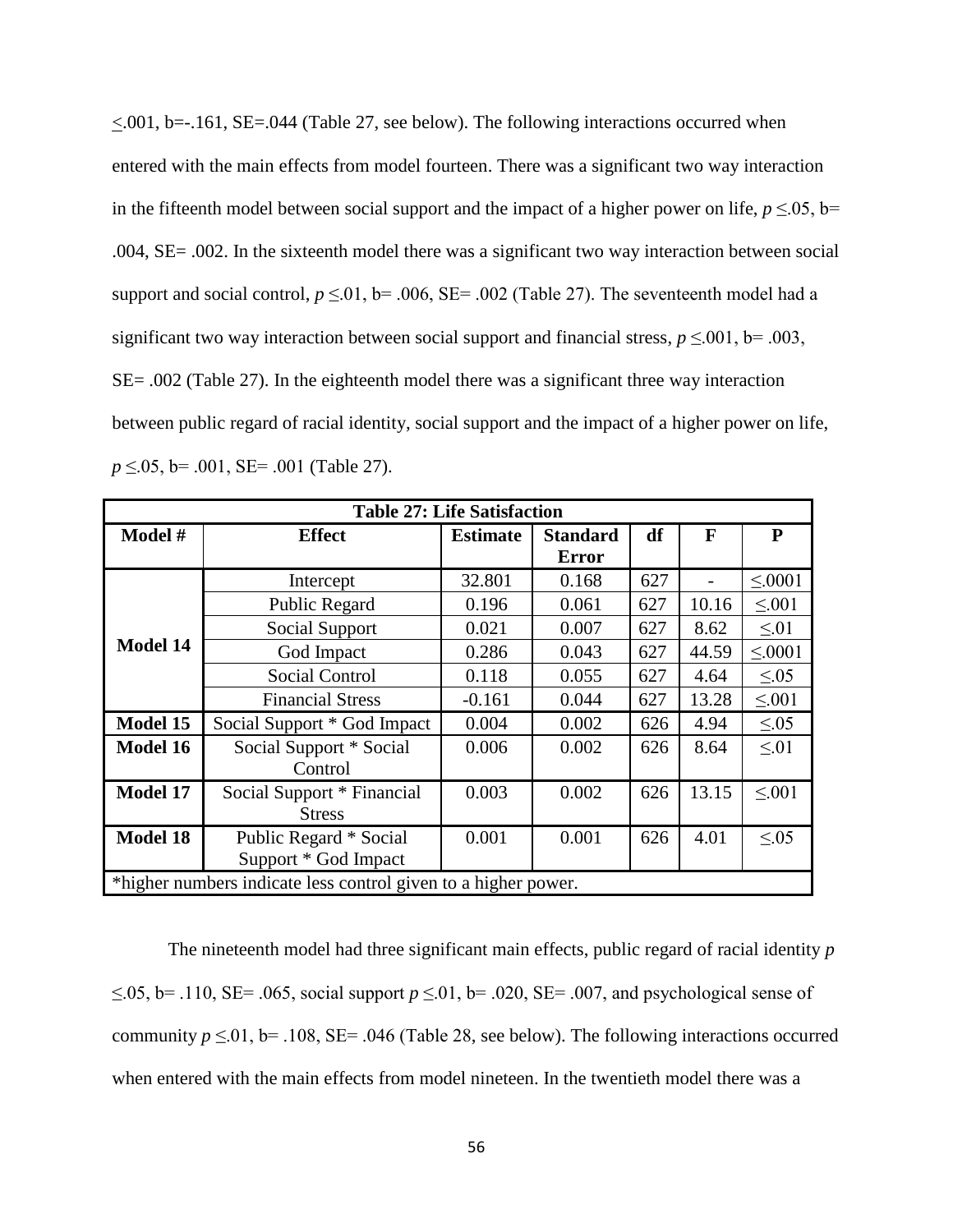$\leq .001$, b=-.161, SE=.044 (Table 27, see below). The following interactions occurred when entered with the main effects from model fourteen. There was a significant two way interaction in the fifteenth model between social support and the impact of a higher power on life, $p \leq .05$, b= .004, SE= .002. In the sixteenth model there was a significant two way interaction between social support and social control, $p \leq .01$, b= .006, SE= .002 (Table 27). The seventeenth model had a significant two way interaction between social support and financial stress, $p \leq .001$, b= .003, SE= .002 (Table 27). In the eighteenth model there was a significant three way interaction between public regard of racial identity, social support and the impact of a higher power on life, $p \leq .05$, b= .001, SE= .001 (Table 27).

| **Table 27: Life Satisfaction** | | | | | | |
|---|---|---|---|---|---|---|
| **Model #** | **Effect** | **Estimate** | **Standard Error** | **df** | **F** | **P** |
| **Model 14** | Intercept | 32.801 | 0.168 | 627 | - | $\leq .0001$ |
| | Public Regard | 0.196 | 0.061 | 627 | 10.16 | $\leq .001$ |
| | Social Support | 0.021 | 0.007 | 627 | 8.62 | $\leq .01$ |
| | God Impact | 0.286 | 0.043 | 627 | 44.59 | $\leq .0001$ |
| | Social Control | 0.118 | 0.055 | 627 | 4.64 | $\leq .05$ |
| | Financial Stress | -0.161 | 0.044 | 627 | 13.28 | $\leq .001$ |
| **Model 15** | Social Support * God Impact | 0.004 | 0.002 | 626 | 4.94 | $\leq .05$ |
| **Model 16** | Social Support * Social Control | 0.006 | 0.002 | 626 | 8.64 | $\leq .01$ |
| **Model 17** | Social Support * Financial Stress | 0.003 | 0.002 | 626 | 13.15 | $\leq .001$ |
| **Model 18** | Public Regard * Social Support * God Impact | 0.001 | 0.001 | 626 | 4.01 | $\leq .05$ |
| *higher numbers indicate less control given to a higher power. | | | | | | |

The nineteenth model had three significant main effects, public regard of racial identity $p \leq .05$, b= .110, SE= .065, social support $p \leq .01$, b= .020, SE= .007, and psychological sense of community $p \leq .01$, b= .108, SE= .046 (Table 28, see below). The following interactions occurred when entered with the main effects from model nineteen. In the twentieth model there was a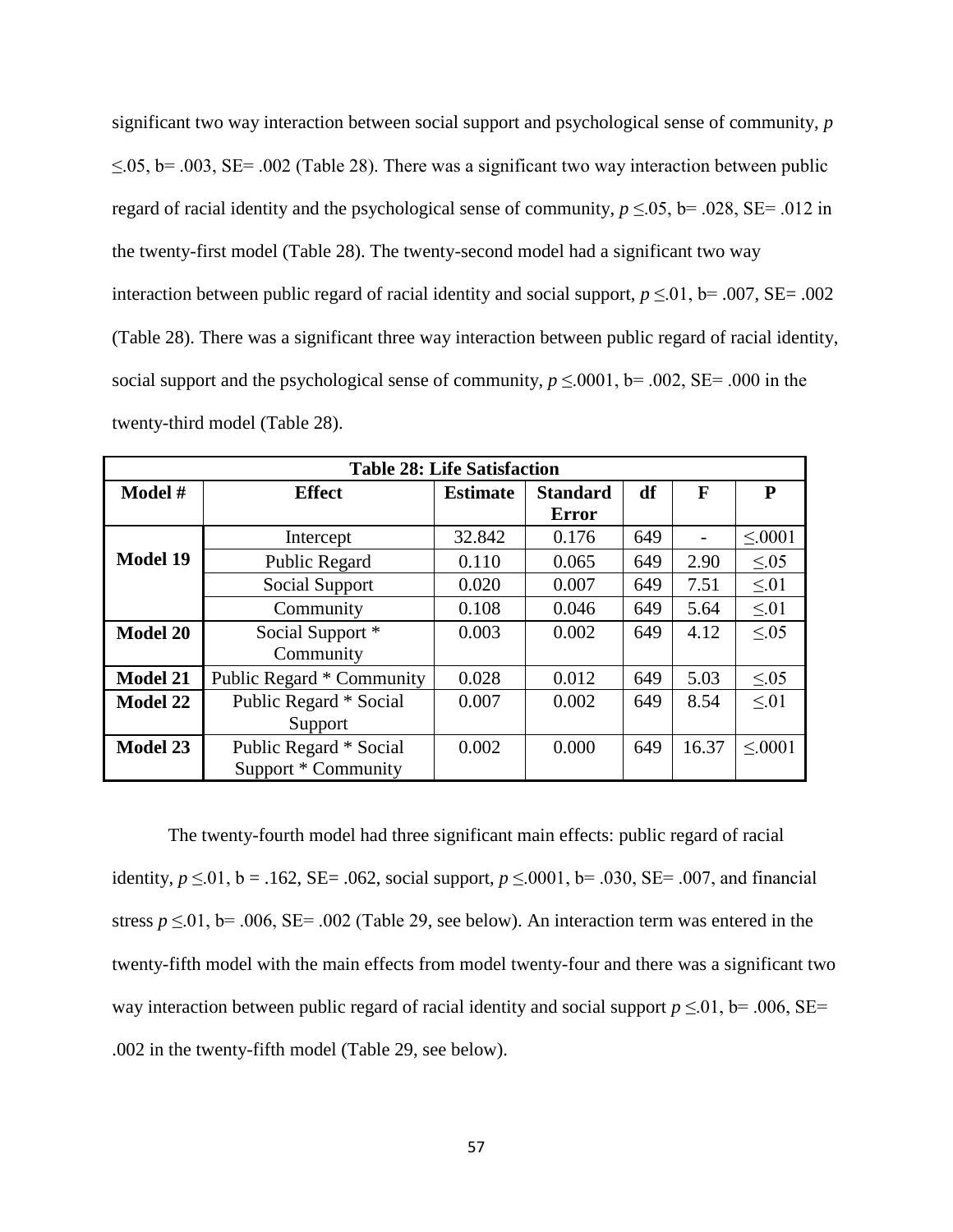significant two way interaction between social support and psychological sense of community, $p \leq .05$, b= .003, SE= .002 (Table 28). There was a significant two way interaction between public regard of racial identity and the psychological sense of community, $p \leq .05$, b= .028, SE= .012 in the twenty-first model (Table 28). The twenty-second model had a significant two way interaction between public regard of racial identity and social support, $p \leq .01$, b= .007, SE= .002 (Table 28). There was a significant three way interaction between public regard of racial identity, social support and the psychological sense of community, $p \leq .0001$, b= .002, SE= .000 in the twenty-third model (Table 28).

| **Table 28: Life Satisfaction** | | | | | | |
|---|---|---|---|---|---|---|
| **Model #** | **Effect** | **Estimate** | **Standard Error** | **df** | **F** | **P** |
| **Model 19** | Intercept | 32.842 | 0.176 | 649 | - | ≤.0001 |
| | Public Regard | 0.110 | 0.065 | 649 | 2.90 | ≤.05 |
| | Social Support | 0.020 | 0.007 | 649 | 7.51 | ≤.01 |
| | Community | 0.108 | 0.046 | 649 | 5.64 | ≤.01 |
| **Model 20** | Social Support * Community | 0.003 | 0.002 | 649 | 4.12 | ≤.05 |
| **Model 21** | Public Regard * Community | 0.028 | 0.012 | 649 | 5.03 | ≤.05 |
| **Model 22** | Public Regard * Social Support | 0.007 | 0.002 | 649 | 8.54 | ≤.01 |
| **Model 23** | Public Regard * Social Support * Community | 0.002 | 0.000 | 649 | 16.37 | ≤.0001 |

The twenty-fourth model had three significant main effects: public regard of racial identity, $p \leq .01$, b = .162, SE= .062, social support, $p \leq .0001$, b= .030, SE= .007, and financial stress $p \leq .01$, b= .006, SE= .002 (Table 29, see below). An interaction term was entered in the twenty-fifth model with the main effects from model twenty-four and there was a significant two way interaction between public regard of racial identity and social support $p \leq .01$, b= .006, SE= .002 in the twenty-fifth model (Table 29, see below).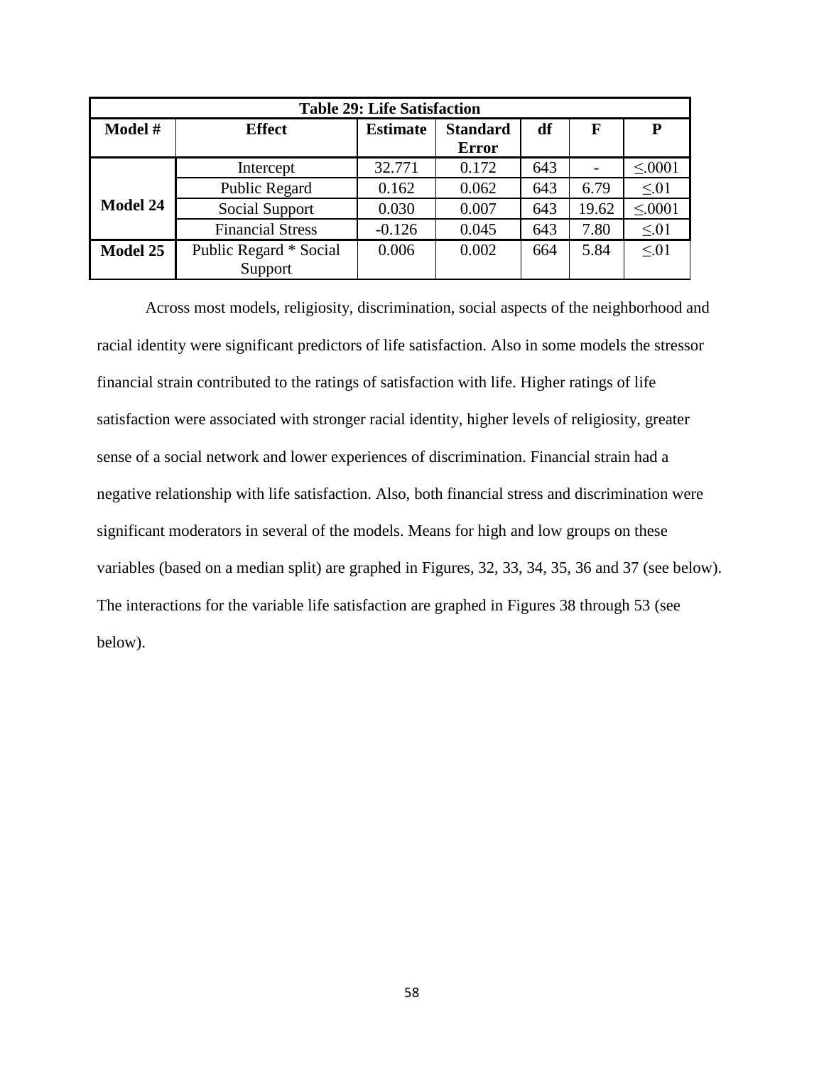| Table 29: Life Satisfaction | | | | | | |
|---|---|---|---|---|---|---|
| **Model #** | **Effect** | **Estimate** | **Standard Error** | **df** | **F** | **P** |
| **Model 24** | Intercept | 32.771 | 0.172 | 643 | - | ≤.0001 |
| | Public Regard | 0.162 | 0.062 | 643 | 6.79 | ≤.01 |
| | Social Support | 0.030 | 0.007 | 643 | 19.62 | ≤.0001 |
| | Financial Stress | -0.126 | 0.045 | 643 | 7.80 | ≤.01 |
| **Model 25** | Public Regard * Social Support | 0.006 | 0.002 | 664 | 5.84 | ≤.01 |

Across most models, religiosity, discrimination, social aspects of the neighborhood and racial identity were significant predictors of life satisfaction. Also in some models the stressor financial strain contributed to the ratings of satisfaction with life. Higher ratings of life satisfaction were associated with stronger racial identity, higher levels of religiosity, greater sense of a social network and lower experiences of discrimination. Financial strain had a negative relationship with life satisfaction. Also, both financial stress and discrimination were significant moderators in several of the models. Means for high and low groups on these variables (based on a median split) are graphed in Figures, 32, 33, 34, 35, 36 and 37 (see below). The interactions for the variable life satisfaction are graphed in Figures 38 through 53 (see below).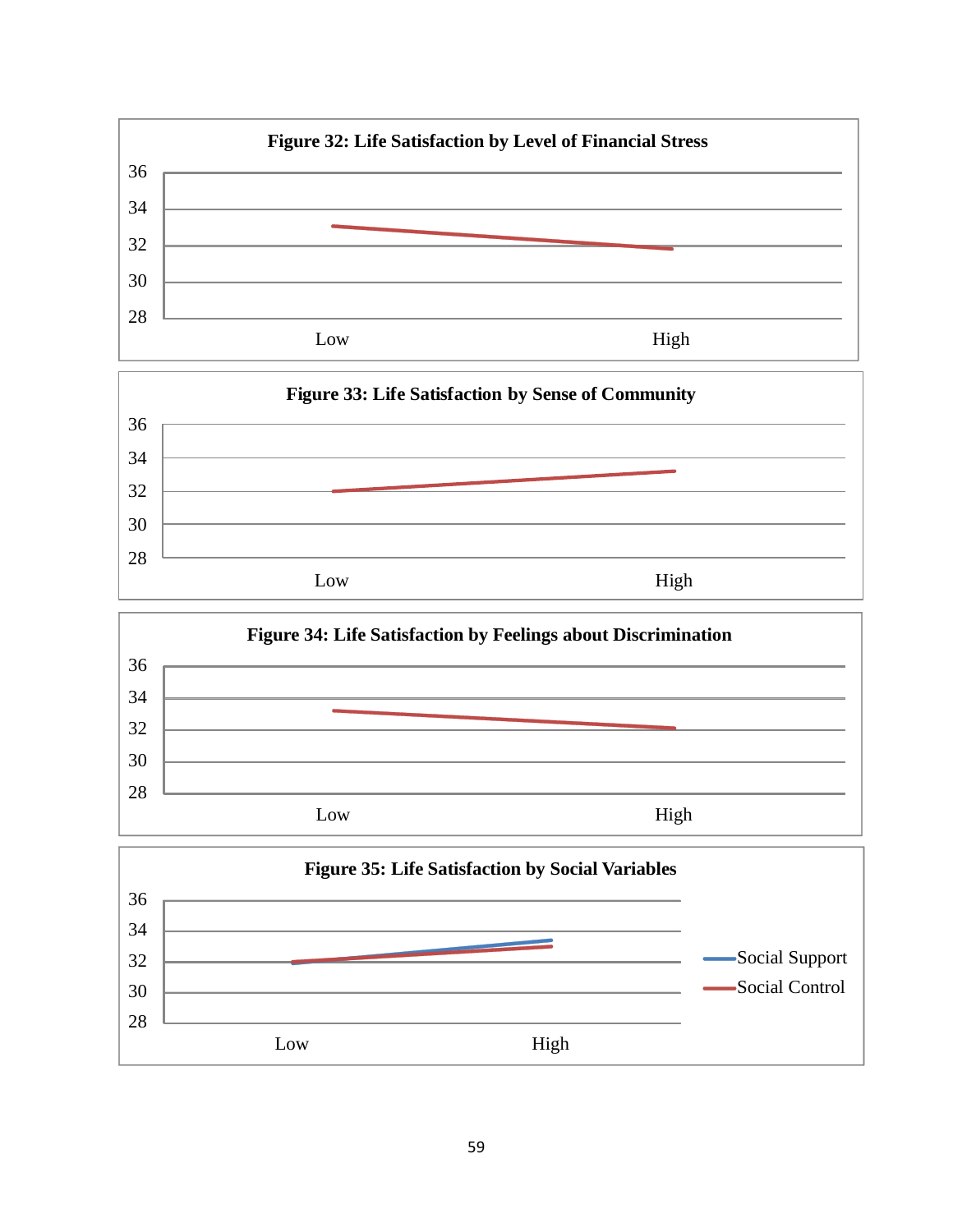**Figure 32: Life Satisfaction by Level of Financial Stress**

**Figure 33: Life Satisfaction by Sense of Community**

**Figure 34: Life Satisfaction by Feelings about Discrimination**

**Figure 35: Life Satisfaction by Social Variables**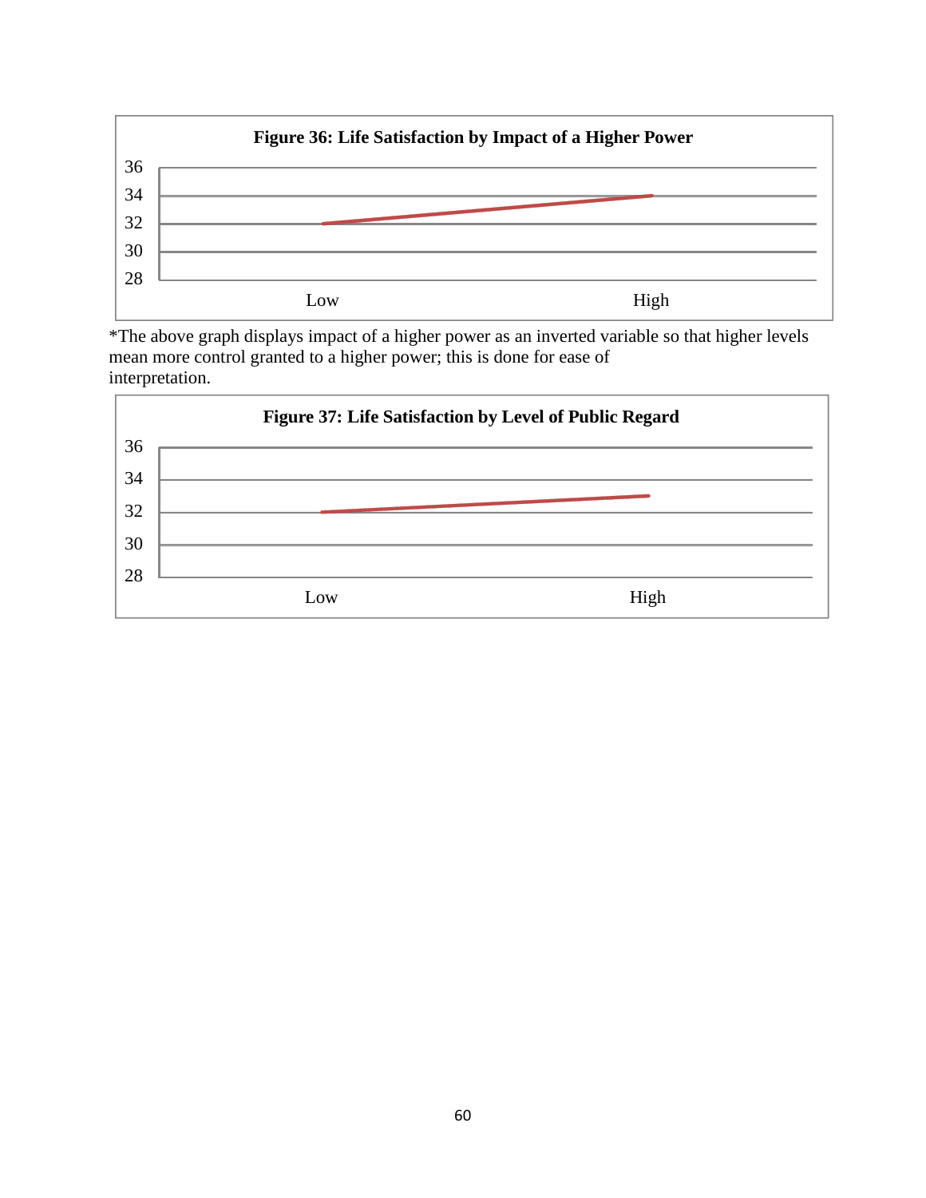**Figure 36: Life Satisfaction by Impact of a Higher Power**

*The above graph displays impact of a higher power as an inverted variable so that higher levels mean more control granted to a higher power; this is done for ease of interpretation.

**Figure 37: Life Satisfaction by Level of Public Regard**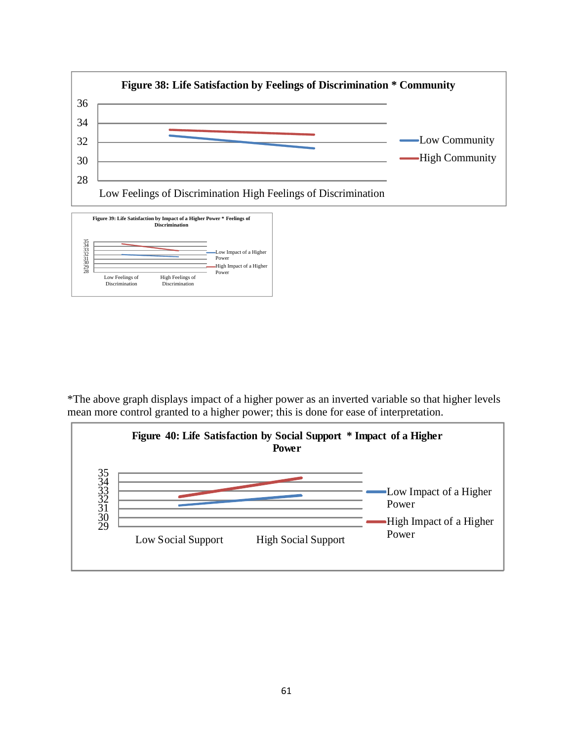**Figure 38: Life Satisfaction by Feelings of Discrimination * Community**

36
34
32
30
28

Low Feelings of Discrimination High Feelings of Discrimination

Low Community
High Community

**Figure 39: Life Satisfaction by Impact of a Higher Power * Feelings of Discrimination**

35
34
33
32
31
30
29
28

Low Feelings of Discrimination
High Feelings of Discrimination

Low Impact of a Higher Power
High Impact of a Higher Power

*The above graph displays impact of a higher power as an inverted variable so that higher levels mean more control granted to a higher power; this is done for ease of interpretation.

**Figure 40: Life Satisfaction by Social Support * Impact of a Higher Power**

35
34
33
32
31
30
29

Low Social Support
High Social Support

Low Impact of a Higher Power
High Impact of a Higher Power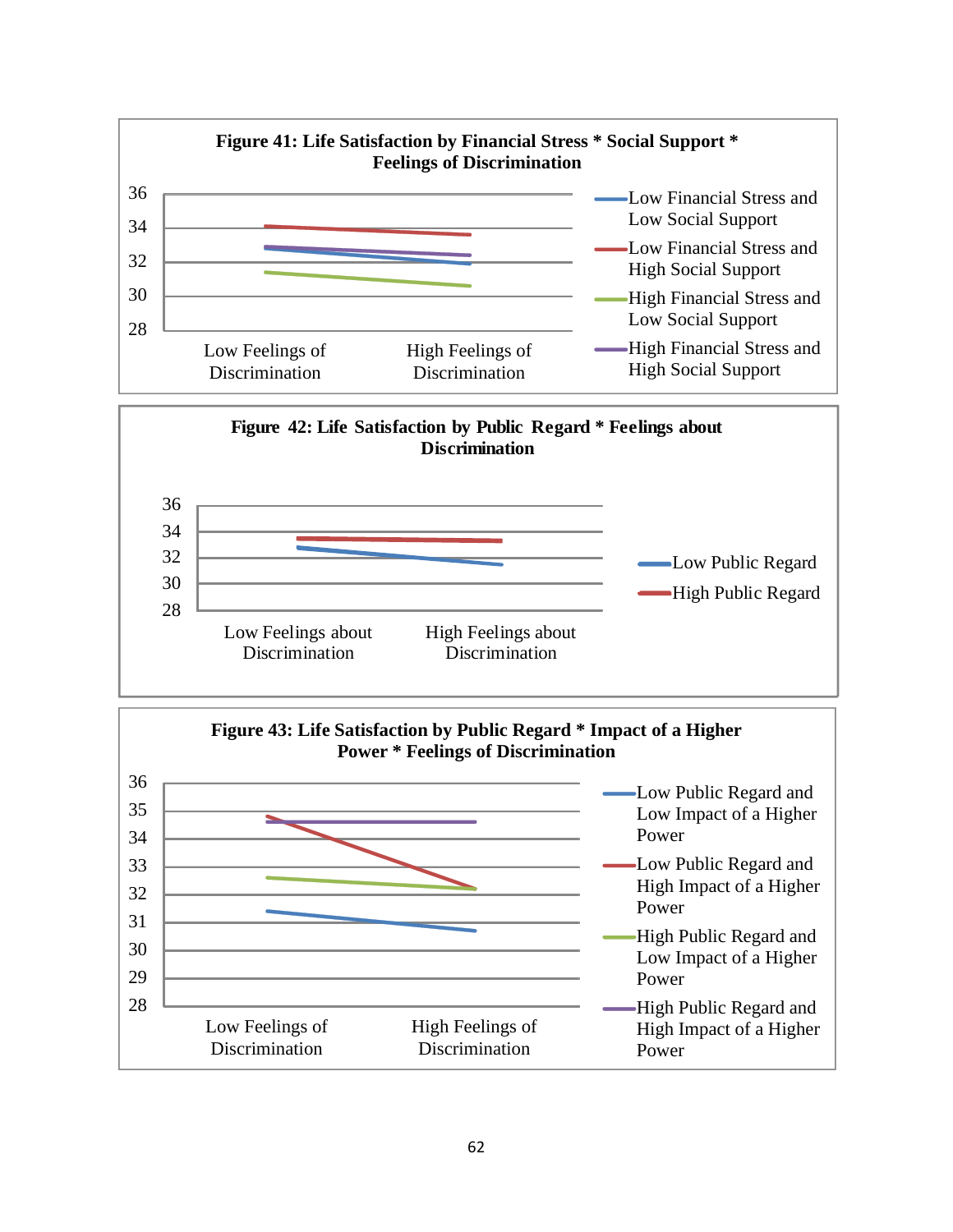**Figure 41: Life Satisfaction by Financial Stress * Social Support * Feelings of Discrimination**

36
34
32
30
28

Low Feelings of Discrimination | High Feelings of Discrimination

- Low Financial Stress and Low Social Support
- Low Financial Stress and High Social Support
- High Financial Stress and Low Social Support
- High Financial Stress and High Social Support

**Figure 42: Life Satisfaction by Public Regard * Feelings about Discrimination**

36
34
32
30
28

Low Feelings about Discrimination | High Feelings about Discrimination

- Low Public Regard
- High Public Regard

**Figure 43: Life Satisfaction by Public Regard * Impact of a Higher Power * Feelings of Discrimination**

36
35
34
33
32
31
30
29
28

Low Feelings of Discrimination | High Feelings of Discrimination

- Low Public Regard and Low Impact of a Higher Power
- Low Public Regard and High Impact of a Higher Power
- High Public Regard and Low Impact of a Higher Power
- High Public Regard and High Impact of a Higher Power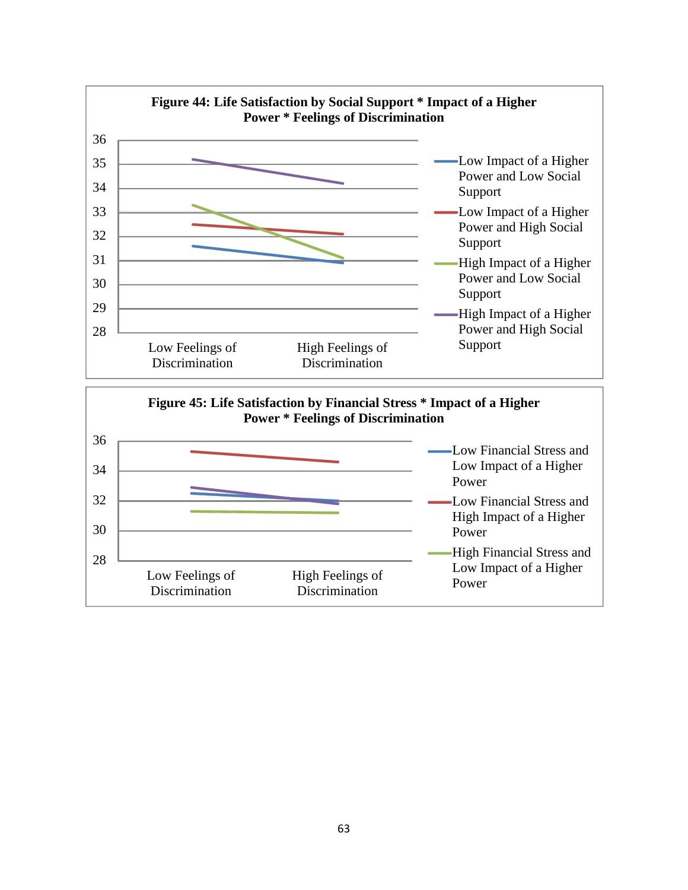**Figure 44: Life Satisfaction by Social Support * Impact of a Higher Power * Feelings of Discrimination**

Y-axis: 28–36

X-axis: Low Feelings of Discrimination, High Feelings of Discrimination

Legend:
- Low Impact of a Higher Power and Low Social Support
- Low Impact of a Higher Power and High Social Support
- High Impact of a Higher Power and Low Social Support
- High Impact of a Higher Power and High Social Support

**Figure 45: Life Satisfaction by Financial Stress * Impact of a Higher Power * Feelings of Discrimination**

Y-axis: 28–36

X-axis: Low Feelings of Discrimination, High Feelings of Discrimination

Legend:
- Low Financial Stress and Low Impact of a Higher Power
- Low Financial Stress and High Impact of a Higher Power
- High Financial Stress and Low Impact of a Higher Power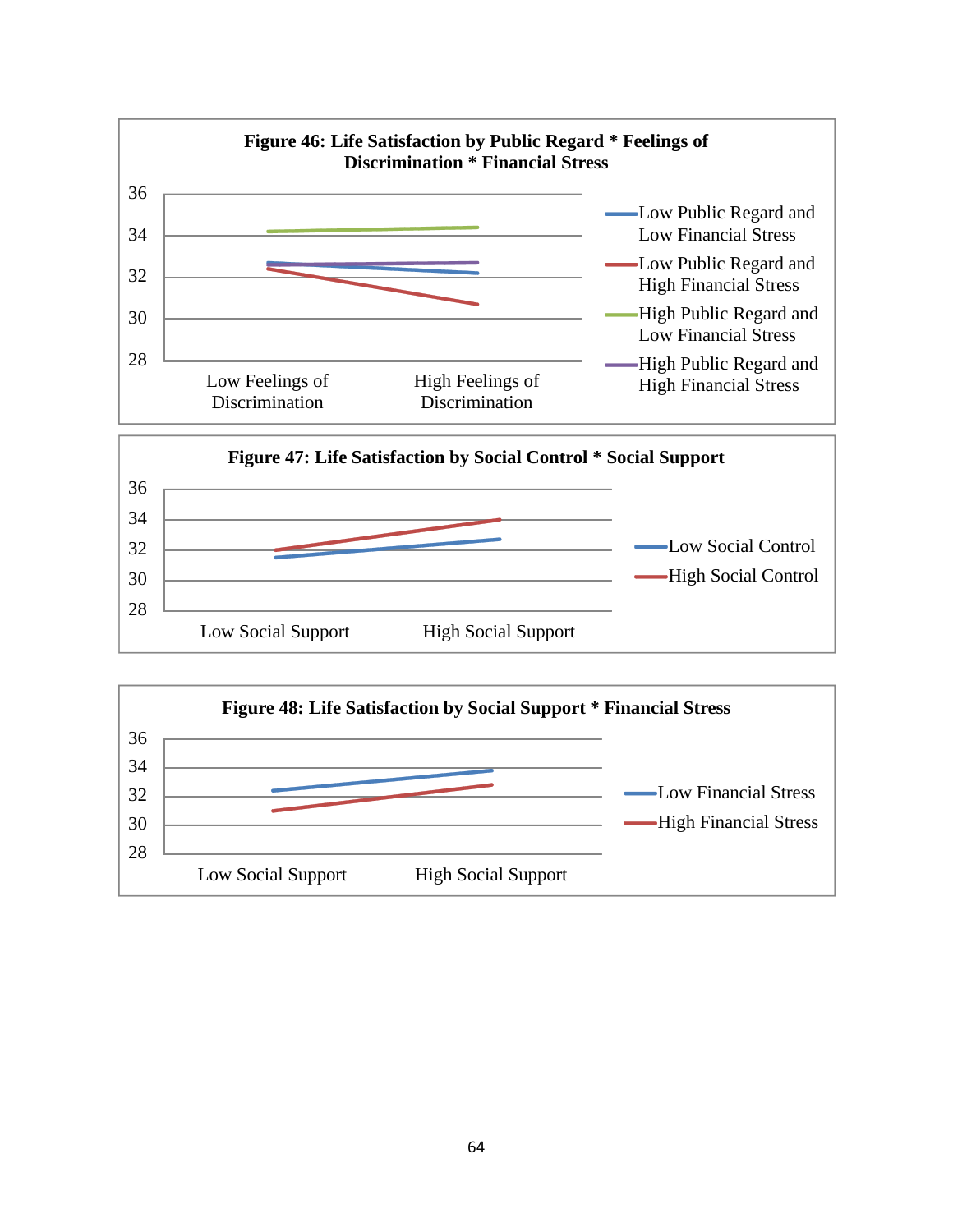**Figure 46: Life Satisfaction by Public Regard * Feelings of Discrimination * Financial Stress**

36
34
32
30
28

Low Feelings of Discrimination | High Feelings of Discrimination

- Low Public Regard and Low Financial Stress
- Low Public Regard and High Financial Stress
- High Public Regard and Low Financial Stress
- High Public Regard and High Financial Stress

**Figure 47: Life Satisfaction by Social Control * Social Support**

36
34
32
30
28

Low Social Support | High Social Support

- Low Social Control
- High Social Control

**Figure 48: Life Satisfaction by Social Support * Financial Stress**

36
34
32
30
28

Low Social Support | High Social Support

- Low Financial Stress
- High Financial Stress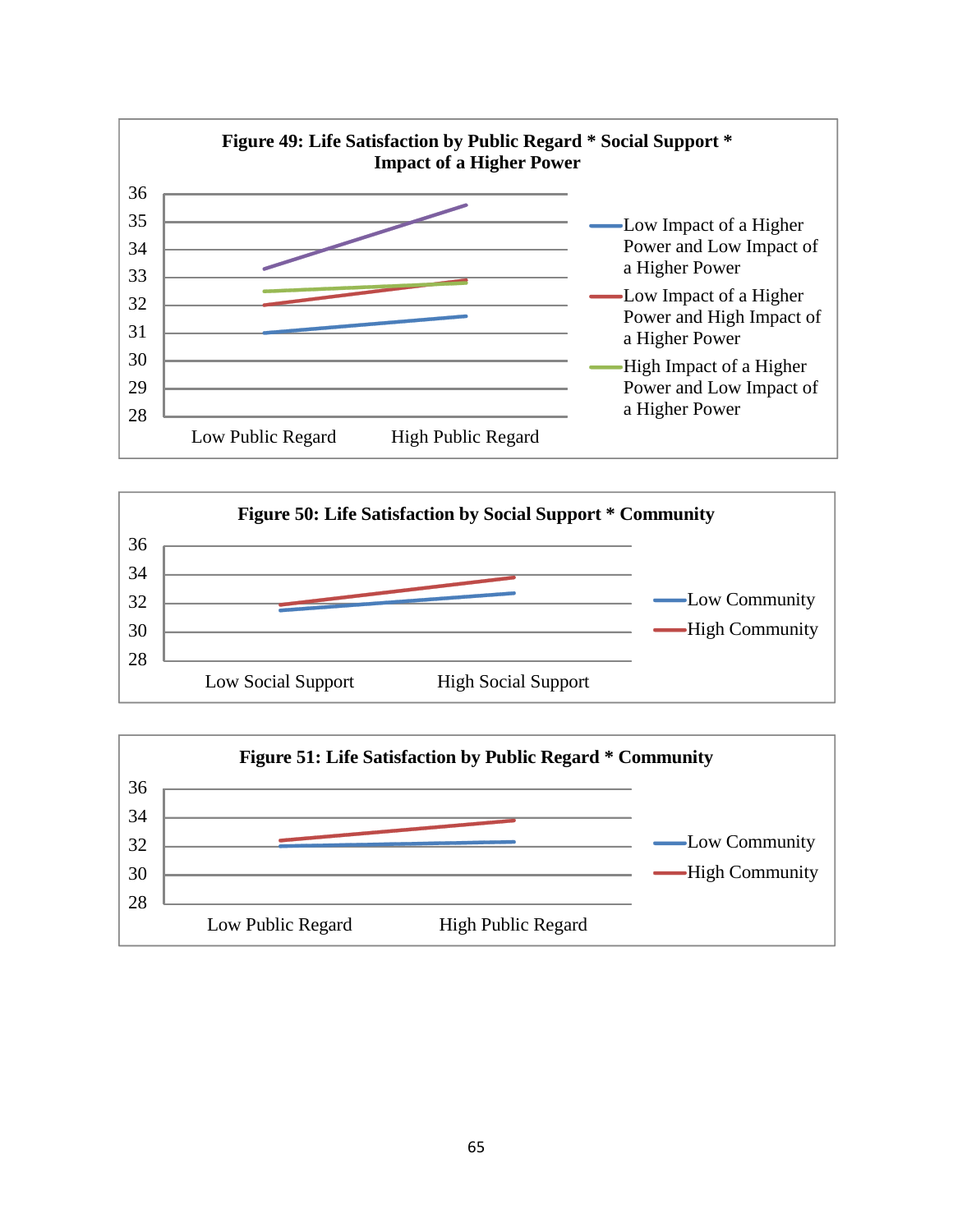**Figure 49: Life Satisfaction by Public Regard * Social Support * Impact of a Higher Power**

36
35
34
33
32
31
30
29
28

Low Public Regard    High Public Regard

- Low Impact of a Higher Power and Low Impact of a Higher Power
- Low Impact of a Higher Power and High Impact of a Higher Power
- High Impact of a Higher Power and Low Impact of a Higher Power

**Figure 50: Life Satisfaction by Social Support * Community**

36
34
32
30
28

Low Social Support    High Social Support

- Low Community
- High Community

**Figure 51: Life Satisfaction by Public Regard * Community**

36
34
32
30
28

Low Public Regard    High Public Regard

- Low Community
- High Community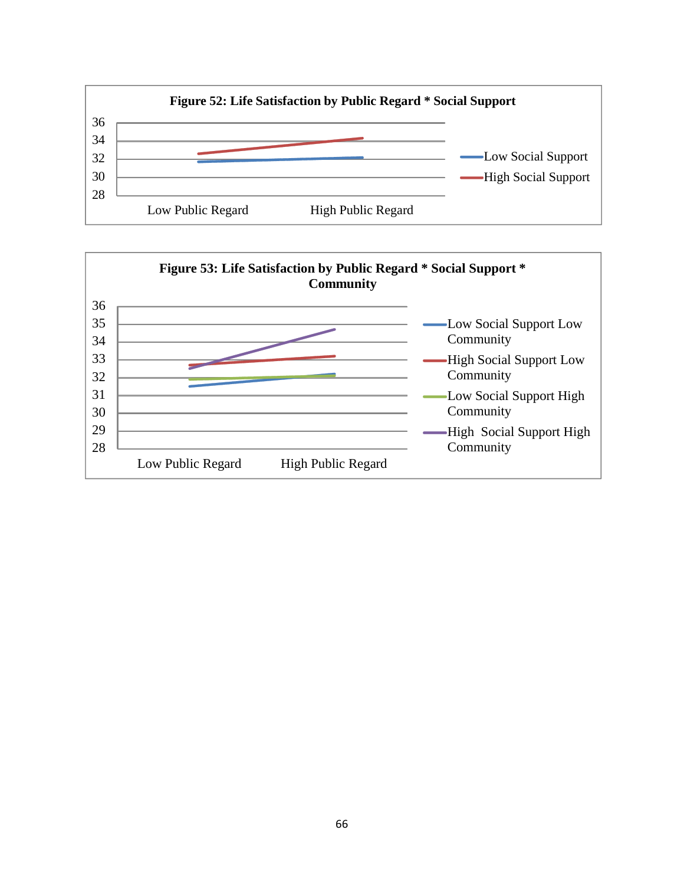**Figure 52: Life Satisfaction by Public Regard * Social Support**

**Figure 53: Life Satisfaction by Public Regard * Social Support * Community**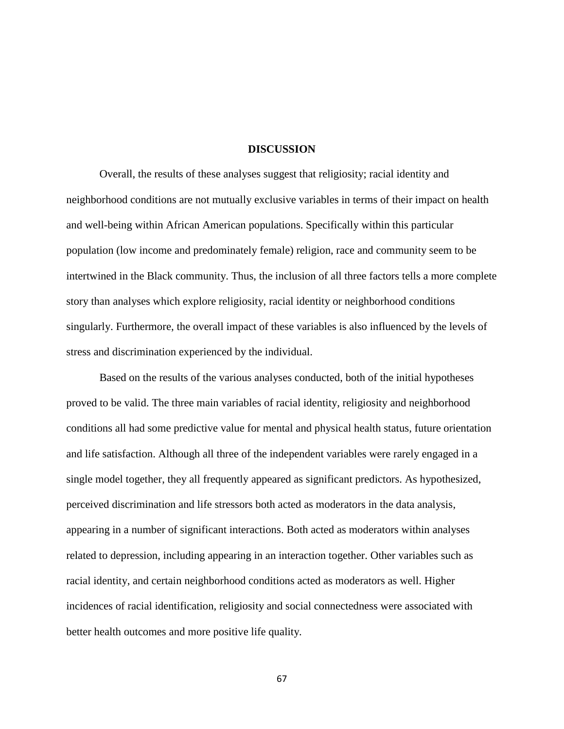# DISCUSSION

Overall, the results of these analyses suggest that religiosity; racial identity and neighborhood conditions are not mutually exclusive variables in terms of their impact on health and well-being within African American populations. Specifically within this particular population (low income and predominately female) religion, race and community seem to be intertwined in the Black community. Thus, the inclusion of all three factors tells a more complete story than analyses which explore religiosity, racial identity or neighborhood conditions singularly. Furthermore, the overall impact of these variables is also influenced by the levels of stress and discrimination experienced by the individual.

Based on the results of the various analyses conducted, both of the initial hypotheses proved to be valid. The three main variables of racial identity, religiosity and neighborhood conditions all had some predictive value for mental and physical health status, future orientation and life satisfaction. Although all three of the independent variables were rarely engaged in a single model together, they all frequently appeared as significant predictors. As hypothesized, perceived discrimination and life stressors both acted as moderators in the data analysis, appearing in a number of significant interactions. Both acted as moderators within analyses related to depression, including appearing in an interaction together. Other variables such as racial identity, and certain neighborhood conditions acted as moderators as well. Higher incidences of racial identification, religiosity and social connectedness were associated with better health outcomes and more positive life quality.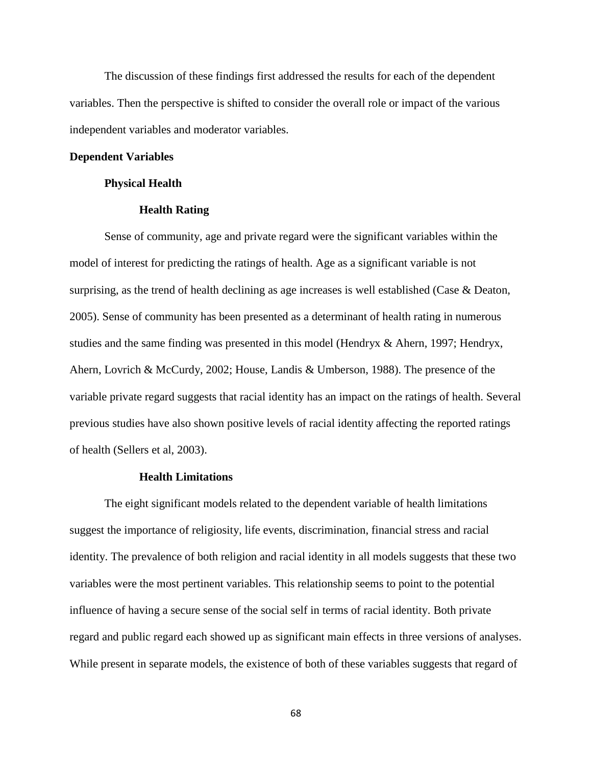The discussion of these findings first addressed the results for each of the dependent variables. Then the perspective is shifted to consider the overall role or impact of the various independent variables and moderator variables.

## Dependent Variables

### Physical Health

#### Health Rating

Sense of community, age and private regard were the significant variables within the model of interest for predicting the ratings of health. Age as a significant variable is not surprising, as the trend of health declining as age increases is well established (Case & Deaton, 2005). Sense of community has been presented as a determinant of health rating in numerous studies and the same finding was presented in this model (Hendryx & Ahern, 1997; Hendryx, Ahern, Lovrich & McCurdy, 2002; House, Landis & Umberson, 1988). The presence of the variable private regard suggests that racial identity has an impact on the ratings of health. Several previous studies have also shown positive levels of racial identity affecting the reported ratings of health (Sellers et al, 2003).

#### Health Limitations

The eight significant models related to the dependent variable of health limitations suggest the importance of religiosity, life events, discrimination, financial stress and racial identity. The prevalence of both religion and racial identity in all models suggests that these two variables were the most pertinent variables. This relationship seems to point to the potential influence of having a secure sense of the social self in terms of racial identity. Both private regard and public regard each showed up as significant main effects in three versions of analyses. While present in separate models, the existence of both of these variables suggests that regard of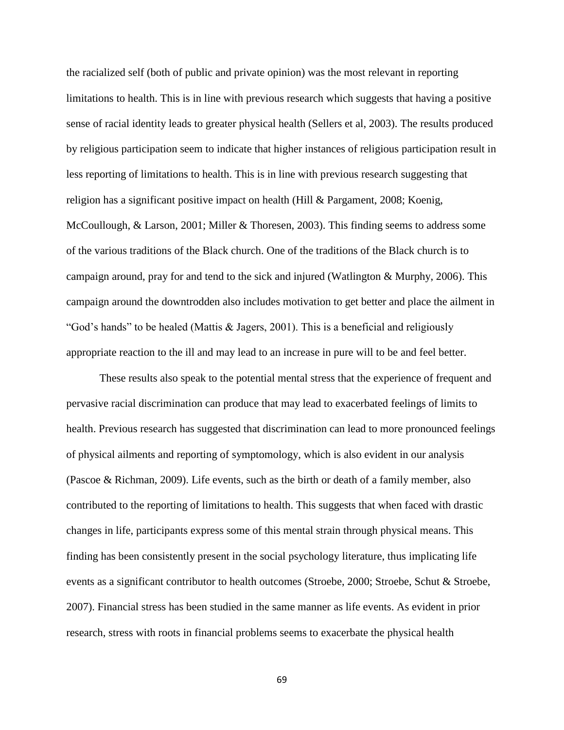the racialized self (both of public and private opinion) was the most relevant in reporting limitations to health. This is in line with previous research which suggests that having a positive sense of racial identity leads to greater physical health (Sellers et al, 2003). The results produced by religious participation seem to indicate that higher instances of religious participation result in less reporting of limitations to health. This is in line with previous research suggesting that religion has a significant positive impact on health (Hill & Pargament, 2008; Koenig, McCoullough, & Larson, 2001; Miller & Thoresen, 2003). This finding seems to address some of the various traditions of the Black church. One of the traditions of the Black church is to campaign around, pray for and tend to the sick and injured (Watlington & Murphy, 2006). This campaign around the downtrodden also includes motivation to get better and place the ailment in "God's hands" to be healed (Mattis & Jagers, 2001). This is a beneficial and religiously appropriate reaction to the ill and may lead to an increase in pure will to be and feel better.

These results also speak to the potential mental stress that the experience of frequent and pervasive racial discrimination can produce that may lead to exacerbated feelings of limits to health. Previous research has suggested that discrimination can lead to more pronounced feelings of physical ailments and reporting of symptomology, which is also evident in our analysis (Pascoe & Richman, 2009). Life events, such as the birth or death of a family member, also contributed to the reporting of limitations to health. This suggests that when faced with drastic changes in life, participants express some of this mental strain through physical means. This finding has been consistently present in the social psychology literature, thus implicating life events as a significant contributor to health outcomes (Stroebe, 2000; Stroebe, Schut & Stroebe, 2007). Financial stress has been studied in the same manner as life events. As evident in prior research, stress with roots in financial problems seems to exacerbate the physical health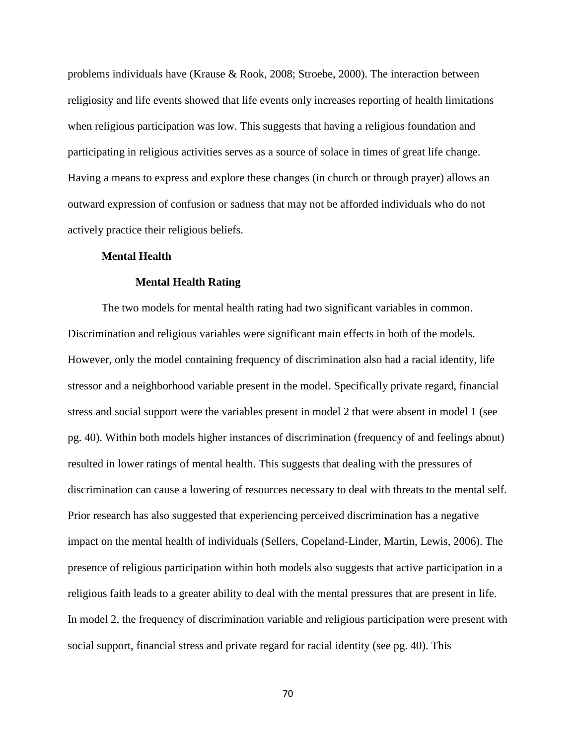problems individuals have (Krause & Rook, 2008; Stroebe, 2000). The interaction between religiosity and life events showed that life events only increases reporting of health limitations when religious participation was low. This suggests that having a religious foundation and participating in religious activities serves as a source of solace in times of great life change. Having a means to express and explore these changes (in church or through prayer) allows an outward expression of confusion or sadness that may not be afforded individuals who do not actively practice their religious beliefs.

### Mental Health

#### Mental Health Rating

The two models for mental health rating had two significant variables in common. Discrimination and religious variables were significant main effects in both of the models. However, only the model containing frequency of discrimination also had a racial identity, life stressor and a neighborhood variable present in the model. Specifically private regard, financial stress and social support were the variables present in model 2 that were absent in model 1 (see pg. 40). Within both models higher instances of discrimination (frequency of and feelings about) resulted in lower ratings of mental health. This suggests that dealing with the pressures of discrimination can cause a lowering of resources necessary to deal with threats to the mental self. Prior research has also suggested that experiencing perceived discrimination has a negative impact on the mental health of individuals (Sellers, Copeland-Linder, Martin, Lewis, 2006). The presence of religious participation within both models also suggests that active participation in a religious faith leads to a greater ability to deal with the mental pressures that are present in life. In model 2, the frequency of discrimination variable and religious participation were present with social support, financial stress and private regard for racial identity (see pg. 40). This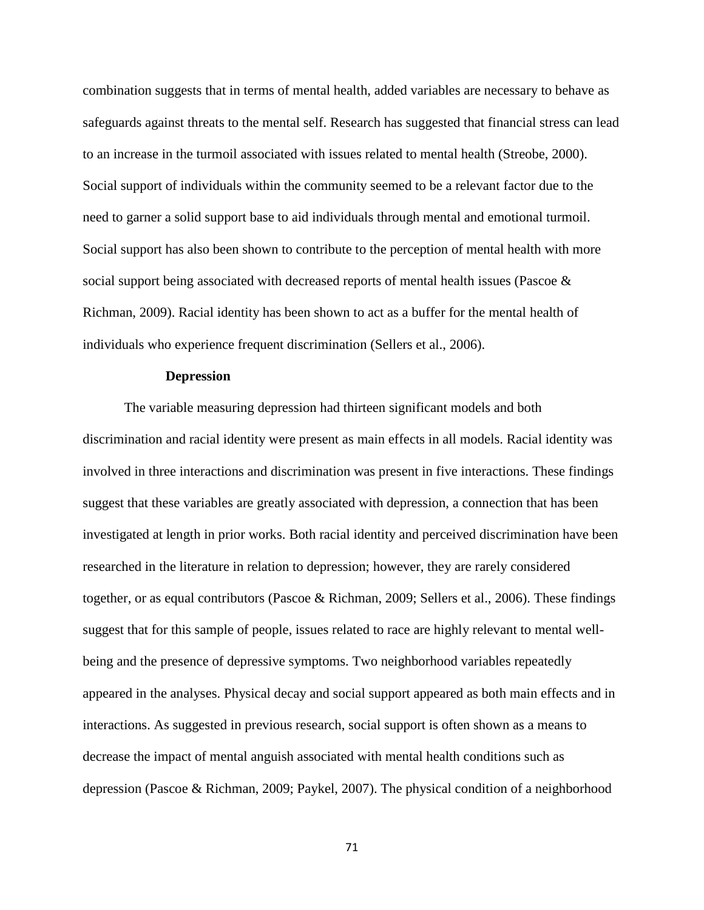combination suggests that in terms of mental health, added variables are necessary to behave as safeguards against threats to the mental self. Research has suggested that financial stress can lead to an increase in the turmoil associated with issues related to mental health (Streobe, 2000). Social support of individuals within the community seemed to be a relevant factor due to the need to garner a solid support base to aid individuals through mental and emotional turmoil. Social support has also been shown to contribute to the perception of mental health with more social support being associated with decreased reports of mental health issues (Pascoe & Richman, 2009). Racial identity has been shown to act as a buffer for the mental health of individuals who experience frequent discrimination (Sellers et al., 2006).

### Depression

The variable measuring depression had thirteen significant models and both discrimination and racial identity were present as main effects in all models. Racial identity was involved in three interactions and discrimination was present in five interactions. These findings suggest that these variables are greatly associated with depression, a connection that has been investigated at length in prior works. Both racial identity and perceived discrimination have been researched in the literature in relation to depression; however, they are rarely considered together, or as equal contributors (Pascoe & Richman, 2009; Sellers et al., 2006). These findings suggest that for this sample of people, issues related to race are highly relevant to mental well-being and the presence of depressive symptoms. Two neighborhood variables repeatedly appeared in the analyses. Physical decay and social support appeared as both main effects and in interactions. As suggested in previous research, social support is often shown as a means to decrease the impact of mental anguish associated with mental health conditions such as depression (Pascoe & Richman, 2009; Paykel, 2007). The physical condition of a neighborhood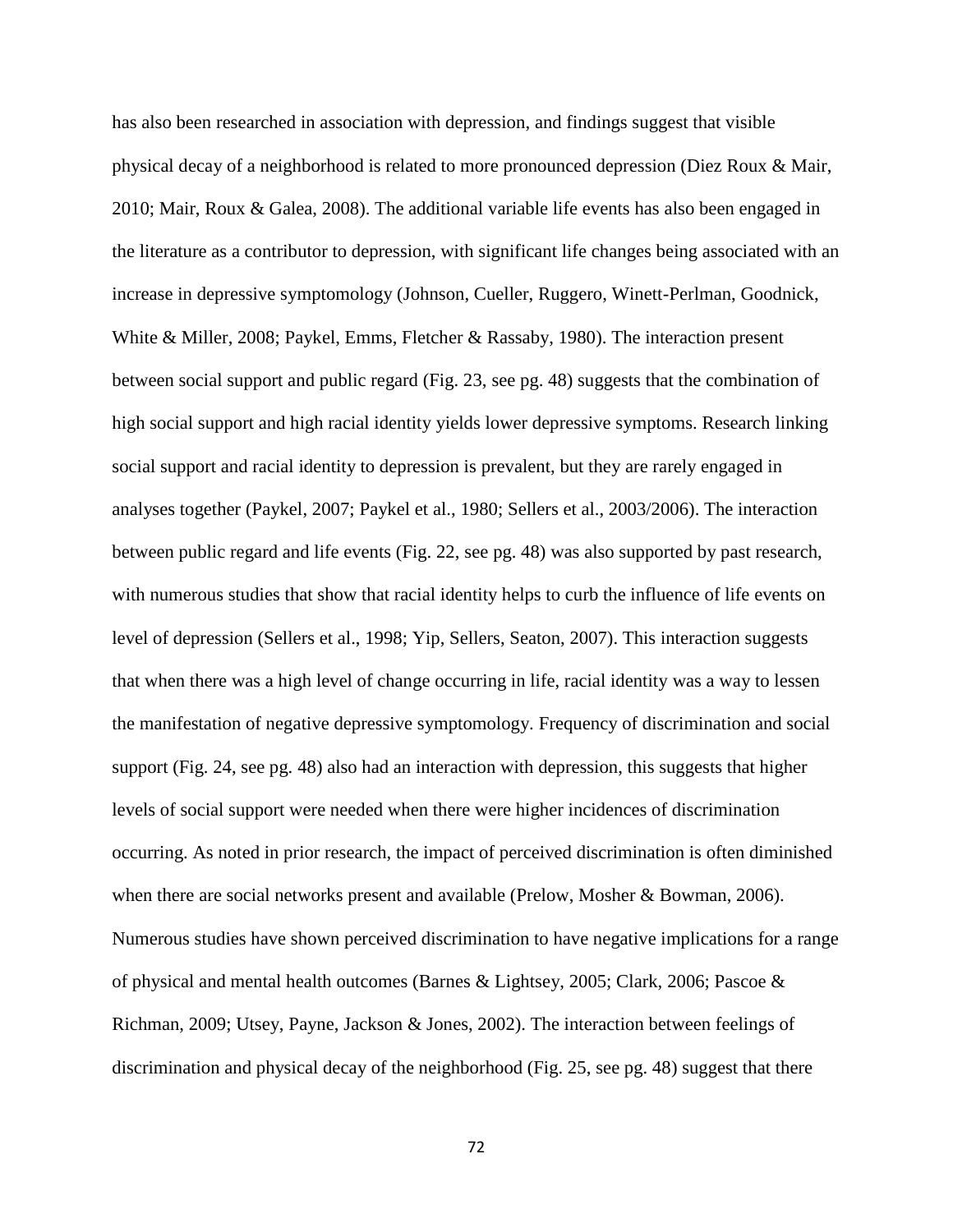has also been researched in association with depression, and findings suggest that visible physical decay of a neighborhood is related to more pronounced depression (Diez Roux & Mair, 2010; Mair, Roux & Galea, 2008). The additional variable life events has also been engaged in the literature as a contributor to depression, with significant life changes being associated with an increase in depressive symptomology (Johnson, Cueller, Ruggero, Winett-Perlman, Goodnick, White & Miller, 2008; Paykel, Emms, Fletcher & Rassaby, 1980). The interaction present between social support and public regard (Fig. 23, see pg. 48) suggests that the combination of high social support and high racial identity yields lower depressive symptoms. Research linking social support and racial identity to depression is prevalent, but they are rarely engaged in analyses together (Paykel, 2007; Paykel et al., 1980; Sellers et al., 2003/2006). The interaction between public regard and life events (Fig. 22, see pg. 48) was also supported by past research, with numerous studies that show that racial identity helps to curb the influence of life events on level of depression (Sellers et al., 1998; Yip, Sellers, Seaton, 2007). This interaction suggests that when there was a high level of change occurring in life, racial identity was a way to lessen the manifestation of negative depressive symptomology. Frequency of discrimination and social support (Fig. 24, see pg. 48) also had an interaction with depression, this suggests that higher levels of social support were needed when there were higher incidences of discrimination occurring. As noted in prior research, the impact of perceived discrimination is often diminished when there are social networks present and available (Prelow, Mosher & Bowman, 2006). Numerous studies have shown perceived discrimination to have negative implications for a range of physical and mental health outcomes (Barnes & Lightsey, 2005; Clark, 2006; Pascoe & Richman, 2009; Utsey, Payne, Jackson & Jones, 2002). The interaction between feelings of discrimination and physical decay of the neighborhood (Fig. 25, see pg. 48) suggest that there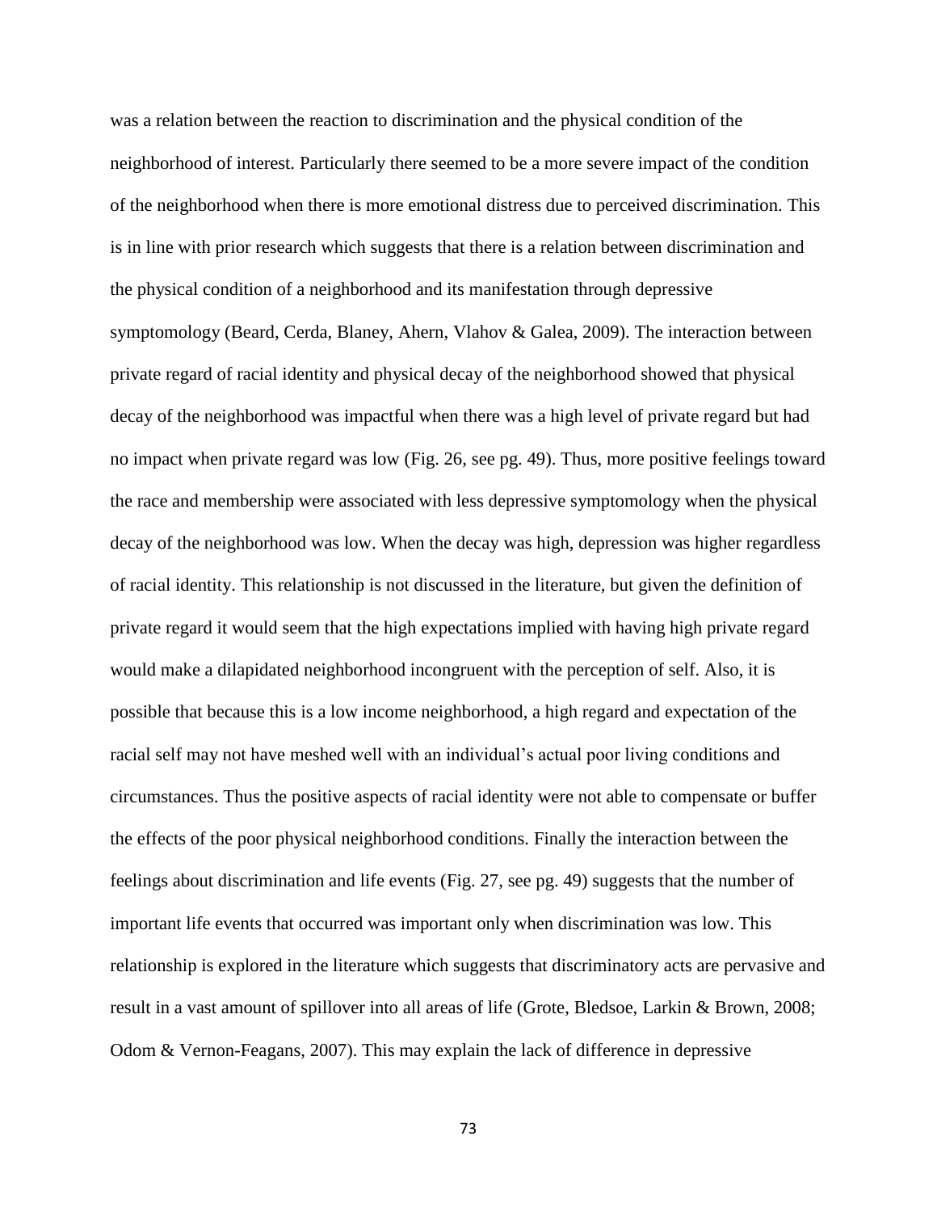was a relation between the reaction to discrimination and the physical condition of the neighborhood of interest. Particularly there seemed to be a more severe impact of the condition of the neighborhood when there is more emotional distress due to perceived discrimination. This is in line with prior research which suggests that there is a relation between discrimination and the physical condition of a neighborhood and its manifestation through depressive symptomology (Beard, Cerda, Blaney, Ahern, Vlahov & Galea, 2009). The interaction between private regard of racial identity and physical decay of the neighborhood showed that physical decay of the neighborhood was impactful when there was a high level of private regard but had no impact when private regard was low (Fig. 26, see pg. 49). Thus, more positive feelings toward the race and membership were associated with less depressive symptomology when the physical decay of the neighborhood was low. When the decay was high, depression was higher regardless of racial identity. This relationship is not discussed in the literature, but given the definition of private regard it would seem that the high expectations implied with having high private regard would make a dilapidated neighborhood incongruent with the perception of self. Also, it is possible that because this is a low income neighborhood, a high regard and expectation of the racial self may not have meshed well with an individual's actual poor living conditions and circumstances. Thus the positive aspects of racial identity were not able to compensate or buffer the effects of the poor physical neighborhood conditions. Finally the interaction between the feelings about discrimination and life events (Fig. 27, see pg. 49) suggests that the number of important life events that occurred was important only when discrimination was low. This relationship is explored in the literature which suggests that discriminatory acts are pervasive and result in a vast amount of spillover into all areas of life (Grote, Bledsoe, Larkin & Brown, 2008; Odom & Vernon-Feagans, 2007). This may explain the lack of difference in depressive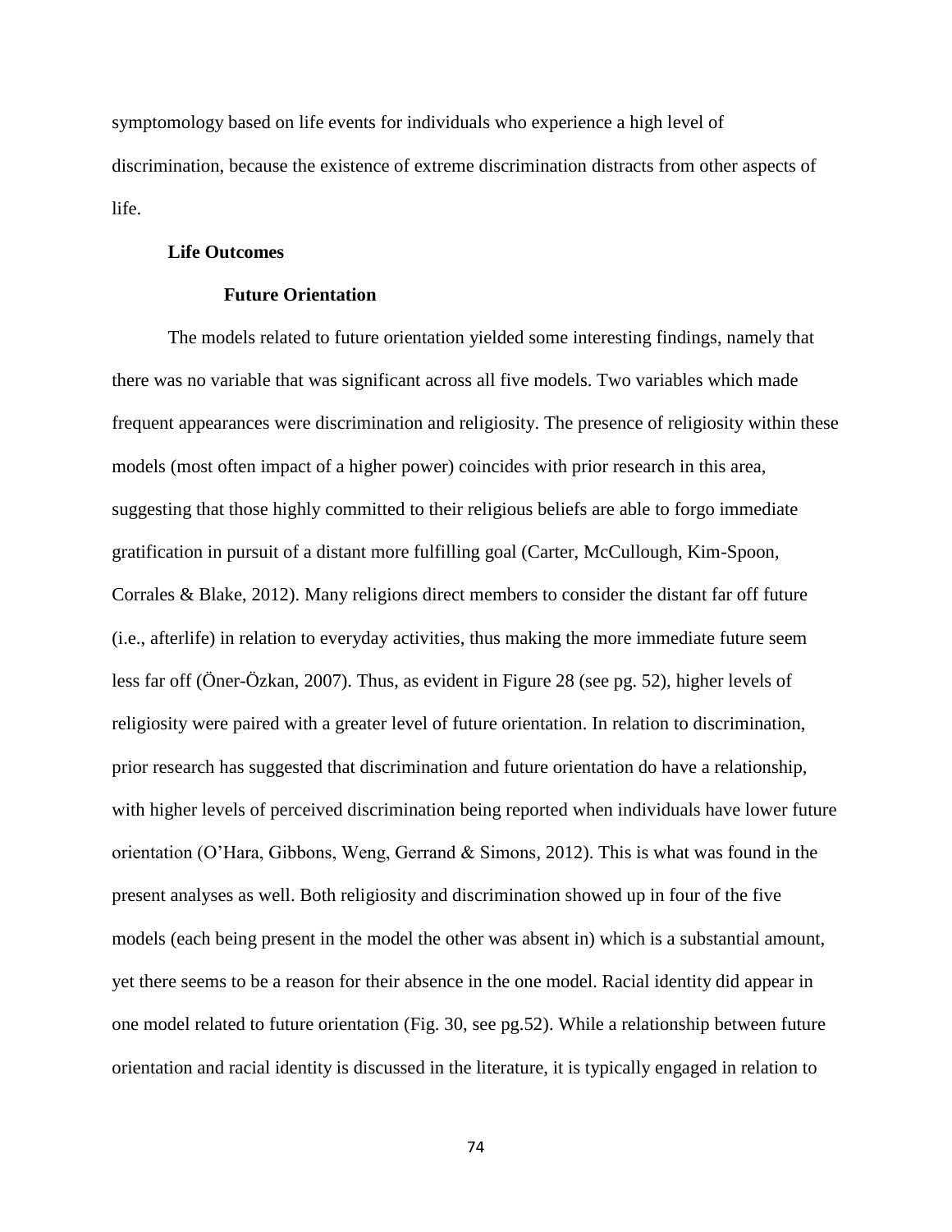symptomology based on life events for individuals who experience a high level of discrimination, because the existence of extreme discrimination distracts from other aspects of life.

### Life Outcomes

#### Future Orientation

The models related to future orientation yielded some interesting findings, namely that there was no variable that was significant across all five models. Two variables which made frequent appearances were discrimination and religiosity. The presence of religiosity within these models (most often impact of a higher power) coincides with prior research in this area, suggesting that those highly committed to their religious beliefs are able to forgo immediate gratification in pursuit of a distant more fulfilling goal (Carter, McCullough, Kim-Spoon, Corrales & Blake, 2012). Many religions direct members to consider the distant far off future (i.e., afterlife) in relation to everyday activities, thus making the more immediate future seem less far off (Öner-Özkan, 2007). Thus, as evident in Figure 28 (see pg. 52), higher levels of religiosity were paired with a greater level of future orientation. In relation to discrimination, prior research has suggested that discrimination and future orientation do have a relationship, with higher levels of perceived discrimination being reported when individuals have lower future orientation (O'Hara, Gibbons, Weng, Gerrand & Simons, 2012). This is what was found in the present analyses as well. Both religiosity and discrimination showed up in four of the five models (each being present in the model the other was absent in) which is a substantial amount, yet there seems to be a reason for their absence in the one model. Racial identity did appear in one model related to future orientation (Fig. 30, see pg.52). While a relationship between future orientation and racial identity is discussed in the literature, it is typically engaged in relation to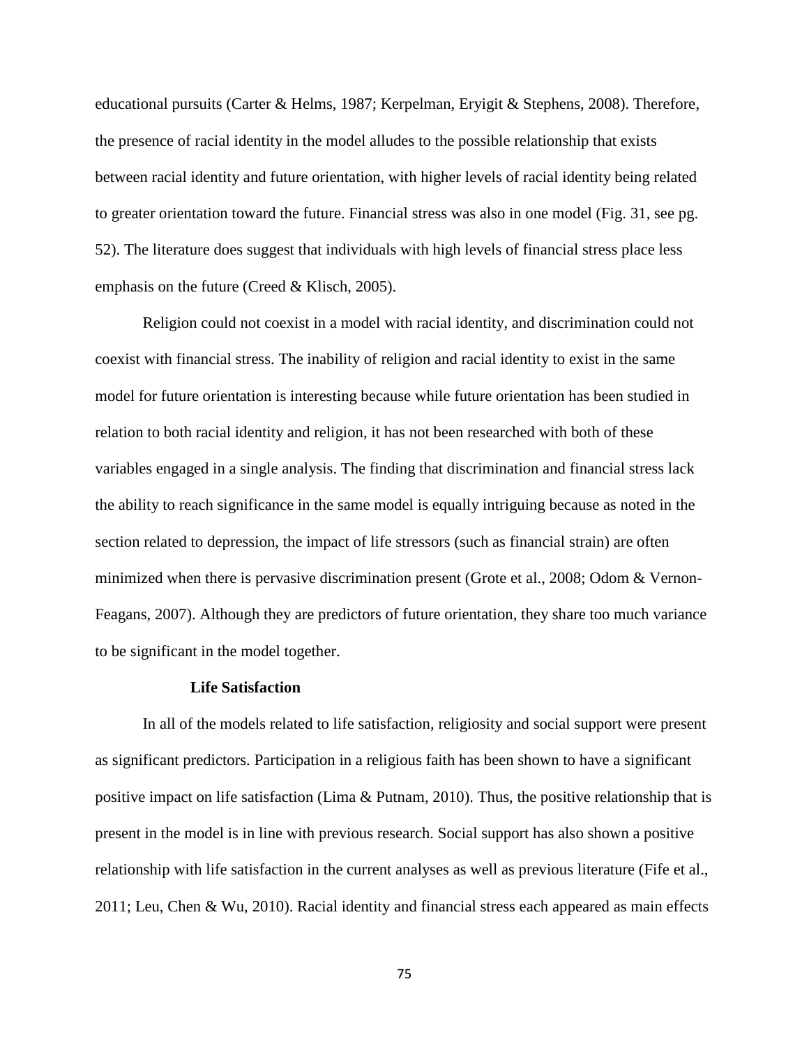educational pursuits (Carter & Helms, 1987; Kerpelman, Eryigit & Stephens, 2008). Therefore, the presence of racial identity in the model alludes to the possible relationship that exists between racial identity and future orientation, with higher levels of racial identity being related to greater orientation toward the future. Financial stress was also in one model (Fig. 31, see pg. 52). The literature does suggest that individuals with high levels of financial stress place less emphasis on the future (Creed & Klisch, 2005).

Religion could not coexist in a model with racial identity, and discrimination could not coexist with financial stress. The inability of religion and racial identity to exist in the same model for future orientation is interesting because while future orientation has been studied in relation to both racial identity and religion, it has not been researched with both of these variables engaged in a single analysis. The finding that discrimination and financial stress lack the ability to reach significance in the same model is equally intriguing because as noted in the section related to depression, the impact of life stressors (such as financial strain) are often minimized when there is pervasive discrimination present (Grote et al., 2008; Odom & Vernon-Feagans, 2007). Although they are predictors of future orientation, they share too much variance to be significant in the model together.

### Life Satisfaction

In all of the models related to life satisfaction, religiosity and social support were present as significant predictors. Participation in a religious faith has been shown to have a significant positive impact on life satisfaction (Lima & Putnam, 2010). Thus, the positive relationship that is present in the model is in line with previous research. Social support has also shown a positive relationship with life satisfaction in the current analyses as well as previous literature (Fife et al., 2011; Leu, Chen & Wu, 2010). Racial identity and financial stress each appeared as main effects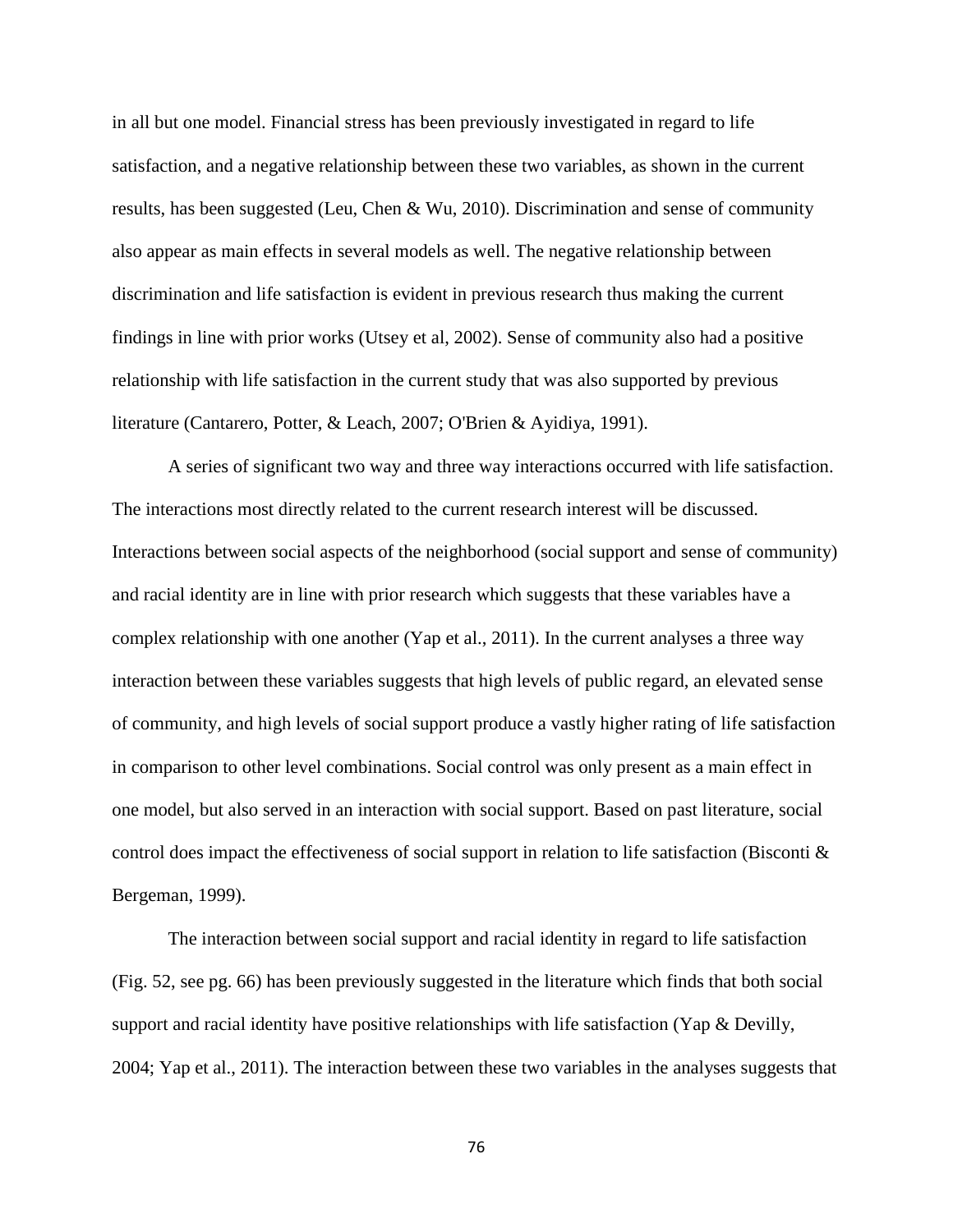in all but one model. Financial stress has been previously investigated in regard to life satisfaction, and a negative relationship between these two variables, as shown in the current results, has been suggested (Leu, Chen & Wu, 2010). Discrimination and sense of community also appear as main effects in several models as well. The negative relationship between discrimination and life satisfaction is evident in previous research thus making the current findings in line with prior works (Utsey et al, 2002). Sense of community also had a positive relationship with life satisfaction in the current study that was also supported by previous literature (Cantarero, Potter, & Leach, 2007; O'Brien & Ayidiya, 1991).

A series of significant two way and three way interactions occurred with life satisfaction. The interactions most directly related to the current research interest will be discussed. Interactions between social aspects of the neighborhood (social support and sense of community) and racial identity are in line with prior research which suggests that these variables have a complex relationship with one another (Yap et al., 2011). In the current analyses a three way interaction between these variables suggests that high levels of public regard, an elevated sense of community, and high levels of social support produce a vastly higher rating of life satisfaction in comparison to other level combinations. Social control was only present as a main effect in one model, but also served in an interaction with social support. Based on past literature, social control does impact the effectiveness of social support in relation to life satisfaction (Bisconti & Bergeman, 1999).

The interaction between social support and racial identity in regard to life satisfaction (Fig. 52, see pg. 66) has been previously suggested in the literature which finds that both social support and racial identity have positive relationships with life satisfaction (Yap & Devilly, 2004; Yap et al., 2011). The interaction between these two variables in the analyses suggests that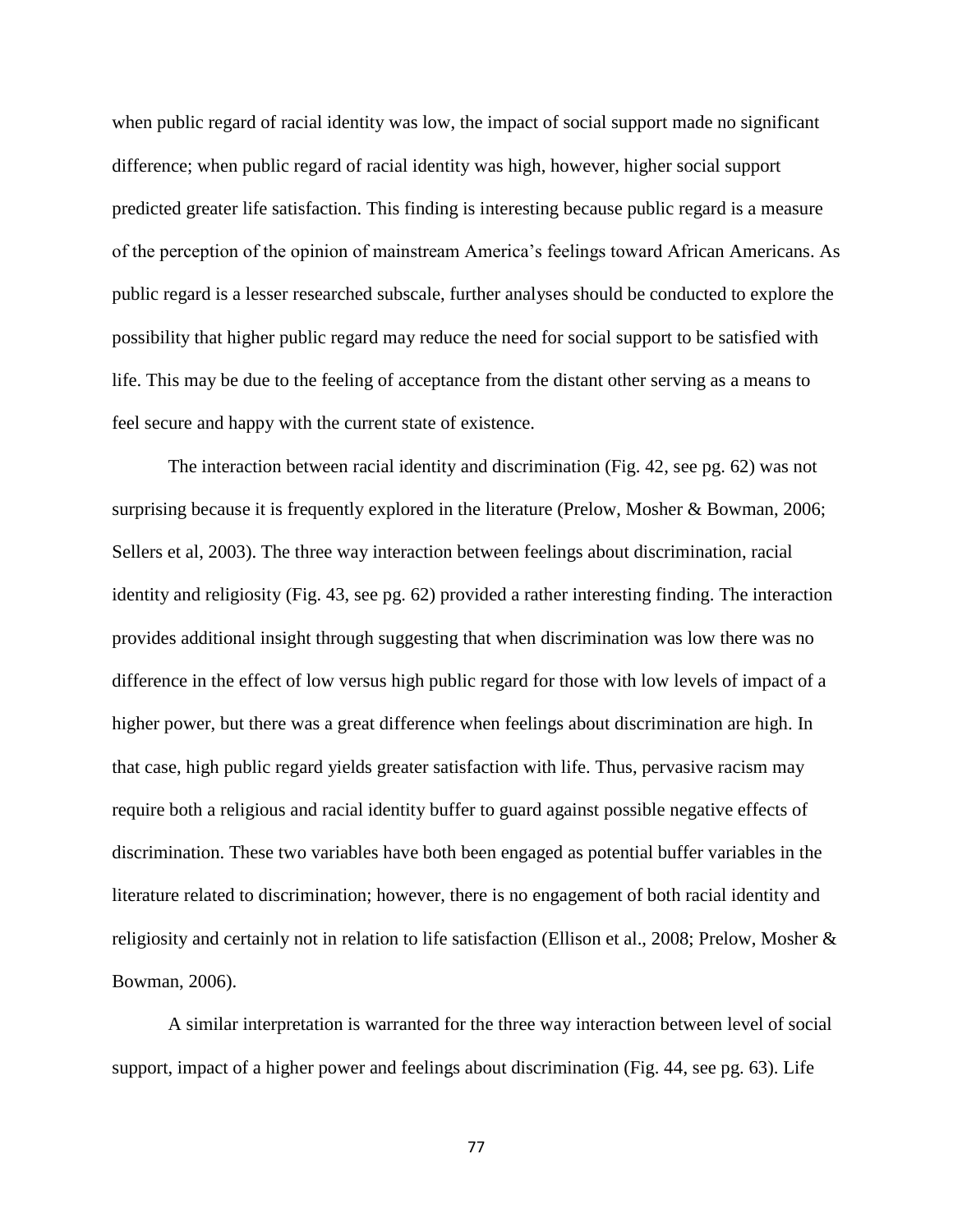when public regard of racial identity was low, the impact of social support made no significant difference; when public regard of racial identity was high, however, higher social support predicted greater life satisfaction. This finding is interesting because public regard is a measure of the perception of the opinion of mainstream America's feelings toward African Americans. As public regard is a lesser researched subscale, further analyses should be conducted to explore the possibility that higher public regard may reduce the need for social support to be satisfied with life. This may be due to the feeling of acceptance from the distant other serving as a means to feel secure and happy with the current state of existence.

The interaction between racial identity and discrimination (Fig. 42, see pg. 62) was not surprising because it is frequently explored in the literature (Prelow, Mosher & Bowman, 2006; Sellers et al, 2003). The three way interaction between feelings about discrimination, racial identity and religiosity (Fig. 43, see pg. 62) provided a rather interesting finding. The interaction provides additional insight through suggesting that when discrimination was low there was no difference in the effect of low versus high public regard for those with low levels of impact of a higher power, but there was a great difference when feelings about discrimination are high. In that case, high public regard yields greater satisfaction with life. Thus, pervasive racism may require both a religious and racial identity buffer to guard against possible negative effects of discrimination. These two variables have both been engaged as potential buffer variables in the literature related to discrimination; however, there is no engagement of both racial identity and religiosity and certainly not in relation to life satisfaction (Ellison et al., 2008; Prelow, Mosher & Bowman, 2006).

A similar interpretation is warranted for the three way interaction between level of social support, impact of a higher power and feelings about discrimination (Fig. 44, see pg. 63). Life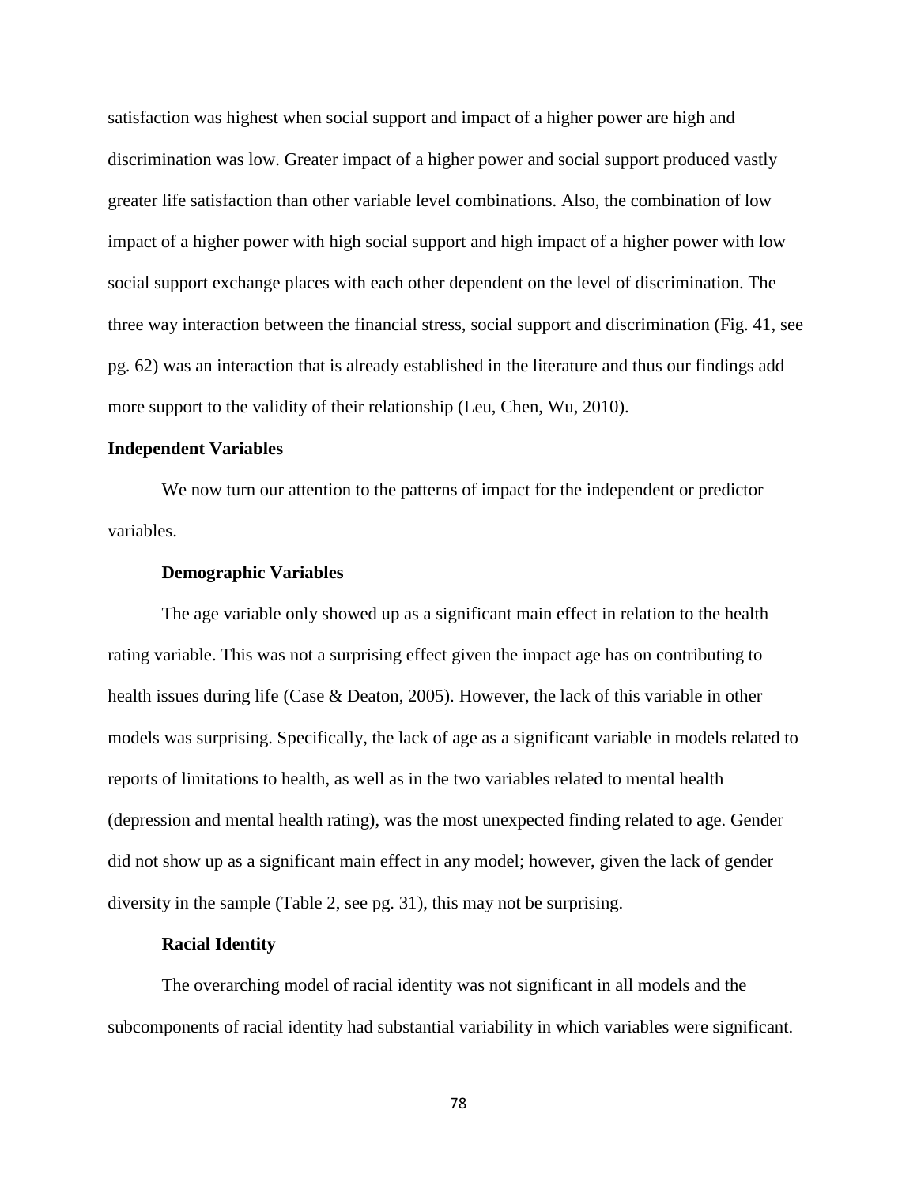satisfaction was highest when social support and impact of a higher power are high and discrimination was low. Greater impact of a higher power and social support produced vastly greater life satisfaction than other variable level combinations. Also, the combination of low impact of a higher power with high social support and high impact of a higher power with low social support exchange places with each other dependent on the level of discrimination. The three way interaction between the financial stress, social support and discrimination (Fig. 41, see pg. 62) was an interaction that is already established in the literature and thus our findings add more support to the validity of their relationship (Leu, Chen, Wu, 2010).

## Independent Variables

We now turn our attention to the patterns of impact for the independent or predictor variables.

### Demographic Variables

The age variable only showed up as a significant main effect in relation to the health rating variable. This was not a surprising effect given the impact age has on contributing to health issues during life (Case & Deaton, 2005). However, the lack of this variable in other models was surprising. Specifically, the lack of age as a significant variable in models related to reports of limitations to health, as well as in the two variables related to mental health (depression and mental health rating), was the most unexpected finding related to age. Gender did not show up as a significant main effect in any model; however, given the lack of gender diversity in the sample (Table 2, see pg. 31), this may not be surprising.

### Racial Identity

The overarching model of racial identity was not significant in all models and the subcomponents of racial identity had substantial variability in which variables were significant.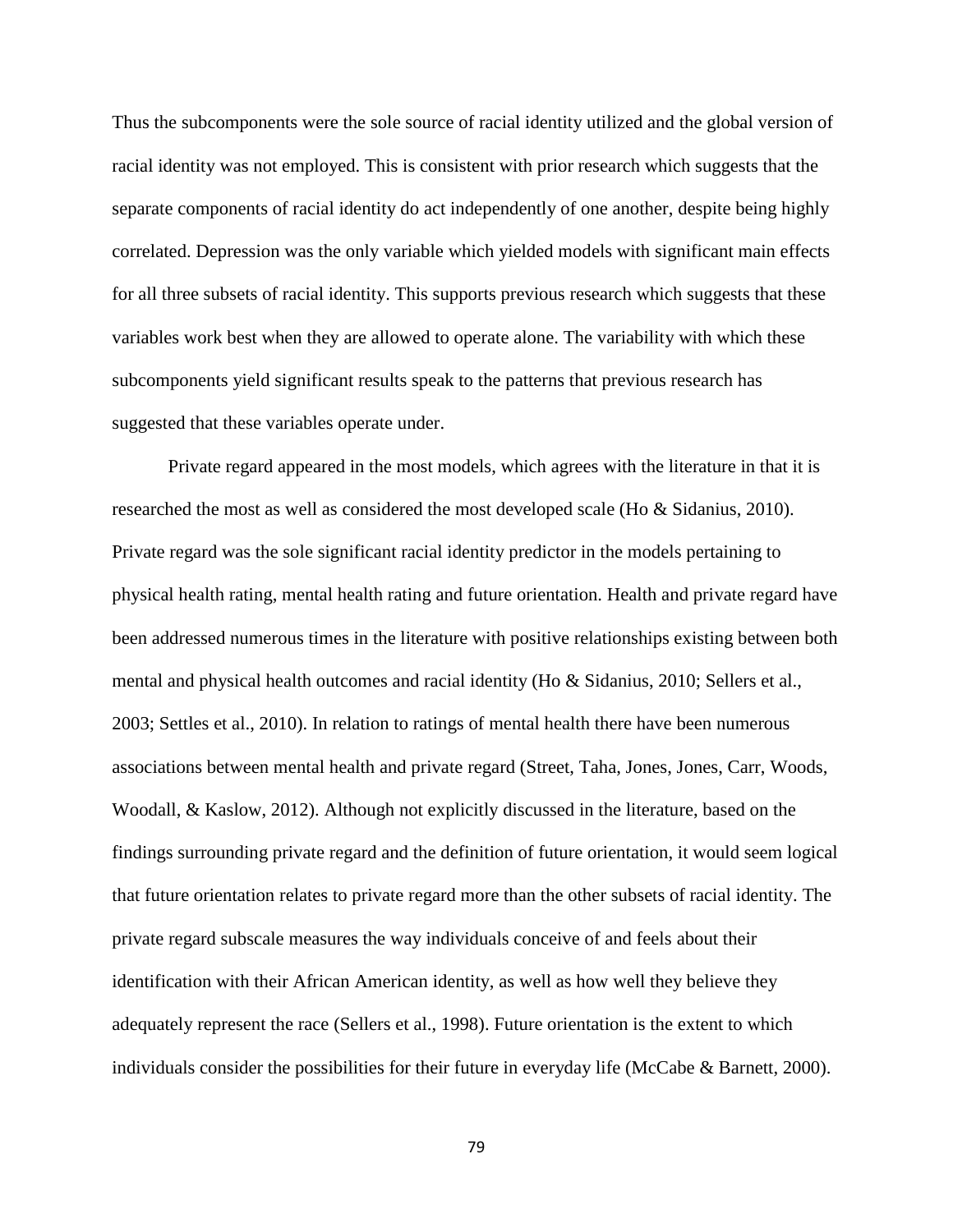Thus the subcomponents were the sole source of racial identity utilized and the global version of racial identity was not employed. This is consistent with prior research which suggests that the separate components of racial identity do act independently of one another, despite being highly correlated. Depression was the only variable which yielded models with significant main effects for all three subsets of racial identity. This supports previous research which suggests that these variables work best when they are allowed to operate alone. The variability with which these subcomponents yield significant results speak to the patterns that previous research has suggested that these variables operate under.

Private regard appeared in the most models, which agrees with the literature in that it is researched the most as well as considered the most developed scale (Ho & Sidanius, 2010). Private regard was the sole significant racial identity predictor in the models pertaining to physical health rating, mental health rating and future orientation. Health and private regard have been addressed numerous times in the literature with positive relationships existing between both mental and physical health outcomes and racial identity (Ho & Sidanius, 2010; Sellers et al., 2003; Settles et al., 2010). In relation to ratings of mental health there have been numerous associations between mental health and private regard (Street, Taha, Jones, Jones, Carr, Woods, Woodall, & Kaslow, 2012). Although not explicitly discussed in the literature, based on the findings surrounding private regard and the definition of future orientation, it would seem logical that future orientation relates to private regard more than the other subsets of racial identity. The private regard subscale measures the way individuals conceive of and feels about their identification with their African American identity, as well as how well they believe they adequately represent the race (Sellers et al., 1998). Future orientation is the extent to which individuals consider the possibilities for their future in everyday life (McCabe & Barnett, 2000).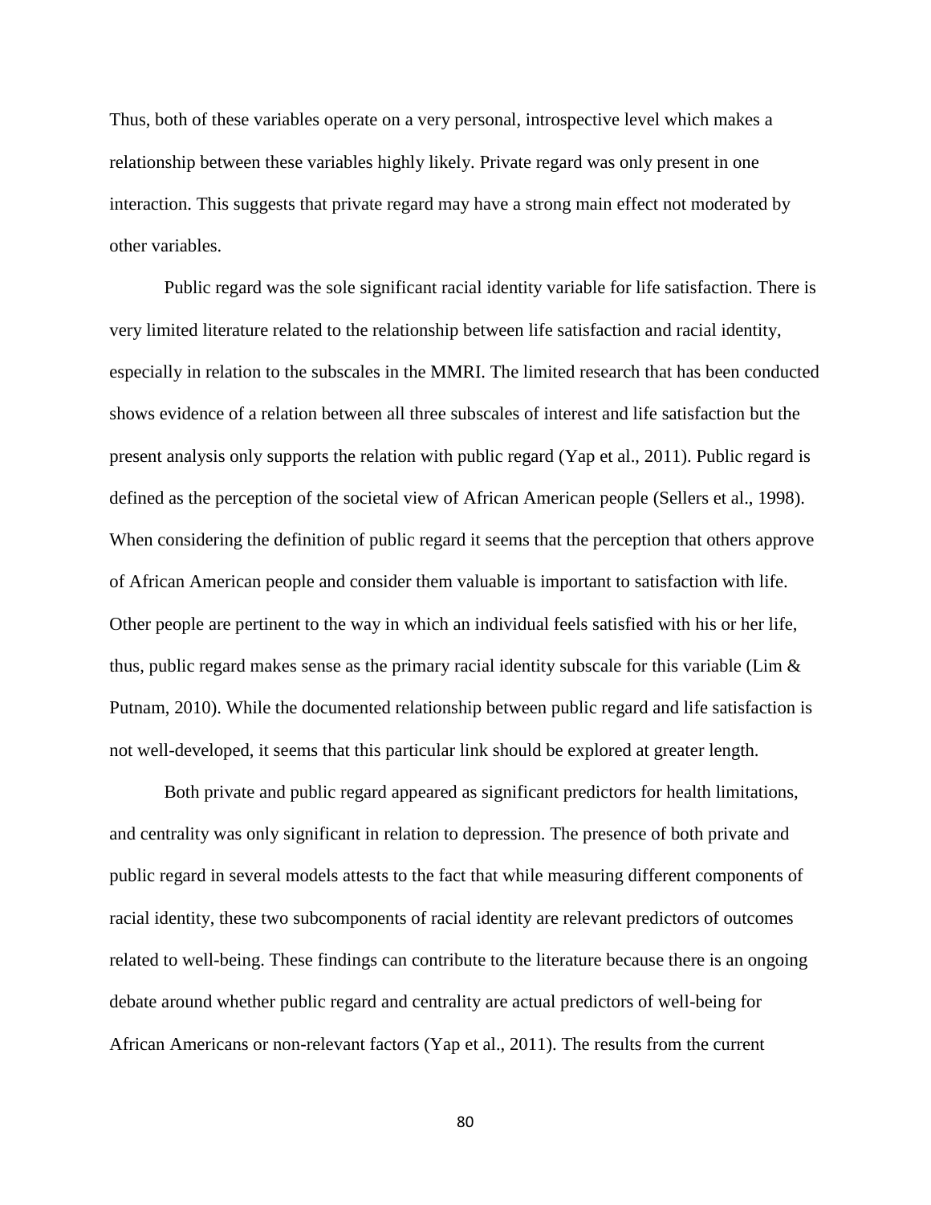Thus, both of these variables operate on a very personal, introspective level which makes a relationship between these variables highly likely. Private regard was only present in one interaction. This suggests that private regard may have a strong main effect not moderated by other variables.

Public regard was the sole significant racial identity variable for life satisfaction. There is very limited literature related to the relationship between life satisfaction and racial identity, especially in relation to the subscales in the MMRI. The limited research that has been conducted shows evidence of a relation between all three subscales of interest and life satisfaction but the present analysis only supports the relation with public regard (Yap et al., 2011). Public regard is defined as the perception of the societal view of African American people (Sellers et al., 1998). When considering the definition of public regard it seems that the perception that others approve of African American people and consider them valuable is important to satisfaction with life. Other people are pertinent to the way in which an individual feels satisfied with his or her life, thus, public regard makes sense as the primary racial identity subscale for this variable (Lim & Putnam, 2010). While the documented relationship between public regard and life satisfaction is not well-developed, it seems that this particular link should be explored at greater length.

Both private and public regard appeared as significant predictors for health limitations, and centrality was only significant in relation to depression. The presence of both private and public regard in several models attests to the fact that while measuring different components of racial identity, these two subcomponents of racial identity are relevant predictors of outcomes related to well-being. These findings can contribute to the literature because there is an ongoing debate around whether public regard and centrality are actual predictors of well-being for African Americans or non-relevant factors (Yap et al., 2011). The results from the current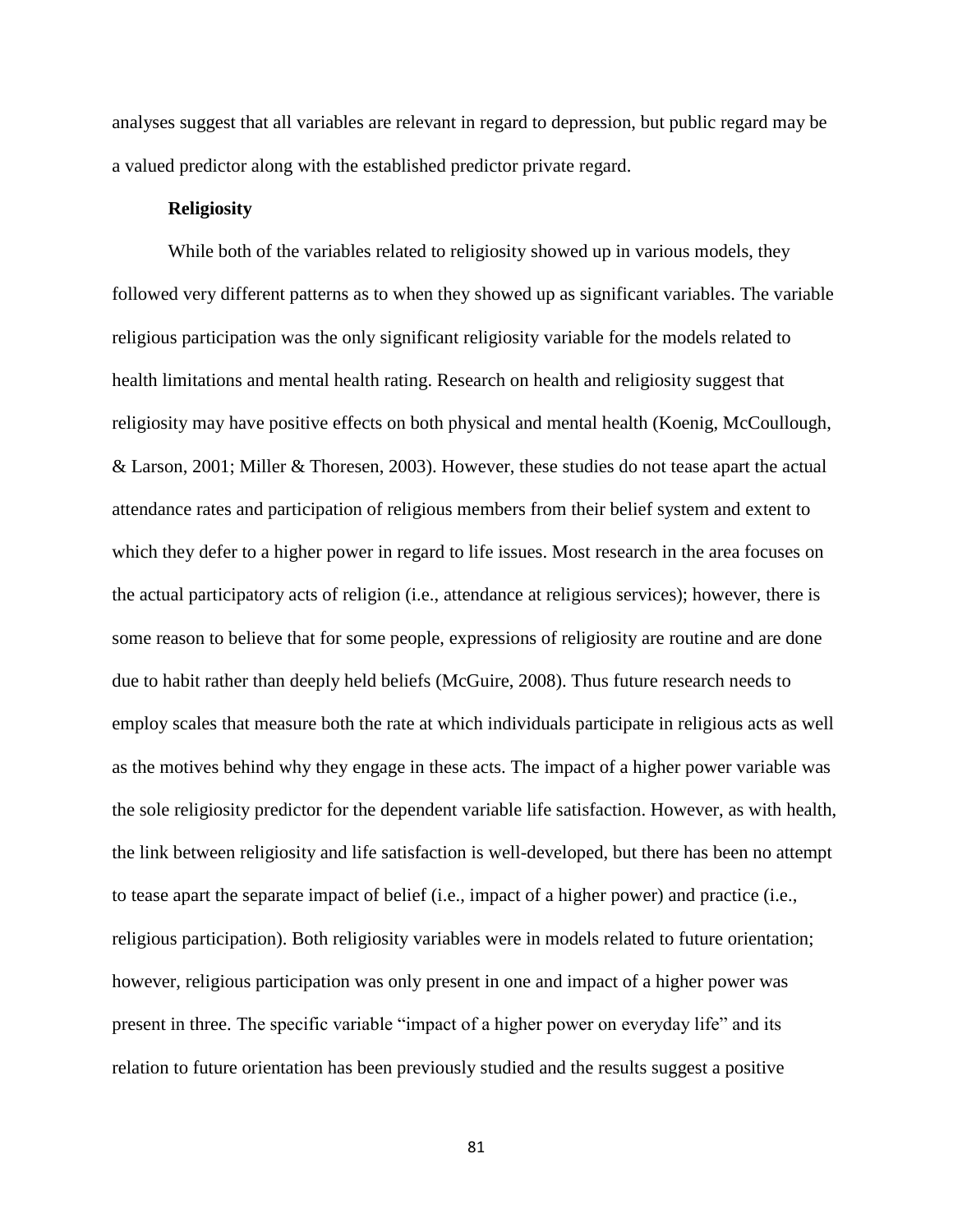analyses suggest that all variables are relevant in regard to depression, but public regard may be a valued predictor along with the established predictor private regard.

### Religiosity

While both of the variables related to religiosity showed up in various models, they followed very different patterns as to when they showed up as significant variables. The variable religious participation was the only significant religiosity variable for the models related to health limitations and mental health rating. Research on health and religiosity suggest that religiosity may have positive effects on both physical and mental health (Koenig, McCoullough, & Larson, 2001; Miller & Thoresen, 2003). However, these studies do not tease apart the actual attendance rates and participation of religious members from their belief system and extent to which they defer to a higher power in regard to life issues. Most research in the area focuses on the actual participatory acts of religion (i.e., attendance at religious services); however, there is some reason to believe that for some people, expressions of religiosity are routine and are done due to habit rather than deeply held beliefs (McGuire, 2008). Thus future research needs to employ scales that measure both the rate at which individuals participate in religious acts as well as the motives behind why they engage in these acts. The impact of a higher power variable was the sole religiosity predictor for the dependent variable life satisfaction. However, as with health, the link between religiosity and life satisfaction is well-developed, but there has been no attempt to tease apart the separate impact of belief (i.e., impact of a higher power) and practice (i.e., religious participation). Both religiosity variables were in models related to future orientation; however, religious participation was only present in one and impact of a higher power was present in three. The specific variable "impact of a higher power on everyday life" and its relation to future orientation has been previously studied and the results suggest a positive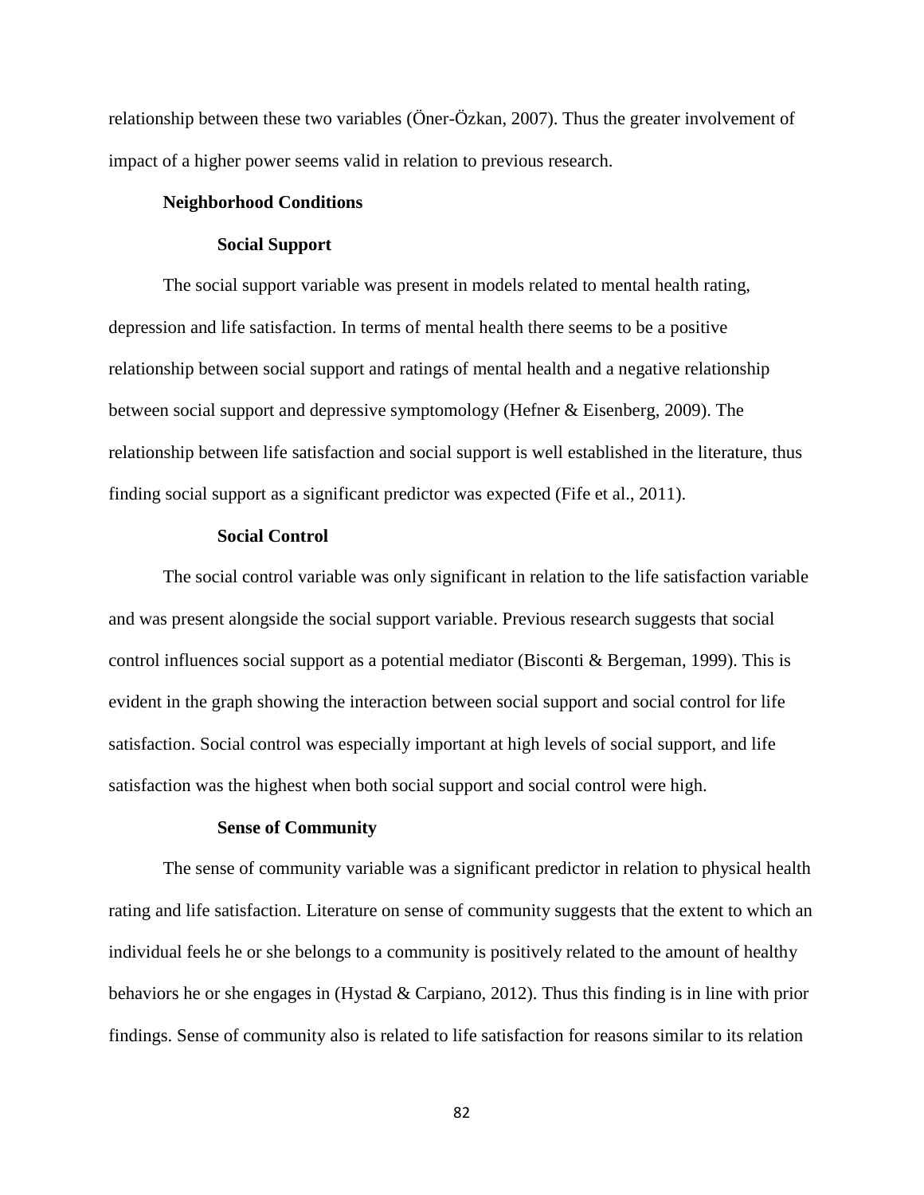relationship between these two variables (Öner-Özkan, 2007). Thus the greater involvement of impact of a higher power seems valid in relation to previous research.

### Neighborhood Conditions

#### Social Support

The social support variable was present in models related to mental health rating, depression and life satisfaction. In terms of mental health there seems to be a positive relationship between social support and ratings of mental health and a negative relationship between social support and depressive symptomology (Hefner & Eisenberg, 2009). The relationship between life satisfaction and social support is well established in the literature, thus finding social support as a significant predictor was expected (Fife et al., 2011).

#### Social Control

The social control variable was only significant in relation to the life satisfaction variable and was present alongside the social support variable. Previous research suggests that social control influences social support as a potential mediator (Bisconti & Bergeman, 1999). This is evident in the graph showing the interaction between social support and social control for life satisfaction. Social control was especially important at high levels of social support, and life satisfaction was the highest when both social support and social control were high.

#### Sense of Community

The sense of community variable was a significant predictor in relation to physical health rating and life satisfaction. Literature on sense of community suggests that the extent to which an individual feels he or she belongs to a community is positively related to the amount of healthy behaviors he or she engages in (Hystad & Carpiano, 2012). Thus this finding is in line with prior findings. Sense of community also is related to life satisfaction for reasons similar to its relation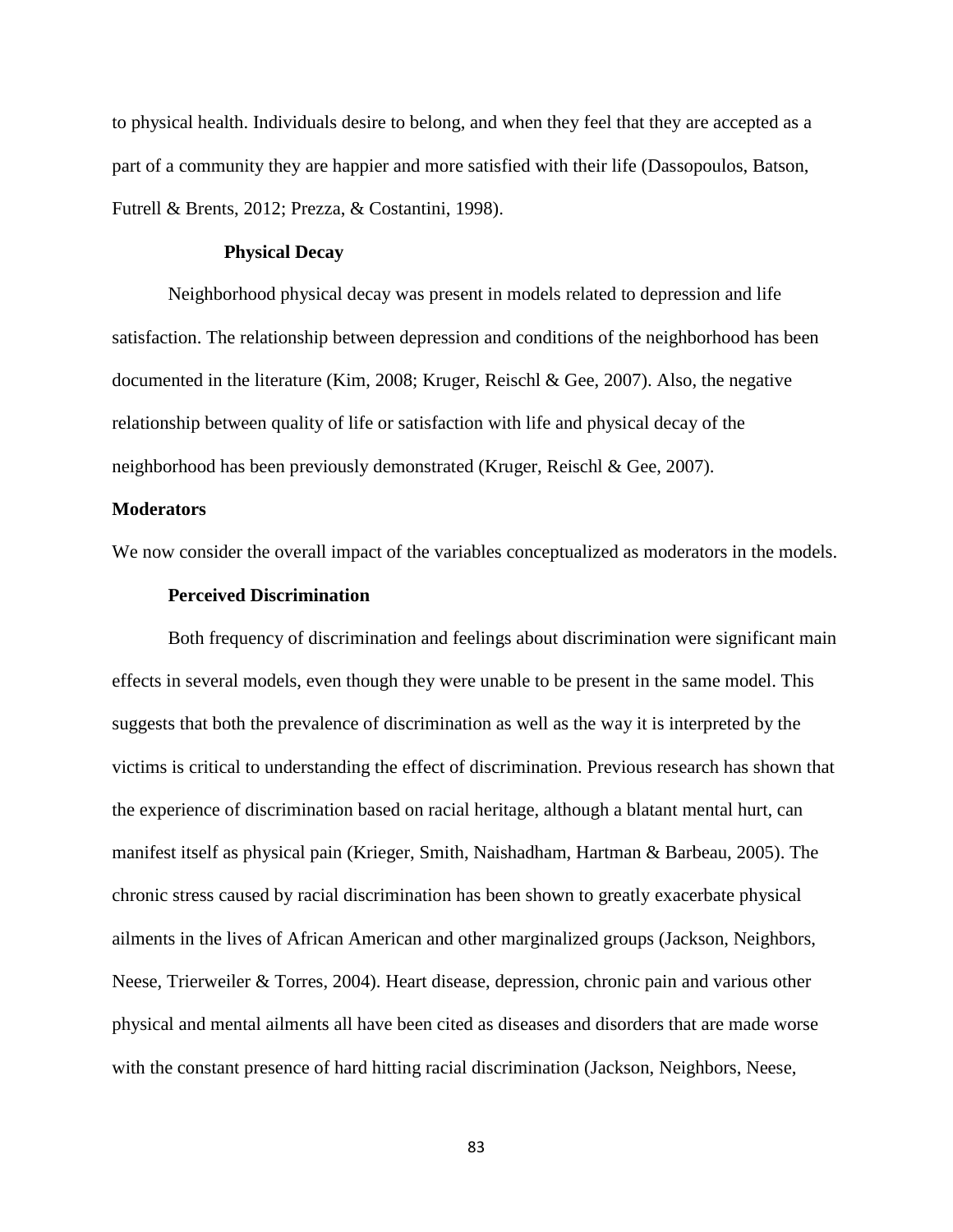to physical health. Individuals desire to belong, and when they feel that they are accepted as a part of a community they are happier and more satisfied with their life (Dassopoulos, Batson, Futrell & Brents, 2012; Prezza, & Costantini, 1998).

### Physical Decay

Neighborhood physical decay was present in models related to depression and life satisfaction. The relationship between depression and conditions of the neighborhood has been documented in the literature (Kim, 2008; Kruger, Reischl & Gee, 2007). Also, the negative relationship between quality of life or satisfaction with life and physical decay of the neighborhood has been previously demonstrated (Kruger, Reischl & Gee, 2007).

## Moderators

We now consider the overall impact of the variables conceptualized as moderators in the models.

### Perceived Discrimination

Both frequency of discrimination and feelings about discrimination were significant main effects in several models, even though they were unable to be present in the same model. This suggests that both the prevalence of discrimination as well as the way it is interpreted by the victims is critical to understanding the effect of discrimination. Previous research has shown that the experience of discrimination based on racial heritage, although a blatant mental hurt, can manifest itself as physical pain (Krieger, Smith, Naishadham, Hartman & Barbeau, 2005). The chronic stress caused by racial discrimination has been shown to greatly exacerbate physical ailments in the lives of African American and other marginalized groups (Jackson, Neighbors, Neese, Trierweiler & Torres, 2004). Heart disease, depression, chronic pain and various other physical and mental ailments all have been cited as diseases and disorders that are made worse with the constant presence of hard hitting racial discrimination (Jackson, Neighbors, Neese,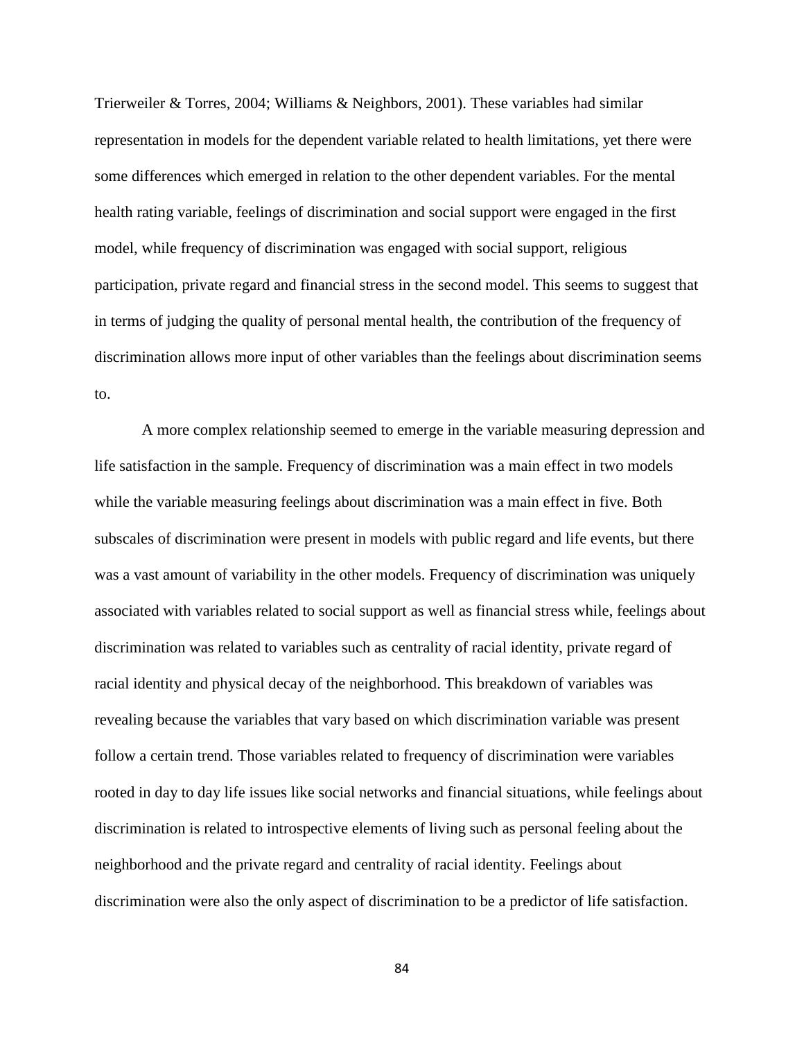Trierweiler & Torres, 2004; Williams & Neighbors, 2001). These variables had similar representation in models for the dependent variable related to health limitations, yet there were some differences which emerged in relation to the other dependent variables. For the mental health rating variable, feelings of discrimination and social support were engaged in the first model, while frequency of discrimination was engaged with social support, religious participation, private regard and financial stress in the second model. This seems to suggest that in terms of judging the quality of personal mental health, the contribution of the frequency of discrimination allows more input of other variables than the feelings about discrimination seems to.

A more complex relationship seemed to emerge in the variable measuring depression and life satisfaction in the sample. Frequency of discrimination was a main effect in two models while the variable measuring feelings about discrimination was a main effect in five. Both subscales of discrimination were present in models with public regard and life events, but there was a vast amount of variability in the other models. Frequency of discrimination was uniquely associated with variables related to social support as well as financial stress while, feelings about discrimination was related to variables such as centrality of racial identity, private regard of racial identity and physical decay of the neighborhood. This breakdown of variables was revealing because the variables that vary based on which discrimination variable was present follow a certain trend. Those variables related to frequency of discrimination were variables rooted in day to day life issues like social networks and financial situations, while feelings about discrimination is related to introspective elements of living such as personal feeling about the neighborhood and the private regard and centrality of racial identity. Feelings about discrimination were also the only aspect of discrimination to be a predictor of life satisfaction.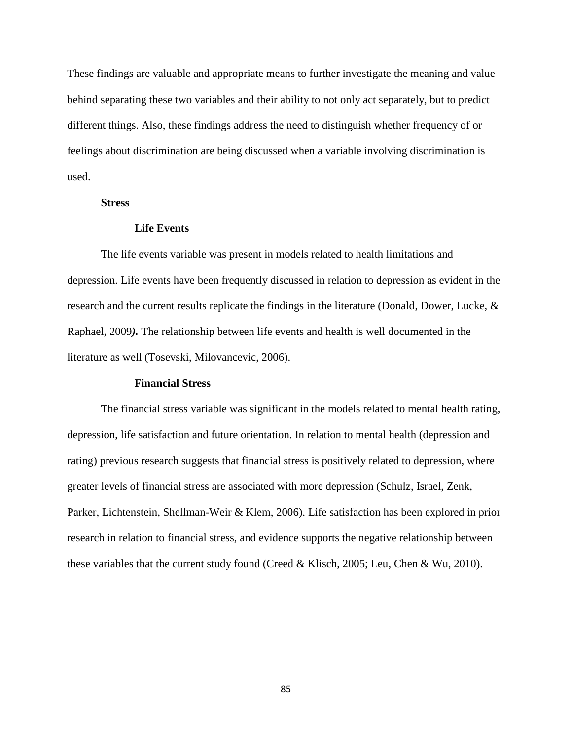These findings are valuable and appropriate means to further investigate the meaning and value behind separating these two variables and their ability to not only act separately, but to predict different things. Also, these findings address the need to distinguish whether frequency of or feelings about discrimination are being discussed when a variable involving discrimination is used.

## Stress

### Life Events

The life events variable was present in models related to health limitations and depression. Life events have been frequently discussed in relation to depression as evident in the research and the current results replicate the findings in the literature (Donald, Dower, Lucke, & Raphael, 2009***).*** The relationship between life events and health is well documented in the literature as well (Tosevski, Milovancevic, 2006).

### Financial Stress

The financial stress variable was significant in the models related to mental health rating, depression, life satisfaction and future orientation. In relation to mental health (depression and rating) previous research suggests that financial stress is positively related to depression, where greater levels of financial stress are associated with more depression (Schulz, Israel, Zenk, Parker, Lichtenstein, Shellman-Weir & Klem, 2006). Life satisfaction has been explored in prior research in relation to financial stress, and evidence supports the negative relationship between these variables that the current study found (Creed & Klisch, 2005; Leu, Chen & Wu, 2010).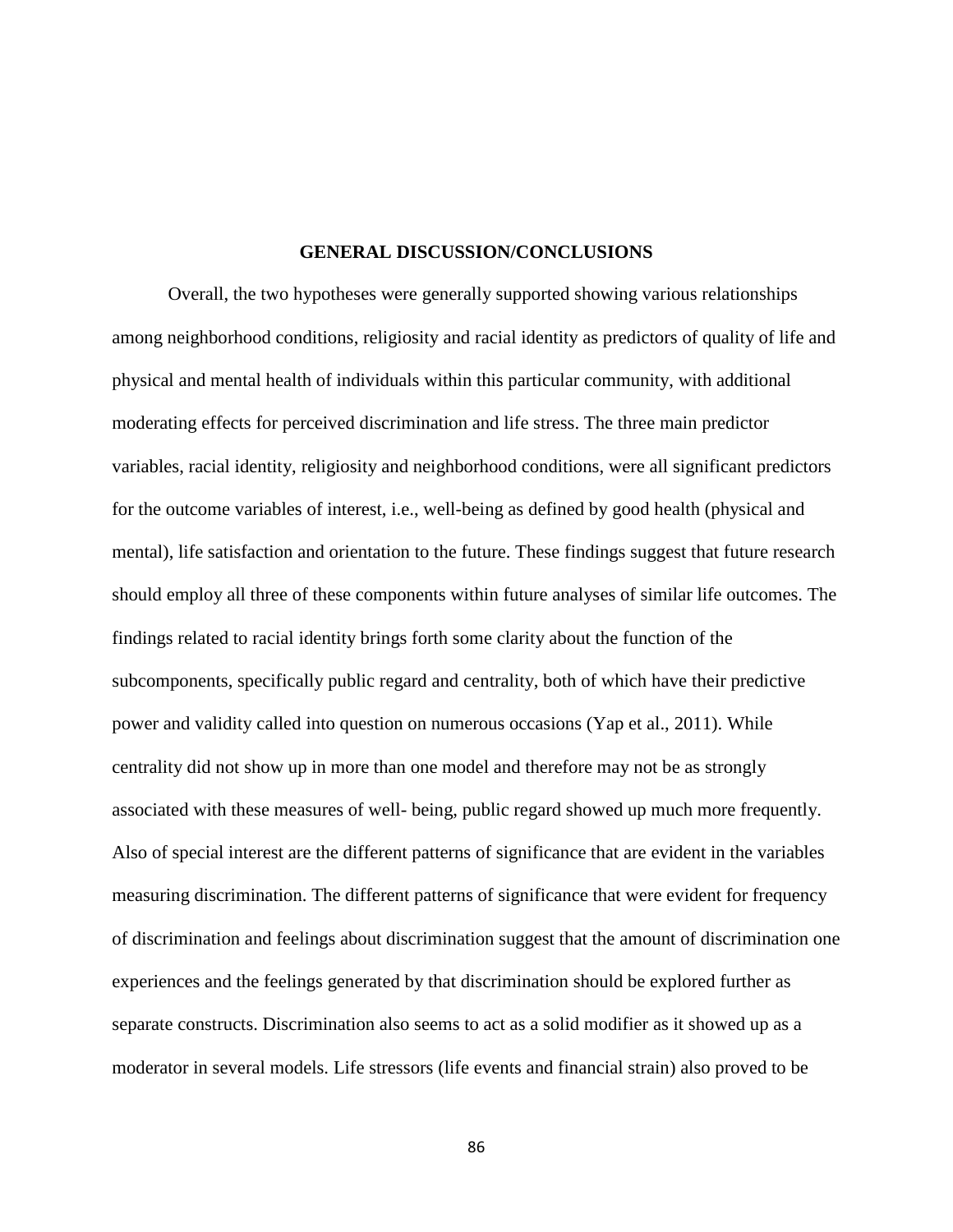## GENERAL DISCUSSION/CONCLUSIONS

Overall, the two hypotheses were generally supported showing various relationships among neighborhood conditions, religiosity and racial identity as predictors of quality of life and physical and mental health of individuals within this particular community, with additional moderating effects for perceived discrimination and life stress. The three main predictor variables, racial identity, religiosity and neighborhood conditions, were all significant predictors for the outcome variables of interest, i.e., well-being as defined by good health (physical and mental), life satisfaction and orientation to the future. These findings suggest that future research should employ all three of these components within future analyses of similar life outcomes. The findings related to racial identity brings forth some clarity about the function of the subcomponents, specifically public regard and centrality, both of which have their predictive power and validity called into question on numerous occasions (Yap et al., 2011). While centrality did not show up in more than one model and therefore may not be as strongly associated with these measures of well- being, public regard showed up much more frequently. Also of special interest are the different patterns of significance that are evident in the variables measuring discrimination. The different patterns of significance that were evident for frequency of discrimination and feelings about discrimination suggest that the amount of discrimination one experiences and the feelings generated by that discrimination should be explored further as separate constructs. Discrimination also seems to act as a solid modifier as it showed up as a moderator in several models. Life stressors (life events and financial strain) also proved to be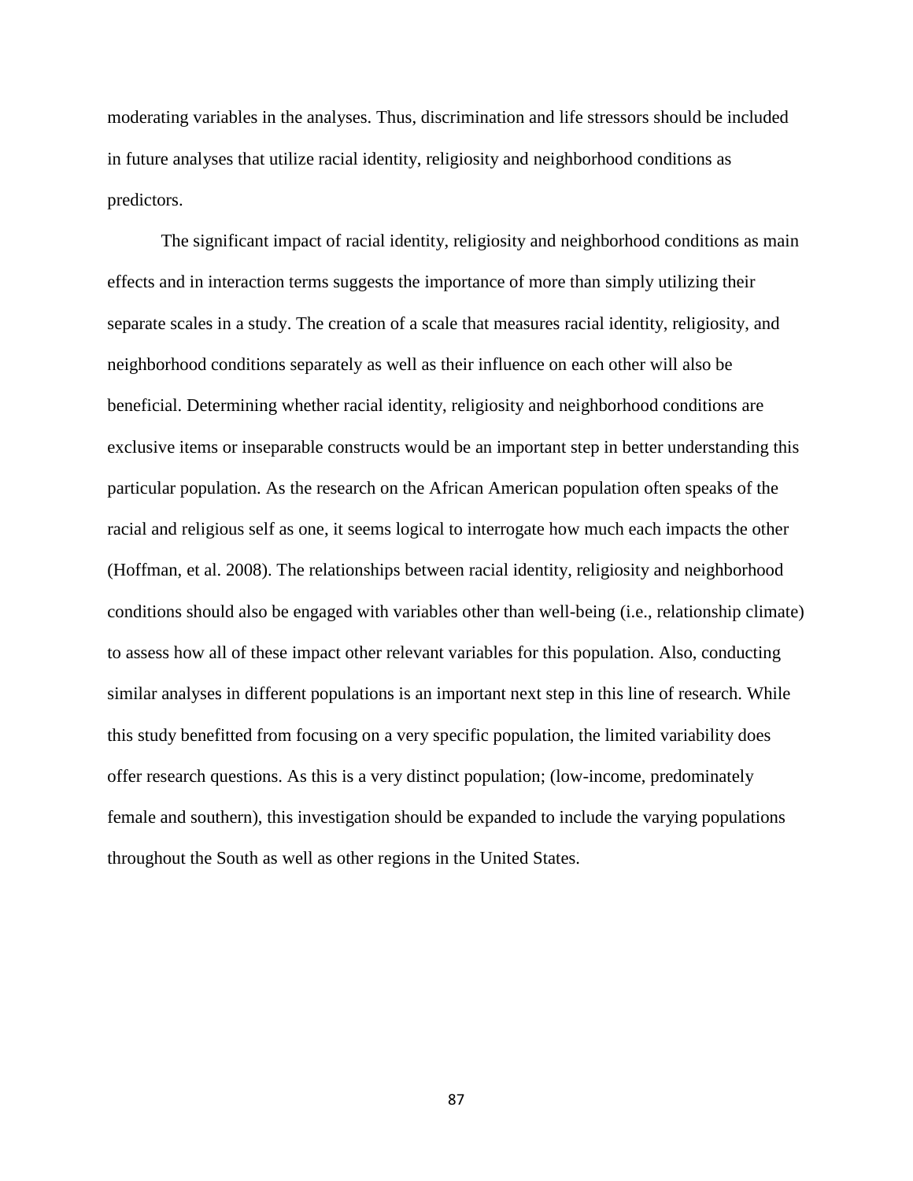moderating variables in the analyses. Thus, discrimination and life stressors should be included in future analyses that utilize racial identity, religiosity and neighborhood conditions as predictors.

The significant impact of racial identity, religiosity and neighborhood conditions as main effects and in interaction terms suggests the importance of more than simply utilizing their separate scales in a study. The creation of a scale that measures racial identity, religiosity, and neighborhood conditions separately as well as their influence on each other will also be beneficial. Determining whether racial identity, religiosity and neighborhood conditions are exclusive items or inseparable constructs would be an important step in better understanding this particular population. As the research on the African American population often speaks of the racial and religious self as one, it seems logical to interrogate how much each impacts the other (Hoffman, et al. 2008). The relationships between racial identity, religiosity and neighborhood conditions should also be engaged with variables other than well-being (i.e., relationship climate) to assess how all of these impact other relevant variables for this population. Also, conducting similar analyses in different populations is an important next step in this line of research. While this study benefitted from focusing on a very specific population, the limited variability does offer research questions. As this is a very distinct population; (low-income, predominately female and southern), this investigation should be expanded to include the varying populations throughout the South as well as other regions in the United States.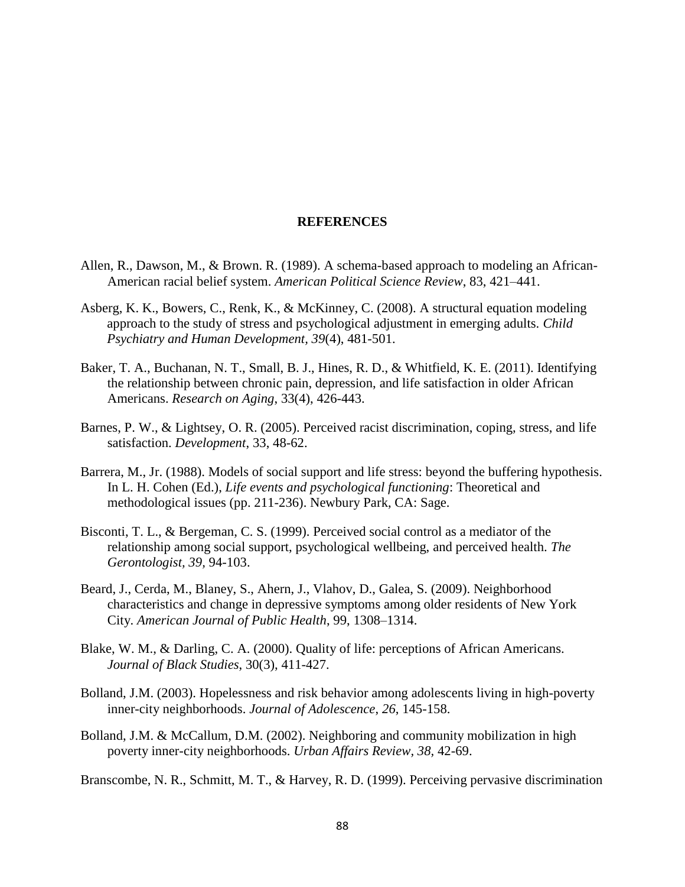# REFERENCES

Allen, R., Dawson, M., & Brown. R. (1989). A schema-based approach to modeling an African-American racial belief system. *American Political Science Review*, 83, 421–441.

Asberg, K. K., Bowers, C., Renk, K., & McKinney, C. (2008). A structural equation modeling approach to the study of stress and psychological adjustment in emerging adults. *Child Psychiatry and Human Development, 39*(4), 481-501.

Baker, T. A., Buchanan, N. T., Small, B. J., Hines, R. D., & Whitfield, K. E. (2011). Identifying the relationship between chronic pain, depression, and life satisfaction in older African Americans. *Research on Aging*, 33(4), 426-443.

Barnes, P. W., & Lightsey, O. R. (2005). Perceived racist discrimination, coping, stress, and life satisfaction. *Development*, 33, 48-62.

Barrera, M., Jr. (1988). Models of social support and life stress: beyond the buffering hypothesis. In L. H. Cohen (Ed.), *Life events and psychological functioning*: Theoretical and methodological issues (pp. 211-236). Newbury Park, CA: Sage.

Bisconti, T. L., & Bergeman, C. S. (1999). Perceived social control as a mediator of the relationship among social support, psychological wellbeing, and perceived health. *The Gerontologist, 39,* 94-103.

Beard, J., Cerda, M., Blaney, S., Ahern, J., Vlahov, D., Galea, S. (2009). Neighborhood characteristics and change in depressive symptoms among older residents of New York City. *American Journal of Public Health*, 99, 1308–1314.

Blake, W. M., & Darling, C. A. (2000). Quality of life: perceptions of African Americans. *Journal of Black Studies*, 30(3), 411-427.

Bolland, J.M. (2003). Hopelessness and risk behavior among adolescents living in high-poverty inner-city neighborhoods. *Journal of Adolescence*, *26*, 145-158.

Bolland, J.M. & McCallum, D.M. (2002). Neighboring and community mobilization in high poverty inner-city neighborhoods. *Urban Affairs Review*, *38,* 42-69.

Branscombe, N. R., Schmitt, M. T., & Harvey, R. D. (1999). Perceiving pervasive discrimination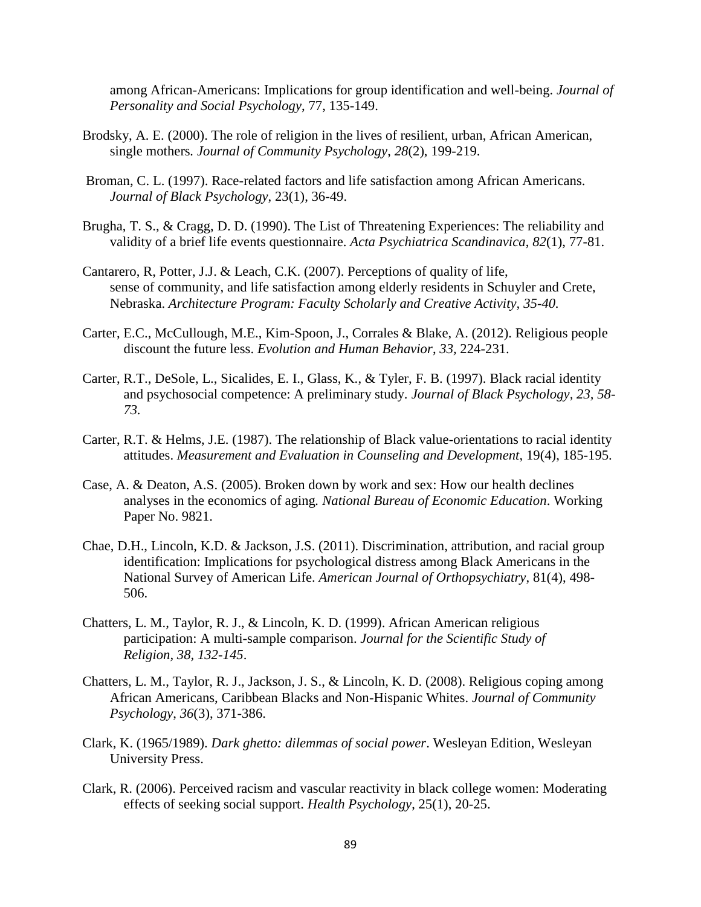among African-Americans: Implications for group identification and well-being. *Journal of Personality and Social Psychology*, 77, 135-149.

Brodsky, A. E. (2000). The role of religion in the lives of resilient, urban, African American, single mothers. *Journal of Community Psychology*, *28*(2), 199-219.

Broman, C. L. (1997). Race-related factors and life satisfaction among African Americans. *Journal of Black Psychology*, 23(1), 36-49.

Brugha, T. S., & Cragg, D. D. (1990). The List of Threatening Experiences: The reliability and validity of a brief life events questionnaire. *Acta Psychiatrica Scandinavica*, *82*(1), 77-81.

Cantarero, R, Potter, J.J. & Leach, C.K. (2007). Perceptions of quality of life, sense of community, and life satisfaction among elderly residents in Schuyler and Crete, Nebraska. *Architecture Program: Faculty Scholarly and Creative Activity, 35-40.*

Carter, E.C., McCullough, M.E., Kim-Spoon, J., Corrales & Blake, A. (2012). Religious people discount the future less. *Evolution and Human Behavior*, *33,* 224-231.

Carter, R.T., DeSole, L., Sicalides, E. I., Glass, K., & Tyler, F. B. (1997). Black racial identity and psychosocial competence: A preliminary study. *Journal of Black Psychology, 23, 58-73*.

Carter, R.T. & Helms, J.E. (1987). The relationship of Black value-orientations to racial identity attitudes. *Measurement and Evaluation in Counseling and Development*, 19(4), 185-195.

Case, A. & Deaton, A.S. (2005). Broken down by work and sex: How our health declines analyses in the economics of aging. *National Bureau of Economic Education*. Working Paper No. 9821.

Chae, D.H., Lincoln, K.D. & Jackson, J.S. (2011). Discrimination, attribution, and racial group identification: Implications for psychological distress among Black Americans in the National Survey of American Life. *American Journal of Orthopsychiatry*, 81(4), 498-506.

Chatters, L. M., Taylor, R. J., & Lincoln, K. D. (1999). African American religious participation: A multi-sample comparison. *Journal for the Scientific Study of Religion, 38, 132-145*.

Chatters, L. M., Taylor, R. J., Jackson, J. S., & Lincoln, K. D. (2008). Religious coping among African Americans, Caribbean Blacks and Non-Hispanic Whites. *Journal of Community Psychology*, *36*(3), 371-386.

Clark, K. (1965/1989). *Dark ghetto: dilemmas of social power*. Wesleyan Edition, Wesleyan University Press.

Clark, R. (2006). Perceived racism and vascular reactivity in black college women: Moderating effects of seeking social support. *Health Psychology*, 25(1), 20-25.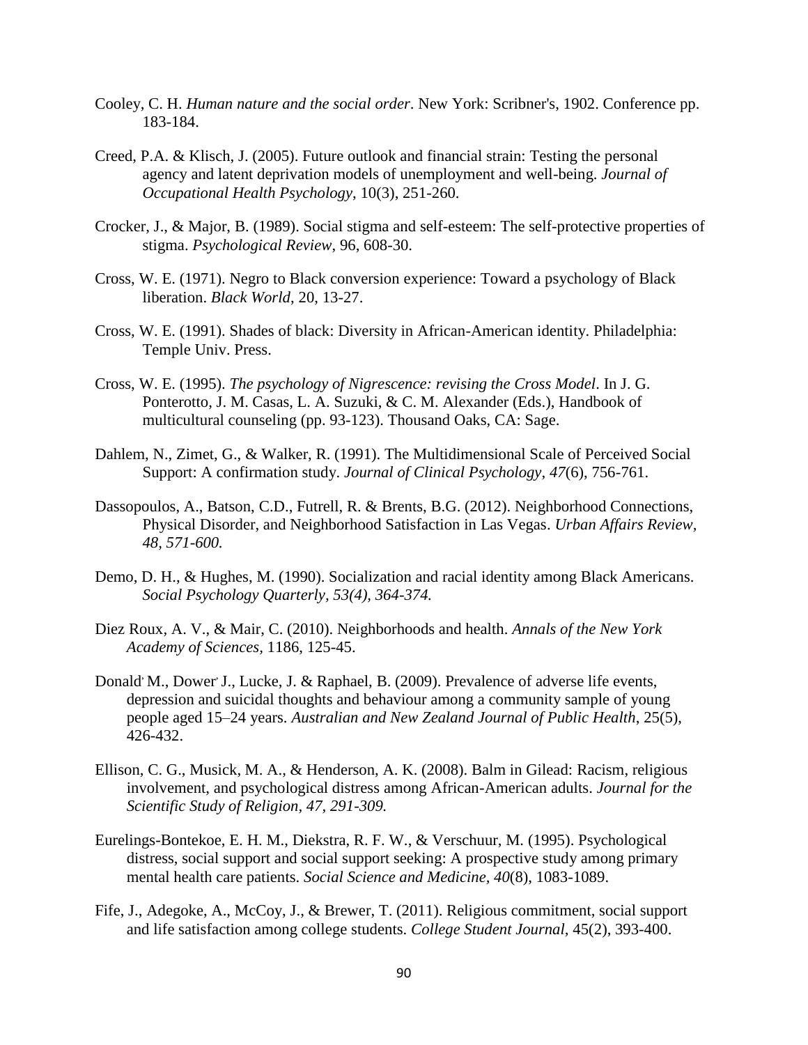Cooley, C. H. *Human nature and the social order*. New York: Scribner's, 1902. Conference pp. 183-184.

Creed, P.A. & Klisch, J. (2005). Future outlook and financial strain: Testing the personal agency and latent deprivation models of unemployment and well-being. *Journal of Occupational Health Psychology*, 10(3), 251-260.

Crocker, J., & Major, B. (1989). Social stigma and self-esteem: The self-protective properties of stigma. *Psychological Review*, 96, 608-30.

Cross, W. E. (1971). Negro to Black conversion experience: Toward a psychology of Black liberation. *Black World*, 20, 13-27.

Cross, W. E. (1991). Shades of black: Diversity in African-American identity. Philadelphia: Temple Univ. Press.

Cross, W. E. (1995). *The psychology of Nigrescence: revising the Cross Model*. In J. G. Ponterotto, J. M. Casas, L. A. Suzuki, & C. M. Alexander (Eds.), Handbook of multicultural counseling (pp. 93-123). Thousand Oaks, CA: Sage.

Dahlem, N., Zimet, G., & Walker, R. (1991). The Multidimensional Scale of Perceived Social Support: A confirmation study. *Journal of Clinical Psychology*, *47*(6), 756-761.

Dassopoulos, A., Batson, C.D., Futrell, R. & Brents, B.G. (2012). Neighborhood Connections, Physical Disorder, and Neighborhood Satisfaction in Las Vegas. *Urban Affairs Review, 48, 571-600.*

Demo, D. H., & Hughes, M. (1990). Socialization and racial identity among Black Americans. *Social Psychology Quarterly, 53(4), 364-374.*

Diez Roux, A. V., & Mair, C. (2010). Neighborhoods and health. *Annals of the New York Academy of Sciences*, 1186, 125-45.

Donald, M., Dower, J., Lucke, J. & Raphael, B. (2009). Prevalence of adverse life events, depression and suicidal thoughts and behaviour among a community sample of young people aged 15–24 years. *Australian and New Zealand Journal of Public Health*, 25(5), 426-432.

Ellison, C. G., Musick, M. A., & Henderson, A. K. (2008). Balm in Gilead: Racism, religious involvement, and psychological distress among African-American adults. *Journal for the Scientific Study of Religion*, *47, 291-309.*

Eurelings-Bontekoe, E. H. M., Diekstra, R. F. W., & Verschuur, M. (1995). Psychological distress, social support and social support seeking: A prospective study among primary mental health care patients. *Social Science and Medicine, 40*(8), 1083-1089.

Fife, J., Adegoke, A., McCoy, J., & Brewer, T. (2011). Religious commitment, social support and life satisfaction among college students. *College Student Journal,* 45(2), 393-400.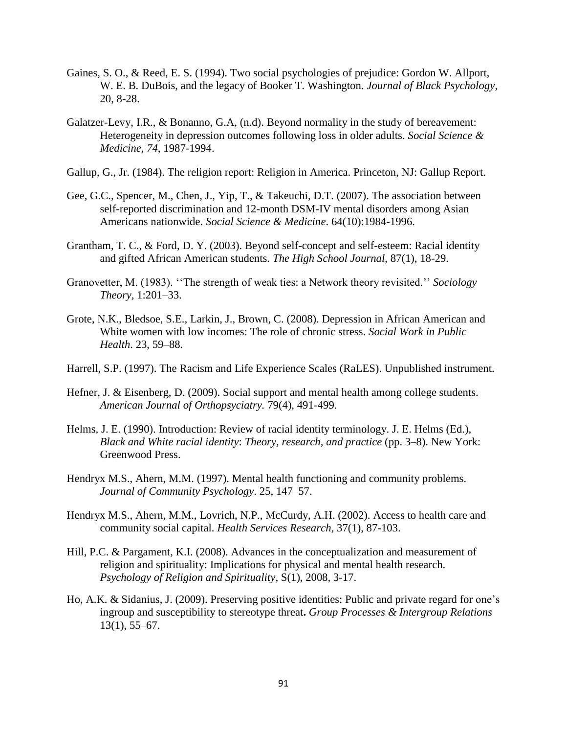Gaines, S. O., & Reed, E. S. (1994). Two social psychologies of prejudice: Gordon W. Allport, W. E. B. DuBois, and the legacy of Booker T. Washington. *Journal of Black Psychology*, 20, 8-28.

Galatzer-Levy, I.R., & Bonanno, G.A, (n.d). Beyond normality in the study of bereavement: Heterogeneity in depression outcomes following loss in older adults. *Social Science & Medicine*, *74*, 1987-1994.

Gallup, G., Jr. (1984). The religion report: Religion in America. Princeton, NJ: Gallup Report.

Gee, G.C., Spencer, M., Chen, J., Yip, T., & Takeuchi, D.T. (2007). The association between self-reported discrimination and 12-month DSM-IV mental disorders among Asian Americans nationwide. *Social Science & Medicine*. 64(10):1984-1996.

Grantham, T. C., & Ford, D. Y. (2003). Beyond self-concept and self-esteem: Racial identity and gifted African American students. *The High School Journal*, 87(1), 18-29.

Granovetter, M. (1983). ''The strength of weak ties: a Network theory revisited.'' *Sociology Theory*, 1:201–33.

Grote, N.K., Bledsoe, S.E., Larkin, J., Brown, C. (2008). Depression in African American and White women with low incomes: The role of chronic stress. *Social Work in Public Health*. 23, 59–88.

Harrell, S.P. (1997). The Racism and Life Experience Scales (RaLES). Unpublished instrument.

Hefner, J. & Eisenberg, D. (2009). Social support and mental health among college students. *American Journal of Orthopsyciatry.* 79(4), 491-499.

Helms, J. E. (1990). Introduction: Review of racial identity terminology. J. E. Helms (Ed.), *Black and White racial identity*: *Theory, research, and practice* (pp. 3–8). New York: Greenwood Press.

Hendryx M.S., Ahern, M.M. (1997). Mental health functioning and community problems. *Journal of Community Psychology*. 25, 147–57.

Hendryx M.S., Ahern, M.M., Lovrich, N.P., McCurdy, A.H. (2002). Access to health care and community social capital. *Health Services Research,* 37(1), 87-103.

Hill, P.C. & Pargament, K.I. (2008). Advances in the conceptualization and measurement of religion and spirituality: Implications for physical and mental health research. *Psychology of Religion and Spirituality*, S(1), 2008, 3-17.

Ho, A.K. & Sidanius, J. (2009). Preserving positive identities: Public and private regard for one's ingroup and susceptibility to stereotype threat**.** *Group Processes & Intergroup Relations* 13(1), 55–67.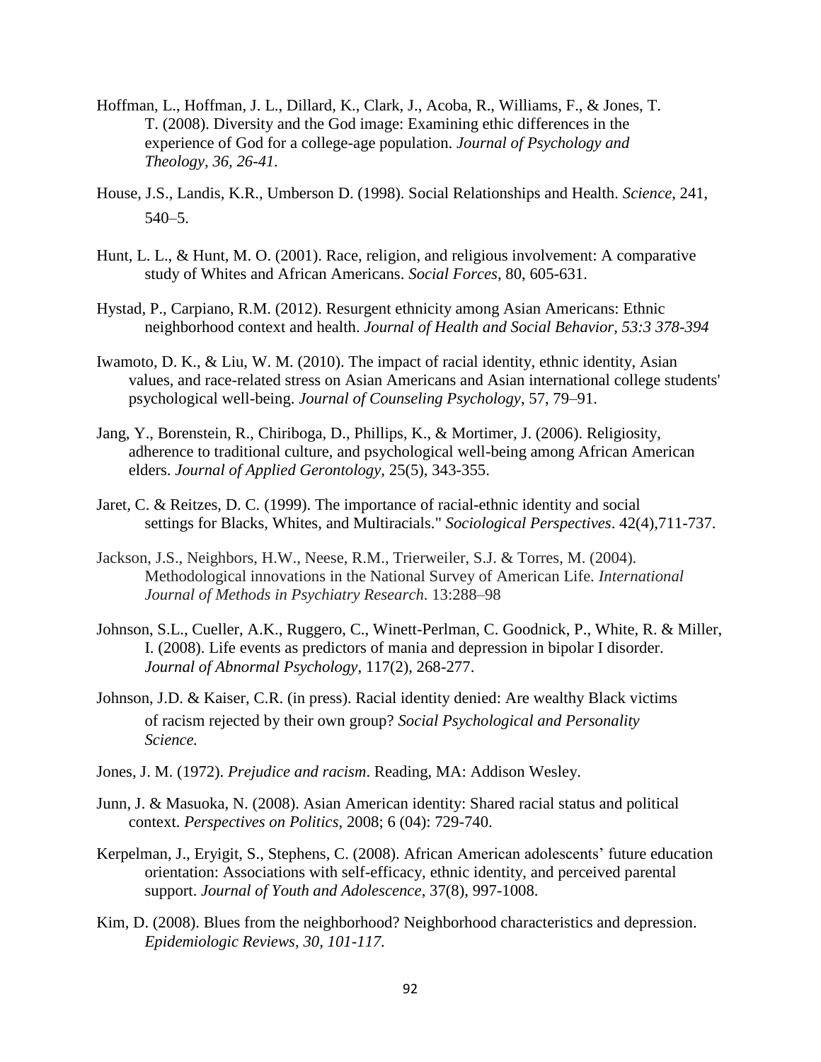Hoffman, L., Hoffman, J. L., Dillard, K., Clark, J., Acoba, R., Williams, F., & Jones, T. T. (2008). Diversity and the God image: Examining ethic differences in the experience of God for a college-age population. *Journal of Psychology and Theology, 36, 26-41.*

House, J.S., Landis, K.R., Umberson D. (1998). Social Relationships and Health. *Science,* 241, 540–5.

Hunt, L. L., & Hunt, M. O. (2001). Race, religion, and religious involvement: A comparative study of Whites and African Americans. *Social Forces*, 80, 605-631.

Hystad, P., Carpiano, R.M. (2012). Resurgent ethnicity among Asian Americans: Ethnic neighborhood context and health. *Journal of Health and Social Behavior, 53:3 378-394*

Iwamoto, D. K., & Liu, W. M. (2010). The impact of racial identity, ethnic identity, Asian values, and race-related stress on Asian Americans and Asian international college students' psychological well-being. *Journal of Counseling Psychology*, 57, 79–91.

Jang, Y., Borenstein, R., Chiriboga, D., Phillips, K., & Mortimer, J. (2006). Religiosity, adherence to traditional culture, and psychological well-being among African American elders. *Journal of Applied Gerontology,* 25(5), 343-355.

Jaret, C. & Reitzes, D. C. (1999). The importance of racial-ethnic identity and social settings for Blacks, Whites, and Multiracials." *Sociological Perspectives*. 42(4),711-737.

Jackson, J.S., Neighbors, H.W., Neese, R.M., Trierweiler, S.J. & Torres, M. (2004). Methodological innovations in the National Survey of American Life. *International Journal of Methods in Psychiatry Research*. 13:288–98

Johnson, S.L., Cueller, A.K., Ruggero, C., Winett-Perlman, C. Goodnick, P., White, R. & Miller, I. (2008). Life events as predictors of mania and depression in bipolar I disorder. *Journal of Abnormal Psychology*, 117(2), 268-277.

Johnson, J.D. & Kaiser, C.R. (in press). Racial identity denied: Are wealthy Black victims of racism rejected by their own group? *Social Psychological and Personality Science.*

Jones, J. M. (1972). *Prejudice and racism*. Reading, MA: Addison Wesley.

Junn, J. & Masuoka, N. (2008). Asian American identity: Shared racial status and political context. *Perspectives on Politics*, 2008; 6 (04): 729-740.

Kerpelman, J., Eryigit, S., Stephens, C. (2008). African American adolescents' future education orientation: Associations with self-efficacy, ethnic identity, and perceived parental support. *Journal of Youth and Adolescence*, 37(8), 997-1008.

Kim, D. (2008). Blues from the neighborhood? Neighborhood characteristics and depression. *Epidemiologic Reviews, 30, 101-117.*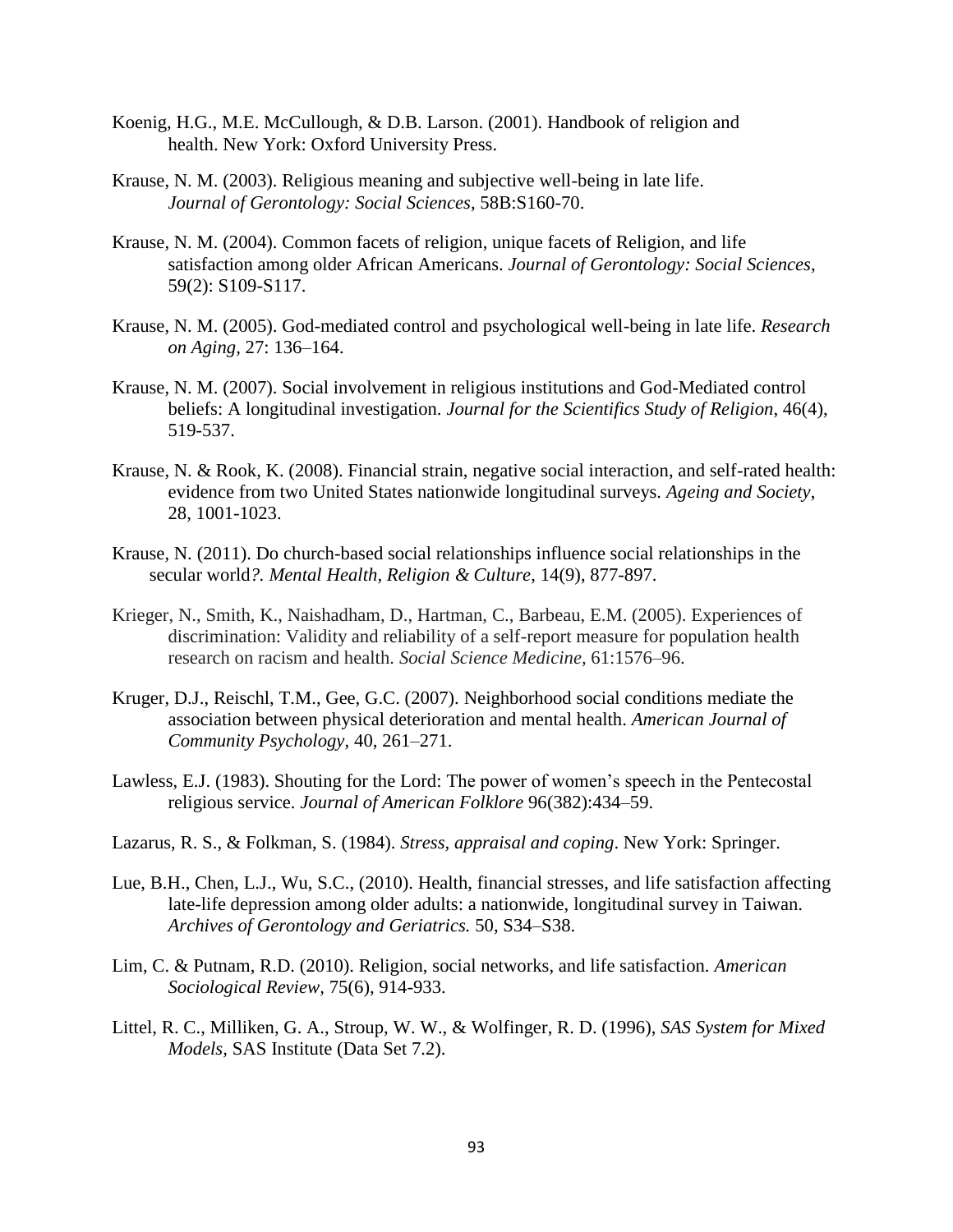Koenig, H.G., M.E. McCullough, & D.B. Larson. (2001). Handbook of religion and health. New York: Oxford University Press.

Krause, N. M. (2003). Religious meaning and subjective well-being in late life. *Journal of Gerontology: Social Sciences*, 58B:S160-70.

Krause, N. M. (2004). Common facets of religion, unique facets of Religion, and life satisfaction among older African Americans. *Journal of Gerontology: Social Sciences*, 59(2): S109-S117.

Krause, N. M. (2005). God-mediated control and psychological well-being in late life. *Research on Aging*, 27: 136–164.

Krause, N. M. (2007). Social involvement in religious institutions and God-Mediated control beliefs: A longitudinal investigation. *Journal for the Scientifics Study of Religion*, 46(4), 519-537.

Krause, N. & Rook, K. (2008). Financial strain, negative social interaction, and self-rated health: evidence from two United States nationwide longitudinal surveys. *Ageing and Society*, 28, 1001-1023.

Krause, N. (2011). Do church-based social relationships influence social relationships in the secular world*?. Mental Health, Religion & Culture*, 14(9), 877-897.

Krieger, N., Smith, K., Naishadham, D., Hartman, C., Barbeau, E.M. (2005). Experiences of discrimination: Validity and reliability of a self-report measure for population health research on racism and health. *Social Science Medicine,* 61:1576–96.

Kruger, D.J., Reischl, T.M., Gee, G.C. (2007). Neighborhood social conditions mediate the association between physical deterioration and mental health. *American Journal of Community Psychology*, 40, 261–271.

Lawless, E.J. (1983). Shouting for the Lord: The power of women's speech in the Pentecostal religious service. *Journal of American Folklore* 96(382):434–59.

Lazarus, R. S., & Folkman, S. (1984). *Stress, appraisal and coping*. New York: Springer.

Lue, B.H., Chen, L.J., Wu, S.C., (2010). Health, financial stresses, and life satisfaction affecting late-life depression among older adults: a nationwide, longitudinal survey in Taiwan. *Archives of Gerontology and Geriatrics.* 50, S34–S38.

Lim, C. & Putnam, R.D. (2010). Religion, social networks, and life satisfaction. *American Sociological Review*, 75(6), 914-933.

Littel, R. C., Milliken, G. A., Stroup, W. W., & Wolfinger, R. D. (1996), *SAS System for Mixed Models*, SAS Institute (Data Set 7.2).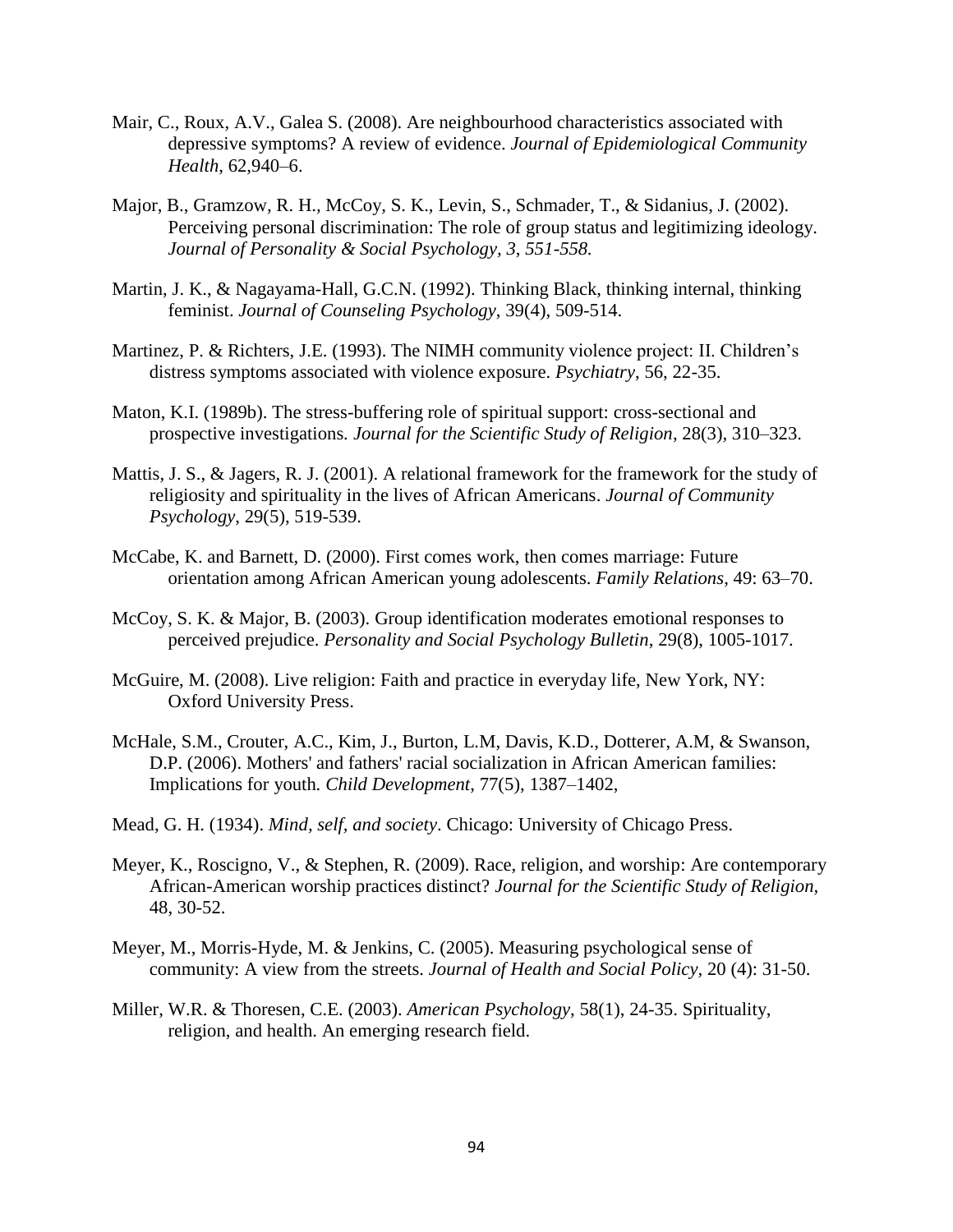Mair, C., Roux, A.V., Galea S. (2008). Are neighbourhood characteristics associated with depressive symptoms? A review of evidence. *Journal of Epidemiological Community Health*, 62,940–6.

Major, B., Gramzow, R. H., McCoy, S. K., Levin, S., Schmader, T., & Sidanius, J. (2002). Perceiving personal discrimination: The role of group status and legitimizing ideology. *Journal of Personality & Social Psychology, 3, 551-558.*

Martin, J. K., & Nagayama-Hall, G.C.N. (1992). Thinking Black, thinking internal, thinking feminist. *Journal of Counseling Psychology*, 39(4), 509-514.

Martinez, P. & Richters, J.E. (1993). The NIMH community violence project: II. Children's distress symptoms associated with violence exposure. *Psychiatry*, 56, 22-35.

Maton, K.I. (1989b). The stress-buffering role of spiritual support: cross-sectional and prospective investigations. *Journal for the Scientific Study of Religion*, 28(3), 310–323.

Mattis, J. S., & Jagers, R. J. (2001). A relational framework for the framework for the study of religiosity and spirituality in the lives of African Americans. *Journal of Community Psychology*, 29(5), 519-539.

McCabe, K. and Barnett, D. (2000). First comes work, then comes marriage: Future orientation among African American young adolescents. *Family Relations*, 49: 63–70.

McCoy, S. K. & Major, B. (2003). Group identification moderates emotional responses to perceived prejudice. *Personality and Social Psychology Bulletin*, 29(8), 1005-1017.

McGuire, M. (2008). Live religion: Faith and practice in everyday life, New York, NY: Oxford University Press.

McHale, S.M., Crouter, A.C., Kim, J., Burton, L.M, Davis, K.D., Dotterer, A.M, & Swanson, D.P. (2006). Mothers' and fathers' racial socialization in African American families: Implications for youth. *Child Development*, 77(5), 1387–1402,

Mead, G. H. (1934). *Mind, self, and society*. Chicago: University of Chicago Press.

Meyer, K., Roscigno, V., & Stephen, R. (2009). Race, religion, and worship: Are contemporary African-American worship practices distinct? *Journal for the Scientific Study of Religion*, 48, 30-52.

Meyer, M., Morris-Hyde, M. & Jenkins, C. (2005). Measuring psychological sense of community: A view from the streets. *Journal of Health and Social Policy*, 20 (4): 31-50.

Miller, W.R. & Thoresen, C.E. (2003). *American Psychology*, 58(1), 24-35. Spirituality, religion, and health. An emerging research field.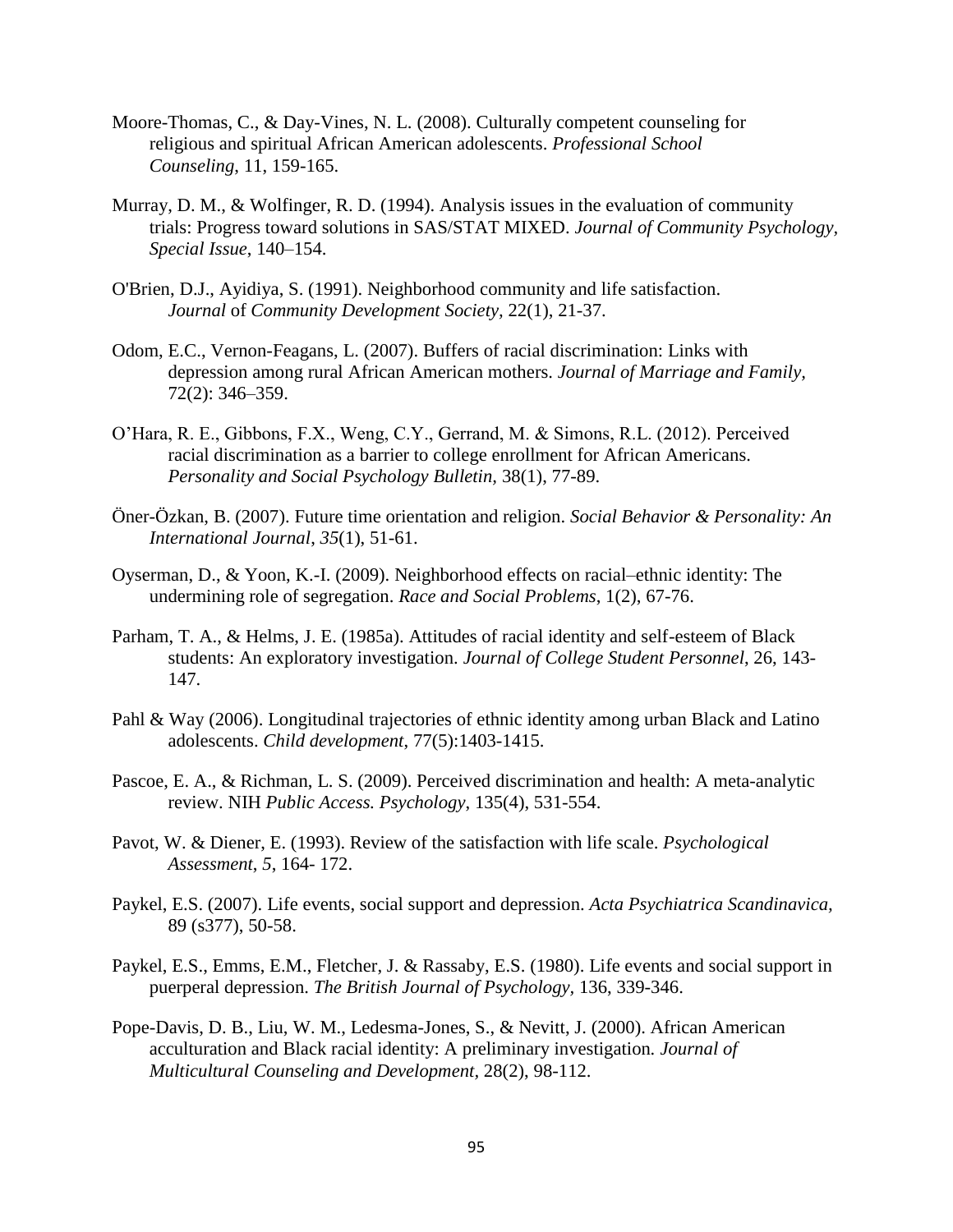Moore-Thomas, C., & Day-Vines, N. L. (2008). Culturally competent counseling for religious and spiritual African American adolescents. *Professional School Counseling*, 11, 159-165.

Murray, D. M., & Wolfinger, R. D. (1994). Analysis issues in the evaluation of community trials: Progress toward solutions in SAS/STAT MIXED. *Journal of Community Psychology, Special Issue*, 140–154.

O'Brien, D.J., Ayidiya, S. (1991). Neighborhood community and life satisfaction. *Journal* of *Community Development Society*, 22(1), 21-37.

Odom, E.C., Vernon-Feagans, L. (2007). Buffers of racial discrimination: Links with depression among rural African American mothers. *Journal of Marriage and Family*, 72(2): 346–359.

O'Hara, R. E., Gibbons, F.X., Weng, C.Y., Gerrand, M. & Simons, R.L. (2012). Perceived racial discrimination as a barrier to college enrollment for African Americans. *Personality and Social Psychology Bulletin*, 38(1), 77-89.

Öner-Özkan, B. (2007). Future time orientation and religion. *Social Behavior & Personality: An International Journal*, *35*(1), 51-61.

Oyserman, D., & Yoon, K.-I. (2009). Neighborhood effects on racial–ethnic identity: The undermining role of segregation. *Race and Social Problems*, 1(2), 67-76.

Parham, T. A., & Helms, J. E. (1985a). Attitudes of racial identity and self-esteem of Black students: An exploratory investigation. *Journal of College Student Personnel*, 26, 143-147.

Pahl & Way (2006). Longitudinal trajectories of ethnic identity among urban Black and Latino adolescents. *Child development*, 77(5):1403-1415.

Pascoe, E. A., & Richman, L. S. (2009). Perceived discrimination and health: A meta-analytic review. NIH *Public Access. Psychology*, 135(4), 531-554.

Pavot, W. & Diener, E. (1993). Review of the satisfaction with life scale. *Psychological Assessment*, *5*, 164- 172.

Paykel, E.S. (2007). Life events, social support and depression. *Acta Psychiatrica Scandinavica*, 89 (s377), 50-58.

Paykel, E.S., Emms, E.M., Fletcher, J. & Rassaby, E.S. (1980). Life events and social support in puerperal depression. *The British Journal of Psychology,* 136, 339-346.

Pope-Davis, D. B., Liu, W. M., Ledesma-Jones, S., & Nevitt, J. (2000). African American acculturation and Black racial identity: A preliminary investigation*. Journal of Multicultural Counseling and Development*, 28(2), 98-112.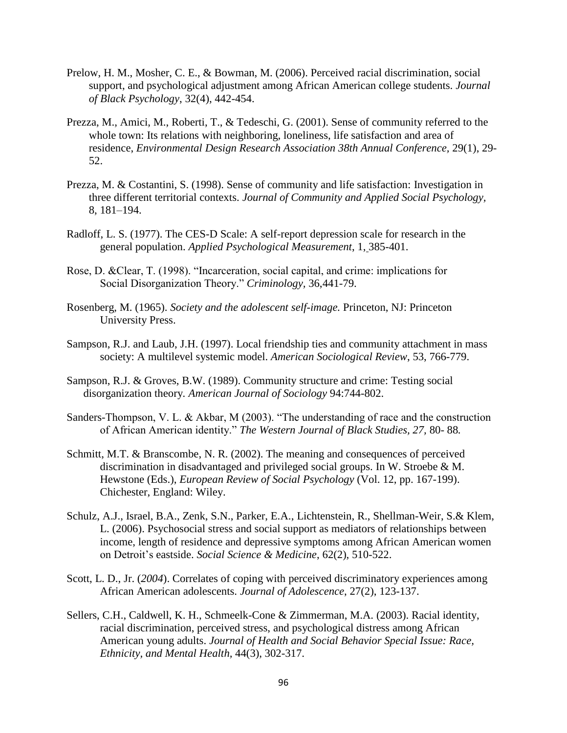Prelow, H. M., Mosher, C. E., & Bowman, M. (2006). Perceived racial discrimination, social support, and psychological adjustment among African American college students. *Journal of Black Psychology*, 32(4), 442-454.

Prezza, M., Amici, M., Roberti, T., & Tedeschi, G. (2001). Sense of community referred to the whole town: Its relations with neighboring, loneliness, life satisfaction and area of residence, *Environmental Design Research Association 38th Annual Conference,* 29(1), 29-52.

Prezza, M. & Costantini, S. (1998). Sense of community and life satisfaction: Investigation in three different territorial contexts. *Journal of Community and Applied Social Psychology*, 8, 181–194.

Radloff, L. S. (1977). The CES-D Scale: A self-report depression scale for research in the general population. *Applied Psychological Measurement*, 1, 385-401.

Rose, D. &Clear, T. (1998). "Incarceration, social capital, and crime: implications for Social Disorganization Theory." *Criminology,* 36,441-79.

Rosenberg, M. (1965). *Society and the adolescent self-image.* Princeton, NJ: Princeton University Press.

Sampson, R.J. and Laub, J.H. (1997). Local friendship ties and community attachment in mass society: A multilevel systemic model. *American Sociological Review*, 53, 766-779.

Sampson, R.J. & Groves, B.W. (1989). Community structure and crime: Testing social disorganization theory. *American Journal of Sociology* 94:744-802.

Sanders-Thompson, V. L. & Akbar, M (2003). "The understanding of race and the construction of African American identity." *The Western Journal of Black Studies, 27,* 80- 88*.*

Schmitt, M.T. & Branscombe, N. R. (2002). The meaning and consequences of perceived discrimination in disadvantaged and privileged social groups. In W. Stroebe & M. Hewstone (Eds.), *European Review of Social Psychology* (Vol. 12, pp. 167-199). Chichester, England: Wiley.

Schulz, A.J., Israel, B.A., Zenk, S.N., Parker, E.A., Lichtenstein, R., Shellman-Weir, S.& Klem, L. (2006). Psychosocial stress and social support as mediators of relationships between income, length of residence and depressive symptoms among African American women on Detroit's eastside. *Social Science & Medicine*, 62(2), 510-522.

Scott, L. D., Jr. (*2004*). Correlates of coping with perceived discriminatory experiences among African American adolescents. *Journal of Adolescence*, 27(2), 123-137.

Sellers, C.H., Caldwell, K. H., Schmeelk-Cone & Zimmerman, M.A. (2003). Racial identity, racial discrimination, perceived stress, and psychological distress among African American young adults. *Journal of Health and Social Behavior Special Issue: Race, Ethnicity, and Mental Health,* 44(3), 302-317.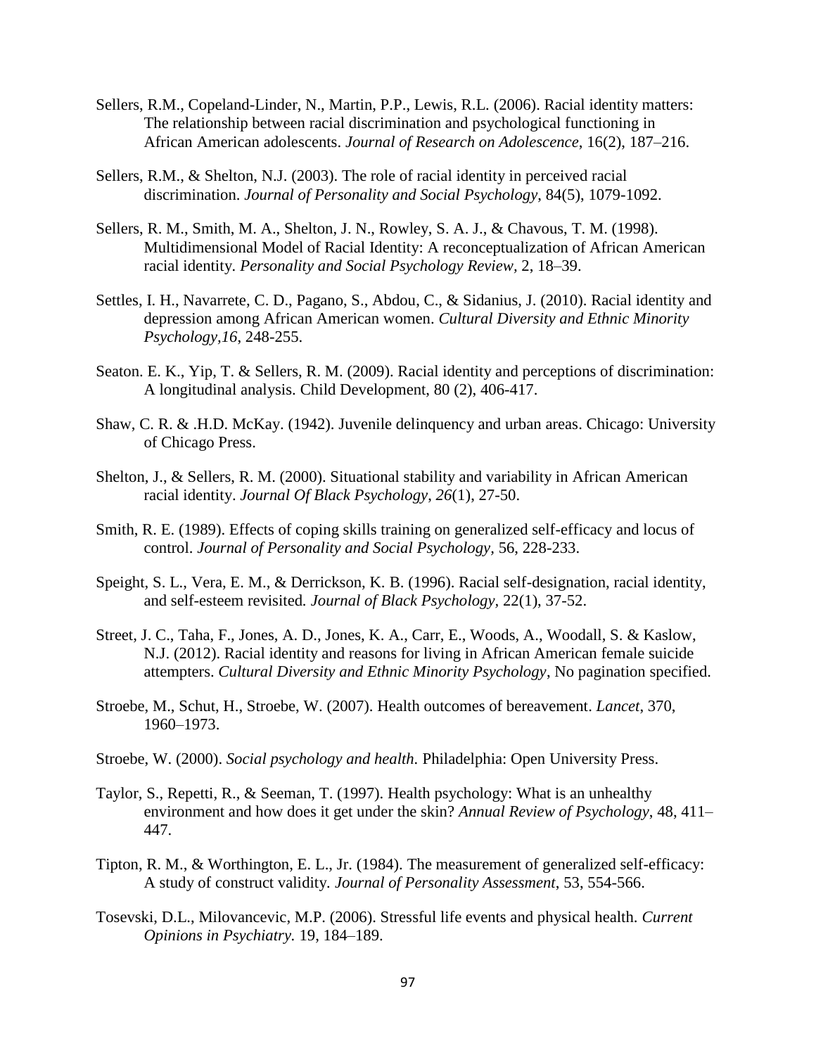Sellers, R.M., Copeland-Linder, N., Martin, P.P., Lewis, R.L. (2006). Racial identity matters: The relationship between racial discrimination and psychological functioning in African American adolescents. *Journal of Research on Adolescence*, 16(2), 187–216.

Sellers, R.M., & Shelton, N.J. (2003). The role of racial identity in perceived racial discrimination. *Journal of Personality and Social Psychology*, 84(5), 1079-1092.

Sellers, R. M., Smith, M. A., Shelton, J. N., Rowley, S. A. J., & Chavous, T. M. (1998). Multidimensional Model of Racial Identity: A reconceptualization of African American racial identity. *Personality and Social Psychology Review*, 2, 18–39.

Settles, I. H., Navarrete, C. D., Pagano, S., Abdou, C., & Sidanius, J. (2010). Racial identity and depression among African American women. *Cultural Diversity and Ethnic Minority Psychology,16*, 248-255.

Seaton. E. K., Yip, T. & Sellers, R. M. (2009). Racial identity and perceptions of discrimination: A longitudinal analysis. Child Development, 80 (2), 406-417.

Shaw, C. R. & .H.D. McKay. (1942). Juvenile delinquency and urban areas. Chicago: University of Chicago Press.

Shelton, J., & Sellers, R. M. (2000). Situational stability and variability in African American racial identity. *Journal Of Black Psychology*, *26*(1), 27-50.

Smith, R. E. (1989). Effects of coping skills training on generalized self-efficacy and locus of control. *Journal of Personality and Social Psychology,* 56, 228-233.

Speight, S. L., Vera, E. M., & Derrickson, K. B. (1996). Racial self-designation, racial identity, and self-esteem revisited*. Journal of Black Psychology*, 22(1), 37-52.

Street, J. C., Taha, F., Jones, A. D., Jones, K. A., Carr, E., Woods, A., Woodall, S. & Kaslow, N.J. (2012). Racial identity and reasons for living in African American female suicide attempters. *Cultural Diversity and Ethnic Minority Psychology*, No pagination specified.

Stroebe, M., Schut, H., Stroebe, W. (2007). Health outcomes of bereavement. *Lancet*, 370, 1960–1973.

Stroebe, W. (2000). *Social psychology and health.* Philadelphia: Open University Press.

Taylor, S., Repetti, R., & Seeman, T. (1997). Health psychology: What is an unhealthy environment and how does it get under the skin? *Annual Review of Psychology*, 48, 411–447.

Tipton, R. M., & Worthington, E. L., Jr. (1984). The measurement of generalized self-efficacy: A study of construct validity*. Journal of Personality Assessment*, 53, 554-566.

Tosevski, D.L., Milovancevic, M.P. (2006). Stressful life events and physical health. *Current Opinions in Psychiatry.* 19, 184–189.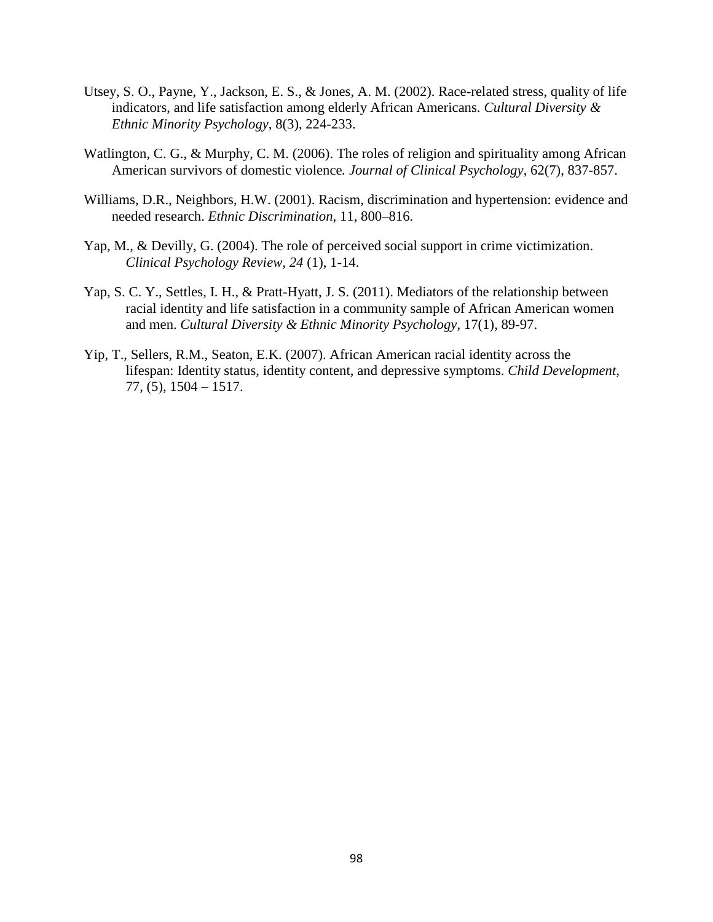Utsey, S. O., Payne, Y., Jackson, E. S., & Jones, A. M. (2002). Race-related stress, quality of life indicators, and life satisfaction among elderly African Americans. *Cultural Diversity & Ethnic Minority Psychology*, 8(3), 224-233.

Watlington, C. G., & Murphy, C. M. (2006). The roles of religion and spirituality among African American survivors of domestic violence. *Journal of Clinical Psychology*, 62(7), 837-857.

Williams, D.R., Neighbors, H.W. (2001). Racism, discrimination and hypertension: evidence and needed research. *Ethnic Discrimination*, 11, 800–816.

Yap, M., & Devilly, G. (2004). The role of perceived social support in crime victimization. *Clinical Psychology Review, 24* (1), 1-14.

Yap, S. C. Y., Settles, I. H., & Pratt-Hyatt, J. S. (2011). Mediators of the relationship between racial identity and life satisfaction in a community sample of African American women and men. *Cultural Diversity & Ethnic Minority Psychology*, 17(1), 89-97.

Yip, T., Sellers, R.M., Seaton, E.K. (2007). African American racial identity across the lifespan: Identity status, identity content, and depressive symptoms. *Child Development*, 77, (5), 1504 – 1517.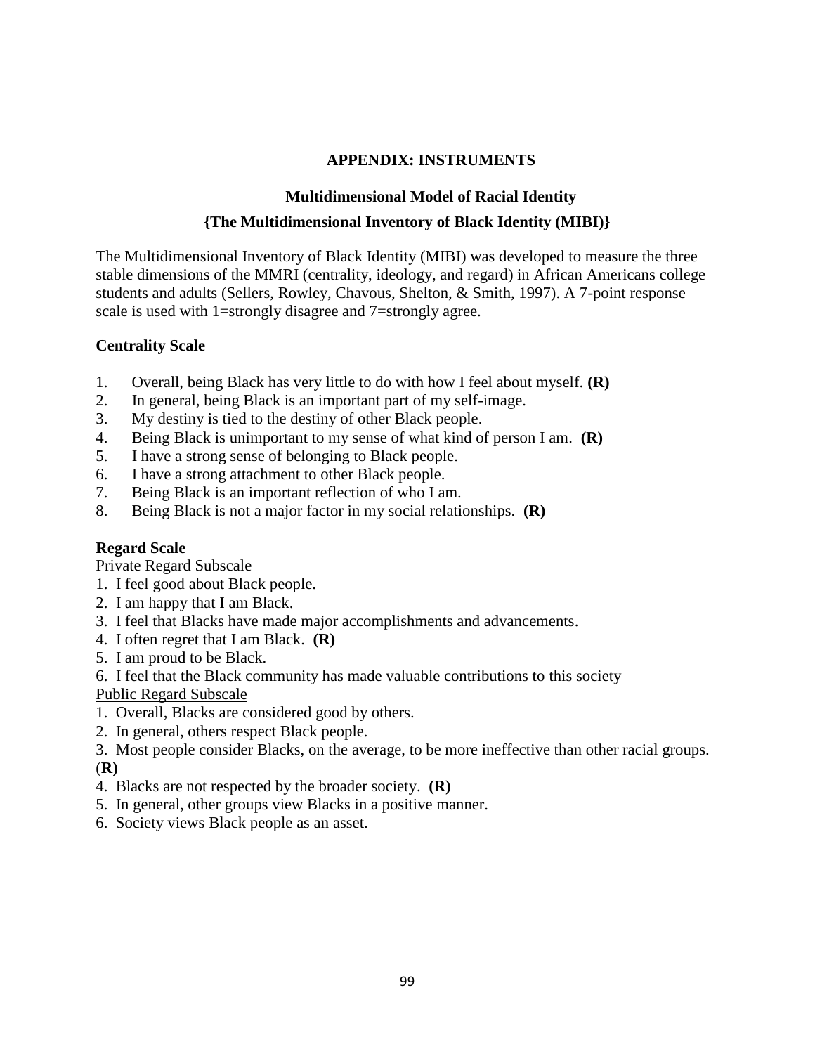## APPENDIX: INSTRUMENTS

### Multidimensional Model of Racial Identity

### {The Multidimensional Inventory of Black Identity (MIBI)}

The Multidimensional Inventory of Black Identity (MIBI) was developed to measure the three stable dimensions of the MMRI (centrality, ideology, and regard) in African Americans college students and adults (Sellers, Rowley, Chavous, Shelton, & Smith, 1997). A 7-point response scale is used with 1=strongly disagree and 7=strongly agree.

**Centrality Scale**

1. Overall, being Black has very little to do with how I feel about myself. **(R)**
2. In general, being Black is an important part of my self-image.
3. My destiny is tied to the destiny of other Black people.
4. Being Black is unimportant to my sense of what kind of person I am. **(R)**
5. I have a strong sense of belonging to Black people.
6. I have a strong attachment to other Black people.
7. Being Black is an important reflection of who I am.
8. Being Black is not a major factor in my social relationships. **(R)**

**Regard Scale**

Private Regard Subscale

1. I feel good about Black people.
2. I am happy that I am Black.
3. I feel that Blacks have made major accomplishments and advancements.
4. I often regret that I am Black. **(R)**
5. I am proud to be Black.
6. I feel that the Black community has made valuable contributions to this society

Public Regard Subscale

1. Overall, Blacks are considered good by others.
2. In general, others respect Black people.
3. Most people consider Blacks, on the average, to be more ineffective than other racial groups. (**R)**
4. Blacks are not respected by the broader society. **(R)**
5. In general, other groups view Blacks in a positive manner.
6. Society views Black people as an asset.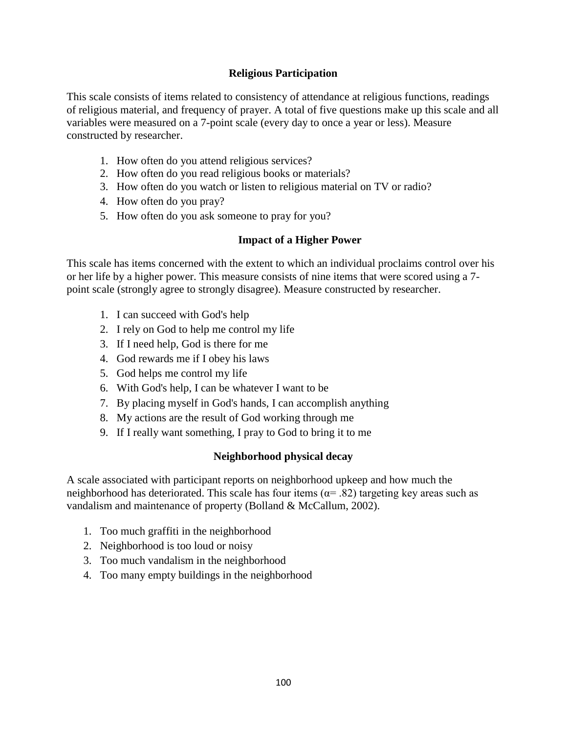### Religious Participation

This scale consists of items related to consistency of attendance at religious functions, readings of religious material, and frequency of prayer. A total of five questions make up this scale and all variables were measured on a 7-point scale (every day to once a year or less). Measure constructed by researcher.

1. How often do you attend religious services?
2. How often do you read religious books or materials?
3. How often do you watch or listen to religious material on TV or radio?
4. How often do you pray?
5. How often do you ask someone to pray for you?

### Impact of a Higher Power

This scale has items concerned with the extent to which an individual proclaims control over his or her life by a higher power. This measure consists of nine items that were scored using a 7-point scale (strongly agree to strongly disagree). Measure constructed by researcher.

1. I can succeed with God's help
2. I rely on God to help me control my life
3. If I need help, God is there for me
4. God rewards me if I obey his laws
5. God helps me control my life
6. With God's help, I can be whatever I want to be
7. By placing myself in God's hands, I can accomplish anything
8. My actions are the result of God working through me
9. If I really want something, I pray to God to bring it to me

### Neighborhood physical decay

A scale associated with participant reports on neighborhood upkeep and how much the neighborhood has deteriorated. This scale has four items ($\alpha = .82$) targeting key areas such as vandalism and maintenance of property (Bolland & McCallum, 2002).

1. Too much graffiti in the neighborhood
2. Neighborhood is too loud or noisy
3. Too much vandalism in the neighborhood
4. Too many empty buildings in the neighborhood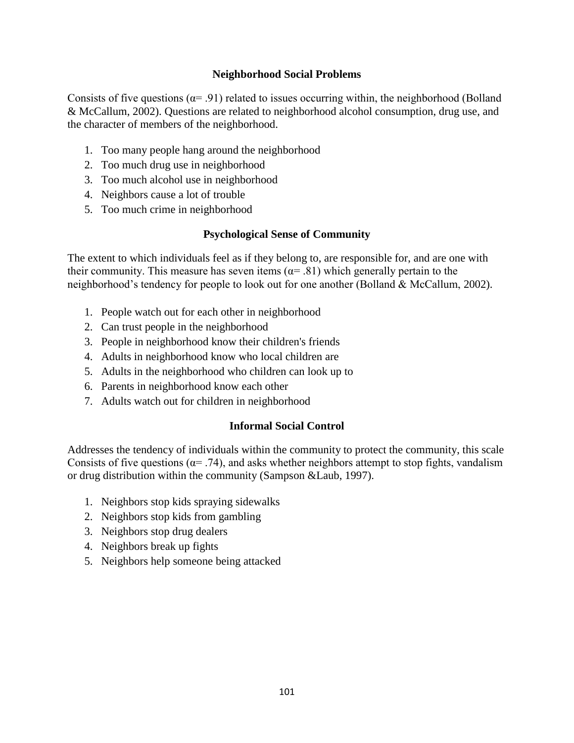### Neighborhood Social Problems

Consists of five questions ($\alpha = .91$) related to issues occurring within, the neighborhood (Bolland & McCallum, 2002). Questions are related to neighborhood alcohol consumption, drug use, and the character of members of the neighborhood.

1. Too many people hang around the neighborhood
2. Too much drug use in neighborhood
3. Too much alcohol use in neighborhood
4. Neighbors cause a lot of trouble
5. Too much crime in neighborhood

### Psychological Sense of Community

The extent to which individuals feel as if they belong to, are responsible for, and are one with their community. This measure has seven items ($\alpha = .81$) which generally pertain to the neighborhood's tendency for people to look out for one another (Bolland & McCallum, 2002).

1. People watch out for each other in neighborhood
2. Can trust people in the neighborhood
3. People in neighborhood know their children's friends
4. Adults in neighborhood know who local children are
5. Adults in the neighborhood who children can look up to
6. Parents in neighborhood know each other
7. Adults watch out for children in neighborhood

### Informal Social Control

Addresses the tendency of individuals within the community to protect the community, this scale Consists of five questions ($\alpha = .74$), and asks whether neighbors attempt to stop fights, vandalism or drug distribution within the community (Sampson &Laub, 1997).

1. Neighbors stop kids spraying sidewalks
2. Neighbors stop kids from gambling
3. Neighbors stop drug dealers
4. Neighbors break up fights
5. Neighbors help someone being attacked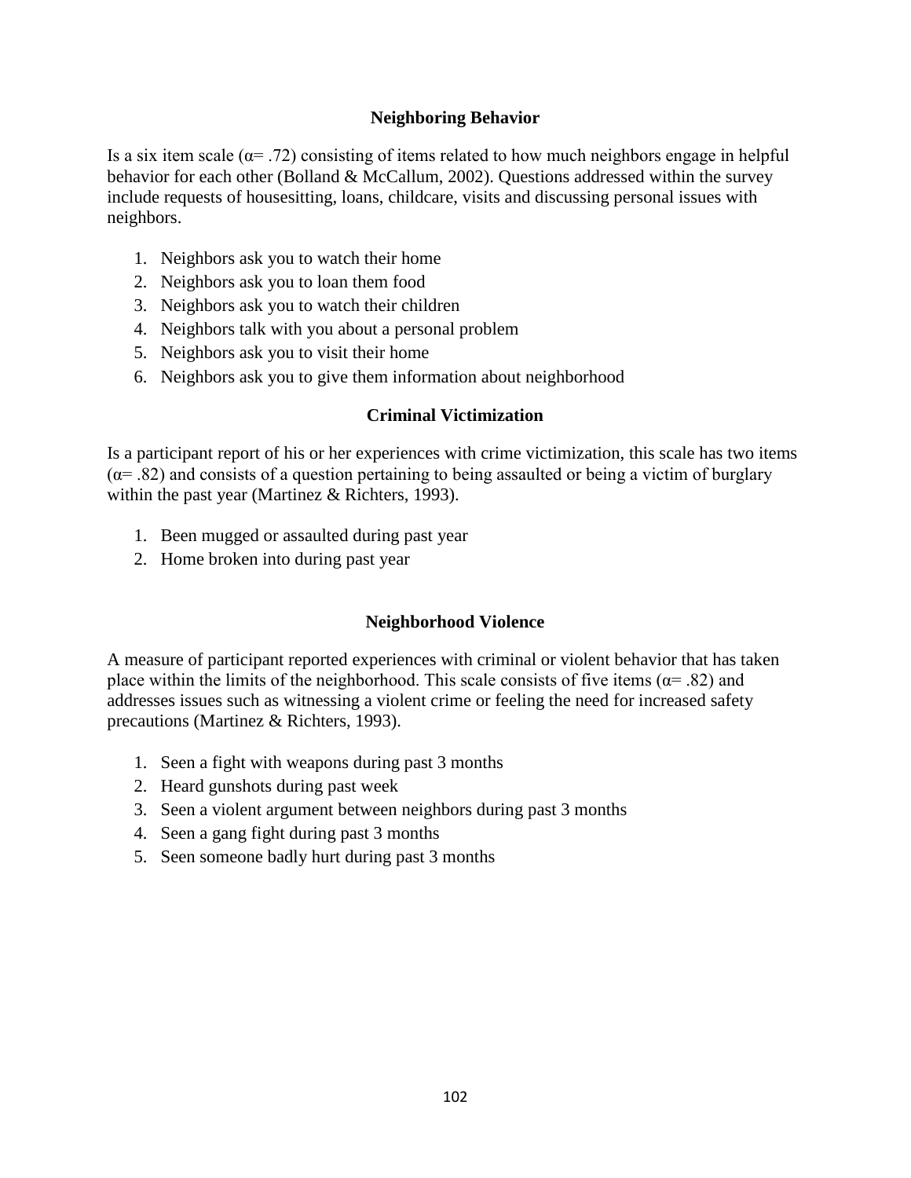## Neighboring Behavior

Is a six item scale (α= .72) consisting of items related to how much neighbors engage in helpful behavior for each other (Bolland & McCallum, 2002). Questions addressed within the survey include requests of housesitting, loans, childcare, visits and discussing personal issues with neighbors.

1. Neighbors ask you to watch their home
2. Neighbors ask you to loan them food
3. Neighbors ask you to watch their children
4. Neighbors talk with you about a personal problem
5. Neighbors ask you to visit their home
6. Neighbors ask you to give them information about neighborhood

## Criminal Victimization

Is a participant report of his or her experiences with crime victimization, this scale has two items (α= .82) and consists of a question pertaining to being assaulted or being a victim of burglary within the past year (Martinez & Richters, 1993).

1. Been mugged or assaulted during past year
2. Home broken into during past year

## Neighborhood Violence

A measure of participant reported experiences with criminal or violent behavior that has taken place within the limits of the neighborhood. This scale consists of five items (α= .82) and addresses issues such as witnessing a violent crime or feeling the need for increased safety precautions (Martinez & Richters, 1993).

1. Seen a fight with weapons during past 3 months
2. Heard gunshots during past week
3. Seen a violent argument between neighbors during past 3 months
4. Seen a gang fight during past 3 months
5. Seen someone badly hurt during past 3 months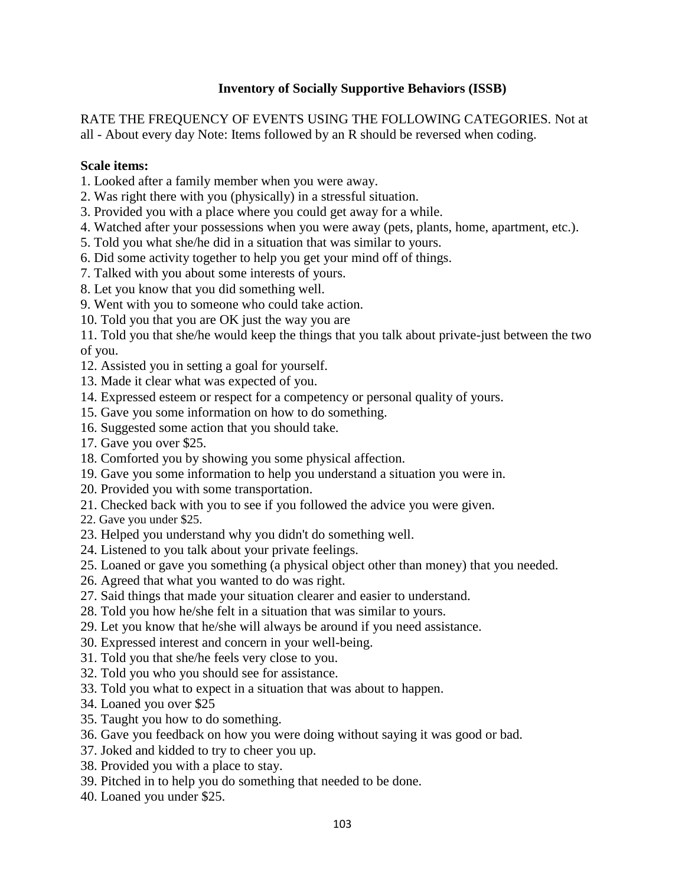**Inventory of Socially Supportive Behaviors (ISSB)**

RATE THE FREQUENCY OF EVENTS USING THE FOLLOWING CATEGORIES. Not at all - About every day Note: Items followed by an R should be reversed when coding.

**Scale items:**

1. Looked after a family member when you were away.
2. Was right there with you (physically) in a stressful situation.
3. Provided you with a place where you could get away for a while.
4. Watched after your possessions when you were away (pets, plants, home, apartment, etc.).
5. Told you what she/he did in a situation that was similar to yours.
6. Did some activity together to help you get your mind off of things.
7. Talked with you about some interests of yours.
8. Let you know that you did something well.
9. Went with you to someone who could take action.
10. Told you that you are OK just the way you are
11. Told you that she/he would keep the things that you talk about private-just between the two of you.
12. Assisted you in setting a goal for yourself.
13. Made it clear what was expected of you.
14. Expressed esteem or respect for a competency or personal quality of yours.
15. Gave you some information on how to do something.
16. Suggested some action that you should take.
17. Gave you over $25.
18. Comforted you by showing you some physical affection.
19. Gave you some information to help you understand a situation you were in.
20. Provided you with some transportation.
21. Checked back with you to see if you followed the advice you were given.
22. Gave you under $25.
23. Helped you understand why you didn't do something well.
24. Listened to you talk about your private feelings.
25. Loaned or gave you something (a physical object other than money) that you needed.
26. Agreed that what you wanted to do was right.
27. Said things that made your situation clearer and easier to understand.
28. Told you how he/she felt in a situation that was similar to yours.
29. Let you know that he/she will always be around if you need assistance.
30. Expressed interest and concern in your well-being.
31. Told you that she/he feels very close to you.
32. Told you who you should see for assistance.
33. Told you what to expect in a situation that was about to happen.
34. Loaned you over $25
35. Taught you how to do something.
36. Gave you feedback on how you were doing without saying it was good or bad.
37. Joked and kidded to try to cheer you up.
38. Provided you with a place to stay.
39. Pitched in to help you do something that needed to be done.
40. Loaned you under $25.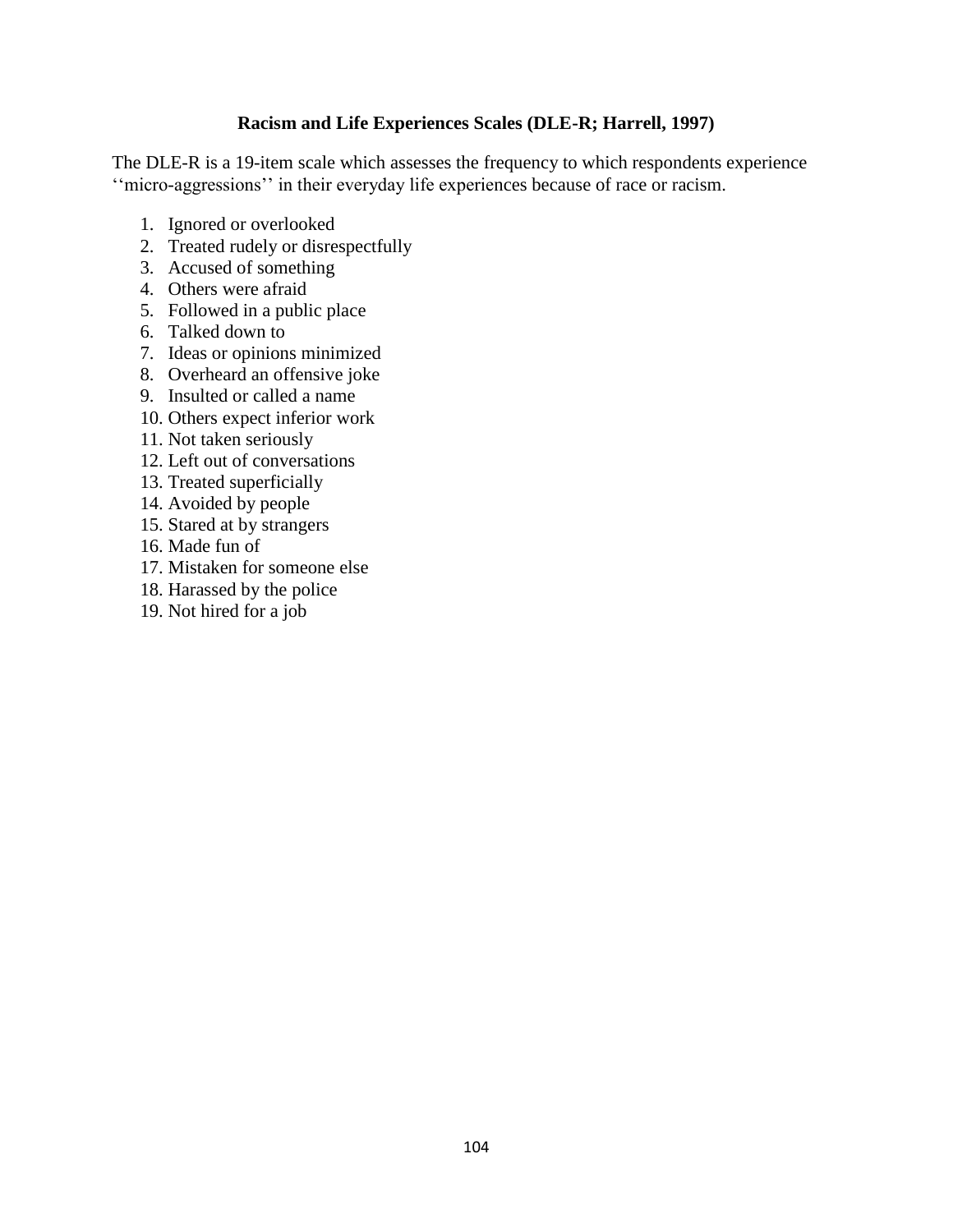**Racism and Life Experiences Scales (DLE-R; Harrell, 1997)**

The DLE-R is a 19-item scale which assesses the frequency to which respondents experience ‘‘micro-aggressions’’ in their everyday life experiences because of race or racism.

1. Ignored or overlooked
2. Treated rudely or disrespectfully
3. Accused of something
4. Others were afraid
5. Followed in a public place
6. Talked down to
7. Ideas or opinions minimized
8. Overheard an offensive joke
9. Insulted or called a name
10. Others expect inferior work
11. Not taken seriously
12. Left out of conversations
13. Treated superficially
14. Avoided by people
15. Stared at by strangers
16. Made fun of
17. Mistaken for someone else
18. Harassed by the police
19. Not hired for a job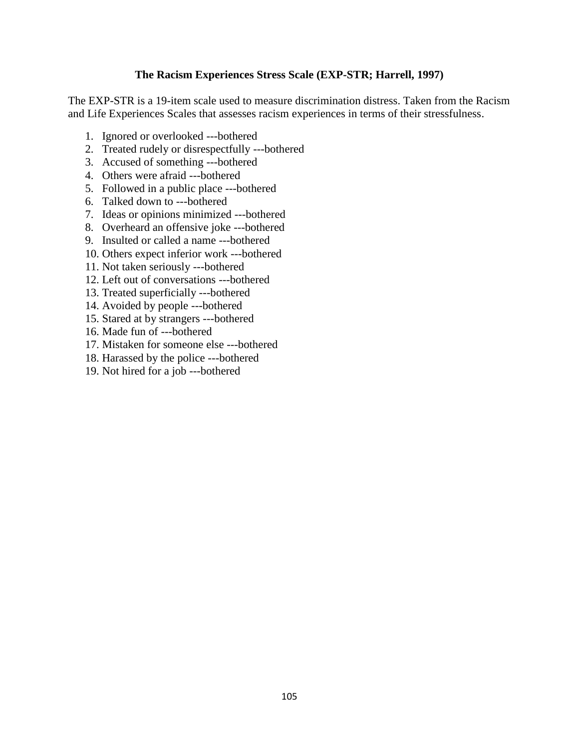### The Racism Experiences Stress Scale (EXP-STR; Harrell, 1997)

The EXP-STR is a 19-item scale used to measure discrimination distress. Taken from the Racism and Life Experiences Scales that assesses racism experiences in terms of their stressfulness.

1. Ignored or overlooked ---bothered
2. Treated rudely or disrespectfully ---bothered
3. Accused of something ---bothered
4. Others were afraid ---bothered
5. Followed in a public place ---bothered
6. Talked down to ---bothered
7. Ideas or opinions minimized ---bothered
8. Overheard an offensive joke ---bothered
9. Insulted or called a name ---bothered
10. Others expect inferior work ---bothered
11. Not taken seriously ---bothered
12. Left out of conversations ---bothered
13. Treated superficially ---bothered
14. Avoided by people ---bothered
15. Stared at by strangers ---bothered
16. Made fun of ---bothered
17. Mistaken for someone else ---bothered
18. Harassed by the police ---bothered
19. Not hired for a job ---bothered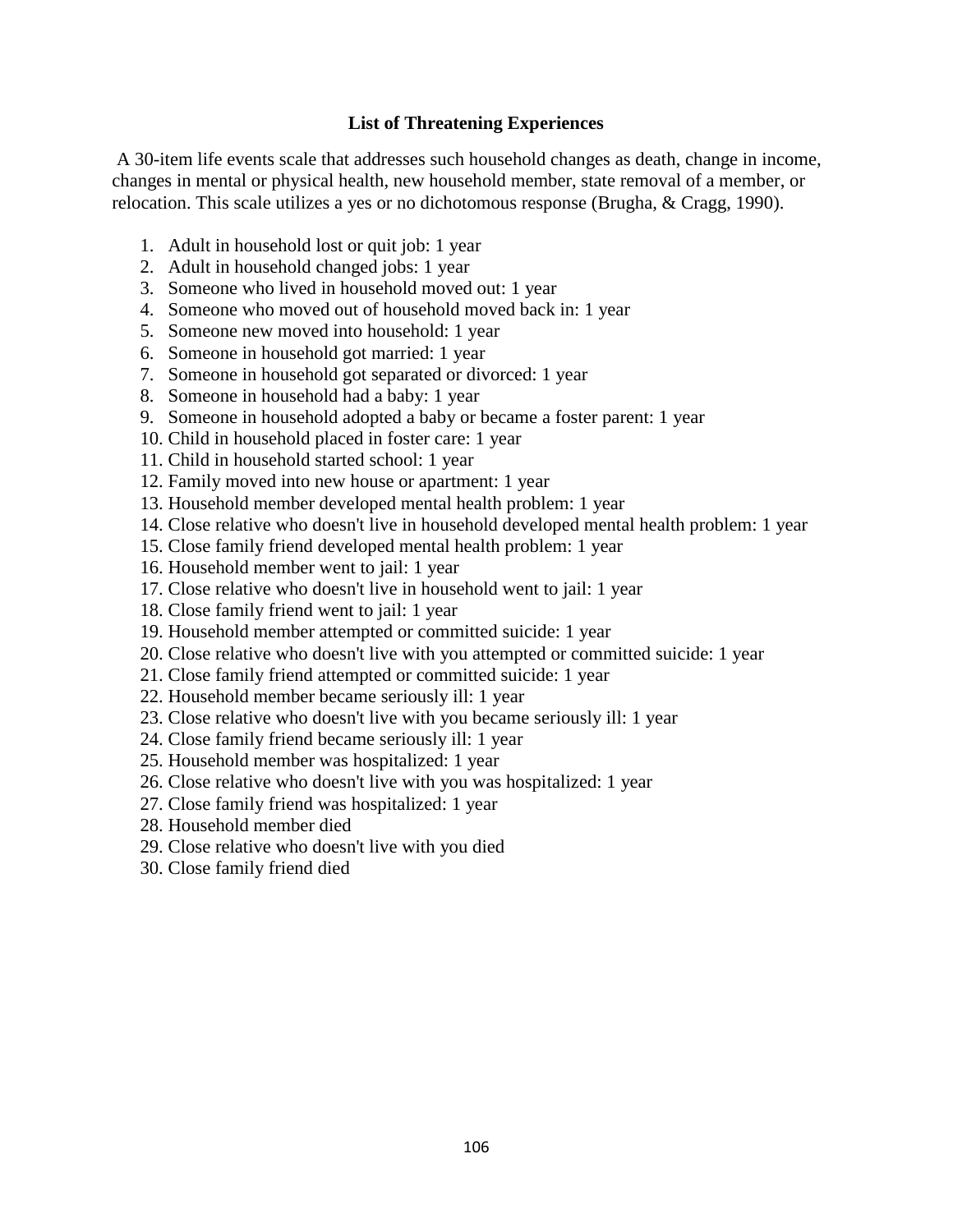**List of Threatening Experiences**

A 30-item life events scale that addresses such household changes as death, change in income, changes in mental or physical health, new household member, state removal of a member, or relocation. This scale utilizes a yes or no dichotomous response (Brugha, & Cragg, 1990).

1. Adult in household lost or quit job: 1 year
2. Adult in household changed jobs: 1 year
3. Someone who lived in household moved out: 1 year
4. Someone who moved out of household moved back in: 1 year
5. Someone new moved into household: 1 year
6. Someone in household got married: 1 year
7. Someone in household got separated or divorced: 1 year
8. Someone in household had a baby: 1 year
9. Someone in household adopted a baby or became a foster parent: 1 year
10. Child in household placed in foster care: 1 year
11. Child in household started school: 1 year
12. Family moved into new house or apartment: 1 year
13. Household member developed mental health problem: 1 year
14. Close relative who doesn't live in household developed mental health problem: 1 year
15. Close family friend developed mental health problem: 1 year
16. Household member went to jail: 1 year
17. Close relative who doesn't live in household went to jail: 1 year
18. Close family friend went to jail: 1 year
19. Household member attempted or committed suicide: 1 year
20. Close relative who doesn't live with you attempted or committed suicide: 1 year
21. Close family friend attempted or committed suicide: 1 year
22. Household member became seriously ill: 1 year
23. Close relative who doesn't live with you became seriously ill: 1 year
24. Close family friend became seriously ill: 1 year
25. Household member was hospitalized: 1 year
26. Close relative who doesn't live with you was hospitalized: 1 year
27. Close family friend was hospitalized: 1 year
28. Household member died
29. Close relative who doesn't live with you died
30. Close family friend died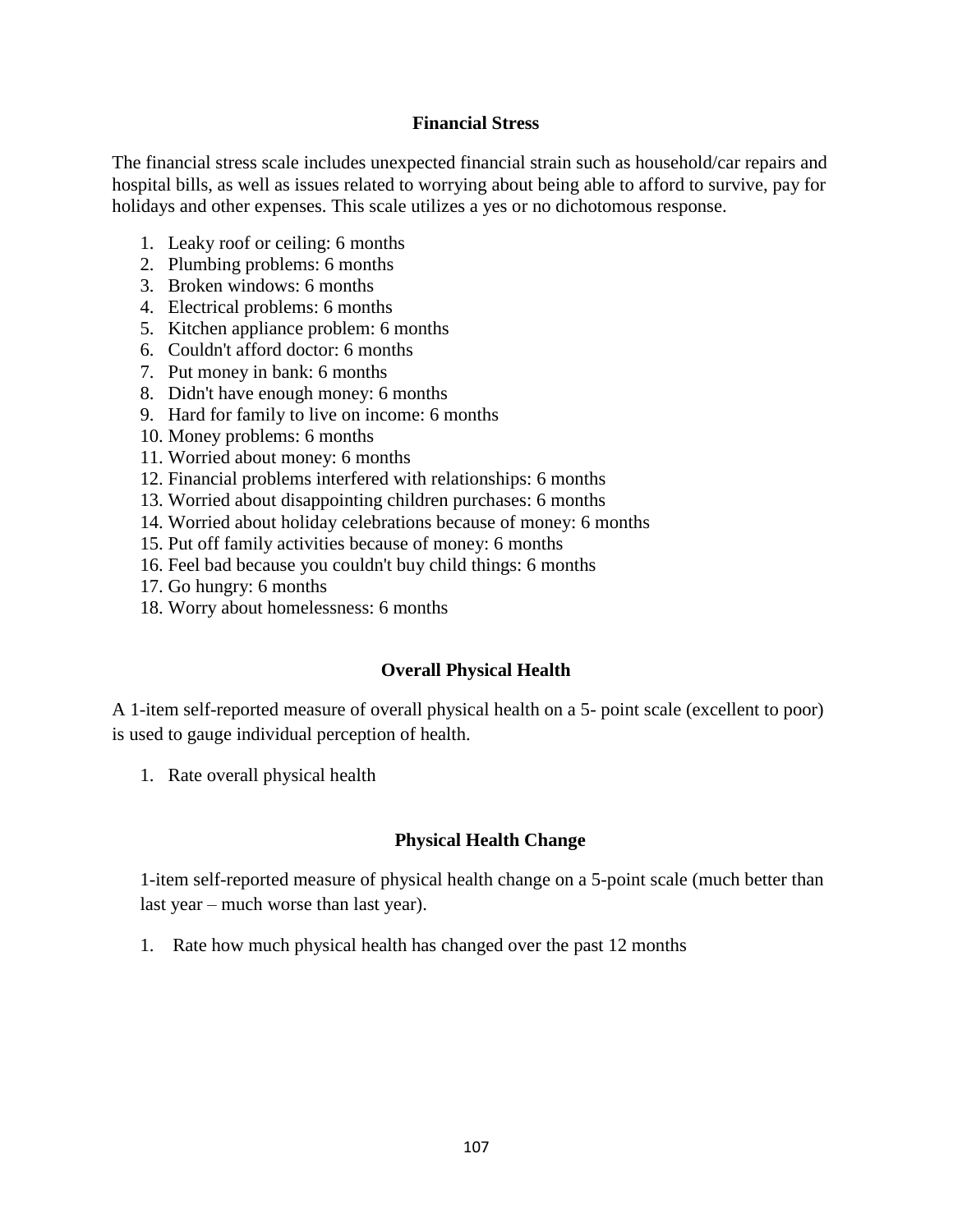## Financial Stress

The financial stress scale includes unexpected financial strain such as household/car repairs and hospital bills, as well as issues related to worrying about being able to afford to survive, pay for holidays and other expenses. This scale utilizes a yes or no dichotomous response.

1. Leaky roof or ceiling: 6 months
2. Plumbing problems: 6 months
3. Broken windows: 6 months
4. Electrical problems: 6 months
5. Kitchen appliance problem: 6 months
6. Couldn't afford doctor: 6 months
7. Put money in bank: 6 months
8. Didn't have enough money: 6 months
9. Hard for family to live on income: 6 months
10. Money problems: 6 months
11. Worried about money: 6 months
12. Financial problems interfered with relationships: 6 months
13. Worried about disappointing children purchases: 6 months
14. Worried about holiday celebrations because of money: 6 months
15. Put off family activities because of money: 6 months
16. Feel bad because you couldn't buy child things: 6 months
17. Go hungry: 6 months
18. Worry about homelessness: 6 months

## Overall Physical Health

A 1-item self-reported measure of overall physical health on a 5- point scale (excellent to poor) is used to gauge individual perception of health.

1. Rate overall physical health

## Physical Health Change

1-item self-reported measure of physical health change on a 5-point scale (much better than last year – much worse than last year).

1. Rate how much physical health has changed over the past 12 months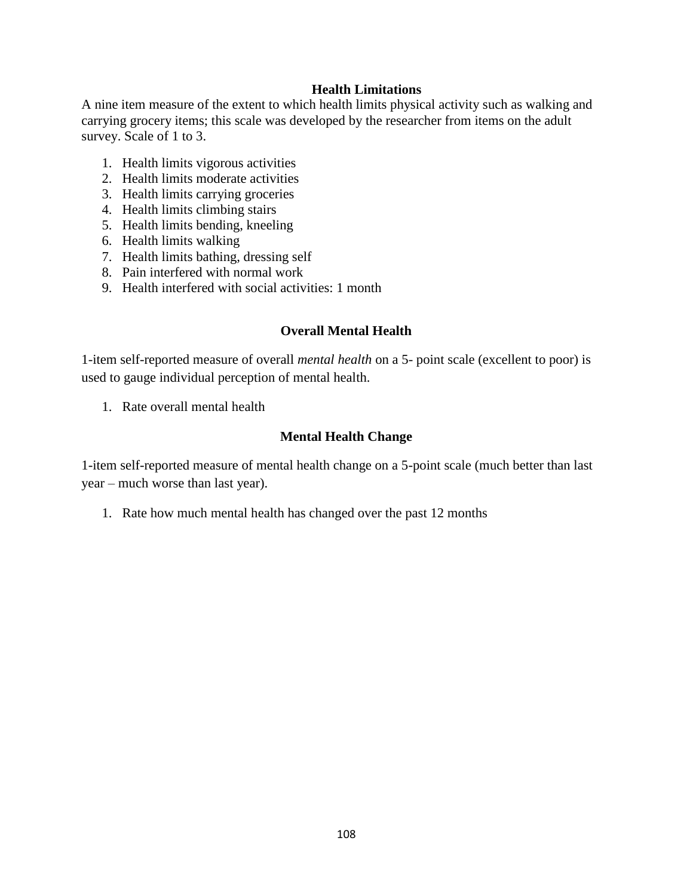### Health Limitations

A nine item measure of the extent to which health limits physical activity such as walking and carrying grocery items; this scale was developed by the researcher from items on the adult survey. Scale of 1 to 3.

1. Health limits vigorous activities
2. Health limits moderate activities
3. Health limits carrying groceries
4. Health limits climbing stairs
5. Health limits bending, kneeling
6. Health limits walking
7. Health limits bathing, dressing self
8. Pain interfered with normal work
9. Health interfered with social activities: 1 month

### Overall Mental Health

1-item self-reported measure of overall *mental health* on a 5- point scale (excellent to poor) is used to gauge individual perception of mental health.

1. Rate overall mental health

### Mental Health Change

1-item self-reported measure of mental health change on a 5-point scale (much better than last year – much worse than last year).

1. Rate how much mental health has changed over the past 12 months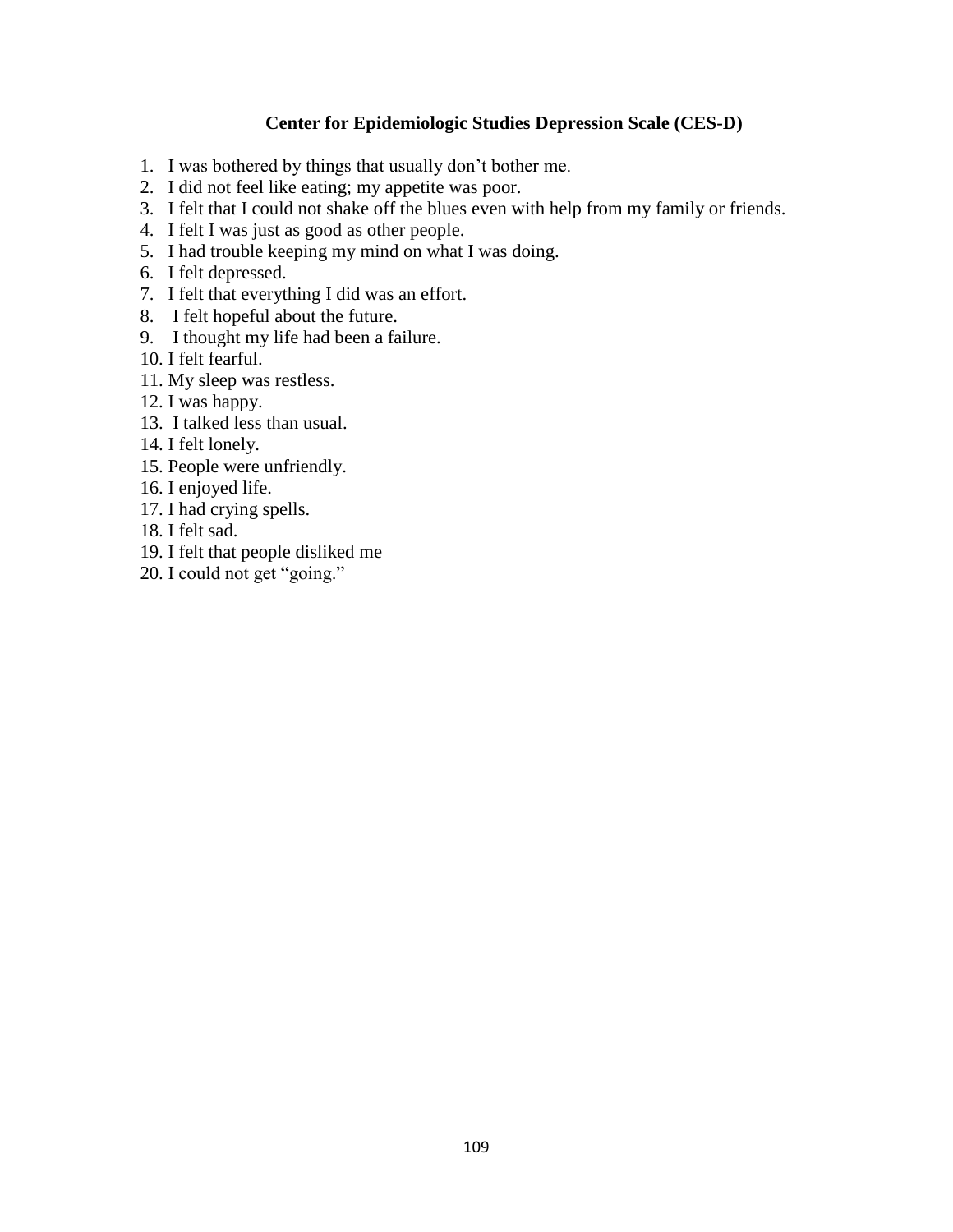### Center for Epidemiologic Studies Depression Scale (CES-D)

1. I was bothered by things that usually don't bother me.
2. I did not feel like eating; my appetite was poor.
3. I felt that I could not shake off the blues even with help from my family or friends.
4. I felt I was just as good as other people.
5. I had trouble keeping my mind on what I was doing.
6. I felt depressed.
7. I felt that everything I did was an effort.
8. I felt hopeful about the future.
9. I thought my life had been a failure.
10. I felt fearful.
11. My sleep was restless.
12. I was happy.
13. I talked less than usual.
14. I felt lonely.
15. People were unfriendly.
16. I enjoyed life.
17. I had crying spells.
18. I felt sad.
19. I felt that people disliked me
20. I could not get "going."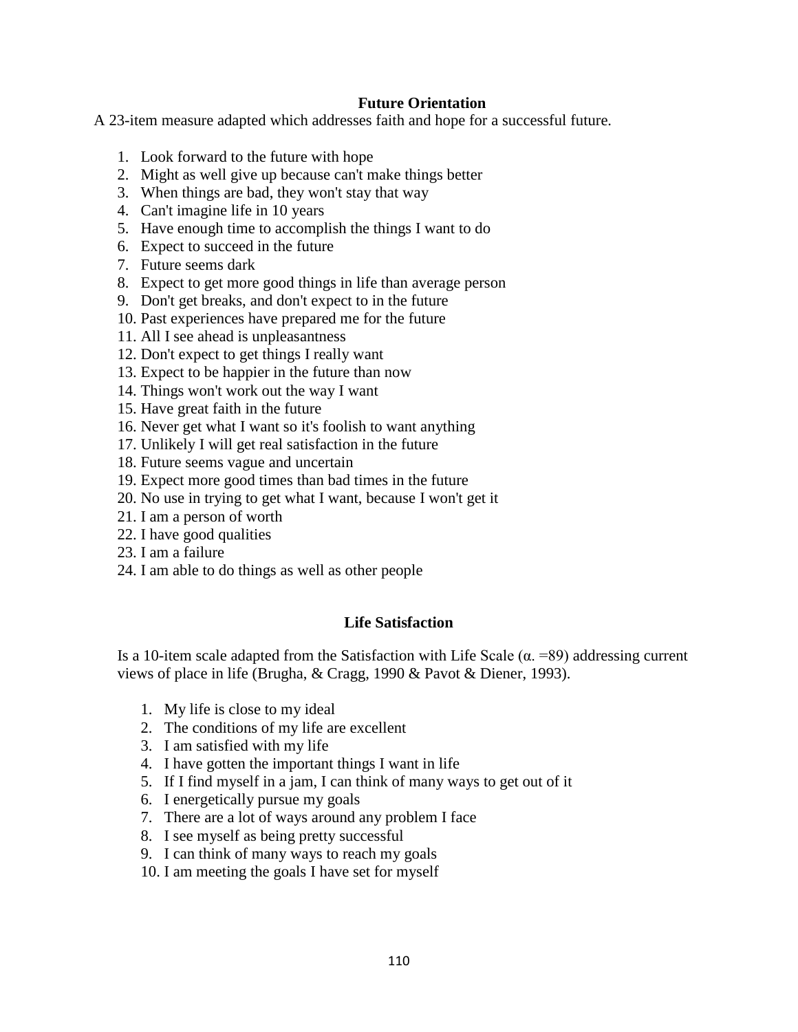### Future Orientation

A 23-item measure adapted which addresses faith and hope for a successful future.

1. Look forward to the future with hope
2. Might as well give up because can't make things better
3. When things are bad, they won't stay that way
4. Can't imagine life in 10 years
5. Have enough time to accomplish the things I want to do
6. Expect to succeed in the future
7. Future seems dark
8. Expect to get more good things in life than average person
9. Don't get breaks, and don't expect to in the future
10. Past experiences have prepared me for the future
11. All I see ahead is unpleasantness
12. Don't expect to get things I really want
13. Expect to be happier in the future than now
14. Things won't work out the way I want
15. Have great faith in the future
16. Never get what I want so it's foolish to want anything
17. Unlikely I will get real satisfaction in the future
18. Future seems vague and uncertain
19. Expect more good times than bad times in the future
20. No use in trying to get what I want, because I won't get it
21. I am a person of worth
22. I have good qualities
23. I am a failure
24. I am able to do things as well as other people

### Life Satisfaction

Is a 10-item scale adapted from the Satisfaction with Life Scale (α. =89) addressing current views of place in life (Brugha, & Cragg, 1990 & Pavot & Diener, 1993).

1. My life is close to my ideal
2. The conditions of my life are excellent
3. I am satisfied with my life
4. I have gotten the important things I want in life
5. If I find myself in a jam, I can think of many ways to get out of it
6. I energetically pursue my goals
7. There are a lot of ways around any problem I face
8. I see myself as being pretty successful
9. I can think of many ways to reach my goals
10. I am meeting the goals I have set for myself